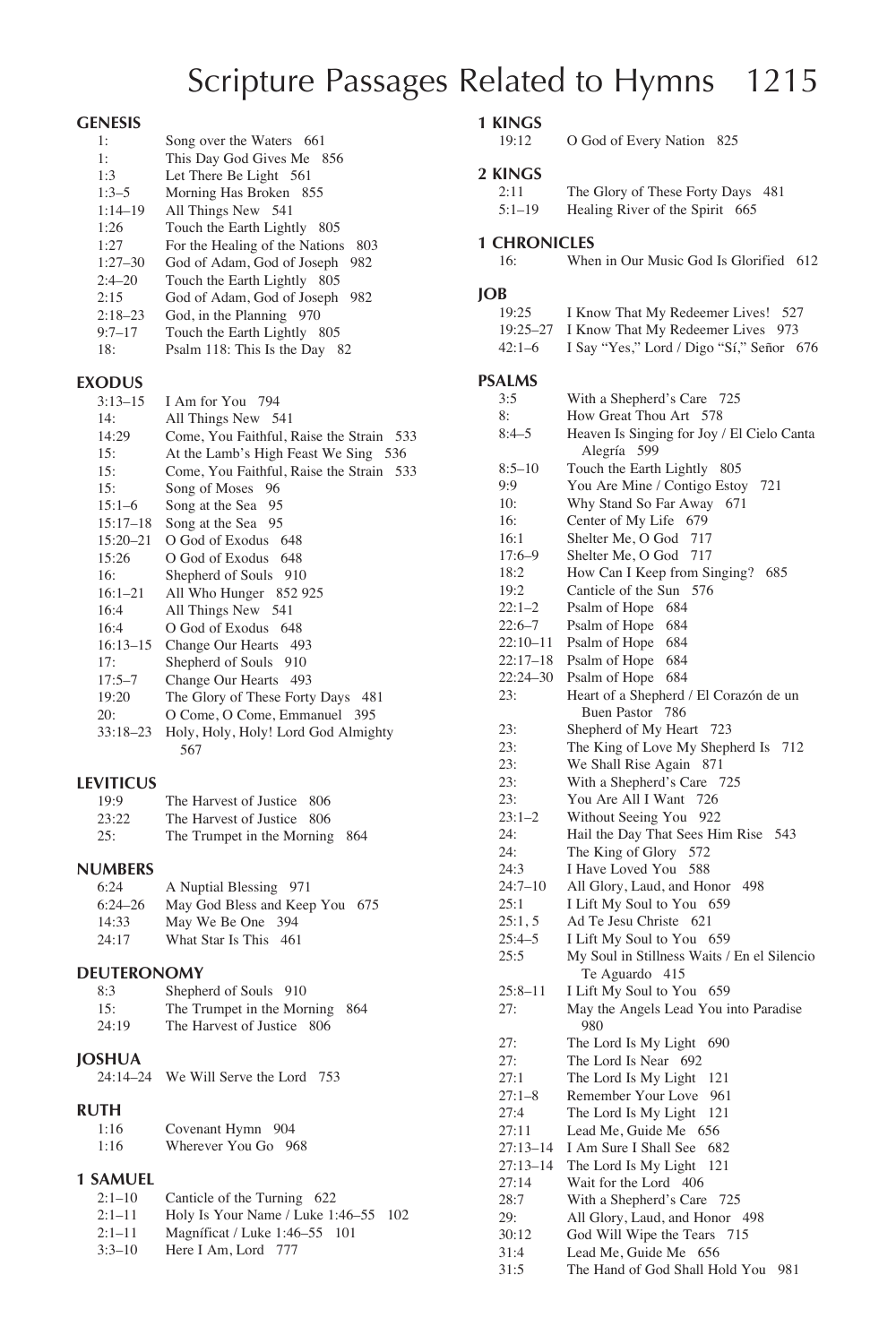# Scripture Passages Related to Hymns

## GENESIS

| | |
|---|---|
| 1: | Song over the Waters 661 |
| 1: | This Day God Gives Me 856 |
| 1:3 | Let There Be Light 561 |
| 1:3–5 | Morning Has Broken 855 |
| 1:14–19 | All Things New 541 |
| 1:26 | Touch the Earth Lightly 805 |
| 1:27 | For the Healing of the Nations 803 |
| 1:27–30 | God of Adam, God of Joseph 982 |
| 2:4–20 | Touch the Earth Lightly 805 |
| 2:15 | God of Adam, God of Joseph 982 |
| 2:18–23 | God, in the Planning 970 |
| 9:7–17 | Touch the Earth Lightly 805 |
| 18: | Psalm 118: This Is the Day 82 |

## EXODUS

| | |
|---|---|
| 3:13–15 | I Am for You 794 |
| 14: | All Things New 541 |
| 14:29 | Come, You Faithful, Raise the Strain 533 |
| 15: | At the Lamb's High Feast We Sing 536 |
| 15: | Come, You Faithful, Raise the Strain 533 |
| 15: | Song of Moses 96 |
| 15:1–6 | Song at the Sea 95 |
| 15:17–18 | Song at the Sea 95 |
| 15:20–21 | O God of Exodus 648 |
| 15:26 | O God of Exodus 648 |
| 16: | Shepherd of Souls 910 |
| 16:1–21 | All Who Hunger 852 925 |
| 16:4 | All Things New 541 |
| 16:4 | O God of Exodus 648 |
| 16:13–15 | Change Our Hearts 493 |
| 17: | Shepherd of Souls 910 |
| 17:5–7 | Change Our Hearts 493 |
| 19:20 | The Glory of These Forty Days 481 |
| 20: | O Come, O Come, Emmanuel 395 |
| 33:18–23 | Holy, Holy, Holy! Lord God Almighty 567 |

## LEVITICUS

| | |
|---|---|
| 19:9 | The Harvest of Justice 806 |
| 23:22 | The Harvest of Justice 806 |
| 25: | The Trumpet in the Morning 864 |

## NUMBERS

| | |
|---|---|
| 6:24 | A Nuptial Blessing 971 |
| 6:24–26 | May God Bless and Keep You 675 |
| 14:33 | May We Be One 394 |
| 24:17 | What Star Is This 461 |

## DEUTERONOMY

| | |
|---|---|
| 8:3 | Shepherd of Souls 910 |
| 15: | The Trumpet in the Morning 864 |
| 24:19 | The Harvest of Justice 806 |

## JOSHUA

| | |
|---|---|
| 24:14–24 | We Will Serve the Lord 753 |

## RUTH

| | |
|---|---|
| 1:16 | Covenant Hymn 904 |
| 1:16 | Wherever You Go 968 |

## 1 SAMUEL

| | |
|---|---|
| 2:1–10 | Canticle of the Turning 622 |
| 2:1–11 | Holy Is Your Name / Luke 1:46–55 102 |
| 2:1–11 | Magníficat / Luke 1:46–55 101 |
| 3:3–10 | Here I Am, Lord 777 |

## 1 KINGS

| | |
|---|---|
| 19:12 | O God of Every Nation 825 |

## 2 KINGS

| | |
|---|---|
| 2:11 | The Glory of These Forty Days 481 |
| 5:1–19 | Healing River of the Spirit 665 |

## 1 CHRONICLES

| | |
|---|---|
| 16: | When in Our Music God Is Glorified 612 |

## JOB

| | |
|---|---|
| 19:25 | I Know That My Redeemer Lives! 527 |
| 19:25–27 | I Know That My Redeemer Lives 973 |
| 42:1–6 | I Say "Yes," Lord / Digo "Sí," Señor 676 |

## PSALMS

| | |
|---|---|
| 3:5 | With a Shepherd's Care 725 |
| 8: | How Great Thou Art 578 |
| 8:4–5 | Heaven Is Singing for Joy / El Cielo Canta Alegría 599 |
| 8:5–10 | Touch the Earth Lightly 805 |
| 9:9 | You Are Mine / Contigo Estoy 721 |
| 10: | Why Stand So Far Away 671 |
| 16: | Center of My Life 679 |
| 16:1 | Shelter Me, O God 717 |
| 17:6–9 | Shelter Me, O God 717 |
| 18:2 | How Can I Keep from Singing? 685 |
| 19:2 | Canticle of the Sun 576 |
| 22:1–2 | Psalm of Hope 684 |
| 22:6–7 | Psalm of Hope 684 |
| 22:10–11 | Psalm of Hope 684 |
| 22:17–18 | Psalm of Hope 684 |
| 22:24–30 | Psalm of Hope 684 |
| 23: | Heart of a Shepherd / El Corazón de un Buen Pastor 786 |
| 23: | Shepherd of My Heart 723 |
| 23: | The King of Love My Shepherd Is 712 |
| 23: | We Shall Rise Again 871 |
| 23: | With a Shepherd's Care 725 |
| 23: | You Are All I Want 726 |
| 23:1–2 | Without Seeing You 922 |
| 24: | Hail the Day That Sees Him Rise 543 |
| 24: | The King of Glory 572 |
| 24:3 | I Have Loved You 588 |
| 24:7–10 | All Glory, Laud, and Honor 498 |
| 25:1 | I Lift My Soul to You 659 |
| 25:1, 5 | Ad Te Jesu Christe 621 |
| 25:4–5 | I Lift My Soul to You 659 |
| 25:5 | My Soul in Stillness Waits / En el Silencio Te Aguardo 415 |
| 25:8–11 | I Lift My Soul to You 659 |
| 27: | May the Angels Lead You into Paradise 980 |
| 27: | The Lord Is My Light 690 |
| 27: | The Lord Is Near 692 |
| 27:1 | The Lord Is My Light 121 |
| 27:1–8 | Remember Your Love 961 |
| 27:4 | The Lord Is My Light 121 |
| 27:11 | Lead Me, Guide Me 656 |
| 27:13–14 | I Am Sure I Shall See 682 |
| 27:13–14 | The Lord Is My Light 121 |
| 27:14 | Wait for the Lord 406 |
| 28:7 | With a Shepherd's Care 725 |
| 29: | All Glory, Laud, and Honor 498 |
| 30:12 | God Will Wipe the Tears 715 |
| 31:4 | Lead Me, Guide Me 656 |
| 31:5 | The Hand of God Shall Hold You 981 |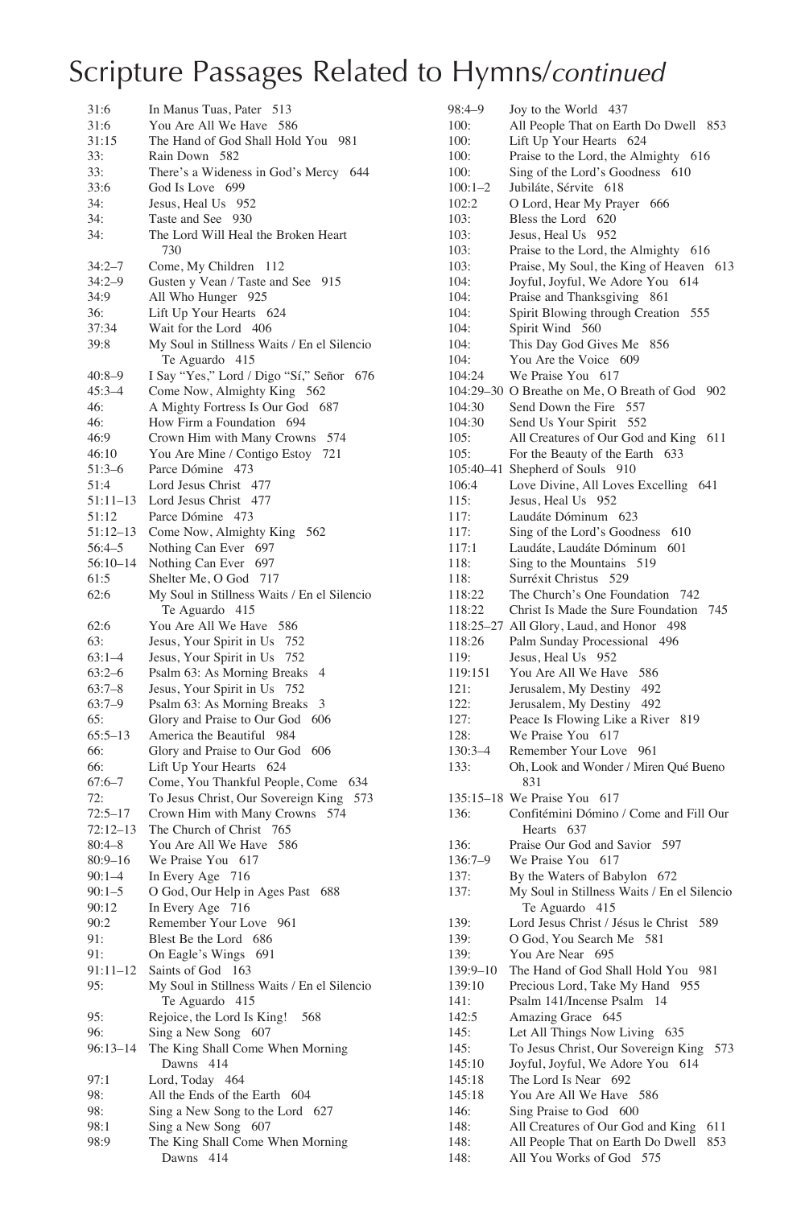# Scripture Passages Related to Hymns/*continued*

| | | |
|---|---|---|
| 31:6 | In Manus Tuas, Pater | 513 |
| 31:6 | You Are All We Have | 586 |
| 31:15 | The Hand of God Shall Hold You | 981 |
| 33: | Rain Down | 582 |
| 33: | There's a Wideness in God's Mercy | 644 |
| 33:6 | God Is Love | 699 |
| 34: | Jesus, Heal Us | 952 |
| 34: | Taste and See | 930 |
| 34: | The Lord Will Heal the Broken Heart | 730 |
| 34:2–7 | Come, My Children | 112 |
| 34:2–9 | Gusten y Vean / Taste and See | 915 |
| 34:9 | All Who Hunger | 925 |
| 36: | Lift Up Your Hearts | 624 |
| 37:34 | Wait for the Lord | 406 |
| 39:8 | My Soul in Stillness Waits / En el Silencio Te Aguardo | 415 |
| 40:8–9 | I Say "Yes," Lord / Digo "Sí," Señor | 676 |
| 45:3–4 | Come Now, Almighty King | 562 |
| 46: | A Mighty Fortress Is Our God | 687 |
| 46: | How Firm a Foundation | 694 |
| 46:9 | Crown Him with Many Crowns | 574 |
| 46:10 | You Are Mine / Contigo Estoy | 721 |
| 51:3–6 | Parce Dómine | 473 |
| 51:4 | Lord Jesus Christ | 477 |
| 51:11–13 | Lord Jesus Christ | 477 |
| 51:12 | Parce Dómine | 473 |
| 51:12–13 | Come Now, Almighty King | 562 |
| 56:4–5 | Nothing Can Ever | 697 |
| 56:10–14 | Nothing Can Ever | 697 |
| 61:5 | Shelter Me, O God | 717 |
| 62:6 | My Soul in Stillness Waits / En el Silencio Te Aguardo | 415 |
| 62:6 | You Are All We Have | 586 |
| 63: | Jesus, Your Spirit in Us | 752 |
| 63:1–4 | Jesus, Your Spirit in Us | 752 |
| 63:2–6 | Psalm 63: As Morning Breaks | 4 |
| 63:7–8 | Jesus, Your Spirit in Us | 752 |
| 63:7–9 | Psalm 63: As Morning Breaks | 3 |
| 65: | Glory and Praise to Our God | 606 |
| 65:5–13 | America the Beautiful | 984 |
| 66: | Glory and Praise to Our God | 606 |
| 66: | Lift Up Your Hearts | 624 |
| 67:6–7 | Come, You Thankful People, Come | 634 |
| 72: | To Jesus Christ, Our Sovereign King | 573 |
| 72:5–17 | Crown Him with Many Crowns | 574 |
| 72:12–13 | The Church of Christ | 765 |
| 80:4–8 | You Are All We Have | 586 |
| 80:9–16 | We Praise You | 617 |
| 90:1–4 | In Every Age | 716 |
| 90:1–5 | O God, Our Help in Ages Past | 688 |
| 90:12 | In Every Age | 716 |
| 90:2 | Remember Your Love | 961 |
| 91: | Blest Be the Lord | 686 |
| 91: | On Eagle's Wings | 691 |
| 91:11–12 | Saints of God | 163 |
| 95: | My Soul in Stillness Waits / En el Silencio Te Aguardo | 415 |
| 95: | Rejoice, the Lord Is King! | 568 |
| 96: | Sing a New Song | 607 |
| 96:13–14 | The King Shall Come When Morning Dawns | 414 |
| 97:1 | Lord, Today | 464 |
| 98: | All the Ends of the Earth | 604 |
| 98: | Sing a New Song to the Lord | 627 |
| 98:1 | Sing a New Song | 607 |
| 98:9 | The King Shall Come When Morning Dawns | 414 |
| 98:4–9 | Joy to the World | 437 |
| 100: | All People That on Earth Do Dwell | 853 |
| 100: | Lift Up Your Hearts | 624 |
| 100: | Praise to the Lord, the Almighty | 616 |
| 100: | Sing of the Lord's Goodness | 610 |
| 100:1–2 | Jubiláte, Sérvite | 618 |
| 102:2 | O Lord, Hear My Prayer | 666 |
| 103: | Bless the Lord | 620 |
| 103: | Jesus, Heal Us | 952 |
| 103: | Praise to the Lord, the Almighty | 616 |
| 103: | Praise, My Soul, the King of Heaven | 613 |
| 104: | Joyful, Joyful, We Adore You | 614 |
| 104: | Praise and Thanksgiving | 861 |
| 104: | Spirit Blowing through Creation | 555 |
| 104: | Spirit Wind | 560 |
| 104: | This Day God Gives Me | 856 |
| 104: | You Are the Voice | 609 |
| 104:24 | We Praise You | 617 |
| 104:29–30 | O Breathe on Me, O Breath of God | 902 |
| 104:30 | Send Down the Fire | 557 |
| 104:30 | Send Us Your Spirit | 552 |
| 105: | All Creatures of Our God and King | 611 |
| 105: | For the Beauty of the Earth | 633 |
| 105:40–41 | Shepherd of Souls | 910 |
| 106:4 | Love Divine, All Loves Excelling | 641 |
| 115: | Jesus, Heal Us | 952 |
| 117: | Laudáte Dóminum | 623 |
| 117: | Sing of the Lord's Goodness | 610 |
| 117:1 | Laudáte, Laudáte Dóminum | 601 |
| 118: | Sing to the Mountains | 519 |
| 118: | Surréxit Christus | 529 |
| 118:22 | The Church's One Foundation | 742 |
| 118:22 | Christ Is Made the Sure Foundation | 745 |
| 118:25–27 | All Glory, Laud, and Honor | 498 |
| 118:26 | Palm Sunday Processional | 496 |
| 119: | Jesus, Heal Us | 952 |
| 119:151 | You Are All We Have | 586 |
| 121: | Jerusalem, My Destiny | 492 |
| 122: | Jerusalem, My Destiny | 492 |
| 127: | Peace Is Flowing Like a River | 819 |
| 128: | We Praise You | 617 |
| 130:3–4 | Remember Your Love | 961 |
| 133: | Oh, Look and Wonder / Miren Qué Bueno | 831 |
| 135:15–18 | We Praise You | 617 |
| 136: | Confitémini Dómino / Come and Fill Our Hearts | 637 |
| 136: | Praise Our God and Savior | 597 |
| 136:7–9 | We Praise You | 617 |
| 137: | By the Waters of Babylon | 672 |
| 137: | My Soul in Stillness Waits / En el Silencio Te Aguardo | 415 |
| 139: | Lord Jesus Christ / Jésus le Christ | 589 |
| 139: | O God, You Search Me | 581 |
| 139: | You Are Near | 695 |
| 139:9–10 | The Hand of God Shall Hold You | 981 |
| 139:10 | Precious Lord, Take My Hand | 955 |
| 141: | Psalm 141/Incense Psalm | 14 |
| 142:5 | Amazing Grace | 645 |
| 145: | Let All Things Now Living | 635 |
| 145: | To Jesus Christ, Our Sovereign King | 573 |
| 145:10 | Joyful, Joyful, We Adore You | 614 |
| 145:18 | The Lord Is Near | 692 |
| 145:18 | You Are All We Have | 586 |
| 146: | Sing Praise to God | 600 |
| 148: | All Creatures of Our God and King | 611 |
| 148: | All People That on Earth Do Dwell | 853 |
| 148: | All You Works of God | 575 |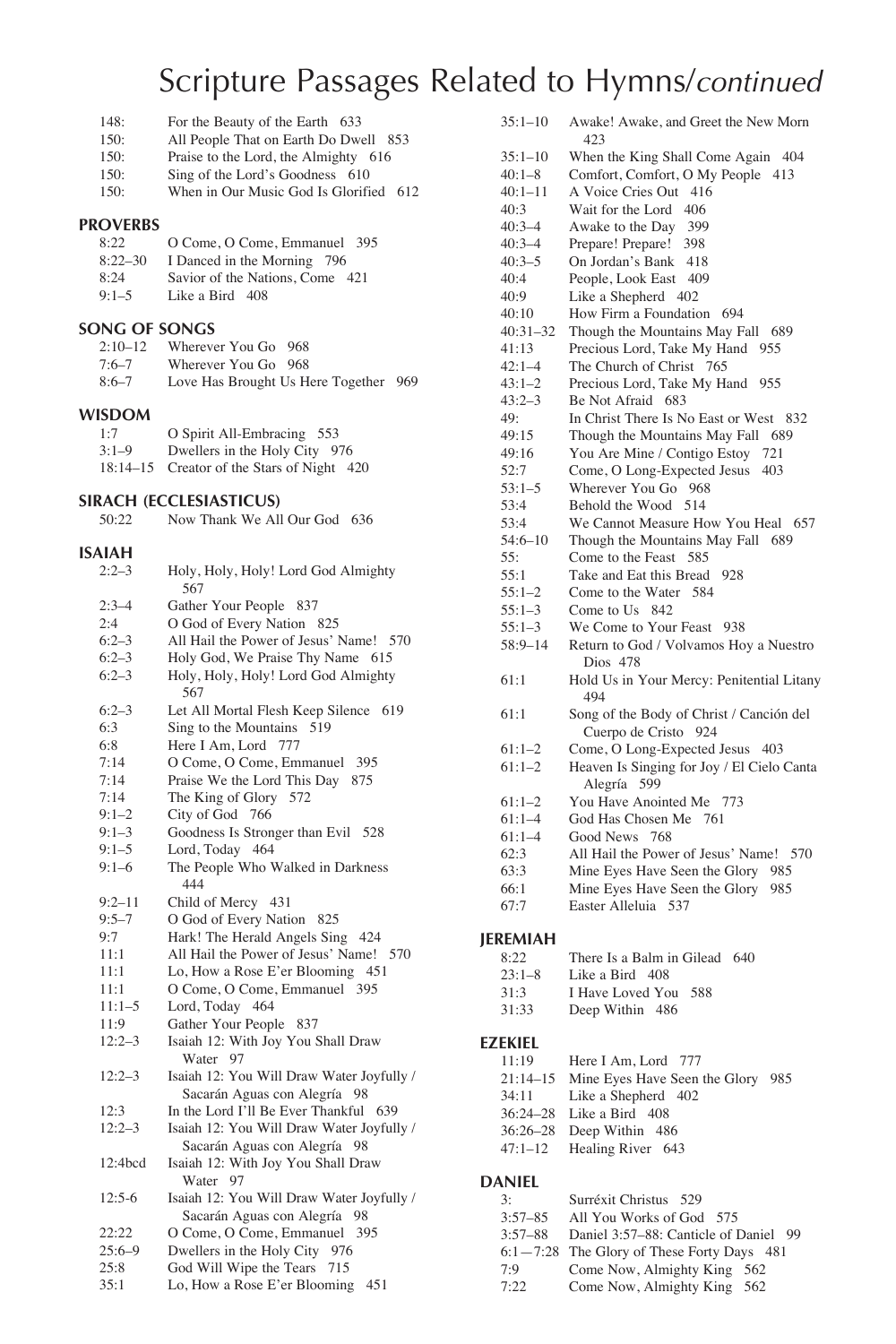# Scripture Passages Related to Hymns/*continued*

| | |
|---|---|
| 148: | For the Beauty of the Earth 633 |
| 150: | All People That on Earth Do Dwell 853 |
| 150: | Praise to the Lord, the Almighty 616 |
| 150: | Sing of the Lord's Goodness 610 |
| 150: | When in Our Music God Is Glorified 612 |

## PROVERBS

| | |
|---|---|
| 8:22 | O Come, O Come, Emmanuel 395 |
| 8:22–30 | I Danced in the Morning 796 |
| 8:24 | Savior of the Nations, Come 421 |
| 9:1–5 | Like a Bird 408 |

## SONG OF SONGS

| | |
|---|---|
| 2:10–12 | Wherever You Go 968 |
| 7:6–7 | Wherever You Go 968 |
| 8:6–7 | Love Has Brought Us Here Together 969 |

## WISDOM

| | |
|---|---|
| 1:7 | O Spirit All-Embracing 553 |
| 3:1–9 | Dwellers in the Holy City 976 |
| 18:14–15 | Creator of the Stars of Night 420 |

## SIRACH (ECCLESIASTICUS)

| | |
|---|---|
| 50:22 | Now Thank We All Our God 636 |

## ISAIAH

| | |
|---|---|
| 2:2–3 | Holy, Holy, Holy! Lord God Almighty 567 |
| 2:3–4 | Gather Your People 837 |
| 2:4 | O God of Every Nation 825 |
| 6:2–3 | All Hail the Power of Jesus' Name! 570 |
| 6:2–3 | Holy God, We Praise Thy Name 615 |
| 6:2–3 | Holy, Holy, Holy! Lord God Almighty 567 |
| 6:2–3 | Let All Mortal Flesh Keep Silence 619 |
| 6:3 | Sing to the Mountains 519 |
| 6:8 | Here I Am, Lord 777 |
| 7:14 | O Come, O Come, Emmanuel 395 |
| 7:14 | Praise We the Lord This Day 875 |
| 7:14 | The King of Glory 572 |
| 9:1–2 | City of God 766 |
| 9:1–3 | Goodness Is Stronger than Evil 528 |
| 9:1–5 | Lord, Today 464 |
| 9:1–6 | The People Who Walked in Darkness 444 |
| 9:2–11 | Child of Mercy 431 |
| 9:5–7 | O God of Every Nation 825 |
| 9:7 | Hark! The Herald Angels Sing 424 |
| 11:1 | All Hail the Power of Jesus' Name! 570 |
| 11:1 | Lo, How a Rose E'er Blooming 451 |
| 11:1 | O Come, O Come, Emmanuel 395 |
| 11:1–5 | Lord, Today 464 |
| 11:9 | Gather Your People 837 |
| 12:2–3 | Isaiah 12: With Joy You Shall Draw Water 97 |
| 12:2–3 | Isaiah 12: You Will Draw Water Joyfully / Sacarán Aguas con Alegría 98 |
| 12:3 | In the Lord I'll Be Ever Thankful 639 |
| 12:2–3 | Isaiah 12: You Will Draw Water Joyfully / Sacarán Aguas con Alegría 98 |
| 12:4bcd | Isaiah 12: With Joy You Shall Draw Water 97 |
| 12:5-6 | Isaiah 12: You Will Draw Water Joyfully / Sacarán Aguas con Alegría 98 |
| 22:22 | O Come, O Come, Emmanuel 395 |
| 25:6–9 | Dwellers in the Holy City 976 |
| 25:8 | God Will Wipe the Tears 715 |
| 35:1 | Lo, How a Rose E'er Blooming 451 |
| 35:1–10 | Awake! Awake, and Greet the New Morn 423 |
| 35:1–10 | When the King Shall Come Again 404 |
| 40:1–8 | Comfort, Comfort, O My People 413 |
| 40:1–11 | A Voice Cries Out 416 |
| 40:3 | Wait for the Lord 406 |
| 40:3–4 | Awake to the Day 399 |
| 40:3–4 | Prepare! Prepare! 398 |
| 40:3–5 | On Jordan's Bank 418 |
| 40:4 | People, Look East 409 |
| 40:9 | Like a Shepherd 402 |
| 40:10 | How Firm a Foundation 694 |
| 40:31–32 | Though the Mountains May Fall 689 |
| 41:13 | Precious Lord, Take My Hand 955 |
| 42:1–4 | The Church of Christ 765 |
| 43:1–2 | Precious Lord, Take My Hand 955 |
| 43:2–3 | Be Not Afraid 683 |
| 49: | In Christ There Is No East or West 832 |
| 49:15 | Though the Mountains May Fall 689 |
| 49:16 | You Are Mine / Contigo Estoy 721 |
| 52:7 | Come, O Long-Expected Jesus 403 |
| 53:1–5 | Wherever You Go 968 |
| 53:4 | Behold the Wood 514 |
| 53:4 | We Cannot Measure How You Heal 657 |
| 54:6–10 | Though the Mountains May Fall 689 |
| 55: | Come to the Feast 585 |
| 55:1 | Take and Eat this Bread 928 |
| 55:1–2 | Come to the Water 584 |
| 55:1–3 | Come to Us 842 |
| 55:1–3 | We Come to Your Feast 938 |
| 58:9–14 | Return to God / Volvamos Hoy a Nuestro Dios 478 |
| 61:1 | Hold Us in Your Mercy: Penitential Litany 494 |
| 61:1 | Song of the Body of Christ / Canción del Cuerpo de Cristo 924 |
| 61:1–2 | Come, O Long-Expected Jesus 403 |
| 61:1–2 | Heaven Is Singing for Joy / El Cielo Canta Alegría 599 |
| 61:1–2 | You Have Anointed Me 773 |
| 61:1–4 | God Has Chosen Me 761 |
| 61:1–4 | Good News 768 |
| 62:3 | All Hail the Power of Jesus' Name! 570 |
| 63:3 | Mine Eyes Have Seen the Glory 985 |
| 66:1 | Mine Eyes Have Seen the Glory 985 |
| 67:7 | Easter Alleluia 537 |

## JEREMIAH

| | |
|---|---|
| 8:22 | There Is a Balm in Gilead 640 |
| 23:1–8 | Like a Bird 408 |
| 31:3 | I Have Loved You 588 |
| 31:33 | Deep Within 486 |

## EZEKIEL

| | |
|---|---|
| 11:19 | Here I Am, Lord 777 |
| 21:14–15 | Mine Eyes Have Seen the Glory 985 |
| 34:11 | Like a Shepherd 402 |
| 36:24–28 | Like a Bird 408 |
| 36:26–28 | Deep Within 486 |
| 47:1–12 | Healing River 643 |

## DANIEL

| | |
|---|---|
| 3: | Surréxit Christus 529 |
| 3:57–85 | All You Works of God 575 |
| 3:57–88 | Daniel 3:57–88: Canticle of Daniel 99 |
| 6:1—7:28 | The Glory of These Forty Days 481 |
| 7:9 | Come Now, Almighty King 562 |
| 7:22 | Come Now, Almighty King 562 |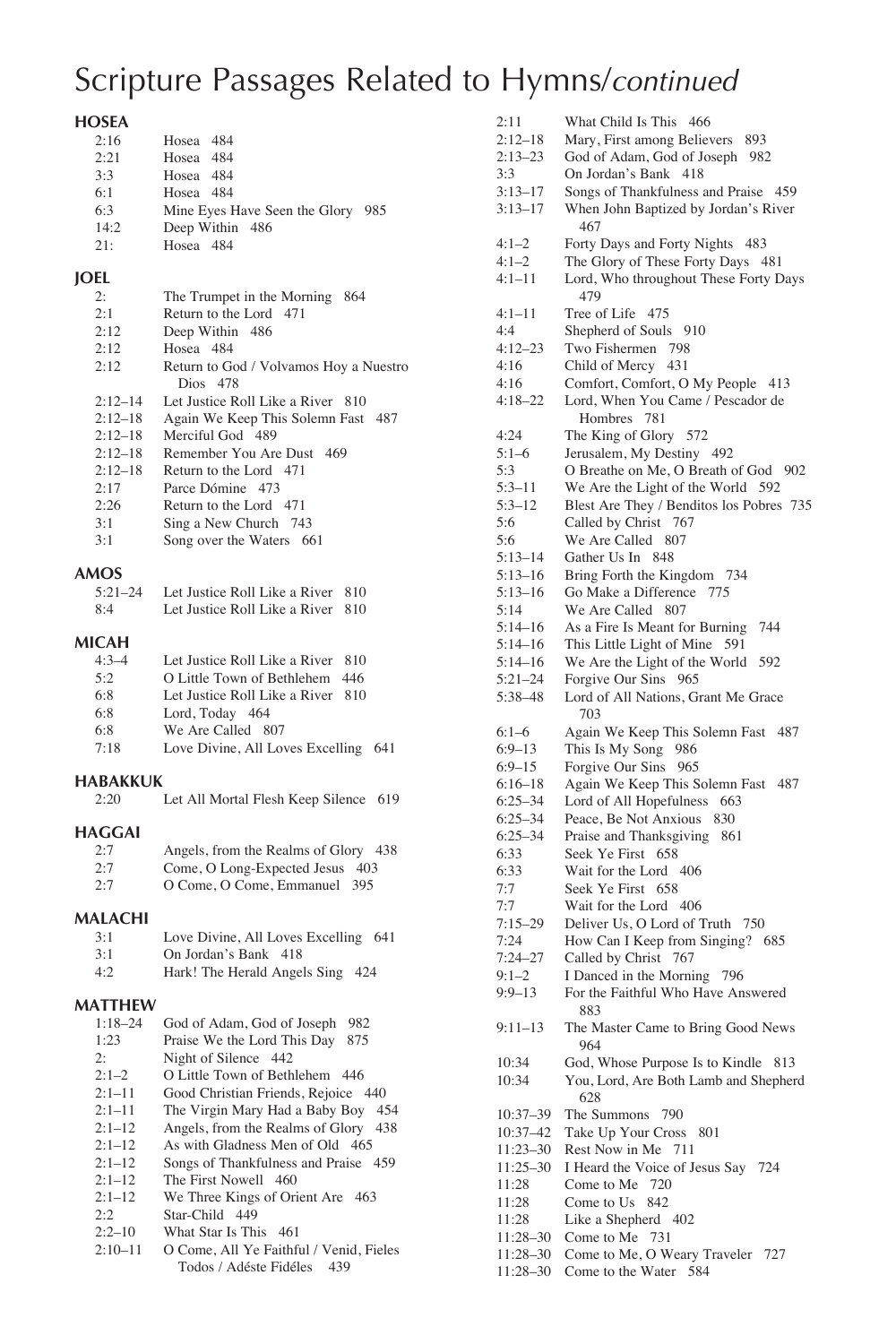# Scripture Passages Related to Hymns/*continued*

**HOSEA**

| | |
|---|---|
| 2:16 | Hosea 484 |
| 2:21 | Hosea 484 |
| 3:3 | Hosea 484 |
| 6:1 | Hosea 484 |
| 6:3 | Mine Eyes Have Seen the Glory 985 |
| 14:2 | Deep Within 486 |
| 21: | Hosea 484 |

**JOEL**

| | |
|---|---|
| 2: | The Trumpet in the Morning 864 |
| 2:1 | Return to the Lord 471 |
| 2:12 | Deep Within 486 |
| 2:12 | Hosea 484 |
| 2:12 | Return to God / Volvamos Hoy a Nuestro Dios 478 |
| 2:12–14 | Let Justice Roll Like a River 810 |
| 2:12–18 | Again We Keep This Solemn Fast 487 |
| 2:12–18 | Merciful God 489 |
| 2:12–18 | Remember You Are Dust 469 |
| 2:12–18 | Return to the Lord 471 |
| 2:17 | Parce Dómine 473 |
| 2:26 | Return to the Lord 471 |
| 3:1 | Sing a New Church 743 |
| 3:1 | Song over the Waters 661 |

**AMOS**

| | |
|---|---|
| 5:21–24 | Let Justice Roll Like a River 810 |
| 8:4 | Let Justice Roll Like a River 810 |

**MICAH**

| | |
|---|---|
| 4:3–4 | Let Justice Roll Like a River 810 |
| 5:2 | O Little Town of Bethlehem 446 |
| 6:8 | Let Justice Roll Like a River 810 |
| 6:8 | Lord, Today 464 |
| 6:8 | We Are Called 807 |
| 7:18 | Love Divine, All Loves Excelling 641 |

**HABAKKUK**

| | |
|---|---|
| 2:20 | Let All Mortal Flesh Keep Silence 619 |

**HAGGAI**

| | |
|---|---|
| 2:7 | Angels, from the Realms of Glory 438 |
| 2:7 | Come, O Long-Expected Jesus 403 |
| 2:7 | O Come, O Come, Emmanuel 395 |

**MALACHI**

| | |
|---|---|
| 3:1 | Love Divine, All Loves Excelling 641 |
| 3:1 | On Jordan's Bank 418 |
| 4:2 | Hark! The Herald Angels Sing 424 |

**MATTHEW**

| | |
|---|---|
| 1:18–24 | God of Adam, God of Joseph 982 |
| 1:23 | Praise We the Lord This Day 875 |
| 2: | Night of Silence 442 |
| 2:1–2 | O Little Town of Bethlehem 446 |
| 2:1–11 | Good Christian Friends, Rejoice 440 |
| 2:1–11 | The Virgin Mary Had a Baby Boy 454 |
| 2:1–12 | Angels, from the Realms of Glory 438 |
| 2:1–12 | As with Gladness Men of Old 465 |
| 2:1–12 | Songs of Thankfulness and Praise 459 |
| 2:1–12 | The First Nowell 460 |
| 2:1–12 | We Three Kings of Orient Are 463 |
| 2:2 | Star-Child 449 |
| 2:2–10 | What Star Is This 461 |
| 2:10–11 | O Come, All Ye Faithful / Venid, Fieles Todos / Adéste Fidéles 439 |
| 2:11 | What Child Is This 466 |
| 2:12–18 | Mary, First among Believers 893 |
| 2:13–23 | God of Adam, God of Joseph 982 |
| 3:3 | On Jordan's Bank 418 |
| 3:13–17 | Songs of Thankfulness and Praise 459 |
| 3:13–17 | When John Baptized by Jordan's River 467 |
| 4:1–2 | Forty Days and Forty Nights 483 |
| 4:1–2 | The Glory of These Forty Days 481 |
| 4:1–11 | Lord, Who throughout These Forty Days 479 |
| 4:1–11 | Tree of Life 475 |
| 4:4 | Shepherd of Souls 910 |
| 4:12–23 | Two Fishermen 798 |
| 4:16 | Child of Mercy 431 |
| 4:16 | Comfort, Comfort, O My People 413 |
| 4:18–22 | Lord, When You Came / Pescador de Hombres 781 |
| 4:24 | The King of Glory 572 |
| 5:1–6 | Jerusalem, My Destiny 492 |
| 5:3 | O Breathe on Me, O Breath of God 902 |
| 5:3–11 | We Are the Light of the World 592 |
| 5:3–12 | Blest Are They / Benditos los Pobres 735 |
| 5:6 | Called by Christ 767 |
| 5:6 | We Are Called 807 |
| 5:13–14 | Gather Us In 848 |
| 5:13–16 | Bring Forth the Kingdom 734 |
| 5:13–16 | Go Make a Difference 775 |
| 5:14 | We Are Called 807 |
| 5:14–16 | As a Fire Is Meant for Burning 744 |
| 5:14–16 | This Little Light of Mine 591 |
| 5:14–16 | We Are the Light of the World 592 |
| 5:21–24 | Forgive Our Sins 965 |
| 5:38–48 | Lord of All Nations, Grant Me Grace 703 |
| 6:1–6 | Again We Keep This Solemn Fast 487 |
| 6:9–13 | This Is My Song 986 |
| 6:9–15 | Forgive Our Sins 965 |
| 6:16–18 | Again We Keep This Solemn Fast 487 |
| 6:25–34 | Lord of All Hopefulness 663 |
| 6:25–34 | Peace, Be Not Anxious 830 |
| 6:25–34 | Praise and Thanksgiving 861 |
| 6:33 | Seek Ye First 658 |
| 6:33 | Wait for the Lord 406 |
| 7:7 | Seek Ye First 658 |
| 7:7 | Wait for the Lord 406 |
| 7:15–29 | Deliver Us, O Lord of Truth 750 |
| 7:24 | How Can I Keep from Singing? 685 |
| 7:24–27 | Called by Christ 767 |
| 9:1–2 | I Danced in the Morning 796 |
| 9:9–13 | For the Faithful Who Have Answered 883 |
| 9:11–13 | The Master Came to Bring Good News 964 |
| 10:34 | God, Whose Purpose Is to Kindle 813 |
| 10:34 | You, Lord, Are Both Lamb and Shepherd 628 |
| 10:37–39 | The Summons 790 |
| 10:37–42 | Take Up Your Cross 801 |
| 11:23–30 | Rest Now in Me 711 |
| 11:25–30 | I Heard the Voice of Jesus Say 724 |
| 11:28 | Come to Me 720 |
| 11:28 | Come to Us 842 |
| 11:28 | Like a Shepherd 402 |
| 11:28–30 | Come to Me 731 |
| 11:28–30 | Come to Me, O Weary Traveler 727 |
| 11:28–30 | Come to the Water 584 |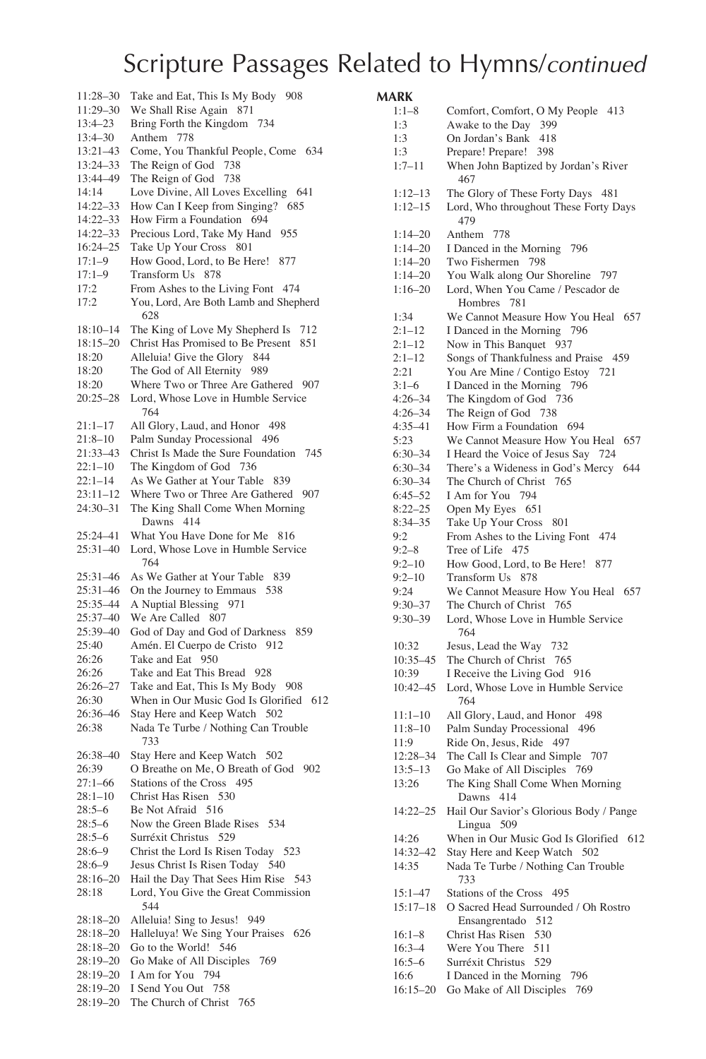# Scripture Passages Related to Hymns/*continued*

11:28–30 Take and Eat, This Is My Body 908
11:29–30 We Shall Rise Again 871
13:4–23 Bring Forth the Kingdom 734
13:4–30 Anthem 778
13:21–43 Come, You Thankful People, Come 634
13:24–33 The Reign of God 738
13:44–49 The Reign of God 738
14:14 Love Divine, All Loves Excelling 641
14:22–33 How Can I Keep from Singing? 685
14:22–33 How Firm a Foundation 694
14:22–33 Precious Lord, Take My Hand 955
16:24–25 Take Up Your Cross 801
17:1–9 How Good, Lord, to Be Here! 877
17:1–9 Transform Us 878
17:2 From Ashes to the Living Font 474
17:2 You, Lord, Are Both Lamb and Shepherd 628
18:10–14 The King of Love My Shepherd Is 712
18:15–20 Christ Has Promised to Be Present 851
18:20 Alleluia! Give the Glory 844
18:20 The God of All Eternity 989
18:20 Where Two or Three Are Gathered 907
20:25–28 Lord, Whose Love in Humble Service 764
21:1–17 All Glory, Laud, and Honor 498
21:8–10 Palm Sunday Processional 496
21:33–43 Christ Is Made the Sure Foundation 745
22:1–10 The Kingdom of God 736
22:1–14 As We Gather at Your Table 839
23:11–12 Where Two or Three Are Gathered 907
24:30–31 The King Shall Come When Morning Dawns 414
25:24–41 What You Have Done for Me 816
25:31–40 Lord, Whose Love in Humble Service 764
25:31–46 As We Gather at Your Table 839
25:31–46 On the Journey to Emmaus 538
25:35–44 A Nuptial Blessing 971
25:37–40 We Are Called 807
25:39–40 God of Day and God of Darkness 859
25:40 Amén. El Cuerpo de Cristo 912
26:26 Take and Eat 950
26:26 Take and Eat This Bread 928
26:26–27 Take and Eat, This Is My Body 908
26:30 When in Our Music God Is Glorified 612
26:36–46 Stay Here and Keep Watch 502
26:38 Nada Te Turbe / Nothing Can Trouble 733
26:38–40 Stay Here and Keep Watch 502
26:39 O Breathe on Me, O Breath of God 902
27:1–66 Stations of the Cross 495
28:1–10 Christ Has Risen 530
28:5–6 Be Not Afraid 516
28:5–6 Now the Green Blade Rises 534
28:5–6 Surréxit Christus 529
28:6–9 Christ the Lord Is Risen Today 523
28:6–9 Jesus Christ Is Risen Today 540
28:16–20 Hail the Day That Sees Him Rise 543
28:18 Lord, You Give the Great Commission 544
28:18–20 Alleluia! Sing to Jesus! 949
28:18–20 Halleluya! We Sing Your Praises 626
28:18–20 Go to the World! 546
28:19–20 Go Make of All Disciples 769
28:19–20 I Am for You 794
28:19–20 I Send You Out 758
28:19–20 The Church of Christ 765

**MARK**

1:1–8 Comfort, Comfort, O My People 413
1:3 Awake to the Day 399
1:3 On Jordan's Bank 418
1:3 Prepare! Prepare! 398
1:7–11 When John Baptized by Jordan's River 467
1:12–13 The Glory of These Forty Days 481
1:12–15 Lord, Who throughout These Forty Days 479
1:14–20 Anthem 778
1:14–20 I Danced in the Morning 796
1:14–20 Two Fishermen 798
1:14–20 You Walk along Our Shoreline 797
1:16–20 Lord, When You Came / Pescador de Hombres 781
1:34 We Cannot Measure How You Heal 657
2:1–12 I Danced in the Morning 796
2:1–12 Now in This Banquet 937
2:1–12 Songs of Thankfulness and Praise 459
2:21 You Are Mine / Contigo Estoy 721
3:1–6 I Danced in the Morning 796
4:26–34 The Kingdom of God 736
4:26–34 The Reign of God 738
4:35–41 How Firm a Foundation 694
5:23 We Cannot Measure How You Heal 657
6:30–34 I Heard the Voice of Jesus Say 724
6:30–34 There's a Wideness in God's Mercy 644
6:30–34 The Church of Christ 765
6:45–52 I Am for You 794
8:22–25 Open My Eyes 651
8:34–35 Take Up Your Cross 801
9:2 From Ashes to the Living Font 474
9:2–8 Tree of Life 475
9:2–10 How Good, Lord, to Be Here! 877
9:2–10 Transform Us 878
9:24 We Cannot Measure How You Heal 657
9:30–37 The Church of Christ 765
9:30–39 Lord, Whose Love in Humble Service 764
10:32 Jesus, Lead the Way 732
10:35–45 The Church of Christ 765
10:39 I Receive the Living God 916
10:42–45 Lord, Whose Love in Humble Service 764
11:1–10 All Glory, Laud, and Honor 498
11:8–10 Palm Sunday Processional 496
11:9 Ride On, Jesus, Ride 497
12:28–34 The Call Is Clear and Simple 707
13:5–13 Go Make of All Disciples 769
13:26 The King Shall Come When Morning Dawns 414
14:22–25 Hail Our Savior's Glorious Body / Pange Lingua 509
14:26 When in Our Music God Is Glorified 612
14:32–42 Stay Here and Keep Watch 502
14:35 Nada Te Turbe / Nothing Can Trouble 733
15:1–47 Stations of the Cross 495
15:17–18 O Sacred Head Surrounded / Oh Rostro Ensangrentado 512
16:1–8 Christ Has Risen 530
16:3–4 Were You There 511
16:5–6 Surréxit Christus 529
16:6 I Danced in the Morning 796
16:15–20 Go Make of All Disciples 769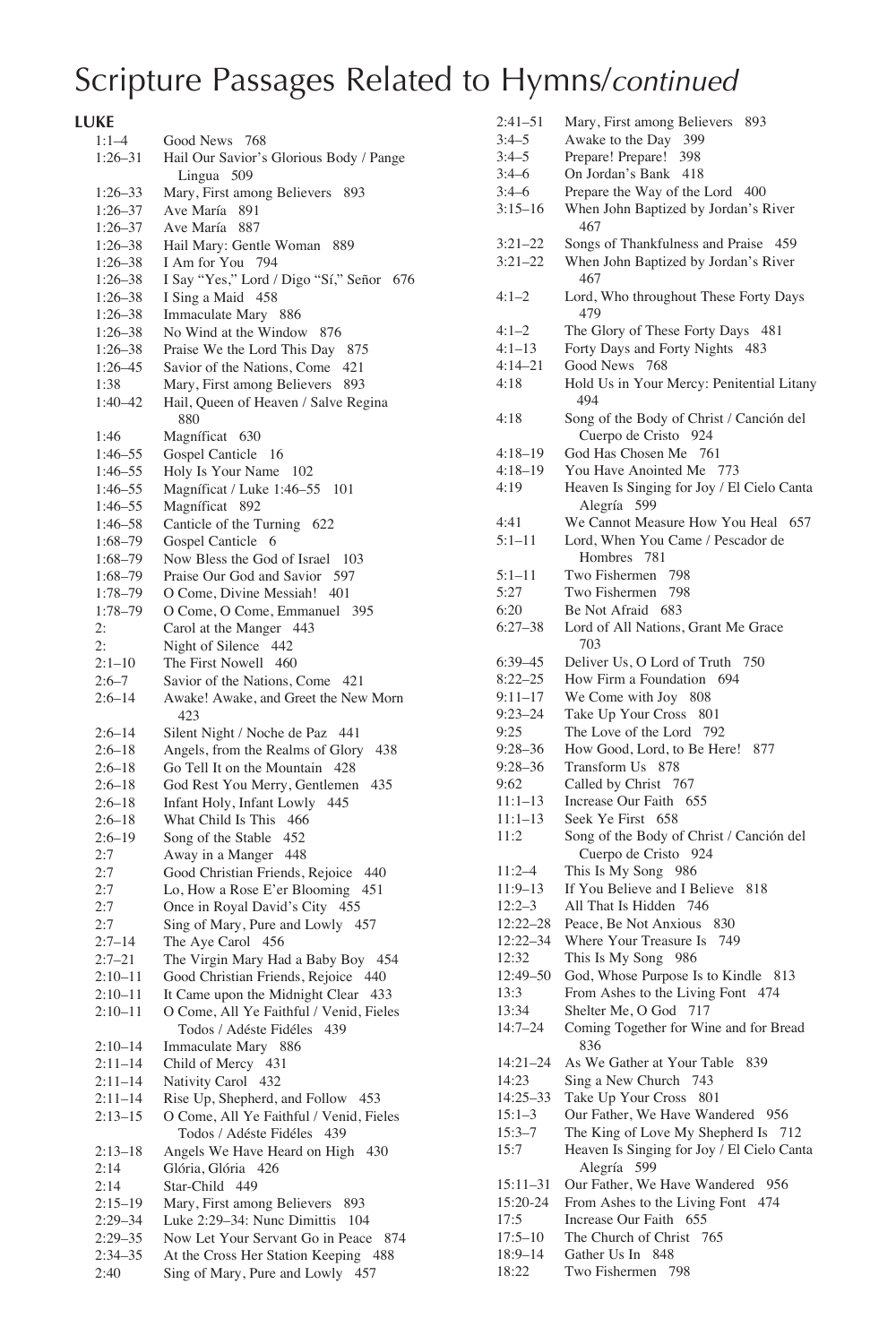# Scripture Passages Related to Hymns/*continued*

**LUKE**

| | |
|---|---|
| 1:1–4 | Good News 768 |
| 1:26–31 | Hail Our Savior's Glorious Body / Pange Lingua 509 |
| 1:26–33 | Mary, First among Believers 893 |
| 1:26–37 | Ave María 891 |
| 1:26–37 | Ave María 887 |
| 1:26–38 | Hail Mary: Gentle Woman 889 |
| 1:26–38 | I Am for You 794 |
| 1:26–38 | I Say "Yes," Lord / Digo "Sí," Señor 676 |
| 1:26–38 | I Sing a Maid 458 |
| 1:26–38 | Immaculate Mary 886 |
| 1:26–38 | No Wind at the Window 876 |
| 1:26–38 | Praise We the Lord This Day 875 |
| 1:26–45 | Savior of the Nations, Come 421 |
| 1:38 | Mary, First among Believers 893 |
| 1:40–42 | Hail, Queen of Heaven / Salve Regina 880 |
| 1:46 | Magníficat 630 |
| 1:46–55 | Gospel Canticle 16 |
| 1:46–55 | Holy Is Your Name 102 |
| 1:46–55 | Magnificat / Luke 1:46–55 101 |
| 1:46–55 | Magníficat 892 |
| 1:46–58 | Canticle of the Turning 622 |
| 1:68–79 | Gospel Canticle 6 |
| 1:68–79 | Now Bless the God of Israel 103 |
| 1:68–79 | Praise Our God and Savior 597 |
| 1:78–79 | O Come, Divine Messiah! 401 |
| 1:78–79 | O Come, O Come, Emmanuel 395 |
| 2: | Carol at the Manger 443 |
| 2: | Night of Silence 442 |
| 2:1–10 | The First Nowell 460 |
| 2:6–7 | Savior of the Nations, Come 421 |
| 2:6–14 | Awake! Awake, and Greet the New Morn 423 |
| 2:6–14 | Silent Night / Noche de Paz 441 |
| 2:6–18 | Angels, from the Realms of Glory 438 |
| 2:6–18 | Go Tell It on the Mountain 428 |
| 2:6–18 | God Rest You Merry, Gentlemen 435 |
| 2:6–18 | Infant Holy, Infant Lowly 445 |
| 2:6–18 | What Child Is This 466 |
| 2:6–19 | Song of the Stable 452 |
| 2:7 | Away in a Manger 448 |
| 2:7 | Good Christian Friends, Rejoice 440 |
| 2:7 | Lo, How a Rose E'er Blooming 451 |
| 2:7 | Once in Royal David's City 455 |
| 2:7 | Sing of Mary, Pure and Lowly 457 |
| 2:7–14 | The Aye Carol 456 |
| 2:7–21 | The Virgin Mary Had a Baby Boy 454 |
| 2:10–11 | Good Christian Friends, Rejoice 440 |
| 2:10–11 | It Came upon the Midnight Clear 433 |
| 2:10–11 | O Come, All Ye Faithful / Venid, Fieles Todos / Adéste Fidéles 439 |
| 2:10–14 | Immaculate Mary 886 |
| 2:11–14 | Child of Mercy 431 |
| 2:11–14 | Nativity Carol 432 |
| 2:11–14 | Rise Up, Shepherd, and Follow 453 |
| 2:13–15 | O Come, All Ye Faithful / Venid, Fieles Todos / Adéste Fidéles 439 |
| 2:13–18 | Angels We Have Heard on High 430 |
| 2:14 | Glória, Glória 426 |
| 2:14 | Star-Child 449 |
| 2:15–19 | Mary, First among Believers 893 |
| 2:29–34 | Luke 2:29–34: Nunc Dimittis 104 |
| 2:29–35 | Now Let Your Servant Go in Peace 874 |
| 2:34–35 | At the Cross Her Station Keeping 488 |
| 2:40 | Sing of Mary, Pure and Lowly 457 |
| 2:41–51 | Mary, First among Believers 893 |
| 3:4–5 | Awake to the Day 399 |
| 3:4–5 | Prepare! Prepare! 398 |
| 3:4–6 | On Jordan's Bank 418 |
| 3:4–6 | Prepare the Way of the Lord 400 |
| 3:15–16 | When John Baptized by Jordan's River 467 |
| 3:21–22 | Songs of Thankfulness and Praise 459 |
| 3:21–22 | When John Baptized by Jordan's River 467 |
| 4:1–2 | Lord, Who throughout These Forty Days 479 |
| 4:1–2 | The Glory of These Forty Days 481 |
| 4:1–13 | Forty Days and Forty Nights 483 |
| 4:14–21 | Good News 768 |
| 4:18 | Hold Us in Your Mercy: Penitential Litany 494 |
| 4:18 | Song of the Body of Christ / Canción del Cuerpo de Cristo 924 |
| 4:18–19 | God Has Chosen Me 761 |
| 4:18–19 | You Have Anointed Me 773 |
| 4:19 | Heaven Is Singing for Joy / El Cielo Canta Alegría 599 |
| 4:41 | We Cannot Measure How You Heal 657 |
| 5:1–11 | Lord, When You Came / Pescador de Hombres 781 |
| 5:1–11 | Two Fishermen 798 |
| 5:27 | Two Fishermen 798 |
| 6:20 | Be Not Afraid 683 |
| 6:27–38 | Lord of All Nations, Grant Me Grace 703 |
| 6:39–45 | Deliver Us, O Lord of Truth 750 |
| 8:22–25 | How Firm a Foundation 694 |
| 9:11–17 | We Come with Joy 808 |
| 9:23–24 | Take Up Your Cross 801 |
| 9:25 | The Love of the Lord 792 |
| 9:28–36 | How Good, Lord, to Be Here! 877 |
| 9:28–36 | Transform Us 878 |
| 9:62 | Called by Christ 767 |
| 11:1–13 | Increase Our Faith 655 |
| 11:1–13 | Seek Ye First 658 |
| 11:2 | Song of the Body of Christ / Canción del Cuerpo de Cristo 924 |
| 11:2–4 | This Is My Song 986 |
| 11:9–13 | If You Believe and I Believe 818 |
| 12:2–3 | All That Is Hidden 746 |
| 12:22–28 | Peace, Be Not Anxious 830 |
| 12:22–34 | Where Your Treasure Is 749 |
| 12:32 | This Is My Song 986 |
| 12:49–50 | God, Whose Purpose Is to Kindle 813 |
| 13:3 | From Ashes to the Living Font 474 |
| 13:34 | Shelter Me, O God 717 |
| 14:7–24 | Coming Together for Wine and for Bread 836 |
| 14:21–24 | As We Gather at Your Table 839 |
| 14:23 | Sing a New Church 743 |
| 14:25–33 | Take Up Your Cross 801 |
| 15:1–3 | Our Father, We Have Wandered 956 |
| 15:3–7 | The King of Love My Shepherd Is 712 |
| 15:7 | Heaven Is Singing for Joy / El Cielo Canta Alegría 599 |
| 15:11–31 | Our Father, We Have Wandered 956 |
| 15:20-24 | From Ashes to the Living Font 474 |
| 17:5 | Increase Our Faith 655 |
| 17:5–10 | The Church of Christ 765 |
| 18:9–14 | Gather Us In 848 |
| 18:22 | Two Fishermen 798 |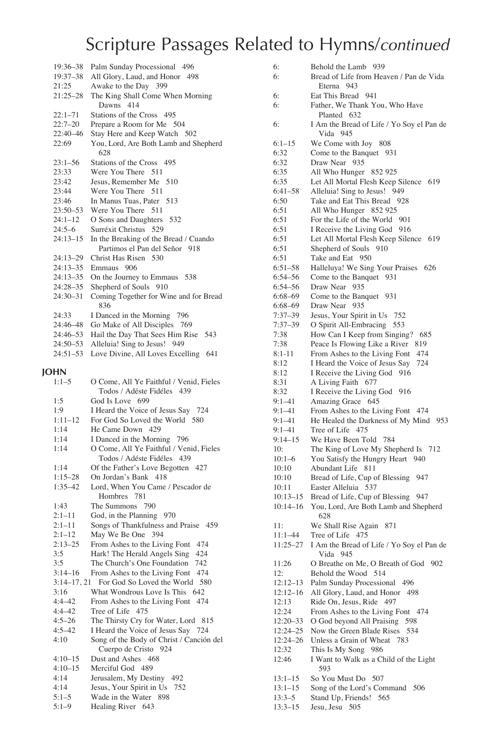# Scripture Passages Related to Hymns/*continued*

19:36–38 Palm Sunday Processional 496
19:37–38 All Glory, Laud, and Honor 498
21:25 Awake to the Day 399
21:25–28 The King Shall Come When Morning Dawns 414
22:1–71 Stations of the Cross 495
22:7–20 Prepare a Room for Me 504
22:40–46 Stay Here and Keep Watch 502
22:69 You, Lord, Are Both Lamb and Shepherd 628
23:1–56 Stations of the Cross 495
23:33 Were You There 511
23:42 Jesus, Remember Me 510
23:44 Were You There 511
23:46 In Manus Tuas, Pater 513
23:50–53 Were You There 511
24:1–12 O Sons and Daughters 532
24:5–6 Surréxit Christus 529
24:13–15 In the Breaking of the Bread / Cuando Partimos el Pan del Señor 918
24:13–29 Christ Has Risen 530
24:13–35 Emmaus 906
24:13–35 On the Journey to Emmaus 538
24:28–35 Shepherd of Souls 910
24:30–31 Coming Together for Wine and for Bread 836
24:33 I Danced in the Morning 796
24:46–48 Go Make of All Disciples 769
24:46–53 Hail the Day That Sees Him Rise 543
24:50–53 Alleluia! Sing to Jesus! 949
24:51–53 Love Divine, All Loves Excelling 641

## JOHN

1:1–5 O Come, All Ye Faithful / Venid, Fieles Todos / Adéste Fidéles 439
1:5 God Is Love 699
1:9 I Heard the Voice of Jesus Say 724
1:11–12 For God So Loved the World 580
1:14 He Came Down 429
1:14 I Danced in the Morning 796
1:14 O Come, All Ye Faithful / Venid, Fieles Todos / Adéste Fidéles 439
1:14 Of the Father's Love Begotten 427
1:15–28 On Jordan's Bank 418
1:35–42 Lord, When You Came / Pescador de Hombres 781
1:43 The Summons 790
2:1–11 God, in the Planning 970
2:1–11 Songs of Thankfulness and Praise 459
2:1–12 May We Be One 394
2:13–25 From Ashes to the Living Font 474
3:5 Hark! The Herald Angels Sing 424
3:5 The Church's One Foundation 742
3:14–16 From Ashes to the Living Font 474
3:14–17, 21 For God So Loved the World 580
3:16 What Wondrous Love Is This 642
4:4–42 From Ashes to the Living Font 474
4:4–42 Tree of Life 475
4:5–26 The Thirsty Cry for Water, Lord 815
4:5–42 I Heard the Voice of Jesus Say 724
4:10 Song of the Body of Christ / Canción del Cuerpo de Cristo 924
4:10–15 Dust and Ashes 468
4:10–15 Merciful God 489
4:14 Jerusalem, My Destiny 492
4:14 Jesus, Your Spirit in Us 752
5:1–5 Wade in the Water 898
5:1–9 Healing River 643
6: Behold the Lamb 939
6: Bread of Life from Heaven / Pan de Vida Eterna 943
6: Eat This Bread 941
6: Father, We Thank You, Who Have Planted 632
6: I Am the Bread of Life / Yo Soy el Pan de Vida 945
6:1–15 We Come with Joy 808
6:32 Come to the Banquet 931
6:32 Draw Near 935
6:35 All Who Hunger 852 925
6:35 Let All Mortal Flesh Keep Silence 619
6:41–58 Alleluia! Sing to Jesus! 949
6:50 Take and Eat This Bread 928
6:51 All Who Hunger 852 925
6:51 For the Life of the World 901
6:51 I Receive the Living God 916
6:51 Let All Mortal Flesh Keep Silence 619
6:51 Shepherd of Souls 910
6:51 Take and Eat 950
6:51–58 Halleluya! We Sing Your Praises 626
6:54–56 Come to the Banquet 931
6:54–56 Draw Near 935
6:68–69 Come to the Banquet 931
6:68–69 Draw Near 935
7:37–39 Jesus, Your Spirit in Us 752
7:37–39 O Spirit All-Embracing 553
7:38 How Can I Keep from Singing? 685
7:38 Peace Is Flowing Like a River 819
8:1-11 From Ashes to the Living Font 474
8:12 I Heard the Voice of Jesus Say 724
8:12 I Receive the Living God 916
8:31 A Living Faith 677
8:32 I Receive the Living God 916
9:1–41 Amazing Grace 645
9:1–41 From Ashes to the Living Font 474
9:1–41 He Healed the Darkness of My Mind 953
9:1–41 Tree of Life 475
9:14–15 We Have Been Told 784
10: The King of Love My Shepherd Is 712
10:1–6 You Satisfy the Hungry Heart 940
10:10 Abundant Life 811
10:10 Bread of Life, Cup of Blessing 947
10:11 Easter Alleluia 537
10:13–15 Bread of Life, Cup of Blessing 947
10:14–16 You, Lord, Are Both Lamb and Shepherd 628
11: We Shall Rise Again 871
11:1–44 Tree of Life 475
11:25–27 I Am the Bread of Life / Yo Soy el Pan de Vida 945
11:26 O Breathe on Me, O Breath of God 902
12: Behold the Wood 514
12:12–13 Palm Sunday Processional 496
12:12–16 All Glory, Laud, and Honor 498
12:13 Ride On, Jesus, Ride 497
12:24 From Ashes to the Living Font 474
12:20–33 O God beyond All Praising 598
12:24–25 Now the Green Blade Rises 534
12:24–26 Unless a Grain of Wheat 783
12:32 This Is My Song 986
12:46 I Want to Walk as a Child of the Light 593
13:1–15 So You Must Do 507
13:1–15 Song of the Lord's Command 506
13:3–5 Stand Up, Friends! 565
13:3–15 Jesu, Jesu 505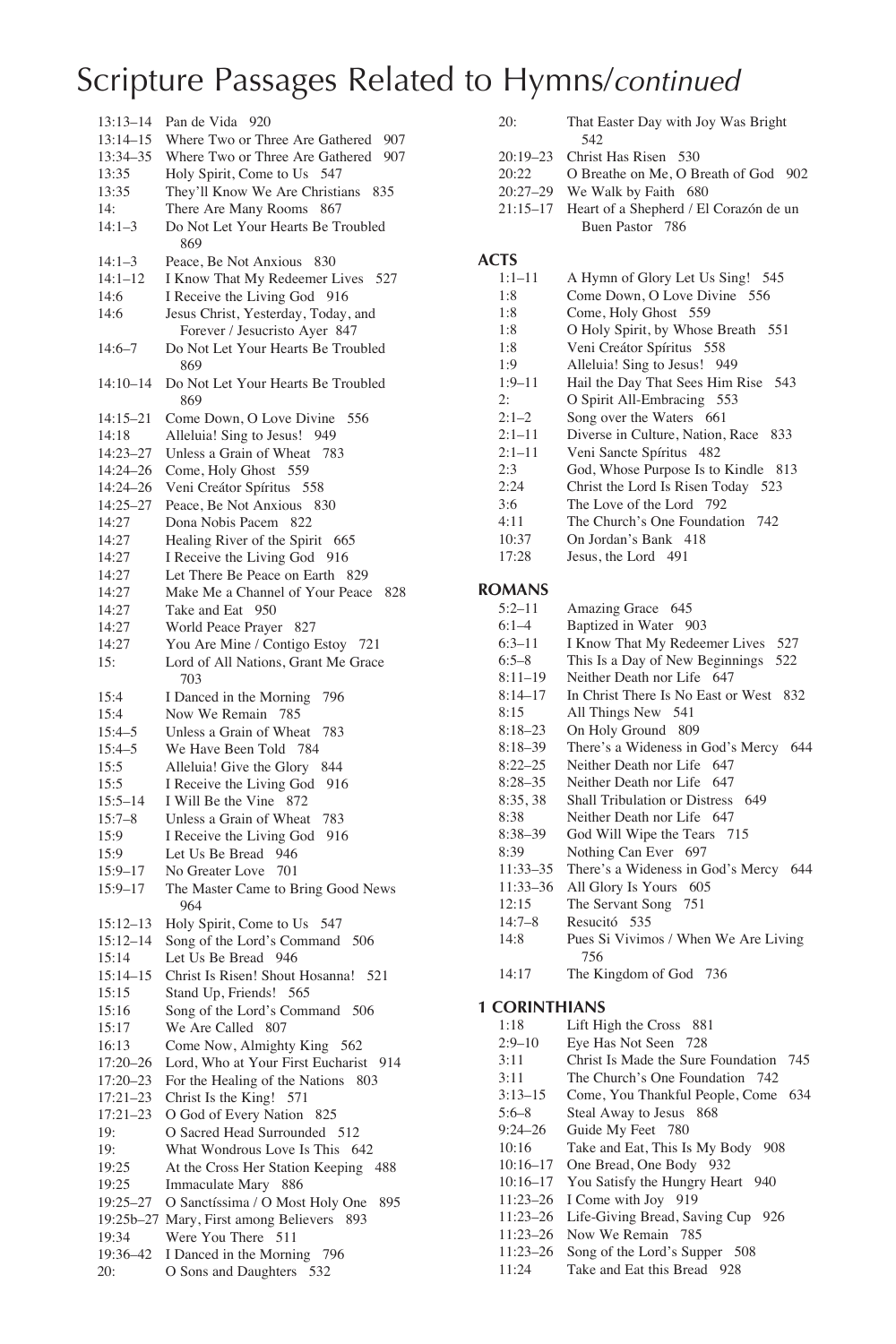# Scripture Passages Related to Hymns/*continued*

13:13–14 Pan de Vida 920
13:14–15 Where Two or Three Are Gathered 907
13:34–35 Where Two or Three Are Gathered 907
13:35 Holy Spirit, Come to Us 547
13:35 They'll Know We Are Christians 835
14: There Are Many Rooms 867
14:1–3 Do Not Let Your Hearts Be Troubled 869
14:1–3 Peace, Be Not Anxious 830
14:1–12 I Know That My Redeemer Lives 527
14:6 I Receive the Living God 916
14:6 Jesus Christ, Yesterday, Today, and Forever / Jesucristo Ayer 847
14:6–7 Do Not Let Your Hearts Be Troubled 869
14:10–14 Do Not Let Your Hearts Be Troubled 869
14:15–21 Come Down, O Love Divine 556
14:18 Alleluia! Sing to Jesus! 949
14:23–27 Unless a Grain of Wheat 783
14:24–26 Come, Holy Ghost 559
14:24–26 Veni Creátor Spíritus 558
14:25–27 Peace, Be Not Anxious 830
14:27 Dona Nobis Pacem 822
14:27 Healing River of the Spirit 665
14:27 I Receive the Living God 916
14:27 Let There Be Peace on Earth 829
14:27 Make Me a Channel of Your Peace 828
14:27 Take and Eat 950
14:27 World Peace Prayer 827
14:27 You Are Mine / Contigo Estoy 721
15: Lord of All Nations, Grant Me Grace 703
15:4 I Danced in the Morning 796
15:4 Now We Remain 785
15:4–5 Unless a Grain of Wheat 783
15:4–5 We Have Been Told 784
15:5 Alleluia! Give the Glory 844
15:5 I Receive the Living God 916
15:5–14 I Will Be the Vine 872
15:7–8 Unless a Grain of Wheat 783
15:9 I Receive the Living God 916
15:9 Let Us Be Bread 946
15:9–17 No Greater Love 701
15:9–17 The Master Came to Bring Good News 964
15:12–13 Holy Spirit, Come to Us 547
15:12–14 Song of the Lord's Command 506
15:14 Let Us Be Bread 946
15:14–15 Christ Is Risen! Shout Hosanna! 521
15:15 Stand Up, Friends! 565
15:16 Song of the Lord's Command 506
15:17 We Are Called 807
16:13 Come Now, Almighty King 562
17:20–26 Lord, Who at Your First Eucharist 914
17:20–23 For the Healing of the Nations 803
17:21–23 Christ Is the King! 571
17:21–23 O God of Every Nation 825
19: O Sacred Head Surrounded 512
19: What Wondrous Love Is This 642
19:25 At the Cross Her Station Keeping 488
19:25 Immaculate Mary 886
19:25–27 O Sanctíssima / O Most Holy One 895
19:25b–27 Mary, First among Believers 893
19:34 Were You There 511
19:36–42 I Danced in the Morning 796
20: O Sons and Daughters 532
20: That Easter Day with Joy Was Bright 542
20:19–23 Christ Has Risen 530
20:22 O Breathe on Me, O Breath of God 902
20:27–29 We Walk by Faith 680
21:15–17 Heart of a Shepherd / El Corazón de un Buen Pastor 786

## ACTS

1:1–11 A Hymn of Glory Let Us Sing! 545
1:8 Come Down, O Love Divine 556
1:8 Come, Holy Ghost 559
1:8 O Holy Spirit, by Whose Breath 551
1:8 Veni Creátor Spíritus 558
1:9 Alleluia! Sing to Jesus! 949
1:9–11 Hail the Day That Sees Him Rise 543
2: O Spirit All-Embracing 553
2:1–2 Song over the Waters 661
2:1–11 Diverse in Culture, Nation, Race 833
2:1–11 Veni Sancte Spíritus 482
2:3 God, Whose Purpose Is to Kindle 813
2:24 Christ the Lord Is Risen Today 523
3:6 The Love of the Lord 792
4:11 The Church's One Foundation 742
10:37 On Jordan's Bank 418
17:28 Jesus, the Lord 491

## ROMANS

5:2–11 Amazing Grace 645
6:1–4 Baptized in Water 903
6:3–11 I Know That My Redeemer Lives 527
6:5–8 This Is a Day of New Beginnings 522
8:11–19 Neither Death nor Life 647
8:14–17 In Christ There Is No East or West 832
8:15 All Things New 541
8:18–23 On Holy Ground 809
8:18–39 There's a Wideness in God's Mercy 644
8:22–25 Neither Death nor Life 647
8:28–35 Neither Death nor Life 647
8:35, 38 Shall Tribulation or Distress 649
8:38 Neither Death nor Life 647
8:38–39 God Will Wipe the Tears 715
8:39 Nothing Can Ever 697
11:33–35 There's a Wideness in God's Mercy 644
11:33–36 All Glory Is Yours 605
12:15 The Servant Song 751
14:7–8 Resucitó 535
14:8 Pues Si Vivimos / When We Are Living 756
14:17 The Kingdom of God 736

## 1 CORINTHIANS

1:18 Lift High the Cross 881
2:9–10 Eye Has Not Seen 728
3:11 Christ Is Made the Sure Foundation 745
3:11 The Church's One Foundation 742
3:13–15 Come, You Thankful People, Come 634
5:6–8 Steal Away to Jesus 868
9:24–26 Guide My Feet 780
10:16 Take and Eat, This Is My Body 908
10:16–17 One Bread, One Body 932
10:16–17 You Satisfy the Hungry Heart 940
11:23–26 I Come with Joy 919
11:23–26 Life-Giving Bread, Saving Cup 926
11:23–26 Now We Remain 785
11:23–26 Song of the Lord's Supper 508
11:24 Take and Eat this Bread 928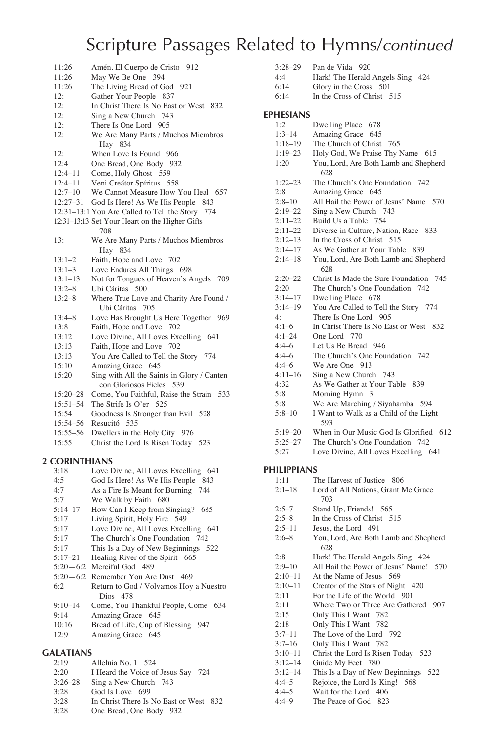# Scripture Passages Related to Hymns/*continued*

11:26 Amén. El Cuerpo de Cristo 912
11:26 May We Be One 394
11:26 The Living Bread of God 921
12: Gather Your People 837
12: In Christ There Is No East or West 832
12: Sing a New Church 743
12: There Is One Lord 905
12: We Are Many Parts / Muchos Miembros Hay 834
12: When Love Is Found 966
12:4 One Bread, One Body 932
12:4–11 Come, Holy Ghost 559
12:4–11 Veni Creátor Spíritus 558
12:7–10 We Cannot Measure How You Heal 657
12:27–31 God Is Here! As We His People 843
12:31–13:1 You Are Called to Tell the Story 774
12:31–13:13 Set Your Heart on the Higher Gifts 708
13: We Are Many Parts / Muchos Miembros Hay 834
13:1–2 Faith, Hope and Love 702
13:1–3 Love Endures All Things 698
13:1–13 Not for Tongues of Heaven's Angels 709
13:2–8 Ubi Cáritas 500
13:2–8 Where True Love and Charity Are Found / Ubi Cáritas 705
13:4–8 Love Has Brought Us Here Together 969
13:8 Faith, Hope and Love 702
13:12 Love Divine, All Loves Excelling 641
13:13 Faith, Hope and Love 702
13:13 You Are Called to Tell the Story 774
15:10 Amazing Grace 645
15:20 Sing with All the Saints in Glory / Canten con Gloriosos Fieles 539
15:20–28 Come, You Faithful, Raise the Strain 533
15:51–54 The Strife Is O'er 525
15:54 Goodness Is Stronger than Evil 528
15:54–56 Resucitó 535
15:55–56 Dwellers in the Holy City 976
15:55 Christ the Lord Is Risen Today 523

## 2 CORINTHIANS

3:18 Love Divine, All Loves Excelling 641
4:5 God Is Here! As We His People 843
4:7 As a Fire Is Meant for Burning 744
5:7 We Walk by Faith 680
5:14–17 How Can I Keep from Singing? 685
5:17 Living Spirit, Holy Fire 549
5:17 Love Divine, All Loves Excelling 641
5:17 The Church's One Foundation 742
5:17 This Is a Day of New Beginnings 522
5:17–21 Healing River of the Spirit 665
5:20—6:2 Merciful God 489
5:20—6:2 Remember You Are Dust 469
6:2 Return to God / Volvamos Hoy a Nuestro Dios 478
9:10–14 Come, You Thankful People, Come 634
9:14 Amazing Grace 645
10:16 Bread of Life, Cup of Blessing 947
12:9 Amazing Grace 645

## GALATIANS

2:19 Alleluia No. 1 524
2:20 I Heard the Voice of Jesus Say 724
3:26–28 Sing a New Church 743
3:28 God Is Love 699
3:28 In Christ There Is No East or West 832
3:28 One Bread, One Body 932
3:28–29 Pan de Vida 920
4:4 Hark! The Herald Angels Sing 424
6:14 Glory in the Cross 501
6:14 In the Cross of Christ 515

## EPHESIANS

1:2 Dwelling Place 678
1:3–14 Amazing Grace 645
1:18–19 The Church of Christ 765
1:19–23 Holy God, We Praise Thy Name 615
1:20 You, Lord, Are Both Lamb and Shepherd 628
1:22–23 The Church's One Foundation 742
2:8 Amazing Grace 645
2:8–10 All Hail the Power of Jesus' Name 570
2:19–22 Sing a New Church 743
2:11–22 Build Us a Table 754
2:11–22 Diverse in Culture, Nation, Race 833
2:12–13 In the Cross of Christ 515
2:14–17 As We Gather at Your Table 839
2:14–18 You, Lord, Are Both Lamb and Shepherd 628
2:20–22 Christ Is Made the Sure Foundation 745
2:20 The Church's One Foundation 742
3:14–17 Dwelling Place 678
3:14–19 You Are Called to Tell the Story 774
4: There Is One Lord 905
4:1–6 In Christ There Is No East or West 832
4:1–24 One Lord 770
4:4–6 Let Us Be Bread 946
4:4–6 The Church's One Foundation 742
4:4–6 We Are One 913
4:11–16 Sing a New Church 743
4:32 As We Gather at Your Table 839
5:8 Morning Hymn 3
5:8 We Are Marching / Siyahamba 594
5:8–10 I Want to Walk as a Child of the Light 593
5:19–20 When in Our Music God Is Glorified 612
5:25–27 The Church's One Foundation 742
5:27 Love Divine, All Loves Excelling 641

## PHILIPPIANS

1:11 The Harvest of Justice 806
2:1–18 Lord of All Nations, Grant Me Grace 703
2:5–7 Stand Up, Friends! 565
2:5–8 In the Cross of Christ 515
2:5–11 Jesus, the Lord 491
2:6–8 You, Lord, Are Both Lamb and Shepherd 628
2:8 Hark! The Herald Angels Sing 424
2:9–10 All Hail the Power of Jesus' Name! 570
2:10–11 At the Name of Jesus 569
2:10–11 Creator of the Stars of Night 420
2:11 For the Life of the World 901
2:11 Where Two or Three Are Gathered 907
2:15 Only This I Want 782
2:18 Only This I Want 782
3:7–11 The Love of the Lord 792
3:7–16 Only This I Want 782
3:10–11 Christ the Lord Is Risen Today 523
3:12–14 Guide My Feet 780
3:12–14 This Is a Day of New Beginnings 522
4:4–5 Rejoice, the Lord Is King! 568
4:4–5 Wait for the Lord 406
4:4–9 The Peace of God 823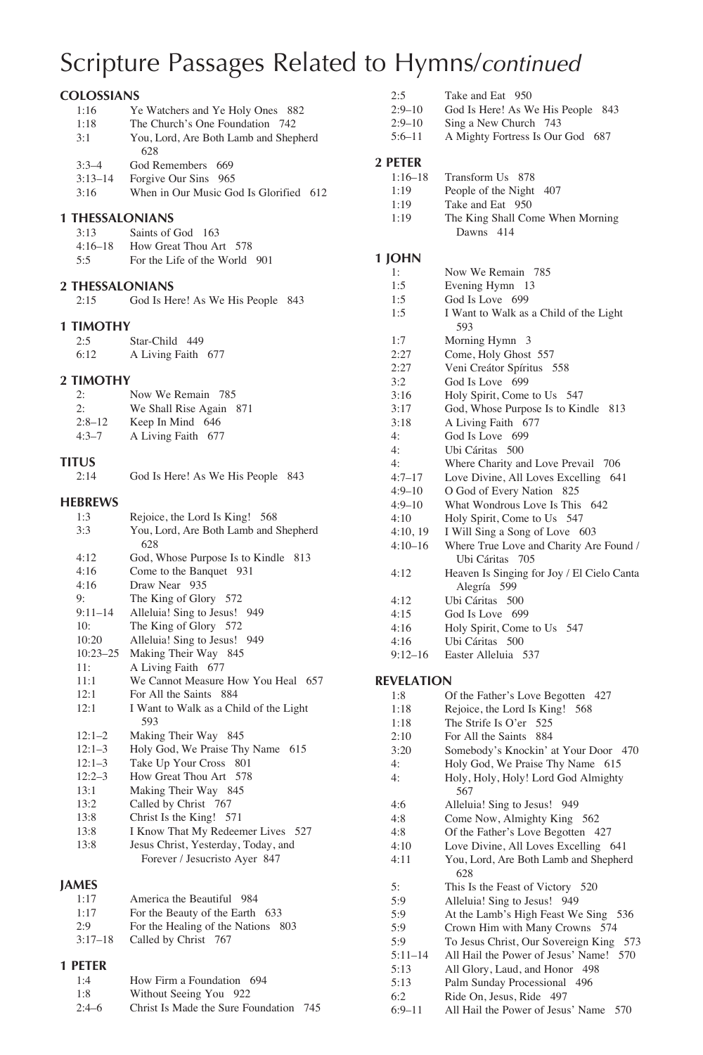# Scripture Passages Related to Hymns/*continued*

## COLOSSIANS

| | |
|---|---|
| 1:16 | Ye Watchers and Ye Holy Ones 882 |
| 1:18 | The Church's One Foundation 742 |
| 3:1 | You, Lord, Are Both Lamb and Shepherd 628 |
| 3:3–4 | God Remembers 669 |
| 3:13–14 | Forgive Our Sins 965 |
| 3:16 | When in Our Music God Is Glorified 612 |

## 1 THESSALONIANS

| | |
|---|---|
| 3:13 | Saints of God 163 |
| 4:16–18 | How Great Thou Art 578 |
| 5:5 | For the Life of the World 901 |

## 2 THESSALONIANS

| | |
|---|---|
| 2:15 | God Is Here! As We His People 843 |

## 1 TIMOTHY

| | |
|---|---|
| 2:5 | Star-Child 449 |
| 6:12 | A Living Faith 677 |

## 2 TIMOTHY

| | |
|---|---|
| 2: | Now We Remain 785 |
| 2: | We Shall Rise Again 871 |
| 2:8–12 | Keep In Mind 646 |
| 4:3–7 | A Living Faith 677 |

## TITUS

| | |
|---|---|
| 2:14 | God Is Here! As We His People 843 |

## HEBREWS

| | |
|---|---|
| 1:3 | Rejoice, the Lord Is King! 568 |
| 3:3 | You, Lord, Are Both Lamb and Shepherd 628 |
| 4:12 | God, Whose Purpose Is to Kindle 813 |
| 4:16 | Come to the Banquet 931 |
| 4:16 | Draw Near 935 |
| 9: | The King of Glory 572 |
| 9:11–14 | Alleluia! Sing to Jesus! 949 |
| 10: | The King of Glory 572 |
| 10:20 | Alleluia! Sing to Jesus! 949 |
| 10:23–25 | Making Their Way 845 |
| 11: | A Living Faith 677 |
| 11:1 | We Cannot Measure How You Heal 657 |
| 12:1 | For All the Saints 884 |
| 12:1 | I Want to Walk as a Child of the Light 593 |
| 12:1–2 | Making Their Way 845 |
| 12:1–3 | Holy God, We Praise Thy Name 615 |
| 12:1–3 | Take Up Your Cross 801 |
| 12:2–3 | How Great Thou Art 578 |
| 13:1 | Making Their Way 845 |
| 13:2 | Called by Christ 767 |
| 13:8 | Christ Is the King! 571 |
| 13:8 | I Know That My Redeemer Lives 527 |
| 13:8 | Jesus Christ, Yesterday, Today, and Forever / Jesucristo Ayer 847 |

## JAMES

| | |
|---|---|
| 1:17 | America the Beautiful 984 |
| 1:17 | For the Beauty of the Earth 633 |
| 2:9 | For the Healing of the Nations 803 |
| 3:17–18 | Called by Christ 767 |

## 1 PETER

| | |
|---|---|
| 1:4 | How Firm a Foundation 694 |
| 1:8 | Without Seeing You 922 |
| 2:4–6 | Christ Is Made the Sure Foundation 745 |
| 2:5 | Take and Eat 950 |
| 2:9–10 | God Is Here! As We His People 843 |
| 2:9–10 | Sing a New Church 743 |
| 5:6–11 | A Mighty Fortress Is Our God 687 |

## 2 PETER

| | |
|---|---|
| 1:16–18 | Transform Us 878 |
| 1:19 | People of the Night 407 |
| 1:19 | Take and Eat 950 |
| 1:19 | The King Shall Come When Morning Dawns 414 |

## 1 JOHN

| | |
|---|---|
| 1: | Now We Remain 785 |
| 1:5 | Evening Hymn 13 |
| 1:5 | God Is Love 699 |
| 1:5 | I Want to Walk as a Child of the Light 593 |
| 1:7 | Morning Hymn 3 |
| 2:27 | Come, Holy Ghost 557 |
| 2:27 | Veni Creátor Spíritus 558 |
| 3:2 | God Is Love 699 |
| 3:16 | Holy Spirit, Come to Us 547 |
| 3:17 | God, Whose Purpose Is to Kindle 813 |
| 3:18 | A Living Faith 677 |
| 4: | God Is Love 699 |
| 4: | Ubi Cáritas 500 |
| 4: | Where Charity and Love Prevail 706 |
| 4:7–17 | Love Divine, All Loves Excelling 641 |
| 4:9–10 | O God of Every Nation 825 |
| 4:9–10 | What Wondrous Love Is This 642 |
| 4:10 | Holy Spirit, Come to Us 547 |
| 4:10, 19 | I Will Sing a Song of Love 603 |
| 4:10–16 | Where True Love and Charity Are Found / Ubi Cáritas 705 |
| 4:12 | Heaven Is Singing for Joy / El Cielo Canta Alegría 599 |
| 4:12 | Ubi Cáritas 500 |
| 4:15 | God Is Love 699 |
| 4:16 | Holy Spirit, Come to Us 547 |
| 4:16 | Ubi Cáritas 500 |
| 9:12–16 | Easter Alleluia 537 |

## REVELATION

| | |
|---|---|
| 1:8 | Of the Father's Love Begotten 427 |
| 1:18 | Rejoice, the Lord Is King! 568 |
| 1:18 | The Strife Is O'er 525 |
| 2:10 | For All the Saints 884 |
| 3:20 | Somebody's Knockin' at Your Door 470 |
| 4: | Holy God, We Praise Thy Name 615 |
| 4: | Holy, Holy, Holy! Lord God Almighty 567 |
| 4:6 | Alleluia! Sing to Jesus! 949 |
| 4:8 | Come Now, Almighty King 562 |
| 4:8 | Of the Father's Love Begotten 427 |
| 4:10 | Love Divine, All Loves Excelling 641 |
| 4:11 | You, Lord, Are Both Lamb and Shepherd 628 |
| 5: | This Is the Feast of Victory 520 |
| 5:9 | Alleluia! Sing to Jesus! 949 |
| 5:9 | At the Lamb's High Feast We Sing 536 |
| 5:9 | Crown Him with Many Crowns 574 |
| 5:9 | To Jesus Christ, Our Sovereign King 573 |
| 5:11–14 | All Hail the Power of Jesus' Name! 570 |
| 5:13 | All Glory, Laud, and Honor 498 |
| 5:13 | Palm Sunday Processional 496 |
| 6:2 | Ride On, Jesus, Ride 497 |
| 6:9–11 | All Hail the Power of Jesus' Name 570 |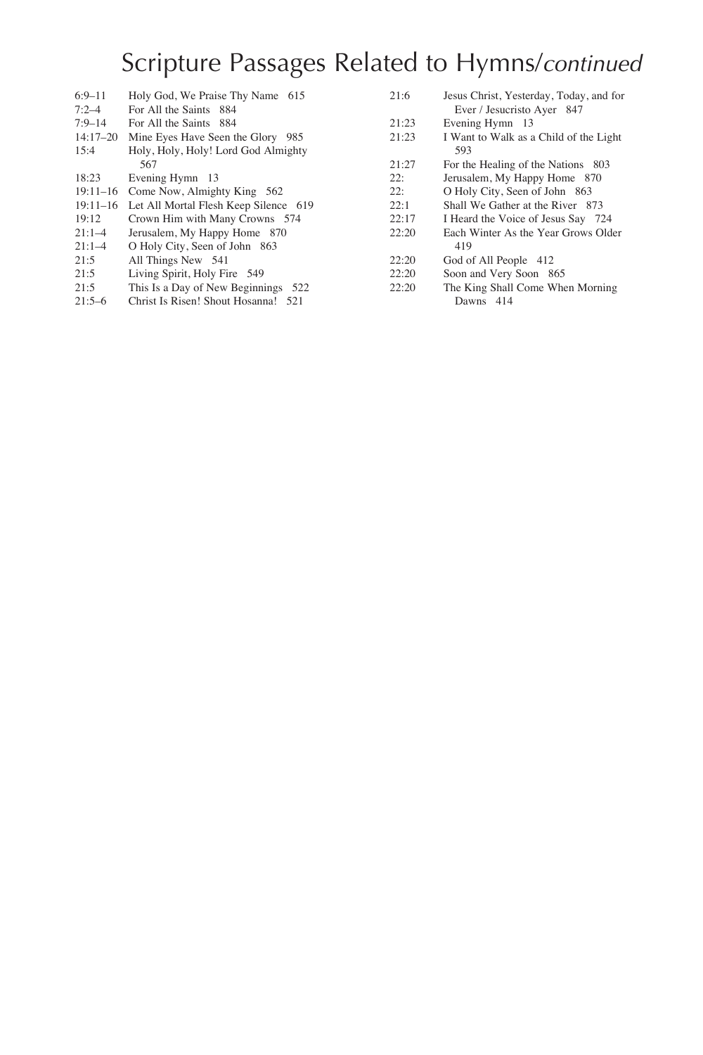# Scripture Passages Related to Hymns/*continued*

6:9–11 Holy God, We Praise Thy Name 615
7:2–4 For All the Saints 884
7:9–14 For All the Saints 884
14:17–20 Mine Eyes Have Seen the Glory 985
15:4 Holy, Holy, Holy! Lord God Almighty 567
18:23 Evening Hymn 13
19:11–16 Come Now, Almighty King 562
19:11–16 Let All Mortal Flesh Keep Silence 619
19:12 Crown Him with Many Crowns 574
21:1–4 Jerusalem, My Happy Home 870
21:1–4 O Holy City, Seen of John 863
21:5 All Things New 541
21:5 Living Spirit, Holy Fire 549
21:5 This Is a Day of New Beginnings 522
21:5–6 Christ Is Risen! Shout Hosanna! 521
21:6 Jesus Christ, Yesterday, Today, and for Ever / Jesucristo Ayer 847
21:23 Evening Hymn 13
21:23 I Want to Walk as a Child of the Light 593
21:27 For the Healing of the Nations 803
22: Jerusalem, My Happy Home 870
22: O Holy City, Seen of John 863
22:1 Shall We Gather at the River 873
22:17 I Heard the Voice of Jesus Say 724
22:20 Each Winter As the Year Grows Older 419
22:20 God of All People 412
22:20 Soon and Very Soon 865
22:20 The King Shall Come When Morning Dawns 414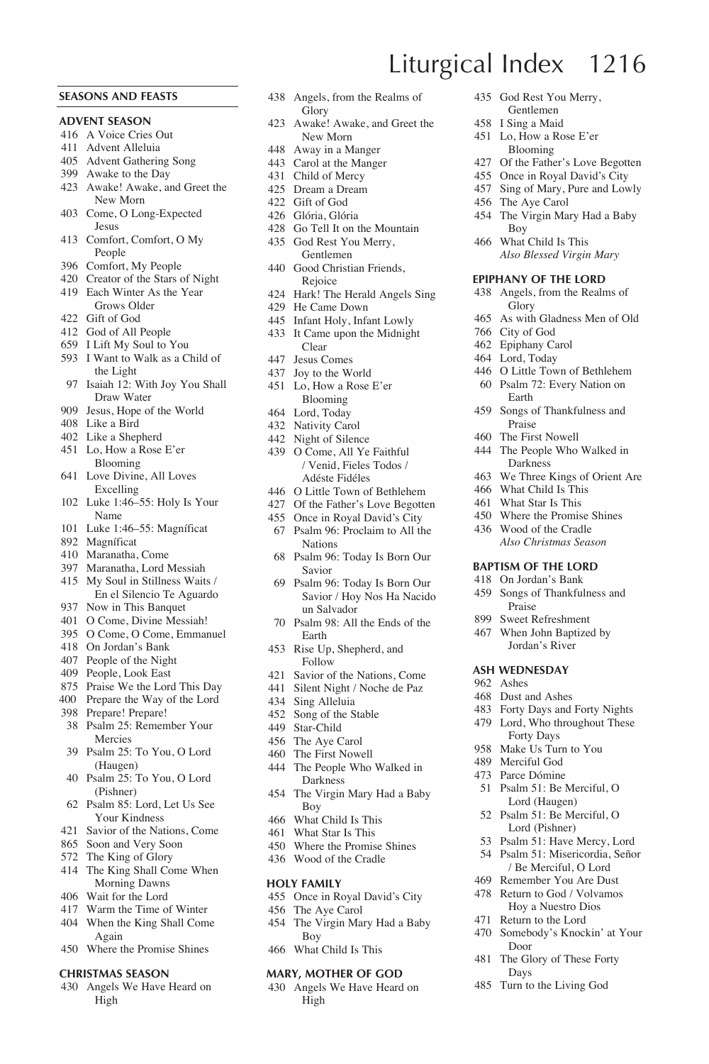## SEASONS AND FEASTS

### ADVENT SEASON

- 416 A Voice Cries Out
- 411 Advent Alleluia
- 405 Advent Gathering Song
- 399 Awake to the Day
- 423 Awake! Awake, and Greet the New Morn
- 403 Come, O Long-Expected Jesus
- 413 Comfort, Comfort, O My People
- 396 Comfort, My People
- 420 Creator of the Stars of Night
- 419 Each Winter As the Year Grows Older
- 422 Gift of God
- 412 God of All People
- 659 I Lift My Soul to You
- 593 I Want to Walk as a Child of the Light
- 97 Isaiah 12: With Joy You Shall Draw Water
- 909 Jesus, Hope of the World
- 408 Like a Bird
- 402 Like a Shepherd
- 451 Lo, How a Rose E'er Blooming
- 641 Love Divine, All Loves Excelling
- 102 Luke 1:46–55: Holy Is Your Name
- 101 Luke 1:46–55: Magníficat
- 892 Magníficat
- 410 Maranatha, Come
- 397 Maranatha, Lord Messiah
- 415 My Soul in Stillness Waits / En el Silencio Te Aguardo
- 937 Now in This Banquet
- 401 O Come, Divine Messiah!
- 395 O Come, O Come, Emmanuel
- 418 On Jordan's Bank
- 407 People of the Night
- 409 People, Look East
- 875 Praise We the Lord This Day
- 400 Prepare the Way of the Lord
- 398 Prepare! Prepare!
- 38 Psalm 25: Remember Your Mercies
- 39 Psalm 25: To You, O Lord (Haugen)
- 40 Psalm 25: To You, O Lord (Pishner)
- 62 Psalm 85: Lord, Let Us See Your Kindness
- 421 Savior of the Nations, Come
- 865 Soon and Very Soon
- 572 The King of Glory
- 414 The King Shall Come When Morning Dawns
- 406 Wait for the Lord
- 417 Warm the Time of Winter
- 404 When the King Shall Come Again
- 450 Where the Promise Shines

### CHRISTMAS SEASON

- 430 Angels We Have Heard on High
- 438 Angels, from the Realms of Glory
- 423 Awake! Awake, and Greet the New Morn
- 448 Away in a Manger
- 443 Carol at the Manger
- 431 Child of Mercy
- 425 Dream a Dream
- 422 Gift of God
- 426 Glória, Glória
- 428 Go Tell It on the Mountain
- 435 God Rest You Merry, Gentlemen
- 440 Good Christian Friends, Rejoice
- 424 Hark! The Herald Angels Sing
- 429 He Came Down
- 445 Infant Holy, Infant Lowly
- 433 It Came upon the Midnight Clear
- 447 Jesus Comes
- 437 Joy to the World
- 451 Lo, How a Rose E'er Blooming
- 464 Lord, Today
- 432 Nativity Carol
- 442 Night of Silence
- 439 O Come, All Ye Faithful / Venid, Fieles Todos / Adéste Fidéles
- 446 O Little Town of Bethlehem
- 427 Of the Father's Love Begotten
- 455 Once in Royal David's City
- 67 Psalm 96: Proclaim to All the Nations
- 68 Psalm 96: Today Is Born Our Savior
- 69 Psalm 96: Today Is Born Our Savior / Hoy Nos Ha Nacido un Salvador
- 70 Psalm 98: All the Ends of the Earth
- 453 Rise Up, Shepherd, and Follow
- 421 Savior of the Nations, Come
- 441 Silent Night / Noche de Paz
- 434 Sing Alleluia
- 452 Song of the Stable
- 449 Star-Child
- 456 The Aye Carol
- 460 The First Nowell
- 444 The People Who Walked in Darkness
- 454 The Virgin Mary Had a Baby Boy
- 466 What Child Is This
- 461 What Star Is This
- 450 Where the Promise Shines
- 436 Wood of the Cradle

### HOLY FAMILY

- 455 Once in Royal David's City
- 456 The Aye Carol
- 454 The Virgin Mary Had a Baby Boy
- 466 What Child Is This

### MARY, MOTHER OF GOD

- 430 Angels We Have Heard on High
- 435 God Rest You Merry, Gentlemen
- 458 I Sing a Maid
- 451 Lo, How a Rose E'er Blooming
- 427 Of the Father's Love Begotten
- 455 Once in Royal David's City
- 457 Sing of Mary, Pure and Lowly
- 456 The Aye Carol
- 454 The Virgin Mary Had a Baby Boy
- 466 What Child Is This

*Also Blessed Virgin Mary*

### EPIPHANY OF THE LORD

- 438 Angels, from the Realms of Glory
- 465 As with Gladness Men of Old
- 766 City of God
- 462 Epiphany Carol
- 464 Lord, Today
- 446 O Little Town of Bethlehem
- 60 Psalm 72: Every Nation on Earth
- 459 Songs of Thankfulness and Praise
- 460 The First Nowell
- 444 The People Who Walked in Darkness
- 463 We Three Kings of Orient Are
- 466 What Child Is This
- 461 What Star Is This
- 450 Where the Promise Shines
- 436 Wood of the Cradle

*Also Christmas Season*

### BAPTISM OF THE LORD

- 418 On Jordan's Bank
- 459 Songs of Thankfulness and Praise
- 899 Sweet Refreshment
- 467 When John Baptized by Jordan's River

### ASH WEDNESDAY

- 962 Ashes
- 468 Dust and Ashes
- 483 Forty Days and Forty Nights
- 479 Lord, Who throughout These Forty Days
- 958 Make Us Turn to You
- 489 Merciful God
- 473 Parce Dómine
- 51 Psalm 51: Be Merciful, O Lord (Haugen)
- 52 Psalm 51: Be Merciful, O Lord (Pishner)
- 53 Psalm 51: Have Mercy, Lord
- 54 Psalm 51: Misericordia, Señor / Be Merciful, O Lord
- 469 Remember You Are Dust
- 478 Return to God / Volvamos Hoy a Nuestro Dios
- 471 Return to the Lord
- 470 Somebody's Knockin' at Your Door
- 481 The Glory of These Forty Days
- 485 Turn to the Living God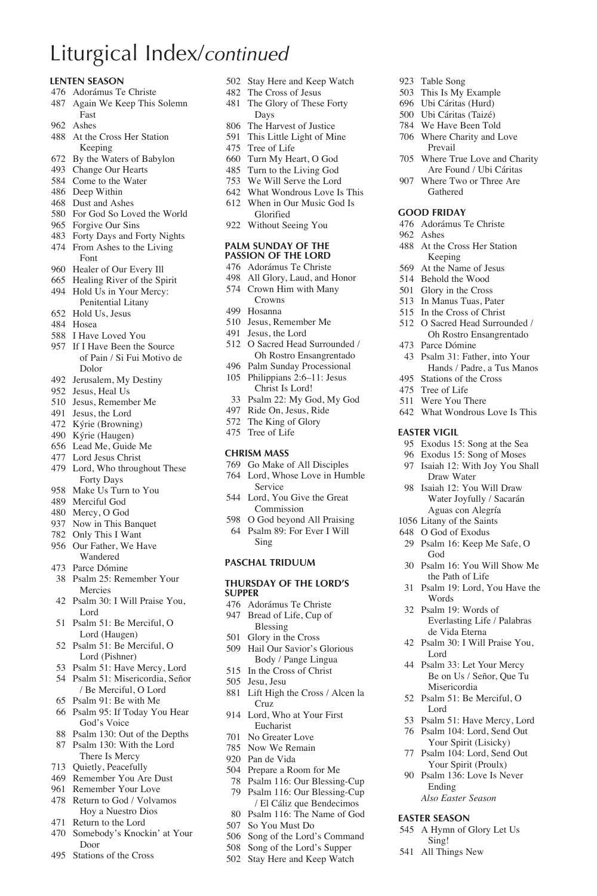# Liturgical Index/*continued*

**LENTEN SEASON**

- 476 Adorámus Te Christe
- 487 Again We Keep This Solemn Fast
- 962 Ashes
- 488 At the Cross Her Station Keeping
- 672 By the Waters of Babylon
- 493 Change Our Hearts
- 584 Come to the Water
- 486 Deep Within
- 468 Dust and Ashes
- 580 For God So Loved the World
- 965 Forgive Our Sins
- 483 Forty Days and Forty Nights
- 474 From Ashes to the Living Font
- 960 Healer of Our Every Ill
- 665 Healing River of the Spirit
- 494 Hold Us in Your Mercy: Penitential Litany
- 652 Hold Us, Jesus
- 484 Hosea
- 588 I Have Loved You
- 957 If I Have Been the Source of Pain / Si Fui Motivo de Dolor
- 492 Jerusalem, My Destiny
- 952 Jesus, Heal Us
- 510 Jesus, Remember Me
- 491 Jesus, the Lord
- 472 Kýrie (Browning)
- 490 Kýrie (Haugen)
- 656 Lead Me, Guide Me
- 477 Lord Jesus Christ
- 479 Lord, Who throughout These Forty Days
- 958 Make Us Turn to You
- 489 Merciful God
- 480 Mercy, O God
- 937 Now in This Banquet
- 782 Only This I Want
- 956 Our Father, We Have Wandered
- 473 Parce Dómine
- 38 Psalm 25: Remember Your Mercies
- 42 Psalm 30: I Will Praise You, Lord
- 51 Psalm 51: Be Merciful, O Lord (Haugen)
- 52 Psalm 51: Be Merciful, O Lord (Pishner)
- 53 Psalm 51: Have Mercy, Lord
- 54 Psalm 51: Misericordia, Señor / Be Merciful, O Lord
- 65 Psalm 91: Be with Me
- 66 Psalm 95: If Today You Hear God's Voice
- 88 Psalm 130: Out of the Depths
- 87 Psalm 130: With the Lord There Is Mercy
- 713 Quietly, Peacefully
- 469 Remember You Are Dust
- 961 Remember Your Love
- 478 Return to God / Volvamos Hoy a Nuestro Dios
- 471 Return to the Lord
- 470 Somebody's Knockin' at Your Door
- 495 Stations of the Cross
- 502 Stay Here and Keep Watch
- 482 The Cross of Jesus
- 481 The Glory of These Forty Days
- 806 The Harvest of Justice
- 591 This Little Light of Mine
- 475 Tree of Life
- 660 Turn My Heart, O God
- 485 Turn to the Living God
- 753 We Will Serve the Lord
- 642 What Wondrous Love Is This
- 612 When in Our Music God Is Glorified
- 922 Without Seeing You

**PALM SUNDAY OF THE PASSION OF THE LORD**

- 476 Adorámus Te Christe
- 498 All Glory, Laud, and Honor
- 574 Crown Him with Many Crowns
- 499 Hosanna
- 510 Jesus, Remember Me
- 491 Jesus, the Lord
- 512 O Sacred Head Surrounded / Oh Rostro Ensangrentado
- 496 Palm Sunday Processional
- 105 Philippians 2:6–11: Jesus Christ Is Lord!
- 33 Psalm 22: My God, My God
- 497 Ride On, Jesus, Ride
- 572 The King of Glory
- 475 Tree of Life

**CHRISM MASS**

- 769 Go Make of All Disciples
- 764 Lord, Whose Love in Humble Service
- 544 Lord, You Give the Great Commission
- 598 O God beyond All Praising
- 64 Psalm 89: For Ever I Will Sing

**PASCHAL TRIDUUM**

**THURSDAY OF THE LORD'S SUPPER**

- 476 Adorámus Te Christe
- 947 Bread of Life, Cup of Blessing
- 501 Glory in the Cross
- 509 Hail Our Savior's Glorious Body / Pange Lingua
- 515 In the Cross of Christ
- 505 Jesu, Jesu
- 881 Lift High the Cross / Alcen la Cruz
- 914 Lord, Who at Your First Eucharist
- 701 No Greater Love
- 785 Now We Remain
- 920 Pan de Vida
- 504 Prepare a Room for Me
- 78 Psalm 116: Our Blessing-Cup
- 79 Psalm 116: Our Blessing-Cup / El Cáliz que Bendecimos
- 80 Psalm 116: The Name of God
- 507 So You Must Do
- 506 Song of the Lord's Command
- 508 Song of the Lord's Supper
- 502 Stay Here and Keep Watch
- 923 Table Song
- 503 This Is My Example
- 696 Ubi Cáritas (Hurd)
- 500 Ubi Cáritas (Taizé)
- 784 We Have Been Told
- 706 Where Charity and Love Prevail
- 705 Where True Love and Charity Are Found / Ubi Cáritas
- 907 Where Two or Three Are Gathered

**GOOD FRIDAY**

- 476 Adorámus Te Christe
- 962 Ashes
- 488 At the Cross Her Station Keeping
- 569 At the Name of Jesus
- 514 Behold the Wood
- 501 Glory in the Cross
- 513 In Manus Tuas, Pater
- 515 In the Cross of Christ
- 512 O Sacred Head Surrounded / Oh Rostro Ensangrentado
- 473 Parce Dómine
- 43 Psalm 31: Father, into Your Hands / Padre, a Tus Manos
- 495 Stations of the Cross
- 475 Tree of Life
- 511 Were You There
- 642 What Wondrous Love Is This

**EASTER VIGIL**

- 95 Exodus 15: Song at the Sea
- 96 Exodus 15: Song of Moses
- 97 Isaiah 12: With Joy You Shall Draw Water
- 98 Isaiah 12: You Will Draw Water Joyfully / Sacarán Aguas con Alegría
- 1056 Litany of the Saints
- 648 O God of Exodus
- 29 Psalm 16: Keep Me Safe, O God
- 30 Psalm 16: You Will Show Me the Path of Life
- 31 Psalm 19: Lord, You Have the Words
- 32 Psalm 19: Words of Everlasting Life / Palabras de Vida Eterna
- 42 Psalm 30: I Will Praise You, Lord
- 44 Psalm 33: Let Your Mercy Be on Us / Señor, Que Tu Misericordia
- 52 Psalm 51: Be Merciful, O Lord
- 53 Psalm 51: Have Mercy, Lord
- 76 Psalm 104: Lord, Send Out Your Spirit (Lisicky)
- 77 Psalm 104: Lord, Send Out Your Spirit (Proulx)
- 90 Psalm 136: Love Is Never Ending

*Also Easter Season*

**EASTER SEASON**

- 545 A Hymn of Glory Let Us Sing!
- 541 All Things New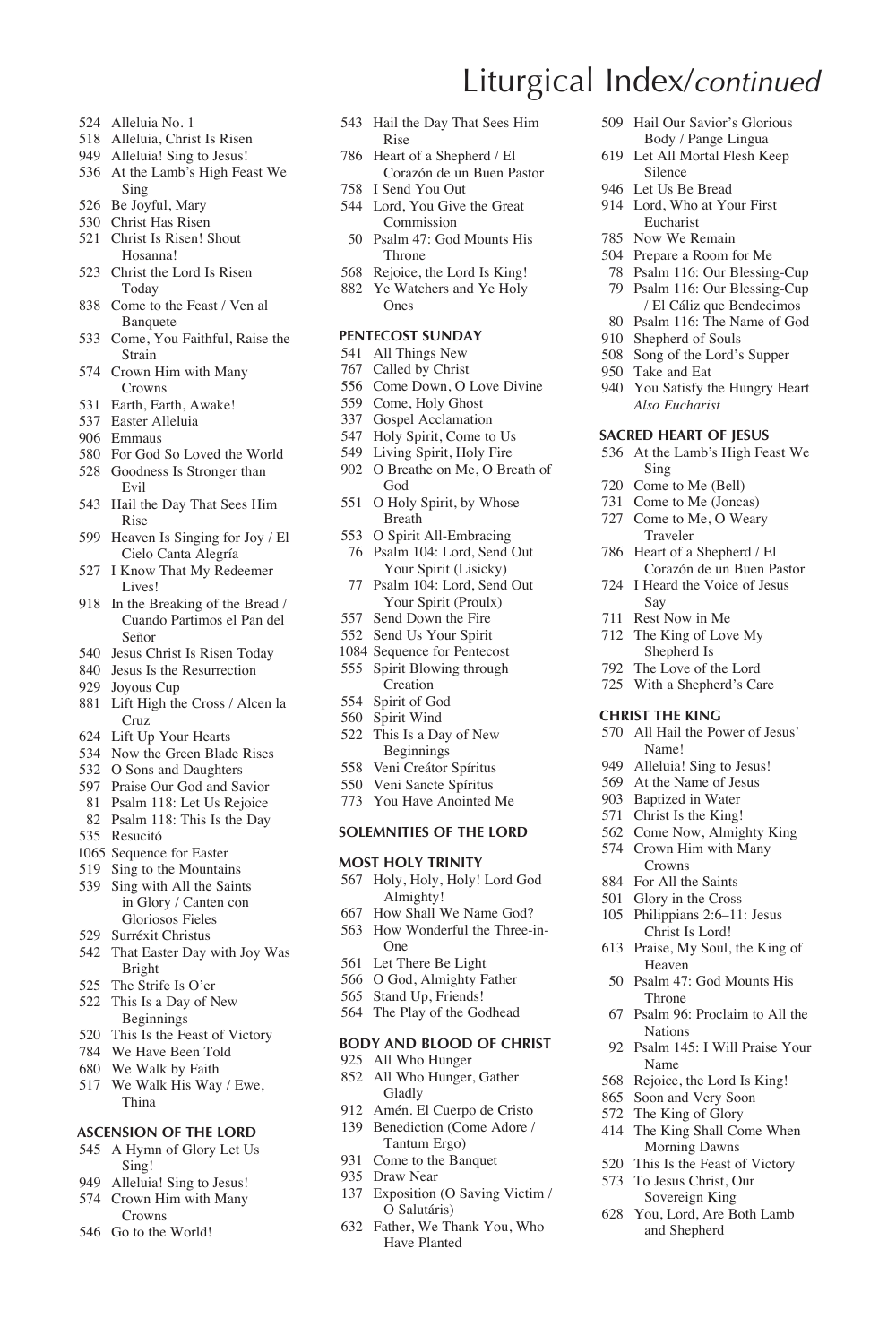# Liturgical Index/*continued*

- 524 Alleluia No. 1
- 518 Alleluia, Christ Is Risen
- 949 Alleluia! Sing to Jesus!
- 536 At the Lamb's High Feast We Sing
- 526 Be Joyful, Mary
- 530 Christ Has Risen
- 521 Christ Is Risen! Shout Hosanna!
- 523 Christ the Lord Is Risen Today
- 838 Come to the Feast / Ven al Banquete
- 533 Come, You Faithful, Raise the Strain
- 574 Crown Him with Many Crowns
- 531 Earth, Earth, Awake!
- 537 Easter Alleluia
- 906 Emmaus
- 580 For God So Loved the World
- 528 Goodness Is Stronger than Evil
- 543 Hail the Day That Sees Him Rise
- 599 Heaven Is Singing for Joy / El Cielo Canta Alegría
- 527 I Know That My Redeemer Lives!
- 918 In the Breaking of the Bread / Cuando Partimos el Pan del Señor
- 540 Jesus Christ Is Risen Today
- 840 Jesus Is the Resurrection
- 929 Joyous Cup
- 881 Lift High the Cross / Alcen la Cruz
- 624 Lift Up Your Hearts
- 534 Now the Green Blade Rises
- 532 O Sons and Daughters
- 597 Praise Our God and Savior
- 81 Psalm 118: Let Us Rejoice
- 82 Psalm 118: This Is the Day
- 535 Resucitó
- 1065 Sequence for Easter
- 519 Sing to the Mountains
- 539 Sing with All the Saints in Glory / Canten con Gloriosos Fieles
- 529 Surréxit Christus
- 542 That Easter Day with Joy Was Bright
- 525 The Strife Is O'er
- 522 This Is a Day of New Beginnings
- 520 This Is the Feast of Victory
- 784 We Have Been Told
- 680 We Walk by Faith
- 517 We Walk His Way / Ewe, Thina

### ASCENSION OF THE LORD

- 545 A Hymn of Glory Let Us Sing!
- 949 Alleluia! Sing to Jesus!
- 574 Crown Him with Many Crowns
- 546 Go to the World!
- 543 Hail the Day That Sees Him Rise
- 786 Heart of a Shepherd / El Corazón de un Buen Pastor
- 758 I Send You Out
- 544 Lord, You Give the Great Commission
- 50 Psalm 47: God Mounts His Throne
- 568 Rejoice, the Lord Is King!
- 882 Ye Watchers and Ye Holy Ones

### PENTECOST SUNDAY

- 541 All Things New
- 767 Called by Christ
- 556 Come Down, O Love Divine
- 559 Come, Holy Ghost
- 337 Gospel Acclamation
- 547 Holy Spirit, Come to Us
- 549 Living Spirit, Holy Fire
- 902 O Breathe on Me, O Breath of God
- 551 O Holy Spirit, by Whose Breath
- 553 O Spirit All-Embracing
- 76 Psalm 104: Lord, Send Out Your Spirit (Lisicky)
- 77 Psalm 104: Lord, Send Out Your Spirit (Proulx)
- 557 Send Down the Fire
- 552 Send Us Your Spirit
- 1084 Sequence for Pentecost
- 555 Spirit Blowing through Creation
- 554 Spirit of God
- 560 Spirit Wind
- 522 This Is a Day of New Beginnings
- 558 Veni Creátor Spíritus
- 550 Veni Sancte Spíritus
- 773 You Have Anointed Me

### SOLEMNITIES OF THE LORD

### MOST HOLY TRINITY

- 567 Holy, Holy, Holy! Lord God Almighty!
- 667 How Shall We Name God?
- 563 How Wonderful the Three-in-One
- 561 Let There Be Light
- 566 O God, Almighty Father
- 565 Stand Up, Friends!
- 564 The Play of the Godhead

### BODY AND BLOOD OF CHRIST

- 925 All Who Hunger
- 852 All Who Hunger, Gather Gladly
- 912 Amén. El Cuerpo de Cristo
- 139 Benediction (Come Adore / Tantum Ergo)
- 931 Come to the Banquet
- 935 Draw Near
- 137 Exposition (O Saving Victim / O Salutáris)
- 632 Father, We Thank You, Who Have Planted
- 509 Hail Our Savior's Glorious Body / Pange Lingua
- 619 Let All Mortal Flesh Keep Silence
- 946 Let Us Be Bread
- 914 Lord, Who at Your First Eucharist
- 785 Now We Remain
- 504 Prepare a Room for Me
- 78 Psalm 116: Our Blessing-Cup
- 79 Psalm 116: Our Blessing-Cup / El Cáliz que Bendecimos
- 80 Psalm 116: The Name of God
- 910 Shepherd of Souls
- 508 Song of the Lord's Supper
- 950 Take and Eat
- 940 You Satisfy the Hungry Heart

*Also Eucharist*

### SACRED HEART OF JESUS

- 536 At the Lamb's High Feast We Sing
- 720 Come to Me (Bell)
- 731 Come to Me (Joncas)
- 727 Come to Me, O Weary Traveler
- 786 Heart of a Shepherd / El Corazón de un Buen Pastor
- 724 I Heard the Voice of Jesus Say
- 711 Rest Now in Me
- 712 The King of Love My Shepherd Is
- 792 The Love of the Lord
- 725 With a Shepherd's Care

### CHRIST THE KING

- 570 All Hail the Power of Jesus' Name!
- 949 Alleluia! Sing to Jesus!
- 569 At the Name of Jesus
- 903 Baptized in Water
- 571 Christ Is the King!
- 562 Come Now, Almighty King
- 574 Crown Him with Many Crowns
- 884 For All the Saints
- 501 Glory in the Cross
- 105 Philippians 2:6–11: Jesus Christ Is Lord!
- 613 Praise, My Soul, the King of Heaven
- 50 Psalm 47: God Mounts His Throne
- 67 Psalm 96: Proclaim to All the Nations
- 92 Psalm 145: I Will Praise Your Name
- 568 Rejoice, the Lord Is King!
- 865 Soon and Very Soon
- 572 The King of Glory
- 414 The King Shall Come When Morning Dawns
- 520 This Is the Feast of Victory
- 573 To Jesus Christ, Our Sovereign King
- 628 You, Lord, Are Both Lamb and Shepherd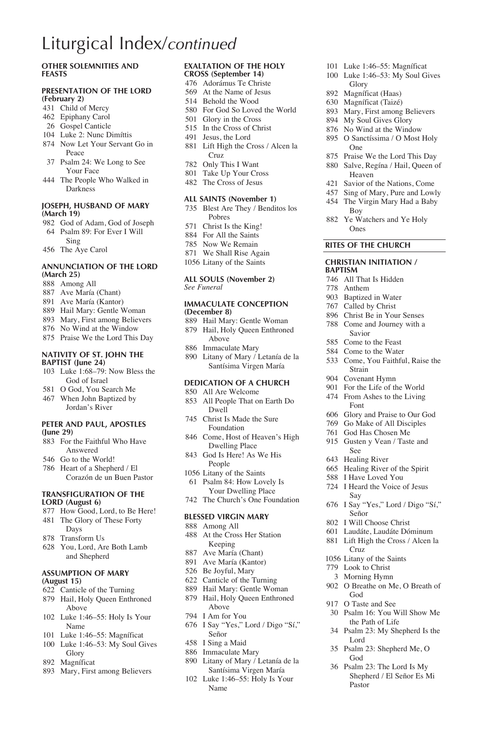# Liturgical Index/*continued*

## OTHER SOLEMNITIES AND FEASTS

### PRESENTATION OF THE LORD (February 2)

- 431 Child of Mercy
- 462 Epiphany Carol
- 26 Gospel Canticle
- 104 Luke 2: Nunc Dimíttis
- 874 Now Let Your Servant Go in Peace
- 37 Psalm 24: We Long to See Your Face
- 444 The People Who Walked in Darkness

### JOSEPH, HUSBAND OF MARY (March 19)

- 982 God of Adam, God of Joseph
- 64 Psalm 89: For Ever I Will Sing
- 456 The Aye Carol

### ANNUNCIATION OF THE LORD (March 25)

- 888 Among All
- 887 Ave María (Chant)
- 891 Ave María (Kantor)
- 889 Hail Mary: Gentle Woman
- 893 Mary, First among Believers
- 876 No Wind at the Window
- 875 Praise We the Lord This Day

### NATIVITY OF ST. JOHN THE BAPTIST (June 24)

- 103 Luke 1:68–79: Now Bless the God of Israel
- 581 O God, You Search Me
- 467 When John Baptized by Jordan's River

### PETER AND PAUL, APOSTLES (June 29)

- 883 For the Faithful Who Have Answered
- 546 Go to the World!
- 786 Heart of a Shepherd / El Corazón de un Buen Pastor

### TRANSFIGURATION OF THE LORD (August 6)

- 877 How Good, Lord, to Be Here!
- 481 The Glory of These Forty Days
- 878 Transform Us
- 628 You, Lord, Are Both Lamb and Shepherd

### ASSUMPTION OF MARY (August 15)

- 622 Canticle of the Turning
- 879 Hail, Holy Queen Enthroned Above
- 102 Luke 1:46–55: Holy Is Your Name
- 101 Luke 1:46–55: Magníficat
- 100 Luke 1:46–53: My Soul Gives Glory
- 892 Magníficat
- 893 Mary, First among Believers

### EXALTATION OF THE HOLY CROSS (September 14)

- 476 Adorámus Te Christe
- 569 At the Name of Jesus
- 514 Behold the Wood
- 580 For God So Loved the World
- 501 Glory in the Cross
- 515 In the Cross of Christ
- 491 Jesus, the Lord
- 881 Lift High the Cross / Alcen la Cruz
- 782 Only This I Want
- 801 Take Up Your Cross
- 482 The Cross of Jesus

### ALL SAINTS (November 1)

- 735 Blest Are They / Benditos los Pobres
- 571 Christ Is the King!
- 884 For All the Saints
- 785 Now We Remain
- 871 We Shall Rise Again
- 1056 Litany of the Saints

### ALL SOULS (November 2)

*See Funeral*

### IMMACULATE CONCEPTION (December 8)

- 889 Hail Mary: Gentle Woman
- 879 Hail, Holy Queen Enthroned Above
- 886 Immaculate Mary
- 890 Litany of Mary / Letanía de la Santísima Virgen María

### DEDICATION OF A CHURCH

- 850 All Are Welcome
- 853 All People That on Earth Do Dwell
- 745 Christ Is Made the Sure Foundation
- 846 Come, Host of Heaven's High Dwelling Place
- 843 God Is Here! As We His People
- 1056 Litany of the Saints
- 61 Psalm 84: How Lovely Is Your Dwelling Place
- 742 The Church's One Foundation

### BLESSED VIRGIN MARY

- 888 Among All
- 488 At the Cross Her Station Keeping
- 887 Ave María (Chant)
- 891 Ave María (Kantor)
- 526 Be Joyful, Mary
- 622 Canticle of the Turning
- 889 Hail Mary: Gentle Woman
- 879 Hail, Holy Queen Enthroned Above
- 794 I Am for You
- 676 I Say "Yes," Lord / Digo "Sí," Señor
- 458 I Sing a Maid
- 886 Immaculate Mary
- 890 Litany of Mary / Letanía de la Santísima Virgen María
- 102 Luke 1:46–55: Holy Is Your Name
- 101 Luke 1:46–55: Magníficat
- 100 Luke 1:46–53: My Soul Gives Glory
- 892 Magníficat (Haas)
- 630 Magníficat (Taizé)
- 893 Mary, First among Believers
- 894 My Soul Gives Glory
- 876 No Wind at the Window
- 895 O Sanctíssima / O Most Holy One
- 875 Praise We the Lord This Day
- 880 Salve, Regína / Hail, Queen of Heaven
- 421 Savior of the Nations, Come
- 457 Sing of Mary, Pure and Lowly
- 454 The Virgin Mary Had a Baby Boy
- 882 Ye Watchers and Ye Holy Ones

## RITES OF THE CHURCH

### CHRISTIAN INITIATION / BAPTISM

- 746 All That Is Hidden
- 778 Anthem
- 903 Baptized in Water
- 767 Called by Christ
- 896 Christ Be in Your Senses
- 788 Come and Journey with a Savior
- 585 Come to the Feast
- 584 Come to the Water
- 533 Come, You Faithful, Raise the Strain
- 904 Covenant Hymn
- 901 For the Life of the World
- 474 From Ashes to the Living Font
- 606 Glory and Praise to Our God
- 769 Go Make of All Disciples
- 761 God Has Chosen Me
- 915 Gusten y Vean / Taste and See
- 643 Healing River
- 665 Healing River of the Spirit
- 588 I Have Loved You
- 724 I Heard the Voice of Jesus Say
- 676 I Say "Yes," Lord / Digo "Sí," Señor
- 802 I Will Choose Christ
- 601 Laudáte, Laudáte Dóminum
- 881 Lift High the Cross / Alcen la Cruz
- 1056 Litany of the Saints
- 779 Look to Christ
- 3 Morning Hymn
- 902 O Breathe on Me, O Breath of God
- 917 O Taste and See
- 30 Psalm 16: You Will Show Me the Path of Life
- 34 Psalm 23: My Shepherd Is the Lord
- 35 Psalm 23: Shepherd Me, O God
- 36 Psalm 23: The Lord Is My Shepherd / El Señor Es Mi Pastor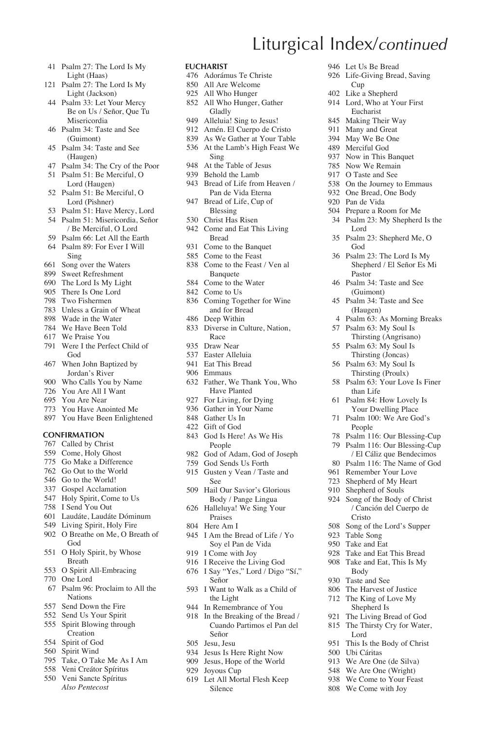# Liturgical Index/*continued*

41 Psalm 27: The Lord Is My Light (Haas)
121 Psalm 27: The Lord Is My Light (Jackson)
44 Psalm 33: Let Your Mercy Be on Us / Señor, Que Tu Misericordia
46 Psalm 34: Taste and See (Guimont)
45 Psalm 34: Taste and See (Haugen)
47 Psalm 34: The Cry of the Poor
51 Psalm 51: Be Merciful, O Lord (Haugen)
52 Psalm 51: Be Merciful, O Lord (Pishner)
53 Psalm 51: Have Mercy, Lord
54 Psalm 51: Misericordia, Señor / Be Merciful, O Lord
59 Psalm 66: Let All the Earth
64 Psalm 89: For Ever I Will Sing
661 Song over the Waters
899 Sweet Refreshment
690 The Lord Is My Light
905 There Is One Lord
798 Two Fishermen
783 Unless a Grain of Wheat
898 Wade in the Water
784 We Have Been Told
617 We Praise You
791 Were I the Perfect Child of God
467 When John Baptized by Jordan's River
900 Who Calls You by Name
726 You Are All I Want
695 You Are Near
773 You Have Anointed Me
897 You Have Been Enlightened

**CONFIRMATION**

767 Called by Christ
559 Come, Holy Ghost
775 Go Make a Difference
762 Go Out to the World
546 Go to the World!
337 Gospel Acclamation
547 Holy Spirit, Come to Us
758 I Send You Out
601 Laudáte, Laudáte Dóminum
549 Living Spirit, Holy Fire
902 O Breathe on Me, O Breath of God
551 O Holy Spirit, by Whose Breath
553 O Spirit All-Embracing
770 One Lord
67 Psalm 96: Proclaim to All the Nations
557 Send Down the Fire
552 Send Us Your Spirit
555 Spirit Blowing through Creation
554 Spirit of God
560 Spirit Wind
795 Take, O Take Me As I Am
558 Veni Creátor Spíritus
550 Veni Sancte Spíritus
*Also Pentecost*

**EUCHARIST**

476 Adorámus Te Christe
850 All Are Welcome
925 All Who Hunger
852 All Who Hunger, Gather Gladly
949 Alleluia! Sing to Jesus!
912 Amén. El Cuerpo de Cristo
839 As We Gather at Your Table
536 At the Lamb's High Feast We Sing
948 At the Table of Jesus
939 Behold the Lamb
943 Bread of Life from Heaven / Pan de Vida Eterna
947 Bread of Life, Cup of Blessing
530 Christ Has Risen
942 Come and Eat This Living Bread
931 Come to the Banquet
585 Come to the Feast
838 Come to the Feast / Ven al Banquete
584 Come to the Water
842 Come to Us
836 Coming Together for Wine and for Bread
486 Deep Within
833 Diverse in Culture, Nation, Race
935 Draw Near
537 Easter Alleluia
941 Eat This Bread
906 Emmaus
632 Father, We Thank You, Who Have Planted
927 For Living, for Dying
936 Gather in Your Name
848 Gather Us In
422 Gift of God
843 God Is Here! As We His People
982 God of Adam, God of Joseph
759 God Sends Us Forth
915 Gusten y Vean / Taste and See
509 Hail Our Savior's Glorious Body / Pange Lingua
626 Halleluya! We Sing Your Praises
804 Here Am I
945 I Am the Bread of Life / Yo Soy el Pan de Vida
919 I Come with Joy
916 I Receive the Living God
676 I Say "Yes," Lord / Digo "Sí," Señor
593 I Want to Walk as a Child of the Light
944 In Remembrance of You
918 In the Breaking of the Bread / Cuando Partimos el Pan del Señor
505 Jesu, Jesu
934 Jesus Is Here Right Now
909 Jesus, Hope of the World
929 Joyous Cup
619 Let All Mortal Flesh Keep Silence
946 Let Us Be Bread
926 Life-Giving Bread, Saving Cup
402 Like a Shepherd
914 Lord, Who at Your First Eucharist
845 Making Their Way
911 Many and Great
394 May We Be One
489 Merciful God
937 Now in This Banquet
785 Now We Remain
917 O Taste and See
538 On the Journey to Emmaus
932 One Bread, One Body
920 Pan de Vida
504 Prepare a Room for Me
34 Psalm 23: My Shepherd Is the Lord
35 Psalm 23: Shepherd Me, O God
36 Psalm 23: The Lord Is My Shepherd / El Señor Es Mi Pastor
46 Psalm 34: Taste and See (Guimont)
45 Psalm 34: Taste and See (Haugen)
4 Psalm 63: As Morning Breaks
57 Psalm 63: My Soul Is Thirsting (Angrisano)
55 Psalm 63: My Soul Is Thirsting (Joncas)
56 Psalm 63: My Soul Is Thirsting (Proulx)
58 Psalm 63: Your Love Is Finer than Life
61 Psalm 84: How Lovely Is Your Dwelling Place
71 Psalm 100: We Are God's People
78 Psalm 116: Our Blessing-Cup
79 Psalm 116: Our Blessing-Cup / El Cáliz que Bendecimos
80 Psalm 116: The Name of God
961 Remember Your Love
723 Shepherd of My Heart
910 Shepherd of Souls
924 Song of the Body of Christ / Canción del Cuerpo de Cristo
508 Song of the Lord's Supper
923 Table Song
950 Take and Eat
928 Take and Eat This Bread
908 Take and Eat, This Is My Body
930 Taste and See
806 The Harvest of Justice
712 The King of Love My Shepherd Is
921 The Living Bread of God
815 The Thirsty Cry for Water, Lord
951 This Is the Body of Christ
500 Ubi Cáritas
913 We Are One (de Silva)
548 We Are One (Wright)
938 We Come to Your Feast
808 We Come with Joy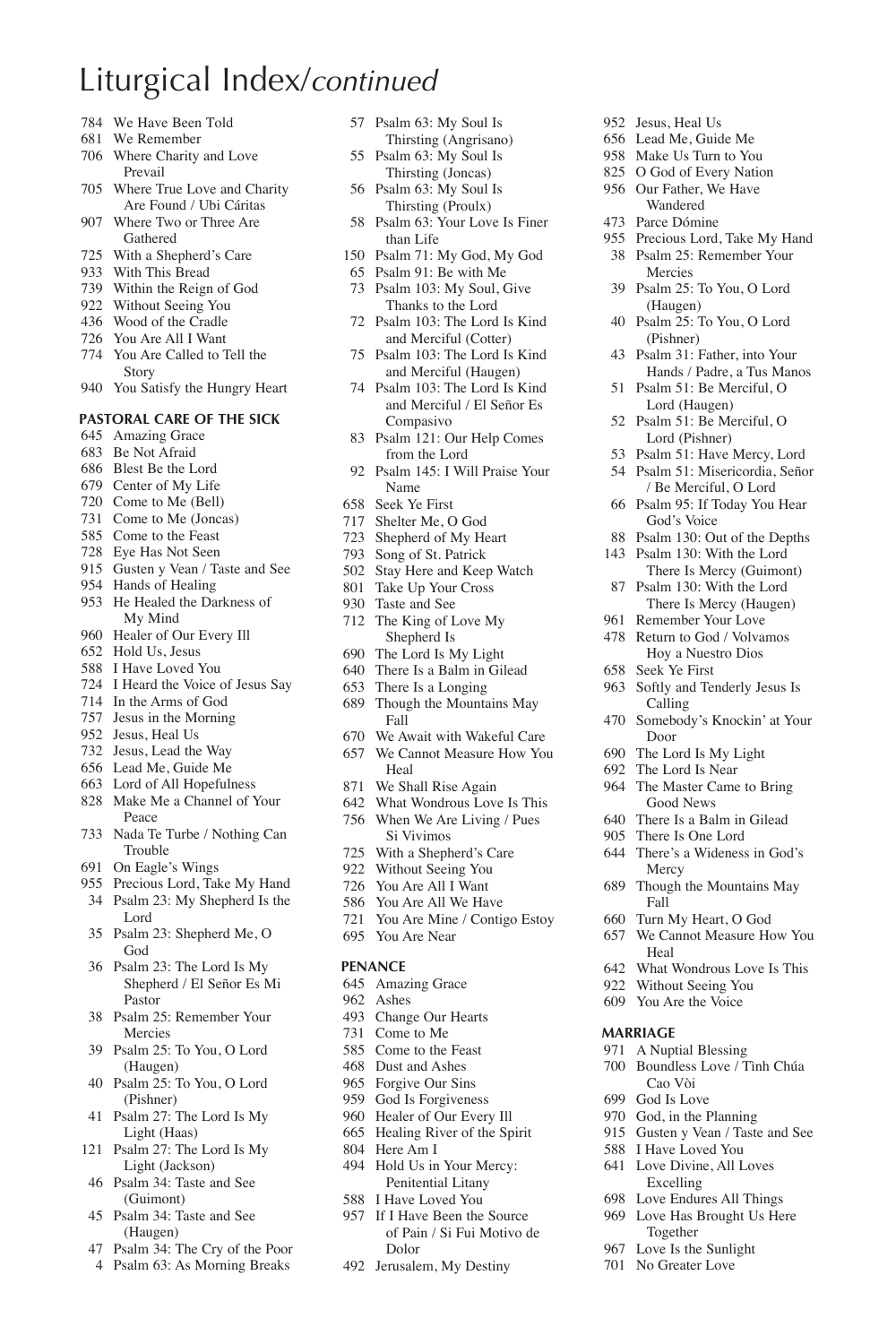# Liturgical Index/*continued*

- 784 We Have Been Told
- 681 We Remember
- 706 Where Charity and Love Prevail
- 705 Where True Love and Charity Are Found / Ubi Cáritas
- 907 Where Two or Three Are Gathered
- 725 With a Shepherd's Care
- 933 With This Bread
- 739 Within the Reign of God
- 922 Without Seeing You
- 436 Wood of the Cradle
- 726 You Are All I Want
- 774 You Are Called to Tell the Story
- 940 You Satisfy the Hungry Heart

**PASTORAL CARE OF THE SICK**

- 645 Amazing Grace
- 683 Be Not Afraid
- 686 Blest Be the Lord
- 679 Center of My Life
- 720 Come to Me (Bell)
- 731 Come to Me (Joncas)
- 585 Come to the Feast
- 728 Eye Has Not Seen
- 915 Gusten y Vean / Taste and See
- 954 Hands of Healing
- 953 He Healed the Darkness of My Mind
- 960 Healer of Our Every Ill
- 652 Hold Us, Jesus
- 588 I Have Loved You
- 724 I Heard the Voice of Jesus Say
- 714 In the Arms of God
- 757 Jesus in the Morning
- 952 Jesus, Heal Us
- 732 Jesus, Lead the Way
- 656 Lead Me, Guide Me
- 663 Lord of All Hopefulness
- 828 Make Me a Channel of Your Peace
- 733 Nada Te Turbe / Nothing Can Trouble
- 691 On Eagle's Wings
- 955 Precious Lord, Take My Hand
- 34 Psalm 23: My Shepherd Is the Lord
- 35 Psalm 23: Shepherd Me, O God
- 36 Psalm 23: The Lord Is My Shepherd / El Señor Es Mi Pastor
- 38 Psalm 25: Remember Your Mercies
- 39 Psalm 25: To You, O Lord (Haugen)
- 40 Psalm 25: To You, O Lord (Pishner)
- 41 Psalm 27: The Lord Is My Light (Haas)
- 121 Psalm 27: The Lord Is My Light (Jackson)
- 46 Psalm 34: Taste and See (Guimont)
- 45 Psalm 34: Taste and See (Haugen)
- 47 Psalm 34: The Cry of the Poor
- 4 Psalm 63: As Morning Breaks
- 57 Psalm 63: My Soul Is Thirsting (Angrisano)
- 55 Psalm 63: My Soul Is Thirsting (Joncas)
- 56 Psalm 63: My Soul Is Thirsting (Proulx)
- 58 Psalm 63: Your Love Is Finer than Life
- 150 Psalm 71: My God, My God
- 65 Psalm 91: Be with Me
- 73 Psalm 103: My Soul, Give Thanks to the Lord
- 72 Psalm 103: The Lord Is Kind and Merciful (Cotter)
- 75 Psalm 103: The Lord Is Kind and Merciful (Haugen)
- 74 Psalm 103: The Lord Is Kind and Merciful / El Señor Es Compasivo
- 83 Psalm 121: Our Help Comes from the Lord
- 92 Psalm 145: I Will Praise Your Name
- 658 Seek Ye First
- 717 Shelter Me, O God
- 723 Shepherd of My Heart
- 793 Song of St. Patrick
- 502 Stay Here and Keep Watch
- 801 Take Up Your Cross
- 930 Taste and See
- 712 The King of Love My Shepherd Is
- 690 The Lord Is My Light
- 640 There Is a Balm in Gilead
- 653 There Is a Longing
- 689 Though the Mountains May Fall
- 670 We Await with Wakeful Care
- 657 We Cannot Measure How You Heal
- 871 We Shall Rise Again
- 642 What Wondrous Love Is This
- 756 When We Are Living / Pues Si Vivimos
- 725 With a Shepherd's Care
- 922 Without Seeing You
- 726 You Are All I Want
- 586 You Are All We Have
- 721 You Are Mine / Contigo Estoy
- 695 You Are Near

**PENANCE**

- 645 Amazing Grace
- 962 Ashes
- 493 Change Our Hearts
- 731 Come to Me
- 585 Come to the Feast
- 468 Dust and Ashes
- 965 Forgive Our Sins
- 959 God Is Forgiveness
- 960 Healer of Our Every Ill
- 665 Healing River of the Spirit
- 804 Here Am I
- 494 Hold Us in Your Mercy: Penitential Litany
- 588 I Have Loved You
- 957 If I Have Been the Source of Pain / Si Fui Motivo de Dolor
- 492 Jerusalem, My Destiny
- 952 Jesus, Heal Us
- 656 Lead Me, Guide Me
- 958 Make Us Turn to You
- 825 O God of Every Nation
- 956 Our Father, We Have Wandered
- 473 Parce Dómine
- 955 Precious Lord, Take My Hand
- 38 Psalm 25: Remember Your Mercies
- 39 Psalm 25: To You, O Lord (Haugen)
- 40 Psalm 25: To You, O Lord (Pishner)
- 43 Psalm 31: Father, into Your Hands / Padre, a Tus Manos
- 51 Psalm 51: Be Merciful, O Lord (Haugen)
- 52 Psalm 51: Be Merciful, O Lord (Pishner)
- 53 Psalm 51: Have Mercy, Lord
- 54 Psalm 51: Misericordia, Señor / Be Merciful, O Lord
- 66 Psalm 95: If Today You Hear God's Voice
- 88 Psalm 130: Out of the Depths
- 143 Psalm 130: With the Lord There Is Mercy (Guimont)
- 87 Psalm 130: With the Lord There Is Mercy (Haugen)
- 961 Remember Your Love
- 478 Return to God / Volvamos Hoy a Nuestro Dios
- 658 Seek Ye First
- 963 Softly and Tenderly Jesus Is Calling
- 470 Somebody's Knockin' at Your Door
- 690 The Lord Is My Light
- 692 The Lord Is Near
- 964 The Master Came to Bring Good News
- 640 There Is a Balm in Gilead
- 905 There Is One Lord
- 644 There's a Wideness in God's Mercy
- 689 Though the Mountains May Fall
- 660 Turn My Heart, O God
- 657 We Cannot Measure How You Heal
- 642 What Wondrous Love Is This
- 922 Without Seeing You
- 609 You Are the Voice

**MARRIAGE**

- 971 A Nuptial Blessing
- 700 Boundless Love / Tình Chúa Cao Vời
- 699 God Is Love
- 970 God, in the Planning
- 915 Gusten y Vean / Taste and See
- 588 I Have Loved You
- 641 Love Divine, All Loves Excelling
- 698 Love Endures All Things
- 969 Love Has Brought Us Here Together
- 967 Love Is the Sunlight
- 701 No Greater Love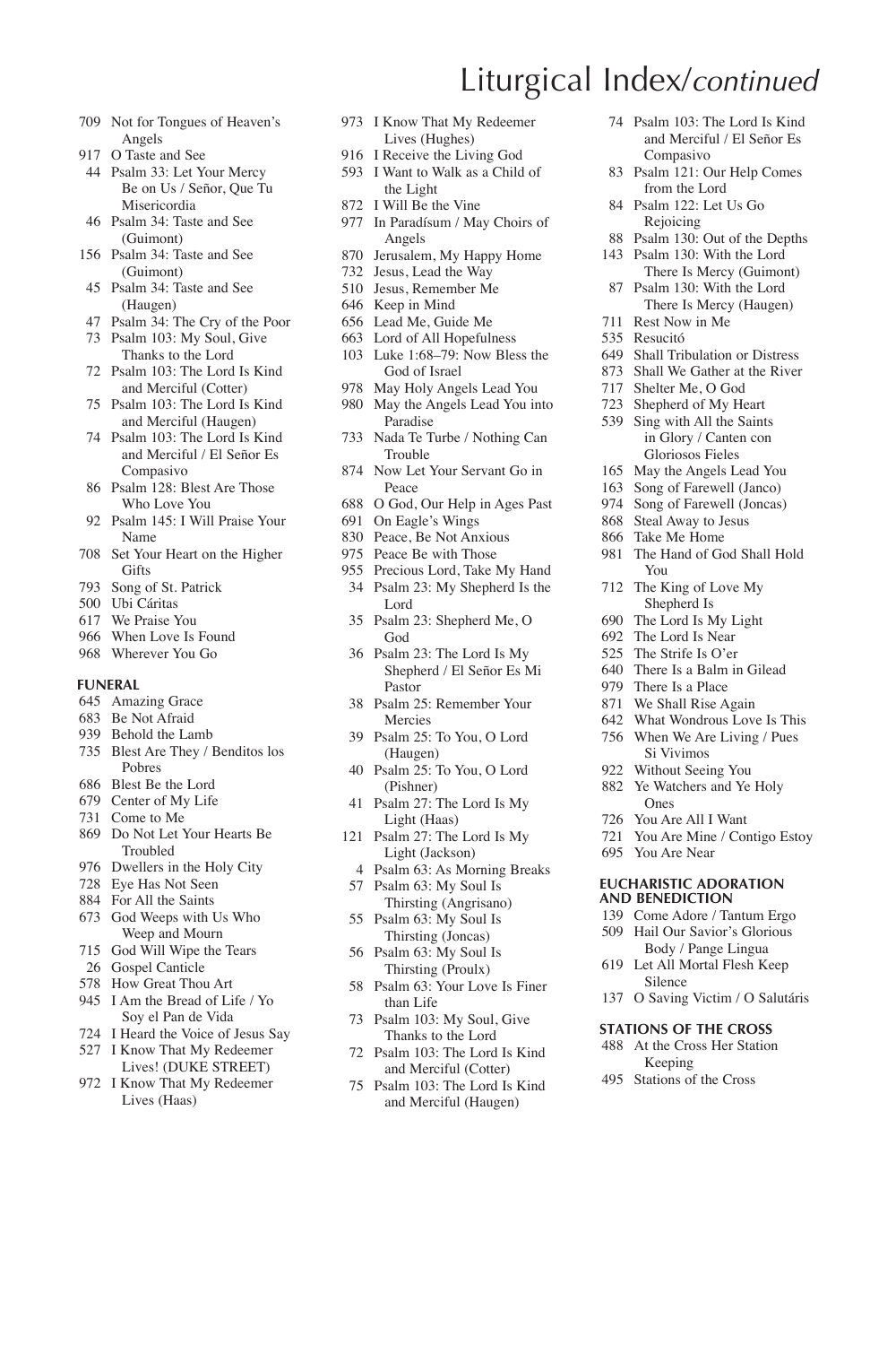# Liturgical Index/*continued*

709 Not for Tongues of Heaven's Angels
917 O Taste and See
44 Psalm 33: Let Your Mercy Be on Us / Señor, Que Tu Misericordia
46 Psalm 34: Taste and See (Guimont)
156 Psalm 34: Taste and See (Guimont)
45 Psalm 34: Taste and See (Haugen)
47 Psalm 34: The Cry of the Poor
73 Psalm 103: My Soul, Give Thanks to the Lord
72 Psalm 103: The Lord Is Kind and Merciful (Cotter)
75 Psalm 103: The Lord Is Kind and Merciful (Haugen)
74 Psalm 103: The Lord Is Kind and Merciful / El Señor Es Compasivo
86 Psalm 128: Blest Are Those Who Love You
92 Psalm 145: I Will Praise Your Name
708 Set Your Heart on the Higher Gifts
793 Song of St. Patrick
500 Ubi Cáritas
617 We Praise You
966 When Love Is Found
968 Wherever You Go

**FUNERAL**

645 Amazing Grace
683 Be Not Afraid
939 Behold the Lamb
735 Blest Are They / Benditos los Pobres
686 Blest Be the Lord
679 Center of My Life
731 Come to Me
869 Do Not Let Your Hearts Be Troubled
976 Dwellers in the Holy City
728 Eye Has Not Seen
884 For All the Saints
673 God Weeps with Us Who Weep and Mourn
715 God Will Wipe the Tears
26 Gospel Canticle
578 How Great Thou Art
945 I Am the Bread of Life / Yo Soy el Pan de Vida
724 I Heard the Voice of Jesus Say
527 I Know That My Redeemer Lives! (DUKE STREET)
972 I Know That My Redeemer Lives (Haas)
973 I Know That My Redeemer Lives (Hughes)
916 I Receive the Living God
593 I Want to Walk as a Child of the Light
872 I Will Be the Vine
977 In Paradísum / May Choirs of Angels
870 Jerusalem, My Happy Home
732 Jesus, Lead the Way
510 Jesus, Remember Me
646 Keep in Mind
656 Lead Me, Guide Me
663 Lord of All Hopefulness
103 Luke 1:68–79: Now Bless the God of Israel
978 May Holy Angels Lead You
980 May the Angels Lead You into Paradise
733 Nada Te Turbe / Nothing Can Trouble
874 Now Let Your Servant Go in Peace
688 O God, Our Help in Ages Past
691 On Eagle's Wings
830 Peace, Be Not Anxious
975 Peace Be with Those
955 Precious Lord, Take My Hand
34 Psalm 23: My Shepherd Is the Lord
35 Psalm 23: Shepherd Me, O God
36 Psalm 23: The Lord Is My Shepherd / El Señor Es Mi Pastor
38 Psalm 25: Remember Your Mercies
39 Psalm 25: To You, O Lord (Haugen)
40 Psalm 25: To You, O Lord (Pishner)
41 Psalm 27: The Lord Is My Light (Haas)
121 Psalm 27: The Lord Is My Light (Jackson)
4 Psalm 63: As Morning Breaks
57 Psalm 63: My Soul Is Thirsting (Angrisano)
55 Psalm 63: My Soul Is Thirsting (Joncas)
56 Psalm 63: My Soul Is Thirsting (Proulx)
58 Psalm 63: Your Love Is Finer than Life
73 Psalm 103: My Soul, Give Thanks to the Lord
72 Psalm 103: The Lord Is Kind and Merciful (Cotter)
75 Psalm 103: The Lord Is Kind and Merciful (Haugen)
74 Psalm 103: The Lord Is Kind and Merciful / El Señor Es Compasivo
83 Psalm 121: Our Help Comes from the Lord
84 Psalm 122: Let Us Go Rejoicing
88 Psalm 130: Out of the Depths
143 Psalm 130: With the Lord There Is Mercy (Guimont)
87 Psalm 130: With the Lord There Is Mercy (Haugen)
711 Rest Now in Me
535 Resucitó
649 Shall Tribulation or Distress
873 Shall We Gather at the River
717 Shelter Me, O God
723 Shepherd of My Heart
539 Sing with All the Saints in Glory / Canten con Gloriosos Fieles
165 May the Angels Lead You
163 Song of Farewell (Janco)
974 Song of Farewell (Joncas)
868 Steal Away to Jesus
866 Take Me Home
981 The Hand of God Shall Hold You
712 The King of Love My Shepherd Is
690 The Lord Is My Light
692 The Lord Is Near
525 The Strife Is O'er
640 There Is a Balm in Gilead
979 There Is a Place
871 We Shall Rise Again
642 What Wondrous Love Is This
756 When We Are Living / Pues Si Vivimos
922 Without Seeing You
882 Ye Watchers and Ye Holy Ones
726 You Are All I Want
721 You Are Mine / Contigo Estoy
695 You Are Near

**EUCHARISTIC ADORATION AND BENEDICTION**

139 Come Adore / Tantum Ergo
509 Hail Our Savior's Glorious Body / Pange Lingua
619 Let All Mortal Flesh Keep Silence
137 O Saving Victim / O Salutáris

**STATIONS OF THE CROSS**

488 At the Cross Her Station Keeping
495 Stations of the Cross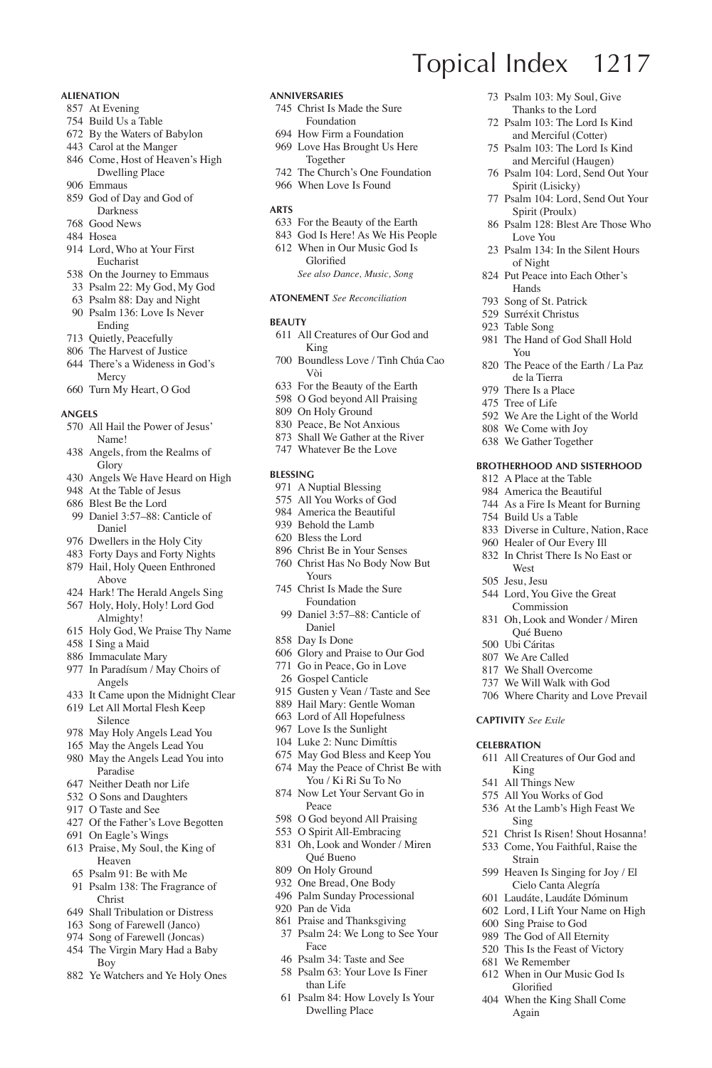# Topical Index

### ALIENATION

- 857 At Evening
- 754 Build Us a Table
- 672 By the Waters of Babylon
- 443 Carol at the Manger
- 846 Come, Host of Heaven's High Dwelling Place
- 906 Emmaus
- 859 God of Day and God of Darkness
- 768 Good News
- 484 Hosea
- 914 Lord, Who at Your First Eucharist
- 538 On the Journey to Emmaus
- 33 Psalm 22: My God, My God
- 63 Psalm 88: Day and Night
- 90 Psalm 136: Love Is Never Ending
- 713 Quietly, Peacefully
- 806 The Harvest of Justice
- 644 There's a Wideness in God's Mercy
- 660 Turn My Heart, O God

### ANGELS

- 570 All Hail the Power of Jesus' Name!
- 438 Angels, from the Realms of Glory
- 430 Angels We Have Heard on High
- 948 At the Table of Jesus
- 686 Blest Be the Lord
- 99 Daniel 3:57–88: Canticle of Daniel
- 976 Dwellers in the Holy City
- 483 Forty Days and Forty Nights
- 879 Hail, Holy Queen Enthroned Above
- 424 Hark! The Herald Angels Sing
- 567 Holy, Holy, Holy! Lord God Almighty!
- 615 Holy God, We Praise Thy Name
- 458 I Sing a Maid
- 886 Immaculate Mary
- 977 In Paradísum / May Choirs of Angels
- 433 It Came upon the Midnight Clear
- 619 Let All Mortal Flesh Keep Silence
- 978 May Holy Angels Lead You
- 165 May the Angels Lead You
- 980 May the Angels Lead You into Paradise
- 647 Neither Death nor Life
- 532 O Sons and Daughters
- 917 O Taste and See
- 427 Of the Father's Love Begotten
- 691 On Eagle's Wings
- 613 Praise, My Soul, the King of Heaven
- 65 Psalm 91: Be with Me
- 91 Psalm 138: The Fragrance of Christ
- 649 Shall Tribulation or Distress
- 163 Song of Farewell (Janco)
- 974 Song of Farewell (Joncas)
- 454 The Virgin Mary Had a Baby Boy
- 882 Ye Watchers and Ye Holy Ones

### ANNIVERSARIES

- 745 Christ Is Made the Sure Foundation
- 694 How Firm a Foundation
- 969 Love Has Brought Us Here Together
- 742 The Church's One Foundation
- 966 When Love Is Found

### ARTS

- 633 For the Beauty of the Earth
- 843 God Is Here! As We His People
- 612 When in Our Music God Is Glorified

*See also Dance, Music, Song*

### ATONEMENT *See Reconciliation*

### BEAUTY

- 611 All Creatures of Our God and King
- 700 Boundless Love / Tình Chúa Cao Vòi
- 633 For the Beauty of the Earth
- 598 O God beyond All Praising
- 809 On Holy Ground
- 830 Peace, Be Not Anxious
- 873 Shall We Gather at the River
- 747 Whatever Be the Love

### BLESSING

- 971 A Nuptial Blessing
- 575 All You Works of God
- 984 America the Beautiful
- 939 Behold the Lamb
- 620 Bless the Lord
- 896 Christ Be in Your Senses
- 760 Christ Has No Body Now But Yours
- 745 Christ Is Made the Sure Foundation
- 99 Daniel 3:57–88: Canticle of Daniel
- 858 Day Is Done
- 606 Glory and Praise to Our God
- 771 Go in Peace, Go in Love
- 26 Gospel Canticle
- 915 Gusten y Vean / Taste and See
- 889 Hail Mary: Gentle Woman
- 663 Lord of All Hopefulness
- 967 Love Is the Sunlight
- 104 Luke 2: Nunc Dimíttis
- 675 May God Bless and Keep You
- 674 May the Peace of Christ Be with You / Ki Ri Su To No
- 874 Now Let Your Servant Go in Peace
- 598 O God beyond All Praising
- 553 O Spirit All-Embracing
- 831 Oh, Look and Wonder / Miren Qué Bueno
- 809 On Holy Ground
- 932 One Bread, One Body
- 496 Palm Sunday Processional
- 920 Pan de Vida
- 861 Praise and Thanksgiving
- 37 Psalm 24: We Long to See Your Face
- 46 Psalm 34: Taste and See
- 58 Psalm 63: Your Love Is Finer than Life
- 61 Psalm 84: How Lovely Is Your Dwelling Place
- 73 Psalm 103: My Soul, Give Thanks to the Lord
- 72 Psalm 103: The Lord Is Kind and Merciful (Cotter)
- 75 Psalm 103: The Lord Is Kind and Merciful (Haugen)
- 76 Psalm 104: Lord, Send Out Your Spirit (Lisicky)
- 77 Psalm 104: Lord, Send Out Your Spirit (Proulx)
- 86 Psalm 128: Blest Are Those Who Love You
- 23 Psalm 134: In the Silent Hours of Night
- 824 Put Peace into Each Other's Hands
- 793 Song of St. Patrick
- 529 Surréxit Christus
- 923 Table Song
- 981 The Hand of God Shall Hold You
- 820 The Peace of the Earth / La Paz de la Tierra
- 979 There Is a Place
- 475 Tree of Life
- 592 We Are the Light of the World
- 808 We Come with Joy
- 638 We Gather Together

### BROTHERHOOD AND SISTERHOOD

- 812 A Place at the Table
- 984 America the Beautiful
- 744 As a Fire Is Meant for Burning
- 754 Build Us a Table
- 833 Diverse in Culture, Nation, Race
- 960 Healer of Our Every Ill
- 832 In Christ There Is No East or West
- 505 Jesu, Jesu
- 544 Lord, You Give the Great Commission
- 831 Oh, Look and Wonder / Miren Qué Bueno
- 500 Ubi Cáritas
- 807 We Are Called
- 817 We Shall Overcome
- 737 We Will Walk with God
- 706 Where Charity and Love Prevail

### CAPTIVITY *See Exile*

### CELEBRATION

- 611 All Creatures of Our God and King
- 541 All Things New
- 575 All You Works of God
- 536 At the Lamb's High Feast We Sing
- 521 Christ Is Risen! Shout Hosanna!
- 533 Come, You Faithful, Raise the Strain
- 599 Heaven Is Singing for Joy / El Cielo Canta Alegría
- 601 Laudáte, Laudáte Dóminum
- 602 Lord, I Lift Your Name on High
- 600 Sing Praise to God
- 989 The God of All Eternity
- 520 This Is the Feast of Victory
- 681 We Remember
- 612 When in Our Music God Is Glorified
- 404 When the King Shall Come Again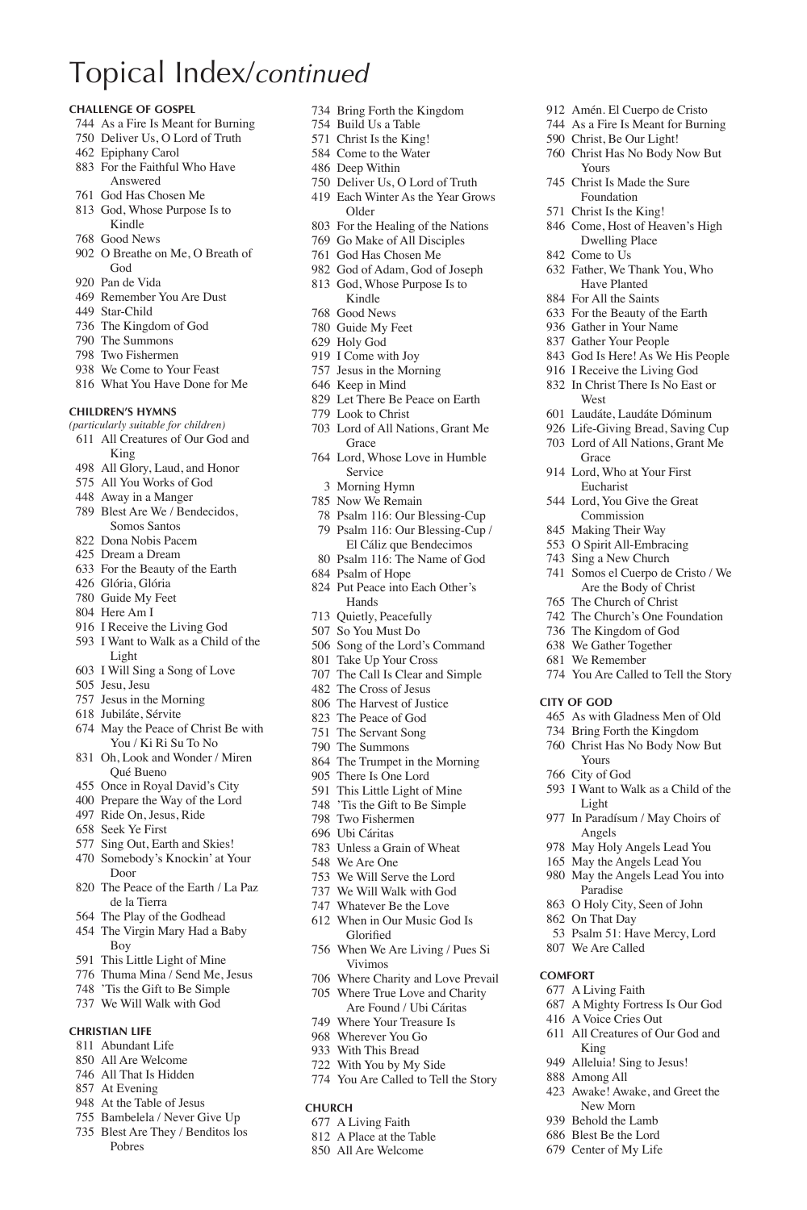# Topical Index/*continued*

**CHALLENGE OF GOSPEL**

744 As a Fire Is Meant for Burning
750 Deliver Us, O Lord of Truth
462 Epiphany Carol
883 For the Faithful Who Have Answered
761 God Has Chosen Me
813 God, Whose Purpose Is to Kindle
768 Good News
902 O Breathe on Me, O Breath of God
920 Pan de Vida
469 Remember You Are Dust
449 Star-Child
736 The Kingdom of God
790 The Summons
798 Two Fishermen
938 We Come to Your Feast
816 What You Have Done for Me

**CHILDREN'S HYMNS**

*(particularly suitable for children)*

611 All Creatures of Our God and King
498 All Glory, Laud, and Honor
575 All You Works of God
448 Away in a Manger
789 Blest Are We / Bendecidos, Somos Santos
822 Dona Nobis Pacem
425 Dream a Dream
633 For the Beauty of the Earth
426 Glória, Glória
780 Guide My Feet
804 Here Am I
916 I Receive the Living God
593 I Want to Walk as a Child of the Light
603 I Will Sing a Song of Love
505 Jesu, Jesu
757 Jesus in the Morning
618 Jubiláte, Sérvite
674 May the Peace of Christ Be with You / Ki Ri Su To No
831 Oh, Look and Wonder / Miren Qué Bueno
455 Once in Royal David's City
400 Prepare the Way of the Lord
497 Ride On, Jesus, Ride
658 Seek Ye First
577 Sing Out, Earth and Skies!
470 Somebody's Knockin' at Your Door
820 The Peace of the Earth / La Paz de la Tierra
564 The Play of the Godhead
454 The Virgin Mary Had a Baby Boy
591 This Little Light of Mine
776 Thuma Mina / Send Me, Jesus
748 'Tis the Gift to Be Simple
737 We Will Walk with God

**CHRISTIAN LIFE**

811 Abundant Life
850 All Are Welcome
746 All That Is Hidden
857 At Evening
948 At the Table of Jesus
755 Bambelela / Never Give Up
735 Blest Are They / Benditos los Pobres
734 Bring Forth the Kingdom
754 Build Us a Table
571 Christ Is the King!
584 Come to the Water
486 Deep Within
750 Deliver Us, O Lord of Truth
419 Each Winter As the Year Grows Older
803 For the Healing of the Nations
769 Go Make of All Disciples
761 God Has Chosen Me
982 God of Adam, God of Joseph
813 God, Whose Purpose Is to Kindle
768 Good News
780 Guide My Feet
629 Holy God
919 I Come with Joy
757 Jesus in the Morning
646 Keep in Mind
829 Let There Be Peace on Earth
779 Look to Christ
703 Lord of All Nations, Grant Me Grace
764 Lord, Whose Love in Humble Service
3 Morning Hymn
785 Now We Remain
78 Psalm 116: Our Blessing-Cup
79 Psalm 116: Our Blessing-Cup / El Cáliz que Bendecimos
80 Psalm 116: The Name of God
684 Psalm of Hope
824 Put Peace into Each Other's Hands
713 Quietly, Peacefully
507 So You Must Do
506 Song of the Lord's Command
801 Take Up Your Cross
707 The Call Is Clear and Simple
482 The Cross of Jesus
806 The Harvest of Justice
823 The Peace of God
751 The Servant Song
790 The Summons
864 The Trumpet in the Morning
905 There Is One Lord
591 This Little Light of Mine
748 'Tis the Gift to Be Simple
798 Two Fishermen
696 Ubi Cáritas
783 Unless a Grain of Wheat
548 We Are One
753 We Will Serve the Lord
737 We Will Walk with God
747 Whatever Be the Love
612 When in Our Music God Is Glorified
756 When We Are Living / Pues Si Vivimos
706 Where Charity and Love Prevail
705 Where True Love and Charity Are Found / Ubi Cáritas
749 Where Your Treasure Is
968 Wherever You Go
933 With This Bread
722 With You by My Side
774 You Are Called to Tell the Story

**CHURCH**

677 A Living Faith
812 A Place at the Table
850 All Are Welcome
912 Amén. El Cuerpo de Cristo
744 As a Fire Is Meant for Burning
590 Christ, Be Our Light!
760 Christ Has No Body Now But Yours
745 Christ Is Made the Sure Foundation
571 Christ Is the King!
846 Come, Host of Heaven's High Dwelling Place
842 Come to Us
632 Father, We Thank You, Who Have Planted
884 For All the Saints
633 For the Beauty of the Earth
936 Gather in Your Name
837 Gather Your People
843 God Is Here! As We His People
916 I Receive the Living God
832 In Christ There Is No East or West
601 Laudáte, Laudáte Dóminum
926 Life-Giving Bread, Saving Cup
703 Lord of All Nations, Grant Me Grace
914 Lord, Who at Your First Eucharist
544 Lord, You Give the Great Commission
845 Making Their Way
553 O Spirit All-Embracing
743 Sing a New Church
741 Somos el Cuerpo de Cristo / We Are the Body of Christ
765 The Church of Christ
742 The Church's One Foundation
736 The Kingdom of God
638 We Gather Together
681 We Remember
774 You Are Called to Tell the Story

**CITY OF GOD**

465 As with Gladness Men of Old
734 Bring Forth the Kingdom
760 Christ Has No Body Now But Yours
766 City of God
593 I Want to Walk as a Child of the Light
977 In Paradísum / May Choirs of Angels
978 May Holy Angels Lead You
165 May the Angels Lead You
980 May the Angels Lead You into Paradise
863 O Holy City, Seen of John
862 On That Day
53 Psalm 51: Have Mercy, Lord
807 We Are Called

**COMFORT**

677 A Living Faith
687 A Mighty Fortress Is Our God
416 A Voice Cries Out
611 All Creatures of Our God and King
949 Alleluia! Sing to Jesus!
888 Among All
423 Awake! Awake, and Greet the New Morn
939 Behold the Lamb
686 Blest Be the Lord
679 Center of My Life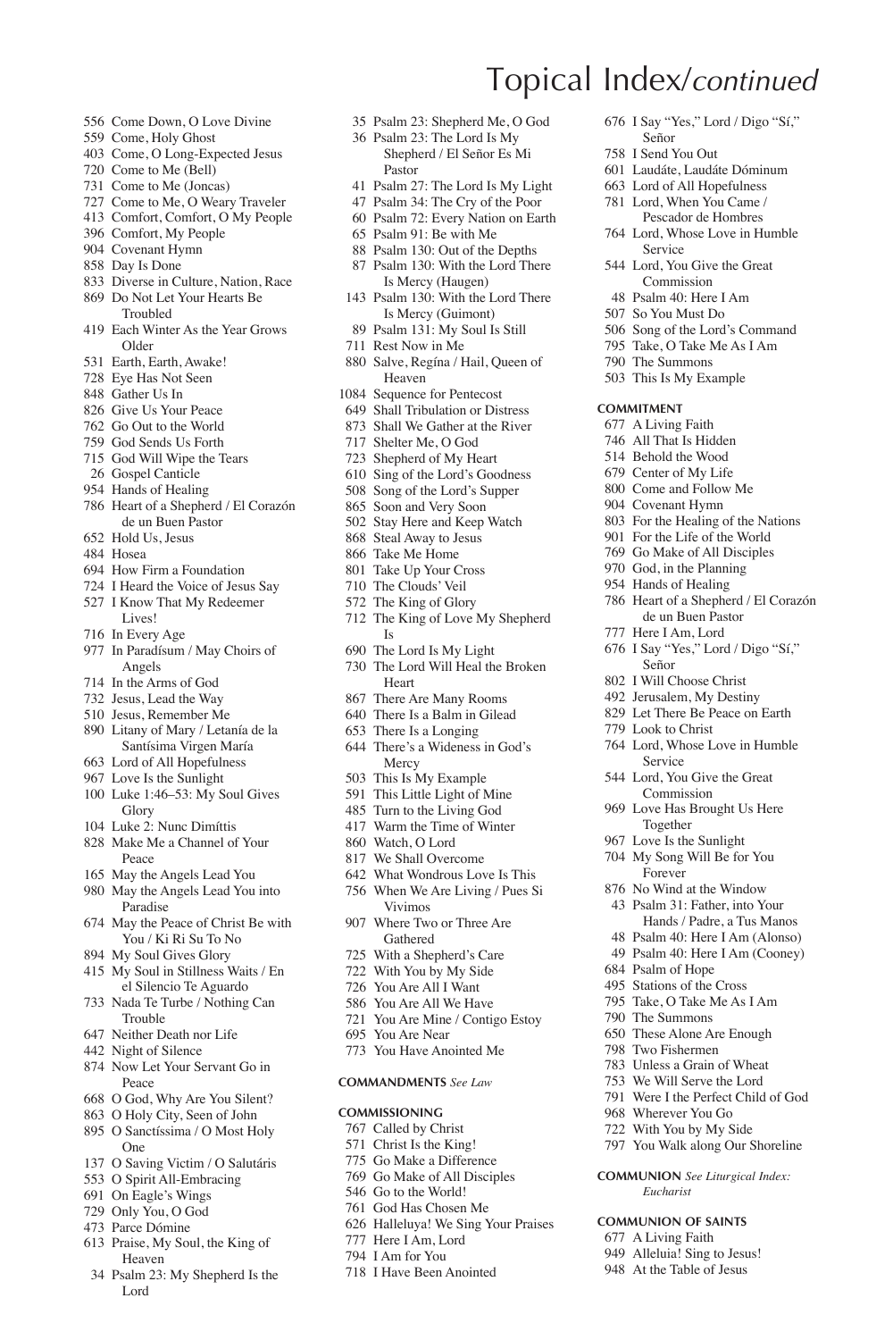# Topical Index/*continued*

556 Come Down, O Love Divine
559 Come, Holy Ghost
403 Come, O Long-Expected Jesus
720 Come to Me (Bell)
731 Come to Me (Joncas)
727 Come to Me, O Weary Traveler
413 Comfort, Comfort, O My People
396 Comfort, My People
904 Covenant Hymn
858 Day Is Done
833 Diverse in Culture, Nation, Race
869 Do Not Let Your Hearts Be Troubled
419 Each Winter As the Year Grows Older
531 Earth, Earth, Awake!
728 Eye Has Not Seen
848 Gather Us In
826 Give Us Your Peace
762 Go Out to the World
759 God Sends Us Forth
715 God Will Wipe the Tears
26 Gospel Canticle
954 Hands of Healing
786 Heart of a Shepherd / El Corazón de un Buen Pastor
652 Hold Us, Jesus
484 Hosea
694 How Firm a Foundation
724 I Heard the Voice of Jesus Say
527 I Know That My Redeemer Lives!
716 In Every Age
977 In Paradísum / May Choirs of Angels
714 In the Arms of God
732 Jesus, Lead the Way
510 Jesus, Remember Me
890 Litany of Mary / Letanía de la Santísima Virgen María
663 Lord of All Hopefulness
967 Love Is the Sunlight
100 Luke 1:46–53: My Soul Gives Glory
104 Luke 2: Nunc Dimíttis
828 Make Me a Channel of Your Peace
165 May the Angels Lead You
980 May the Angels Lead You into Paradise
674 May the Peace of Christ Be with You / Ki Ri Su To No
894 My Soul Gives Glory
415 My Soul in Stillness Waits / En el Silencio Te Aguardo
733 Nada Te Turbe / Nothing Can Trouble
647 Neither Death nor Life
442 Night of Silence
874 Now Let Your Servant Go in Peace
668 O God, Why Are You Silent?
863 O Holy City, Seen of John
895 O Sanctíssima / O Most Holy One
137 O Saving Victim / O Salutáris
553 O Spirit All-Embracing
691 On Eagle's Wings
729 Only You, O God
473 Parce Dómine
613 Praise, My Soul, the King of Heaven
34 Psalm 23: My Shepherd Is the Lord
35 Psalm 23: Shepherd Me, O God
36 Psalm 23: The Lord Is My Shepherd / El Señor Es Mi Pastor
41 Psalm 27: The Lord Is My Light
47 Psalm 34: The Cry of the Poor
60 Psalm 72: Every Nation on Earth
65 Psalm 91: Be with Me
88 Psalm 130: Out of the Depths
87 Psalm 130: With the Lord There Is Mercy (Haugen)
143 Psalm 130: With the Lord There Is Mercy (Guimont)
89 Psalm 131: My Soul Is Still
711 Rest Now in Me
880 Salve, Regína / Hail, Queen of Heaven
1084 Sequence for Pentecost
649 Shall Tribulation or Distress
873 Shall We Gather at the River
717 Shelter Me, O God
723 Shepherd of My Heart
610 Sing of the Lord's Goodness
508 Song of the Lord's Supper
865 Soon and Very Soon
502 Stay Here and Keep Watch
868 Steal Away to Jesus
866 Take Me Home
801 Take Up Your Cross
710 The Clouds' Veil
572 The King of Glory
712 The King of Love My Shepherd Is
690 The Lord Is My Light
730 The Lord Will Heal the Broken Heart
867 There Are Many Rooms
640 There Is a Balm in Gilead
653 There Is a Longing
644 There's a Wideness in God's Mercy
503 This Is My Example
591 This Little Light of Mine
485 Turn to the Living God
417 Warm the Time of Winter
860 Watch, O Lord
817 We Shall Overcome
642 What Wondrous Love Is This
756 When We Are Living / Pues Si Vivimos
907 Where Two or Three Are Gathered
725 With a Shepherd's Care
722 With You by My Side
726 You Are All I Want
586 You Are All We Have
721 You Are Mine / Contigo Estoy
695 You Are Near
773 You Have Anointed Me

**COMMANDMENTS** *See Law*

**COMMISSIONING**
767 Called by Christ
571 Christ Is the King!
775 Go Make a Difference
769 Go Make of All Disciples
546 Go to the World!
761 God Has Chosen Me
626 Halleluya! We Sing Your Praises
777 Here I Am, Lord
794 I Am for You
718 I Have Been Anointed
676 I Say "Yes," Lord / Digo "Sí," Señor
758 I Send You Out
601 Laudáte, Laudáte Dóminum
663 Lord of All Hopefulness
781 Lord, When You Came / Pescador de Hombres
764 Lord, Whose Love in Humble Service
544 Lord, You Give the Great Commission
48 Psalm 40: Here I Am
507 So You Must Do
506 Song of the Lord's Command
795 Take, O Take Me As I Am
790 The Summons
503 This Is My Example

**COMMITMENT**
677 A Living Faith
746 All That Is Hidden
514 Behold the Wood
679 Center of My Life
800 Come and Follow Me
904 Covenant Hymn
803 For the Healing of the Nations
901 For the Life of the World
769 Go Make of All Disciples
970 God, in the Planning
954 Hands of Healing
786 Heart of a Shepherd / El Corazón de un Buen Pastor
777 Here I Am, Lord
676 I Say "Yes," Lord / Digo "Sí," Señor
802 I Will Choose Christ
492 Jerusalem, My Destiny
829 Let There Be Peace on Earth
779 Look to Christ
764 Lord, Whose Love in Humble Service
544 Lord, You Give the Great Commission
969 Love Has Brought Us Here Together
967 Love Is the Sunlight
704 My Song Will Be for You Forever
876 No Wind at the Window
43 Psalm 31: Father, into Your Hands / Padre, a Tus Manos
48 Psalm 40: Here I Am (Alonso)
49 Psalm 40: Here I Am (Cooney)
684 Psalm of Hope
495 Stations of the Cross
795 Take, O Take Me As I Am
790 The Summons
650 These Alone Are Enough
798 Two Fishermen
783 Unless a Grain of Wheat
753 We Will Serve the Lord
791 Were I the Perfect Child of God
968 Wherever You Go
722 With You by My Side
797 You Walk along Our Shoreline

**COMMUNION** *See Liturgical Index: Eucharist*

**COMMUNION OF SAINTS**
677 A Living Faith
949 Alleluia! Sing to Jesus!
948 At the Table of Jesus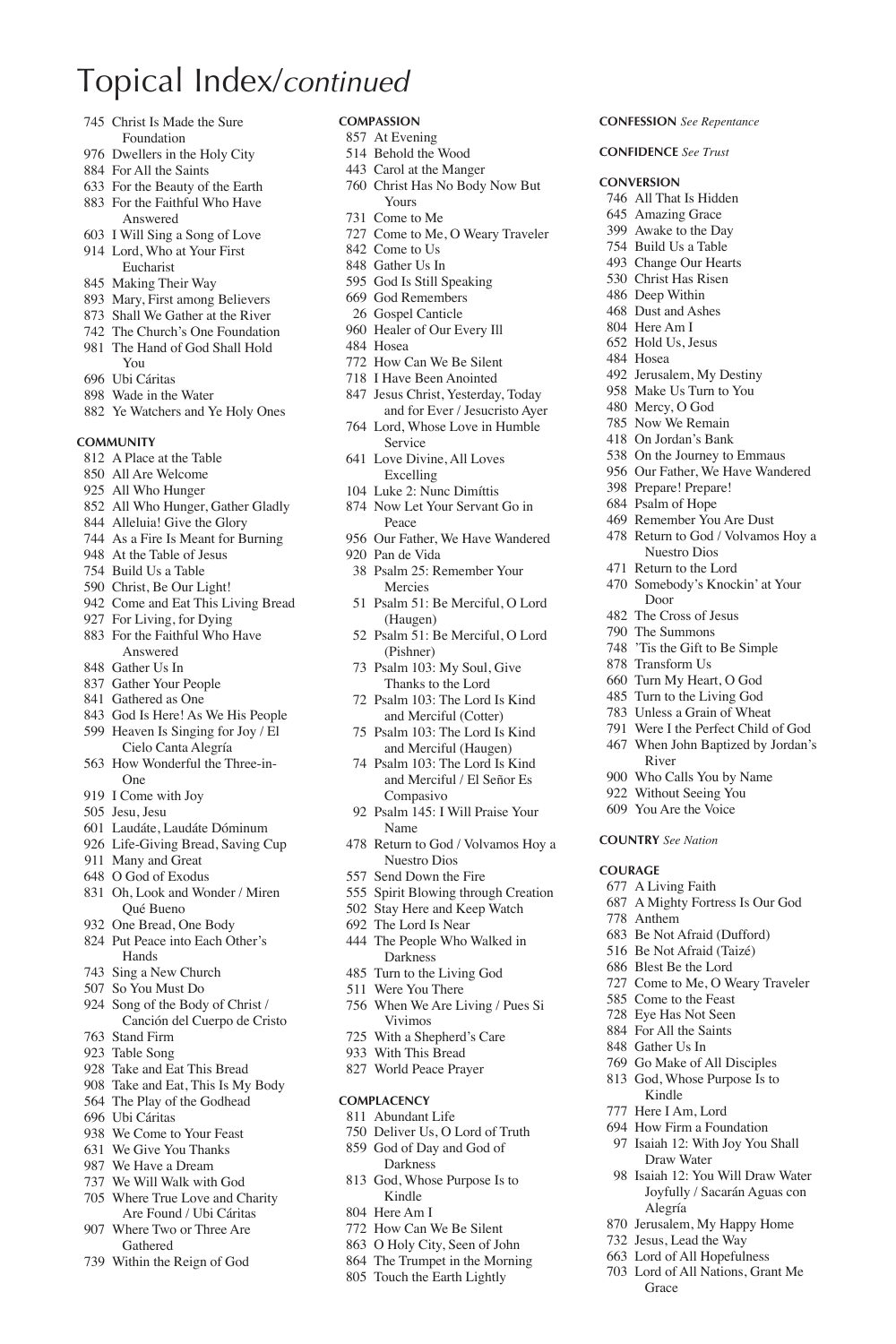# Topical Index/*continued*

745 Christ Is Made the Sure Foundation
976 Dwellers in the Holy City
884 For All the Saints
633 For the Beauty of the Earth
883 For the Faithful Who Have Answered
603 I Will Sing a Song of Love
914 Lord, Who at Your First Eucharist
845 Making Their Way
893 Mary, First among Believers
873 Shall We Gather at the River
742 The Church's One Foundation
981 The Hand of God Shall Hold You
696 Ubi Cáritas
898 Wade in the Water
882 Ye Watchers and Ye Holy Ones

**COMMUNITY**

812 A Place at the Table
850 All Are Welcome
925 All Who Hunger
852 All Who Hunger, Gather Gladly
844 Alleluia! Give the Glory
744 As a Fire Is Meant for Burning
948 At the Table of Jesus
754 Build Us a Table
590 Christ, Be Our Light!
942 Come and Eat This Living Bread
927 For Living, for Dying
883 For the Faithful Who Have Answered
848 Gather Us In
837 Gather Your People
841 Gathered as One
843 God Is Here! As We His People
599 Heaven Is Singing for Joy / El Cielo Canta Alegría
563 How Wonderful the Three-in-One
919 I Come with Joy
505 Jesu, Jesu
601 Laudáte, Laudáte Dóminum
926 Life-Giving Bread, Saving Cup
911 Many and Great
648 O God of Exodus
831 Oh, Look and Wonder / Miren Qué Bueno
932 One Bread, One Body
824 Put Peace into Each Other's Hands
743 Sing a New Church
507 So You Must Do
924 Song of the Body of Christ / Canción del Cuerpo de Cristo
763 Stand Firm
923 Table Song
928 Take and Eat This Bread
908 Take and Eat, This Is My Body
564 The Play of the Godhead
696 Ubi Cáritas
938 We Come to Your Feast
631 We Give You Thanks
987 We Have a Dream
737 We Will Walk with God
705 Where True Love and Charity Are Found / Ubi Cáritas
907 Where Two or Three Are Gathered
739 Within the Reign of God

**COMPASSION**

857 At Evening
514 Behold the Wood
443 Carol at the Manger
760 Christ Has No Body Now But Yours
731 Come to Me
727 Come to Me, O Weary Traveler
842 Come to Us
848 Gather Us In
595 God Is Still Speaking
669 God Remembers
26 Gospel Canticle
960 Healer of Our Every Ill
484 Hosea
772 How Can We Be Silent
718 I Have Been Anointed
847 Jesus Christ, Yesterday, Today and for Ever / Jesucristo Ayer
764 Lord, Whose Love in Humble Service
641 Love Divine, All Loves Excelling
104 Luke 2: Nunc Dimíttis
874 Now Let Your Servant Go in Peace
956 Our Father, We Have Wandered
920 Pan de Vida
38 Psalm 25: Remember Your Mercies
51 Psalm 51: Be Merciful, O Lord (Haugen)
52 Psalm 51: Be Merciful, O Lord (Pishner)
73 Psalm 103: My Soul, Give Thanks to the Lord
72 Psalm 103: The Lord Is Kind and Merciful (Cotter)
75 Psalm 103: The Lord Is Kind and Merciful (Haugen)
74 Psalm 103: The Lord Is Kind and Merciful / El Señor Es Compasivo
92 Psalm 145: I Will Praise Your Name
478 Return to God / Volvamos Hoy a Nuestro Dios
557 Send Down the Fire
555 Spirit Blowing through Creation
502 Stay Here and Keep Watch
692 The Lord Is Near
444 The People Who Walked in Darkness
485 Turn to the Living God
511 Were You There
756 When We Are Living / Pues Si Vivimos
725 With a Shepherd's Care
933 With This Bread
827 World Peace Prayer

**COMPLACENCY**

811 Abundant Life
750 Deliver Us, O Lord of Truth
859 God of Day and God of Darkness
813 God, Whose Purpose Is to Kindle
804 Here Am I
772 How Can We Be Silent
863 O Holy City, Seen of John
864 The Trumpet in the Morning
805 Touch the Earth Lightly

**CONFESSION** *See Repentance*

**CONFIDENCE** *See Trust*

**CONVERSION**

746 All That Is Hidden
645 Amazing Grace
399 Awake to the Day
754 Build Us a Table
493 Change Our Hearts
530 Christ Has Risen
486 Deep Within
468 Dust and Ashes
804 Here Am I
652 Hold Us, Jesus
484 Hosea
492 Jerusalem, My Destiny
958 Make Us Turn to You
480 Mercy, O God
785 Now We Remain
418 On Jordan's Bank
538 On the Journey to Emmaus
956 Our Father, We Have Wandered
398 Prepare! Prepare!
684 Psalm of Hope
469 Remember You Are Dust
478 Return to God / Volvamos Hoy a Nuestro Dios
471 Return to the Lord
470 Somebody's Knockin' at Your Door
482 The Cross of Jesus
790 The Summons
748 'Tis the Gift to Be Simple
878 Transform Us
660 Turn My Heart, O God
485 Turn to the Living God
783 Unless a Grain of Wheat
791 Were I the Perfect Child of God
467 When John Baptized by Jordan's River
900 Who Calls You by Name
922 Without Seeing You
609 You Are the Voice

**COUNTRY** *See Nation*

**COURAGE**

677 A Living Faith
687 A Mighty Fortress Is Our God
778 Anthem
683 Be Not Afraid (Dufford)
516 Be Not Afraid (Taizé)
686 Blest Be the Lord
727 Come to Me, O Weary Traveler
585 Come to the Feast
728 Eye Has Not Seen
884 For All the Saints
848 Gather Us In
769 Go Make of All Disciples
813 God, Whose Purpose Is to Kindle
777 Here I Am, Lord
694 How Firm a Foundation
97 Isaiah 12: With Joy You Shall Draw Water
98 Isaiah 12: You Will Draw Water Joyfully / Sacarán Aguas con Alegría
870 Jerusalem, My Happy Home
732 Jesus, Lead the Way
663 Lord of All Hopefulness
703 Lord of All Nations, Grant Me Grace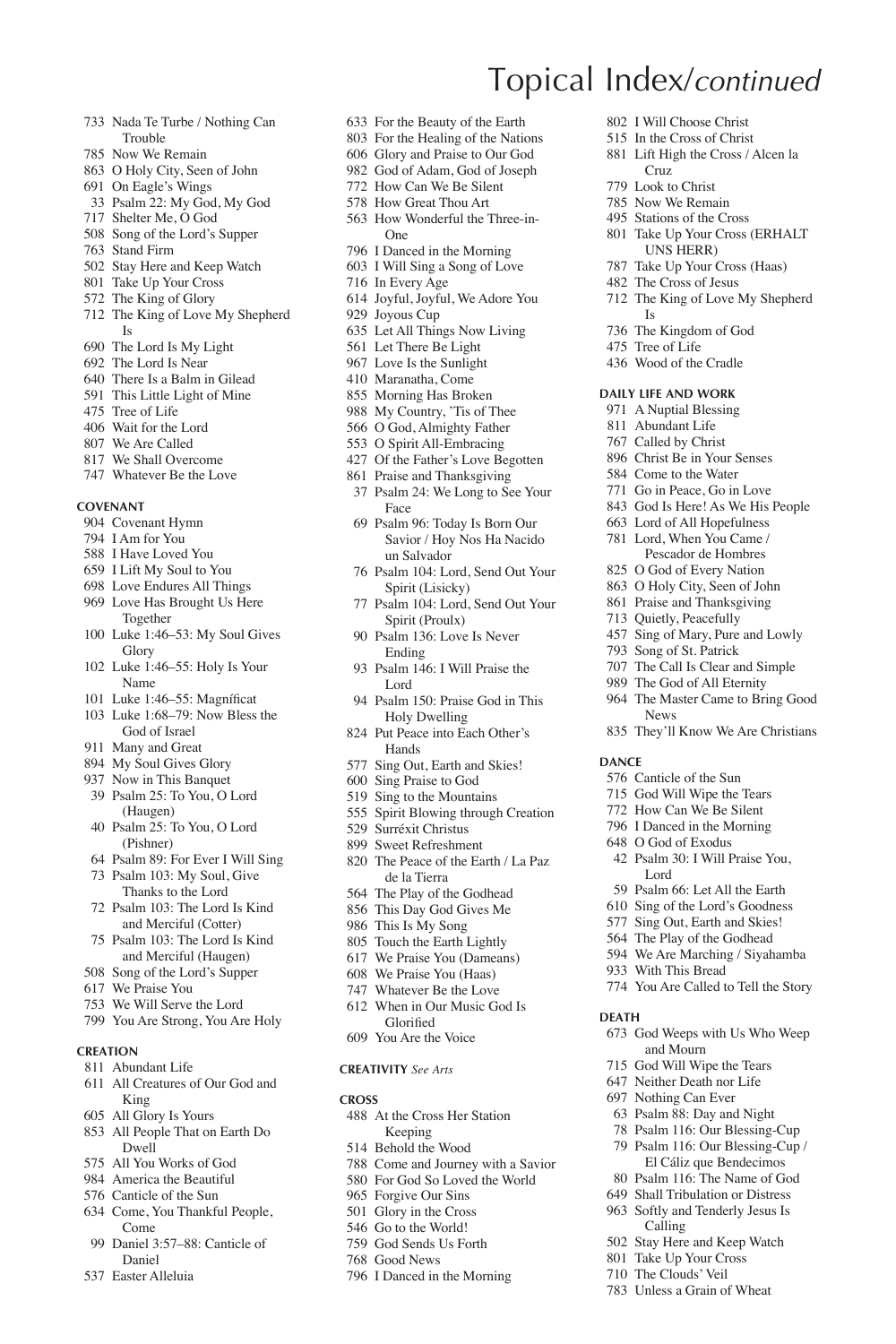# Topical Index/*continued*

- 733 Nada Te Turbe / Nothing Can Trouble
- 785 Now We Remain
- 863 O Holy City, Seen of John
- 691 On Eagle's Wings
- 33 Psalm 22: My God, My God
- 717 Shelter Me, O God
- 508 Song of the Lord's Supper
- 763 Stand Firm
- 502 Stay Here and Keep Watch
- 801 Take Up Your Cross
- 572 The King of Glory
- 712 The King of Love My Shepherd Is
- 690 The Lord Is My Light
- 692 The Lord Is Near
- 640 There Is a Balm in Gilead
- 591 This Little Light of Mine
- 475 Tree of Life
- 406 Wait for the Lord
- 807 We Are Called
- 817 We Shall Overcome
- 747 Whatever Be the Love

**COVENANT**

- 904 Covenant Hymn
- 794 I Am for You
- 588 I Have Loved You
- 659 I Lift My Soul to You
- 698 Love Endures All Things
- 969 Love Has Brought Us Here Together
- 100 Luke 1:46–53: My Soul Gives Glory
- 102 Luke 1:46–55: Holy Is Your Name
- 101 Luke 1:46–55: Magníficat
- 103 Luke 1:68–79: Now Bless the God of Israel
- 911 Many and Great
- 894 My Soul Gives Glory
- 937 Now in This Banquet
- 39 Psalm 25: To You, O Lord (Haugen)
- 40 Psalm 25: To You, O Lord (Pishner)
- 64 Psalm 89: For Ever I Will Sing
- 73 Psalm 103: My Soul, Give Thanks to the Lord
- 72 Psalm 103: The Lord Is Kind and Merciful (Cotter)
- 75 Psalm 103: The Lord Is Kind and Merciful (Haugen)
- 508 Song of the Lord's Supper
- 617 We Praise You
- 753 We Will Serve the Lord
- 799 You Are Strong, You Are Holy

**CREATION**

- 811 Abundant Life
- 611 All Creatures of Our God and King
- 605 All Glory Is Yours
- 853 All People That on Earth Do Dwell
- 575 All You Works of God
- 984 America the Beautiful
- 576 Canticle of the Sun
- 634 Come, You Thankful People, Come
- 99 Daniel 3:57–88: Canticle of Daniel
- 537 Easter Alleluia
- 633 For the Beauty of the Earth
- 803 For the Healing of the Nations
- 606 Glory and Praise to Our God
- 982 God of Adam, God of Joseph
- 772 How Can We Be Silent
- 578 How Great Thou Art
- 563 How Wonderful the Three-in-One
- 796 I Danced in the Morning
- 603 I Will Sing a Song of Love
- 716 In Every Age
- 614 Joyful, Joyful, We Adore You
- 929 Joyous Cup
- 635 Let All Things Now Living
- 561 Let There Be Light
- 967 Love Is the Sunlight
- 410 Maranatha, Come
- 855 Morning Has Broken
- 988 My Country, 'Tis of Thee
- 566 O God, Almighty Father
- 553 O Spirit All-Embracing
- 427 Of the Father's Love Begotten
- 861 Praise and Thanksgiving
- 37 Psalm 24: We Long to See Your Face
- 69 Psalm 96: Today Is Born Our Savior / Hoy Nos Ha Nacido un Salvador
- 76 Psalm 104: Lord, Send Out Your Spirit (Lisicky)
- 77 Psalm 104: Lord, Send Out Your Spirit (Proulx)
- 90 Psalm 136: Love Is Never Ending
- 93 Psalm 146: I Will Praise the Lord
- 94 Psalm 150: Praise God in This Holy Dwelling
- 824 Put Peace into Each Other's Hands
- 577 Sing Out, Earth and Skies!
- 600 Sing Praise to God
- 519 Sing to the Mountains
- 555 Spirit Blowing through Creation
- 529 Surréxit Christus
- 899 Sweet Refreshment
- 820 The Peace of the Earth / La Paz de la Tierra
- 564 The Play of the Godhead
- 856 This Day God Gives Me
- 986 This Is My Song
- 805 Touch the Earth Lightly
- 617 We Praise You (Dameans)
- 608 We Praise You (Haas)
- 747 Whatever Be the Love
- 612 When in Our Music God Is Glorified
- 609 You Are the Voice

**CREATIVITY** *See Arts*

**CROSS**

- 488 At the Cross Her Station Keeping
- 514 Behold the Wood
- 788 Come and Journey with a Savior
- 580 For God So Loved the World
- 965 Forgive Our Sins
- 501 Glory in the Cross
- 546 Go to the World!
- 759 God Sends Us Forth
- 768 Good News
- 796 I Danced in the Morning
- 802 I Will Choose Christ
- 515 In the Cross of Christ
- 881 Lift High the Cross / Alcen la Cruz
- 779 Look to Christ
- 785 Now We Remain
- 495 Stations of the Cross
- 801 Take Up Your Cross (ERHALT UNS HERR)
- 787 Take Up Your Cross (Haas)
- 482 The Cross of Jesus
- 712 The King of Love My Shepherd Is
- 736 The Kingdom of God
- 475 Tree of Life
- 436 Wood of the Cradle

**DAILY LIFE AND WORK**

- 971 A Nuptial Blessing
- 811 Abundant Life
- 767 Called by Christ
- 896 Christ Be in Your Senses
- 584 Come to the Water
- 771 Go in Peace, Go in Love
- 843 God Is Here! As We His People
- 663 Lord of All Hopefulness
- 781 Lord, When You Came / Pescador de Hombres
- 825 O God of Every Nation
- 863 O Holy City, Seen of John
- 861 Praise and Thanksgiving
- 713 Quietly, Peacefully
- 457 Sing of Mary, Pure and Lowly
- 793 Song of St. Patrick
- 707 The Call Is Clear and Simple
- 989 The God of All Eternity
- 964 The Master Came to Bring Good News
- 835 They'll Know We Are Christians

**DANCE**

- 576 Canticle of the Sun
- 715 God Will Wipe the Tears
- 772 How Can We Be Silent
- 796 I Danced in the Morning
- 648 O God of Exodus
- 42 Psalm 30: I Will Praise You, Lord
- 59 Psalm 66: Let All the Earth
- 610 Sing of the Lord's Goodness
- 577 Sing Out, Earth and Skies!
- 564 The Play of the Godhead
- 594 We Are Marching / Siyahamba
- 933 With This Bread
- 774 You Are Called to Tell the Story

**DEATH**

- 673 God Weeps with Us Who Weep and Mourn
- 715 God Will Wipe the Tears
- 647 Neither Death nor Life
- 697 Nothing Can Ever
- 63 Psalm 88: Day and Night
- 78 Psalm 116: Our Blessing-Cup
- 79 Psalm 116: Our Blessing-Cup / El Cáliz que Bendecimos
- 80 Psalm 116: The Name of God
- 649 Shall Tribulation or Distress
- 963 Softly and Tenderly Jesus Is Calling
- 502 Stay Here and Keep Watch
- 801 Take Up Your Cross
- 710 The Clouds' Veil
- 783 Unless a Grain of Wheat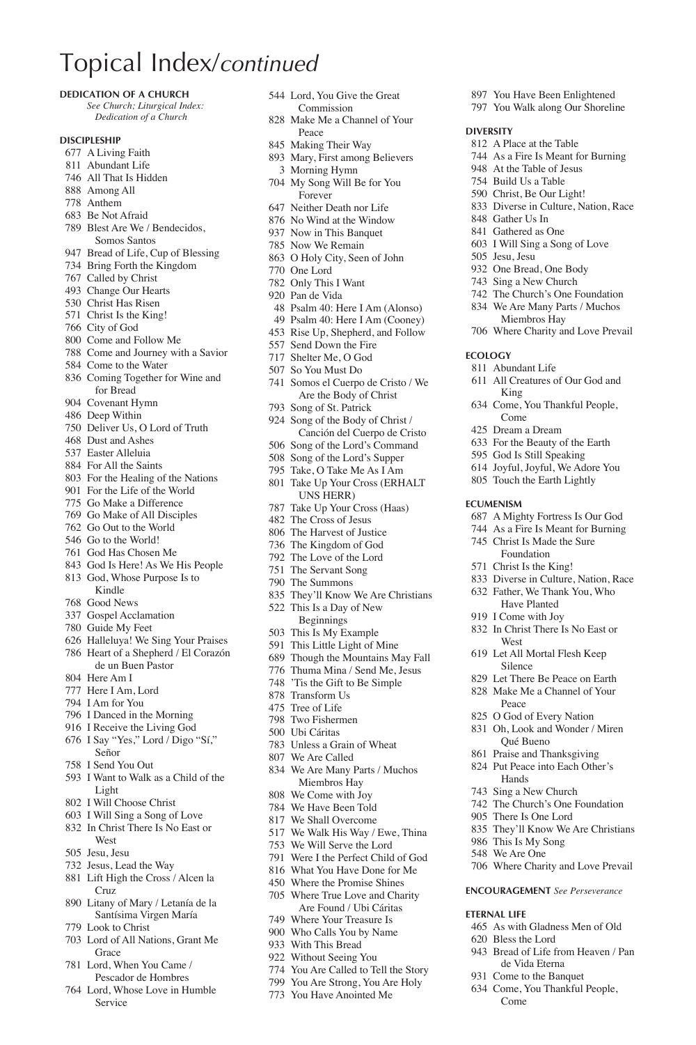# Topical Index/*continued*

**DEDICATION OF A CHURCH**
*See Church; Liturgical Index: Dedication of a Church*

**DISCIPLESHIP**
677 A Living Faith
811 Abundant Life
746 All That Is Hidden
888 Among All
778 Anthem
683 Be Not Afraid
789 Blest Are We / Bendecidos, Somos Santos
947 Bread of Life, Cup of Blessing
734 Bring Forth the Kingdom
767 Called by Christ
493 Change Our Hearts
530 Christ Has Risen
571 Christ Is the King!
766 City of God
800 Come and Follow Me
788 Come and Journey with a Savior
584 Come to the Water
836 Coming Together for Wine and for Bread
904 Covenant Hymn
486 Deep Within
750 Deliver Us, O Lord of Truth
468 Dust and Ashes
537 Easter Alleluia
884 For All the Saints
803 For the Healing of the Nations
901 For the Life of the World
775 Go Make a Difference
769 Go Make of All Disciples
762 Go Out to the World
546 Go to the World!
761 God Has Chosen Me
843 God Is Here! As We His People
813 God, Whose Purpose Is to Kindle
768 Good News
337 Gospel Acclamation
780 Guide My Feet
626 Halleluya! We Sing Your Praises
786 Heart of a Shepherd / El Corazón de un Buen Pastor
804 Here Am I
777 Here I Am, Lord
794 I Am for You
796 I Danced in the Morning
916 I Receive the Living God
676 I Say "Yes," Lord / Digo "Sí," Señor
758 I Send You Out
593 I Want to Walk as a Child of the Light
802 I Will Choose Christ
603 I Will Sing a Song of Love
832 In Christ There Is No East or West
505 Jesu, Jesu
732 Jesus, Lead the Way
881 Lift High the Cross / Alcen la Cruz
890 Litany of Mary / Letanía de la Santísima Virgen María
779 Look to Christ
703 Lord of All Nations, Grant Me Grace
781 Lord, When You Came / Pescador de Hombres
764 Lord, Whose Love in Humble Service
544 Lord, You Give the Great Commission
828 Make Me a Channel of Your Peace
845 Making Their Way
893 Mary, First among Believers
3 Morning Hymn
704 My Song Will Be for You Forever
647 Neither Death nor Life
876 No Wind at the Window
937 Now in This Banquet
785 Now We Remain
863 O Holy City, Seen of John
770 One Lord
782 Only This I Want
920 Pan de Vida
48 Psalm 40: Here I Am (Alonso)
49 Psalm 40: Here I Am (Cooney)
453 Rise Up, Shepherd, and Follow
557 Send Down the Fire
717 Shelter Me, O God
507 So You Must Do
741 Somos el Cuerpo de Cristo / We Are the Body of Christ
793 Song of St. Patrick
924 Song of the Body of Christ / Canción del Cuerpo de Cristo
506 Song of the Lord's Command
508 Song of the Lord's Supper
795 Take, O Take Me As I Am
801 Take Up Your Cross (ERHALT UNS HERR)
787 Take Up Your Cross (Haas)
482 The Cross of Jesus
806 The Harvest of Justice
736 The Kingdom of God
792 The Love of the Lord
751 The Servant Song
790 The Summons
835 They'll Know We Are Christians
522 This Is a Day of New Beginnings
503 This Is My Example
591 This Little Light of Mine
689 Though the Mountains May Fall
776 Thuma Mina / Send Me, Jesus
748 'Tis the Gift to Be Simple
878 Transform Us
475 Tree of Life
798 Two Fishermen
500 Ubi Cáritas
783 Unless a Grain of Wheat
807 We Are Called
834 We Are Many Parts / Muchos Miembros Hay
808 We Come with Joy
784 We Have Been Told
817 We Shall Overcome
517 We Walk His Way / Ewe, Thina
753 We Will Serve the Lord
791 Were I the Perfect Child of God
816 What You Have Done for Me
450 Where the Promise Shines
705 Where True Love and Charity Are Found / Ubi Cáritas
749 Where Your Treasure Is
900 Who Calls You by Name
933 With This Bread
922 Without Seeing You
774 You Are Called to Tell the Story
799 You Are Strong, You Are Holy
773 You Have Anointed Me
897 You Have Been Enlightened
797 You Walk along Our Shoreline

**DIVERSITY**
812 A Place at the Table
744 As a Fire Is Meant for Burning
948 At the Table of Jesus
754 Build Us a Table
590 Christ, Be Our Light!
833 Diverse in Culture, Nation, Race
848 Gather Us In
841 Gathered as One
603 I Will Sing a Song of Love
505 Jesu, Jesu
932 One Bread, One Body
743 Sing a New Church
742 The Church's One Foundation
834 We Are Many Parts / Muchos Miembros Hay
706 Where Charity and Love Prevail

**ECOLOGY**
811 Abundant Life
611 All Creatures of Our God and King
634 Come, You Thankful People, Come
425 Dream a Dream
633 For the Beauty of the Earth
595 God Is Still Speaking
614 Joyful, Joyful, We Adore You
805 Touch the Earth Lightly

**ECUMENISM**
687 A Mighty Fortress Is Our God
744 As a Fire Is Meant for Burning
745 Christ Is Made the Sure Foundation
571 Christ Is the King!
833 Diverse in Culture, Nation, Race
632 Father, We Thank You, Who Have Planted
919 I Come with Joy
832 In Christ There Is No East or West
619 Let All Mortal Flesh Keep Silence
829 Let There Be Peace on Earth
828 Make Me a Channel of Your Peace
825 O God of Every Nation
831 Oh, Look and Wonder / Miren Qué Bueno
861 Praise and Thanksgiving
824 Put Peace into Each Other's Hands
743 Sing a New Church
742 The Church's One Foundation
905 There Is One Lord
835 They'll Know We Are Christians
986 This Is My Song
548 We Are One
706 Where Charity and Love Prevail

**ENCOURAGEMENT** *See Perseverance*

**ETERNAL LIFE**
465 As with Gladness Men of Old
620 Bless the Lord
943 Bread of Life from Heaven / Pan de Vida Eterna
931 Come to the Banquet
634 Come, You Thankful People, Come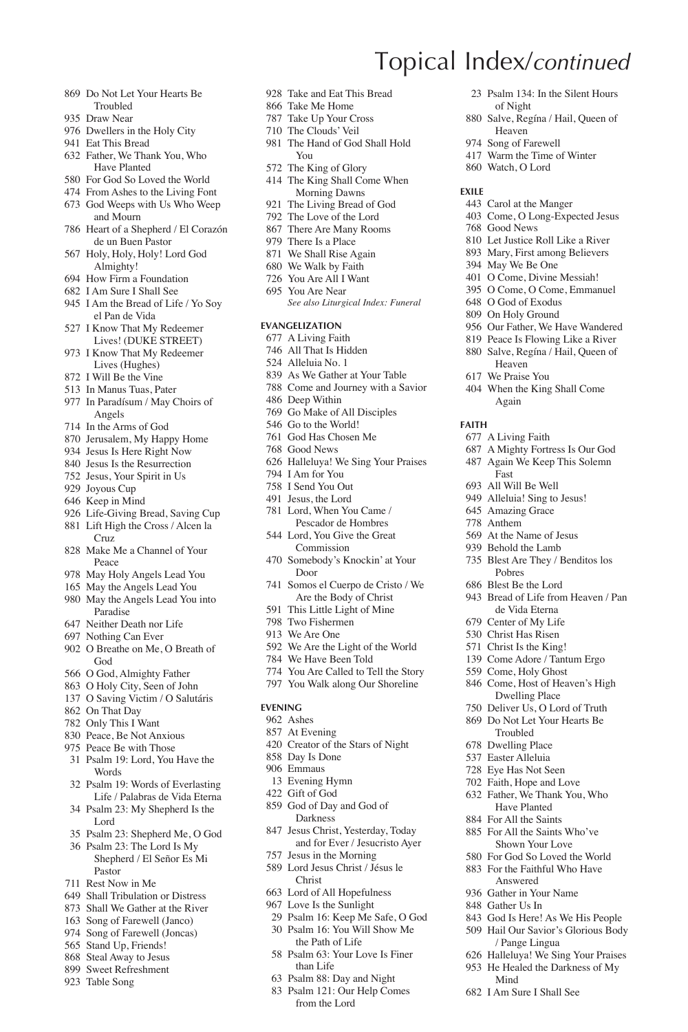# Topical Index/*continued*

- 869 Do Not Let Your Hearts Be Troubled
- 935 Draw Near
- 976 Dwellers in the Holy City
- 941 Eat This Bread
- 632 Father, We Thank You, Who Have Planted
- 580 For God So Loved the World
- 474 From Ashes to the Living Font
- 673 God Weeps with Us Who Weep and Mourn
- 786 Heart of a Shepherd / El Corazón de un Buen Pastor
- 567 Holy, Holy, Holy! Lord God Almighty!
- 694 How Firm a Foundation
- 682 I Am Sure I Shall See
- 945 I Am the Bread of Life / Yo Soy el Pan de Vida
- 527 I Know That My Redeemer Lives! (DUKE STREET)
- 973 I Know That My Redeemer Lives (Hughes)
- 872 I Will Be the Vine
- 513 In Manus Tuas, Pater
- 977 In Paradísum / May Choirs of Angels
- 714 In the Arms of God
- 870 Jerusalem, My Happy Home
- 934 Jesus Is Here Right Now
- 840 Jesus Is the Resurrection
- 752 Jesus, Your Spirit in Us
- 929 Joyous Cup
- 646 Keep in Mind
- 926 Life-Giving Bread, Saving Cup
- 881 Lift High the Cross / Alcen la Cruz
- 828 Make Me a Channel of Your Peace
- 978 May Holy Angels Lead You
- 165 May the Angels Lead You
- 980 May the Angels Lead You into Paradise
- 647 Neither Death nor Life
- 697 Nothing Can Ever
- 902 O Breathe on Me, O Breath of God
- 566 O God, Almighty Father
- 863 O Holy City, Seen of John
- 137 O Saving Victim / O Salutáris
- 862 On That Day
- 782 Only This I Want
- 830 Peace, Be Not Anxious
- 975 Peace Be with Those
- 31 Psalm 19: Lord, You Have the Words
- 32 Psalm 19: Words of Everlasting Life / Palabras de Vida Eterna
- 34 Psalm 23: My Shepherd Is the Lord
- 35 Psalm 23: Shepherd Me, O God
- 36 Psalm 23: The Lord Is My Shepherd / El Señor Es Mi Pastor
- 711 Rest Now in Me
- 649 Shall Tribulation or Distress
- 873 Shall We Gather at the River
- 163 Song of Farewell (Janco)
- 974 Song of Farewell (Joncas)
- 565 Stand Up, Friends!
- 868 Steal Away to Jesus
- 899 Sweet Refreshment
- 923 Table Song
- 928 Take and Eat This Bread
- 866 Take Me Home
- 787 Take Up Your Cross
- 710 The Clouds' Veil
- 981 The Hand of God Shall Hold You
- 572 The King of Glory
- 414 The King Shall Come When Morning Dawns
- 921 The Living Bread of God
- 792 The Love of the Lord
- 867 There Are Many Rooms
- 979 There Is a Place
- 871 We Shall Rise Again
- 680 We Walk by Faith
- 726 You Are All I Want
- 695 You Are Near

*See also Liturgical Index: Funeral*

### EVANGELIZATION

- 677 A Living Faith
- 746 All That Is Hidden
- 524 Alleluia No. 1
- 839 As We Gather at Your Table
- 788 Come and Journey with a Savior
- 486 Deep Within
- 769 Go Make of All Disciples
- 546 Go to the World!
- 761 God Has Chosen Me
- 768 Good News
- 626 Halleluya! We Sing Your Praises
- 794 I Am for You
- 758 I Send You Out
- 491 Jesus, the Lord
- 781 Lord, When You Came / Pescador de Hombres
- 544 Lord, You Give the Great Commission
- 470 Somebody's Knockin' at Your Door
- 741 Somos el Cuerpo de Cristo / We Are the Body of Christ
- 591 This Little Light of Mine
- 798 Two Fishermen
- 913 We Are One
- 592 We Are the Light of the World
- 784 We Have Been Told
- 774 You Are Called to Tell the Story
- 797 You Walk along Our Shoreline

### EVENING

- 962 Ashes
- 857 At Evening
- 420 Creator of the Stars of Night
- 858 Day Is Done
- 906 Emmaus
- 13 Evening Hymn
- 422 Gift of God
- 859 God of Day and God of Darkness
- 847 Jesus Christ, Yesterday, Today and for Ever / Jesucristo Ayer
- 757 Jesus in the Morning
- 589 Lord Jesus Christ / Jésus le Christ
- 663 Lord of All Hopefulness
- 967 Love Is the Sunlight
- 29 Psalm 16: Keep Me Safe, O God
- 30 Psalm 16: You Will Show Me the Path of Life
- 58 Psalm 63: Your Love Is Finer than Life
- 63 Psalm 88: Day and Night
- 83 Psalm 121: Our Help Comes from the Lord
- 23 Psalm 134: In the Silent Hours of Night
- 880 Salve, Regína / Hail, Queen of Heaven
- 974 Song of Farewell
- 417 Warm the Time of Winter
- 860 Watch, O Lord

### EXILE

- 443 Carol at the Manger
- 403 Come, O Long-Expected Jesus
- 768 Good News
- 810 Let Justice Roll Like a River
- 893 Mary, First among Believers
- 394 May We Be One
- 401 O Come, Divine Messiah!
- 395 O Come, O Come, Emmanuel
- 648 O God of Exodus
- 809 On Holy Ground
- 956 Our Father, We Have Wandered
- 819 Peace Is Flowing Like a River
- 880 Salve, Regína / Hail, Queen of Heaven
- 617 We Praise You
- 404 When the King Shall Come Again

### FAITH

- 677 A Living Faith
- 687 A Mighty Fortress Is Our God
- 487 Again We Keep This Solemn Fast
- 693 All Will Be Well
- 949 Alleluia! Sing to Jesus!
- 645 Amazing Grace
- 778 Anthem
- 569 At the Name of Jesus
- 939 Behold the Lamb
- 735 Blest Are They / Benditos los Pobres
- 686 Blest Be the Lord
- 943 Bread of Life from Heaven / Pan de Vida Eterna
- 679 Center of My Life
- 530 Christ Has Risen
- 571 Christ Is the King!
- 139 Come Adore / Tantum Ergo
- 559 Come, Holy Ghost
- 846 Come, Host of Heaven's High Dwelling Place
- 750 Deliver Us, O Lord of Truth
- 869 Do Not Let Your Hearts Be Troubled
- 678 Dwelling Place
- 537 Easter Alleluia
- 728 Eye Has Not Seen
- 702 Faith, Hope and Love
- 632 Father, We Thank You, Who Have Planted
- 884 For All the Saints
- 885 For All the Saints Who've Shown Your Love
- 580 For God So Loved the World
- 883 For the Faithful Who Have Answered
- 936 Gather in Your Name
- 848 Gather Us In
- 843 God Is Here! As We His People
- 509 Hail Our Savior's Glorious Body / Pange Lingua
- 626 Halleluya! We Sing Your Praises
- 953 He Healed the Darkness of My Mind
- 682 I Am Sure I Shall See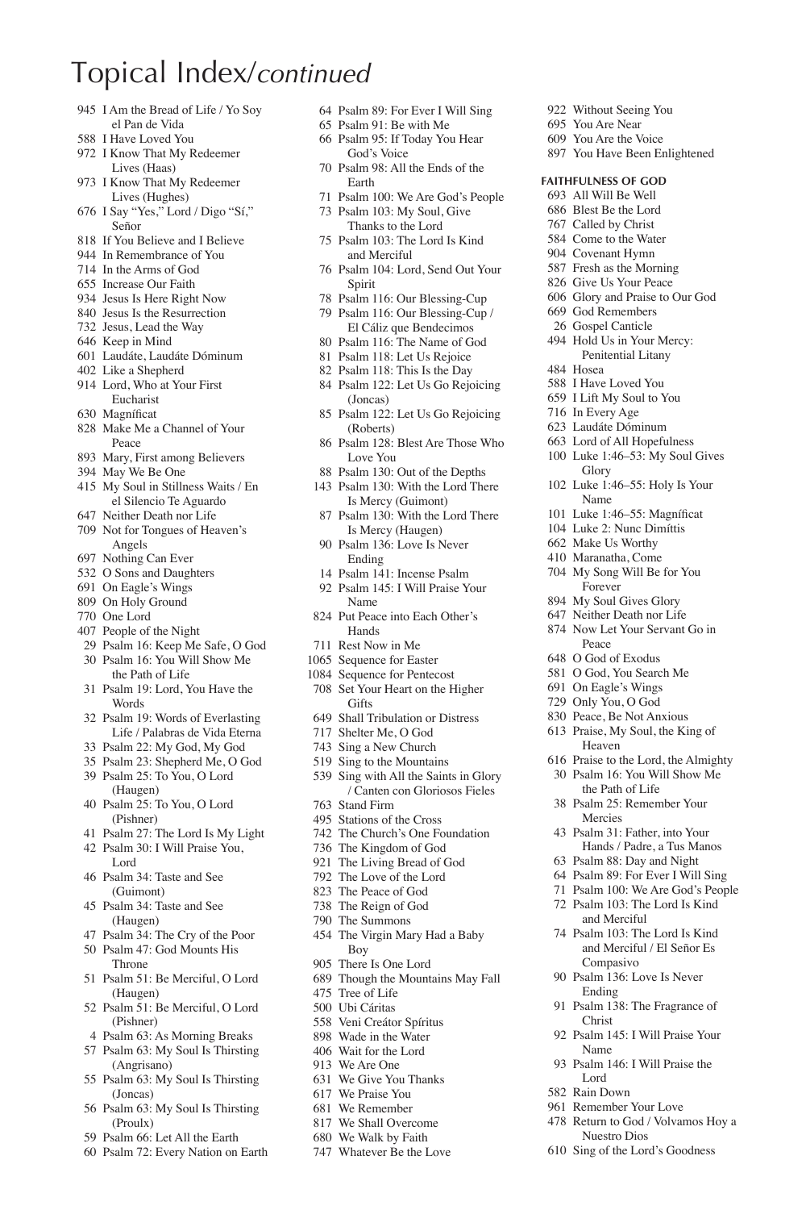# Topical Index/*continued*

945 I Am the Bread of Life / Yo Soy el Pan de Vida
588 I Have Loved You
972 I Know That My Redeemer Lives (Haas)
973 I Know That My Redeemer Lives (Hughes)
676 I Say "Yes," Lord / Digo "Sí," Señor
818 If You Believe and I Believe
944 In Remembrance of You
714 In the Arms of God
655 Increase Our Faith
934 Jesus Is Here Right Now
840 Jesus Is the Resurrection
732 Jesus, Lead the Way
646 Keep in Mind
601 Laudáte, Laudáte Dóminum
402 Like a Shepherd
914 Lord, Who at Your First Eucharist
630 Magníficat
828 Make Me a Channel of Your Peace
893 Mary, First among Believers
394 May We Be One
415 My Soul in Stillness Waits / En el Silencio Te Aguardo
647 Neither Death nor Life
709 Not for Tongues of Heaven's Angels
697 Nothing Can Ever
532 O Sons and Daughters
691 On Eagle's Wings
809 On Holy Ground
770 One Lord
407 People of the Night
29 Psalm 16: Keep Me Safe, O God
30 Psalm 16: You Will Show Me the Path of Life
31 Psalm 19: Lord, You Have the Words
32 Psalm 19: Words of Everlasting Life / Palabras de Vida Eterna
33 Psalm 22: My God, My God
35 Psalm 23: Shepherd Me, O God
39 Psalm 25: To You, O Lord (Haugen)
40 Psalm 25: To You, O Lord (Pishner)
41 Psalm 27: The Lord Is My Light
42 Psalm 30: I Will Praise You, Lord
46 Psalm 34: Taste and See (Guimont)
45 Psalm 34: Taste and See (Haugen)
47 Psalm 34: The Cry of the Poor
50 Psalm 47: God Mounts His Throne
51 Psalm 51: Be Merciful, O Lord (Haugen)
52 Psalm 51: Be Merciful, O Lord (Pishner)
4 Psalm 63: As Morning Breaks
57 Psalm 63: My Soul Is Thirsting (Angrisano)
55 Psalm 63: My Soul Is Thirsting (Joncas)
56 Psalm 63: My Soul Is Thirsting (Proulx)
59 Psalm 66: Let All the Earth
60 Psalm 72: Every Nation on Earth
64 Psalm 89: For Ever I Will Sing
65 Psalm 91: Be with Me
66 Psalm 95: If Today You Hear God's Voice
70 Psalm 98: All the Ends of the Earth
71 Psalm 100: We Are God's People
73 Psalm 103: My Soul, Give Thanks to the Lord
75 Psalm 103: The Lord Is Kind and Merciful
76 Psalm 104: Lord, Send Out Your Spirit
78 Psalm 116: Our Blessing-Cup
79 Psalm 116: Our Blessing-Cup / El Cáliz que Bendecimos
80 Psalm 116: The Name of God
81 Psalm 118: Let Us Rejoice
82 Psalm 118: This Is the Day
84 Psalm 122: Let Us Go Rejoicing (Joncas)
85 Psalm 122: Let Us Go Rejoicing (Roberts)
86 Psalm 128: Blest Are Those Who Love You
88 Psalm 130: Out of the Depths
143 Psalm 130: With the Lord There Is Mercy (Guimont)
87 Psalm 130: With the Lord There Is Mercy (Haugen)
90 Psalm 136: Love Is Never Ending
14 Psalm 141: Incense Psalm
92 Psalm 145: I Will Praise Your Name
824 Put Peace into Each Other's Hands
711 Rest Now in Me
1065 Sequence for Easter
1084 Sequence for Pentecost
708 Set Your Heart on the Higher Gifts
649 Shall Tribulation or Distress
717 Shelter Me, O God
743 Sing a New Church
519 Sing to the Mountains
539 Sing with All the Saints in Glory / Canten con Gloriosos Fieles
763 Stand Firm
495 Stations of the Cross
742 The Church's One Foundation
736 The Kingdom of God
921 The Living Bread of God
792 The Love of the Lord
823 The Peace of God
738 The Reign of God
790 The Summons
454 The Virgin Mary Had a Baby Boy
905 There Is One Lord
689 Though the Mountains May Fall
475 Tree of Life
500 Ubi Cáritas
558 Veni Creátor Spíritus
898 Wade in the Water
406 Wait for the Lord
913 We Are One
631 We Give You Thanks
617 We Praise You
681 We Remember
817 We Shall Overcome
680 We Walk by Faith
747 Whatever Be the Love
922 Without Seeing You
695 You Are Near
609 You Are the Voice
897 You Have Been Enlightened

**FAITHFULNESS OF GOD**

693 All Will Be Well
686 Blest Be the Lord
767 Called by Christ
584 Come to the Water
904 Covenant Hymn
587 Fresh as the Morning
826 Give Us Your Peace
606 Glory and Praise to Our God
669 God Remembers
26 Gospel Canticle
494 Hold Us in Your Mercy: Penitential Litany
484 Hosea
588 I Have Loved You
659 I Lift My Soul to You
716 In Every Age
623 Laudáte Dóminum
663 Lord of All Hopefulness
100 Luke 1:46–53: My Soul Gives Glory
102 Luke 1:46–55: Holy Is Your Name
101 Luke 1:46–55: Magníficat
104 Luke 2: Nunc Dimíttis
662 Make Us Worthy
410 Maranatha, Come
704 My Song Will Be for You Forever
894 My Soul Gives Glory
647 Neither Death nor Life
874 Now Let Your Servant Go in Peace
648 O God of Exodus
581 O God, You Search Me
691 On Eagle's Wings
729 Only You, O God
830 Peace, Be Not Anxious
613 Praise, My Soul, the King of Heaven
616 Praise to the Lord, the Almighty
30 Psalm 16: You Will Show Me the Path of Life
38 Psalm 25: Remember Your Mercies
43 Psalm 31: Father, into Your Hands / Padre, a Tus Manos
63 Psalm 88: Day and Night
64 Psalm 89: For Ever I Will Sing
71 Psalm 100: We Are God's People
72 Psalm 103: The Lord Is Kind and Merciful
74 Psalm 103: The Lord Is Kind and Merciful / El Señor Es Compasivo
90 Psalm 136: Love Is Never Ending
91 Psalm 138: The Fragrance of Christ
92 Psalm 145: I Will Praise Your Name
93 Psalm 146: I Will Praise the Lord
582 Rain Down
961 Remember Your Love
478 Return to God / Volvamos Hoy a Nuestro Dios
610 Sing of the Lord's Goodness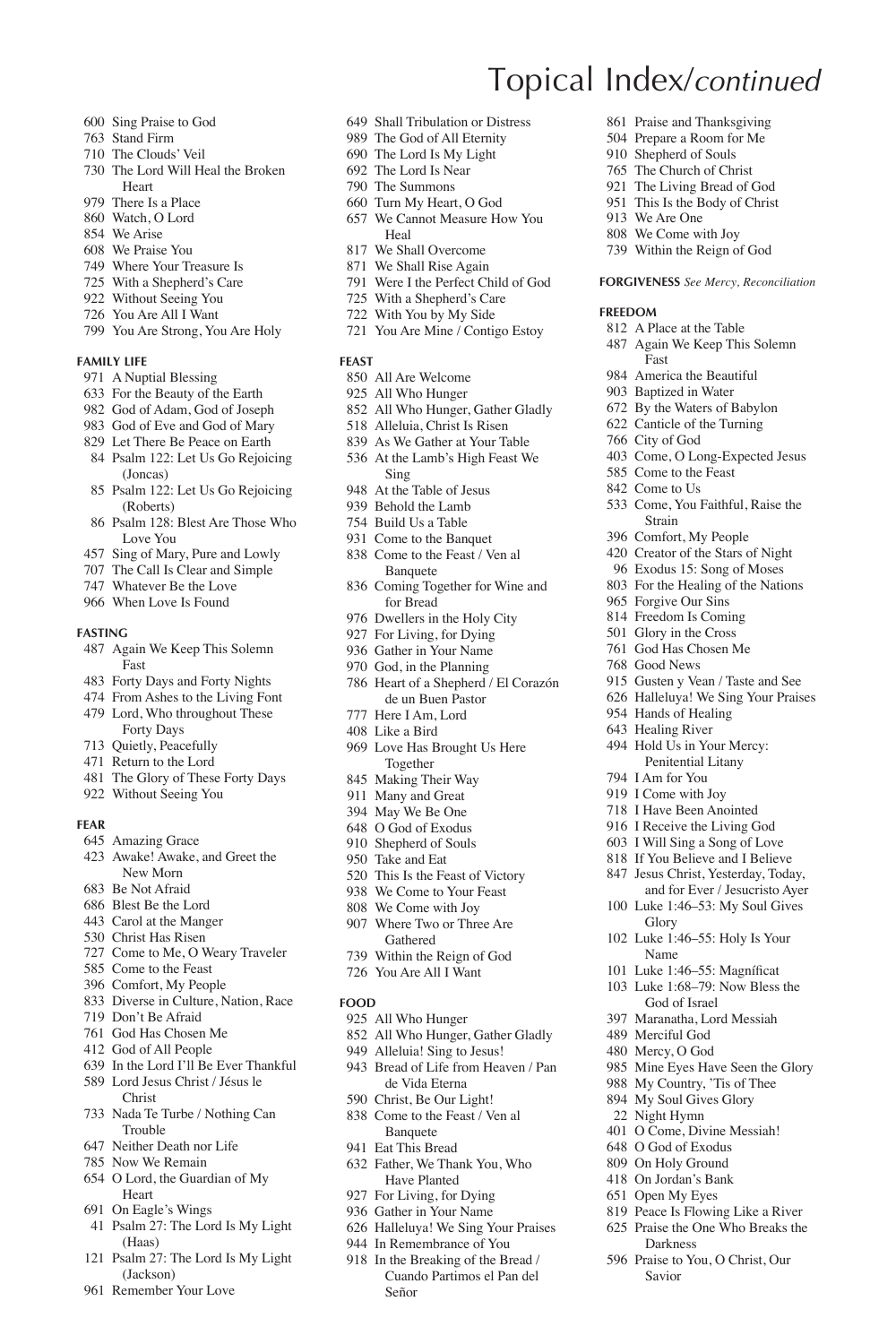# Topical Index/*continued*

600 Sing Praise to God
763 Stand Firm
710 The Clouds' Veil
730 The Lord Will Heal the Broken Heart
979 There Is a Place
860 Watch, O Lord
854 We Arise
608 We Praise You
749 Where Your Treasure Is
725 With a Shepherd's Care
922 Without Seeing You
726 You Are All I Want
799 You Are Strong, You Are Holy

**FAMILY LIFE**

971 A Nuptial Blessing
633 For the Beauty of the Earth
982 God of Adam, God of Joseph
983 God of Eve and God of Mary
829 Let There Be Peace on Earth
84 Psalm 122: Let Us Go Rejoicing (Joncas)
85 Psalm 122: Let Us Go Rejoicing (Roberts)
86 Psalm 128: Blest Are Those Who Love You
457 Sing of Mary, Pure and Lowly
707 The Call Is Clear and Simple
747 Whatever Be the Love
966 When Love Is Found

**FASTING**

487 Again We Keep This Solemn Fast
483 Forty Days and Forty Nights
474 From Ashes to the Living Font
479 Lord, Who throughout These Forty Days
713 Quietly, Peacefully
471 Return to the Lord
481 The Glory of These Forty Days
922 Without Seeing You

**FEAR**

645 Amazing Grace
423 Awake! Awake, and Greet the New Morn
683 Be Not Afraid
686 Blest Be the Lord
443 Carol at the Manger
530 Christ Has Risen
727 Come to Me, O Weary Traveler
585 Come to the Feast
396 Comfort, My People
833 Diverse in Culture, Nation, Race
719 Don't Be Afraid
761 God Has Chosen Me
412 God of All People
639 In the Lord I'll Be Ever Thankful
589 Lord Jesus Christ / Jésus le Christ
733 Nada Te Turbe / Nothing Can Trouble
647 Neither Death nor Life
785 Now We Remain
654 O Lord, the Guardian of My Heart
691 On Eagle's Wings
41 Psalm 27: The Lord Is My Light (Haas)
121 Psalm 27: The Lord Is My Light (Jackson)
961 Remember Your Love
649 Shall Tribulation or Distress
989 The God of All Eternity
690 The Lord Is My Light
692 The Lord Is Near
790 The Summons
660 Turn My Heart, O God
657 We Cannot Measure How You Heal
817 We Shall Overcome
871 We Shall Rise Again
791 Were I the Perfect Child of God
725 With a Shepherd's Care
722 With You by My Side
721 You Are Mine / Contigo Estoy

**FEAST**

850 All Are Welcome
925 All Who Hunger
852 All Who Hunger, Gather Gladly
518 Alleluia, Christ Is Risen
839 As We Gather at Your Table
536 At the Lamb's High Feast We Sing
948 At the Table of Jesus
939 Behold the Lamb
754 Build Us a Table
931 Come to the Banquet
838 Come to the Feast / Ven al Banquete
836 Coming Together for Wine and for Bread
976 Dwellers in the Holy City
927 For Living, for Dying
936 Gather in Your Name
970 God, in the Planning
786 Heart of a Shepherd / El Corazón de un Buen Pastor
777 Here I Am, Lord
408 Like a Bird
969 Love Has Brought Us Here Together
845 Making Their Way
911 Many and Great
394 May We Be One
648 O God of Exodus
910 Shepherd of Souls
950 Take and Eat
520 This Is the Feast of Victory
938 We Come to Your Feast
808 We Come with Joy
907 Where Two or Three Are Gathered
739 Within the Reign of God
726 You Are All I Want

**FOOD**

925 All Who Hunger
852 All Who Hunger, Gather Gladly
949 Alleluia! Sing to Jesus!
943 Bread of Life from Heaven / Pan de Vida Eterna
590 Christ, Be Our Light!
838 Come to the Feast / Ven al Banquete
941 Eat This Bread
632 Father, We Thank You, Who Have Planted
927 For Living, for Dying
936 Gather in Your Name
626 Halleluya! We Sing Your Praises
944 In Remembrance of You
918 In the Breaking of the Bread / Cuando Partimos el Pan del Señor
861 Praise and Thanksgiving
504 Prepare a Room for Me
910 Shepherd of Souls
765 The Church of Christ
921 The Living Bread of God
951 This Is the Body of Christ
913 We Are One
808 We Come with Joy
739 Within the Reign of God

**FORGIVENESS** *See Mercy, Reconciliation*

**FREEDOM**

812 A Place at the Table
487 Again We Keep This Solemn Fast
984 America the Beautiful
903 Baptized in Water
672 By the Waters of Babylon
622 Canticle of the Turning
766 City of God
403 Come, O Long-Expected Jesus
585 Come to the Feast
842 Come to Us
533 Come, You Faithful, Raise the Strain
396 Comfort, My People
420 Creator of the Stars of Night
96 Exodus 15: Song of Moses
803 For the Healing of the Nations
965 Forgive Our Sins
814 Freedom Is Coming
501 Glory in the Cross
761 God Has Chosen Me
768 Good News
915 Gusten y Vean / Taste and See
626 Halleluya! We Sing Your Praises
954 Hands of Healing
643 Healing River
494 Hold Us in Your Mercy: Penitential Litany
794 I Am for You
919 I Come with Joy
718 I Have Been Anointed
916 I Receive the Living God
603 I Will Sing a Song of Love
818 If You Believe and I Believe
847 Jesus Christ, Yesterday, Today, and for Ever / Jesucristo Ayer
100 Luke 1:46–53: My Soul Gives Glory
102 Luke 1:46–55: Holy Is Your Name
101 Luke 1:46–55: Magníficat
103 Luke 1:68–79: Now Bless the God of Israel
397 Maranatha, Lord Messiah
489 Merciful God
480 Mercy, O God
985 Mine Eyes Have Seen the Glory
988 My Country, 'Tis of Thee
894 My Soul Gives Glory
22 Night Hymn
401 O Come, Divine Messiah!
648 O God of Exodus
809 On Holy Ground
418 On Jordan's Bank
651 Open My Eyes
819 Peace Is Flowing Like a River
625 Praise the One Who Breaks the Darkness
596 Praise to You, O Christ, Our Savior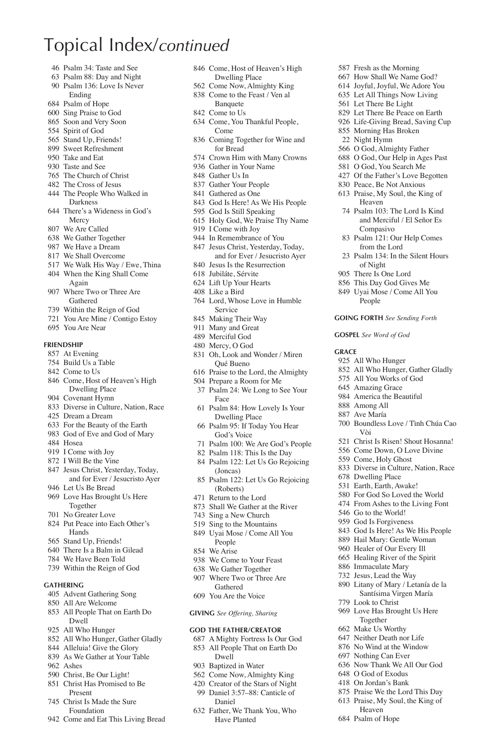# Topical Index/*continued*

46 Psalm 34: Taste and See
63 Psalm 88: Day and Night
90 Psalm 136: Love Is Never Ending
684 Psalm of Hope
600 Sing Praise to God
865 Soon and Very Soon
554 Spirit of God
565 Stand Up, Friends!
899 Sweet Refreshment
950 Take and Eat
930 Taste and See
765 The Church of Christ
482 The Cross of Jesus
444 The People Who Walked in Darkness
644 There's a Wideness in God's Mercy
807 We Are Called
638 We Gather Together
987 We Have a Dream
817 We Shall Overcome
517 We Walk His Way / Ewe, Thina
404 When the King Shall Come Again
907 Where Two or Three Are Gathered
739 Within the Reign of God
721 You Are Mine / Contigo Estoy
695 You Are Near

**FRIENDSHIP**

857 At Evening
754 Build Us a Table
842 Come to Us
846 Come, Host of Heaven's High Dwelling Place
904 Covenant Hymn
833 Diverse in Culture, Nation, Race
425 Dream a Dream
633 For the Beauty of the Earth
983 God of Eve and God of Mary
484 Hosea
919 I Come with Joy
872 I Will Be the Vine
847 Jesus Christ, Yesterday, Today, and for Ever / Jesucristo Ayer
946 Let Us Be Bread
969 Love Has Brought Us Here Together
701 No Greater Love
824 Put Peace into Each Other's Hands
565 Stand Up, Friends!
640 There Is a Balm in Gilead
784 We Have Been Told
739 Within the Reign of God

**GATHERING**

405 Advent Gathering Song
850 All Are Welcome
853 All People That on Earth Do Dwell
925 All Who Hunger
852 All Who Hunger, Gather Gladly
844 Alleluia! Give the Glory
839 As We Gather at Your Table
962 Ashes
590 Christ, Be Our Light!
851 Christ Has Promised to Be Present
745 Christ Is Made the Sure Foundation
942 Come and Eat This Living Bread
846 Come, Host of Heaven's High Dwelling Place
562 Come Now, Almighty King
838 Come to the Feast / Ven al Banquete
842 Come to Us
634 Come, You Thankful People, Come
836 Coming Together for Wine and for Bread
574 Crown Him with Many Crowns
936 Gather in Your Name
848 Gather Us In
837 Gather Your People
841 Gathered as One
843 God Is Here! As We His People
595 God Is Still Speaking
615 Holy God, We Praise Thy Name
919 I Come with Joy
944 In Remembrance of You
847 Jesus Christ, Yesterday, Today, and for Ever / Jesucristo Ayer
840 Jesus Is the Resurrection
618 Jubiláte, Sérvite
624 Lift Up Your Hearts
408 Like a Bird
764 Lord, Whose Love in Humble Service
845 Making Their Way
911 Many and Great
489 Merciful God
480 Mercy, O God
831 Oh, Look and Wonder / Miren Qué Bueno
616 Praise to the Lord, the Almighty
504 Prepare a Room for Me
37 Psalm 24: We Long to See Your Face
61 Psalm 84: How Lovely Is Your Dwelling Place
66 Psalm 95: If Today You Hear God's Voice
71 Psalm 100: We Are God's People
82 Psalm 118: This Is the Day
84 Psalm 122: Let Us Go Rejoicing (Joncas)
85 Psalm 122: Let Us Go Rejoicing (Roberts)
471 Return to the Lord
873 Shall We Gather at the River
743 Sing a New Church
519 Sing to the Mountains
849 Uyai Mose / Come All You People
854 We Arise
938 We Come to Your Feast
638 We Gather Together
907 Where Two or Three Are Gathered
609 You Are the Voice

**GIVING** *See Offering, Sharing*

**GOD THE FATHER/CREATOR**

687 A Mighty Fortress Is Our God
853 All People That on Earth Do Dwell
903 Baptized in Water
562 Come Now, Almighty King
420 Creator of the Stars of Night
99 Daniel 3:57–88: Canticle of Daniel
632 Father, We Thank You, Who Have Planted
587 Fresh as the Morning
667 How Shall We Name God?
614 Joyful, Joyful, We Adore You
635 Let All Things Now Living
561 Let There Be Light
829 Let There Be Peace on Earth
926 Life-Giving Bread, Saving Cup
855 Morning Has Broken
22 Night Hymn
566 O God, Almighty Father
688 O God, Our Help in Ages Past
581 O God, You Search Me
427 Of the Father's Love Begotten
830 Peace, Be Not Anxious
613 Praise, My Soul, the King of Heaven
74 Psalm 103: The Lord Is Kind and Merciful / El Señor Es Compasivo
83 Psalm 121: Our Help Comes from the Lord
23 Psalm 134: In the Silent Hours of Night
905 There Is One Lord
856 This Day God Gives Me
849 Uyai Mose / Come All You People

**GOING FORTH** *See Sending Forth*

**GOSPEL** *See Word of God*

**GRACE**

925 All Who Hunger
852 All Who Hunger, Gather Gladly
575 All You Works of God
645 Amazing Grace
984 America the Beautiful
888 Among All
887 Ave María
700 Boundless Love / Tình Chúa Cao Vòi
521 Christ Is Risen! Shout Hosanna!
556 Come Down, O Love Divine
559 Come, Holy Ghost
833 Diverse in Culture, Nation, Race
678 Dwelling Place
531 Earth, Earth, Awake!
580 For God So Loved the World
474 From Ashes to the Living Font
546 Go to the World!
959 God Is Forgiveness
843 God Is Here! As We His People
889 Hail Mary: Gentle Woman
960 Healer of Our Every Ill
665 Healing River of the Spirit
886 Immaculate Mary
732 Jesus, Lead the Way
890 Litany of Mary / Letanía de la Santísima Virgen María
779 Look to Christ
969 Love Has Brought Us Here Together
662 Make Us Worthy
647 Neither Death nor Life
876 No Wind at the Window
697 Nothing Can Ever
636 Now Thank We All Our God
648 O God of Exodus
418 On Jordan's Bank
875 Praise We the Lord This Day
613 Praise, My Soul, the King of Heaven
684 Psalm of Hope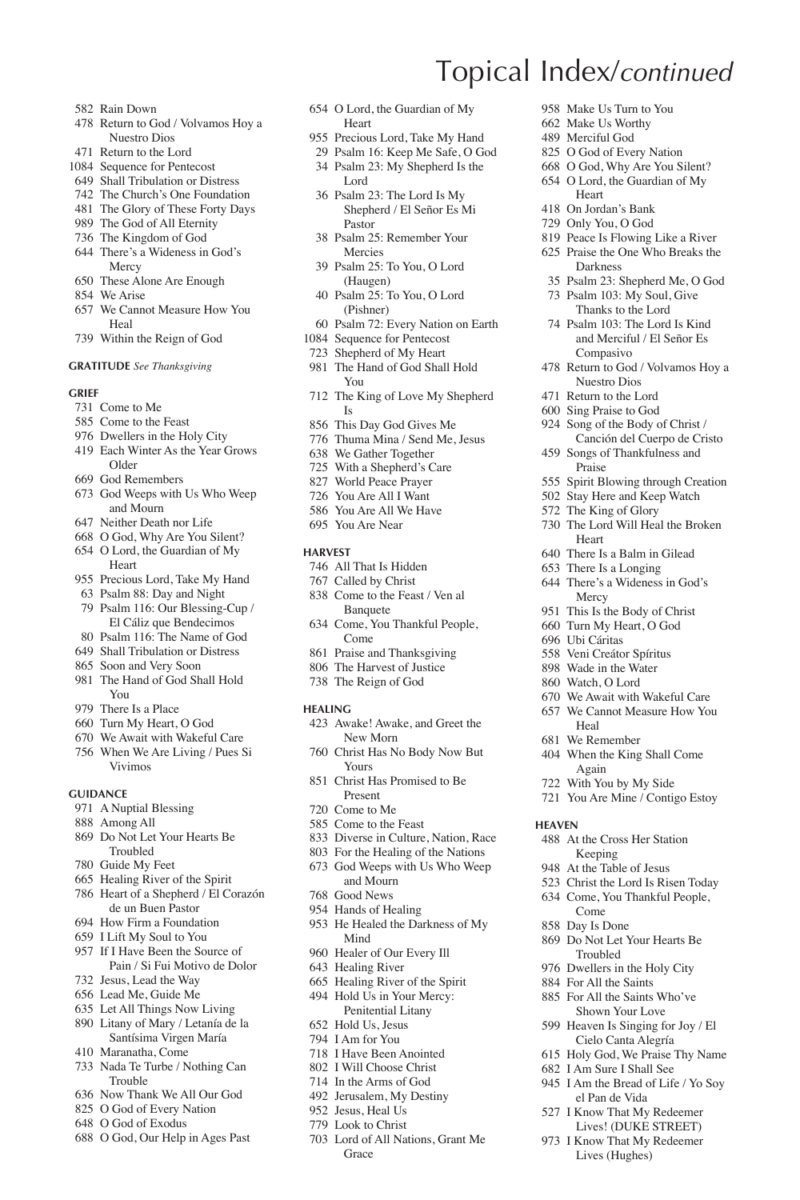# Topical Index/*continued*

- 582 Rain Down
- 478 Return to God / Volvamos Hoy a Nuestro Dios
- 471 Return to the Lord
- 1084 Sequence for Pentecost
- 649 Shall Tribulation or Distress
- 742 The Church's One Foundation
- 481 The Glory of These Forty Days
- 989 The God of All Eternity
- 736 The Kingdom of God
- 644 There's a Wideness in God's Mercy
- 650 These Alone Are Enough
- 854 We Arise
- 657 We Cannot Measure How You Heal
- 739 Within the Reign of God

**GRATITUDE** *See Thanksgiving*

**GRIEF**

- 731 Come to Me
- 585 Come to the Feast
- 976 Dwellers in the Holy City
- 419 Each Winter As the Year Grows Older
- 669 God Remembers
- 673 God Weeps with Us Who Weep and Mourn
- 647 Neither Death nor Life
- 668 O God, Why Are You Silent?
- 654 O Lord, the Guardian of My Heart
- 955 Precious Lord, Take My Hand
- 63 Psalm 88: Day and Night
- 79 Psalm 116: Our Blessing-Cup / El Cáliz que Bendecimos
- 80 Psalm 116: The Name of God
- 649 Shall Tribulation or Distress
- 865 Soon and Very Soon
- 981 The Hand of God Shall Hold You
- 979 There Is a Place
- 660 Turn My Heart, O God
- 670 We Await with Wakeful Care
- 756 When We Are Living / Pues Si Vivimos

**GUIDANCE**

- 971 A Nuptial Blessing
- 888 Among All
- 869 Do Not Let Your Hearts Be Troubled
- 780 Guide My Feet
- 665 Healing River of the Spirit
- 786 Heart of a Shepherd / El Corazón de un Buen Pastor
- 694 How Firm a Foundation
- 659 I Lift My Soul to You
- 957 If I Have Been the Source of Pain / Si Fui Motivo de Dolor
- 732 Jesus, Lead the Way
- 656 Lead Me, Guide Me
- 635 Let All Things Now Living
- 890 Litany of Mary / Letanía de la Santísima Virgen María
- 410 Maranatha, Come
- 733 Nada Te Turbe / Nothing Can Trouble
- 636 Now Thank We All Our God
- 825 O God of Every Nation
- 648 O God of Exodus
- 688 O God, Our Help in Ages Past
- 654 O Lord, the Guardian of My Heart
- 955 Precious Lord, Take My Hand
- 29 Psalm 16: Keep Me Safe, O God
- 34 Psalm 23: My Shepherd Is the Lord
- 36 Psalm 23: The Lord Is My Shepherd / El Señor Es Mi Pastor
- 38 Psalm 25: Remember Your Mercies
- 39 Psalm 25: To You, O Lord (Haugen)
- 40 Psalm 25: To You, O Lord (Pishner)
- 60 Psalm 72: Every Nation on Earth
- 1084 Sequence for Pentecost
- 723 Shepherd of My Heart
- 981 The Hand of God Shall Hold You
- 712 The King of Love My Shepherd Is
- 856 This Day God Gives Me
- 776 Thuma Mina / Send Me, Jesus
- 638 We Gather Together
- 725 With a Shepherd's Care
- 827 World Peace Prayer
- 726 You Are All I Want
- 586 You Are All We Have
- 695 You Are Near

**HARVEST**

- 746 All That Is Hidden
- 767 Called by Christ
- 838 Come to the Feast / Ven al Banquete
- 634 Come, You Thankful People, Come
- 861 Praise and Thanksgiving
- 806 The Harvest of Justice
- 738 The Reign of God

**HEALING**

- 423 Awake! Awake, and Greet the New Morn
- 760 Christ Has No Body Now But Yours
- 851 Christ Has Promised to Be Present
- 720 Come to Me
- 585 Come to the Feast
- 833 Diverse in Culture, Nation, Race
- 803 For the Healing of the Nations
- 673 God Weeps with Us Who Weep and Mourn
- 768 Good News
- 954 Hands of Healing
- 953 He Healed the Darkness of My Mind
- 960 Healer of Our Every Ill
- 643 Healing River
- 665 Healing River of the Spirit
- 494 Hold Us in Your Mercy: Penitential Litany
- 652 Hold Us, Jesus
- 794 I Am for You
- 718 I Have Been Anointed
- 802 I Will Choose Christ
- 714 In the Arms of God
- 492 Jerusalem, My Destiny
- 952 Jesus, Heal Us
- 779 Look to Christ
- 703 Lord of All Nations, Grant Me Grace
- 958 Make Us Turn to You
- 662 Make Us Worthy
- 489 Merciful God
- 825 O God of Every Nation
- 668 O God, Why Are You Silent?
- 654 O Lord, the Guardian of My Heart
- 418 On Jordan's Bank
- 729 Only You, O God
- 819 Peace Is Flowing Like a River
- 625 Praise the One Who Breaks the Darkness
- 35 Psalm 23: Shepherd Me, O God
- 73 Psalm 103: My Soul, Give Thanks to the Lord
- 74 Psalm 103: The Lord Is Kind and Merciful / El Señor Es Compasivo
- 478 Return to God / Volvamos Hoy a Nuestro Dios
- 471 Return to the Lord
- 600 Sing Praise to God
- 924 Song of the Body of Christ / Canción del Cuerpo de Cristo
- 459 Songs of Thankfulness and Praise
- 555 Spirit Blowing through Creation
- 502 Stay Here and Keep Watch
- 572 The King of Glory
- 730 The Lord Will Heal the Broken Heart
- 640 There Is a Balm in Gilead
- 653 There Is a Longing
- 644 There's a Wideness in God's Mercy
- 951 This Is the Body of Christ
- 660 Turn My Heart, O God
- 696 Ubi Cáritas
- 558 Veni Creátor Spíritus
- 898 Wade in the Water
- 860 Watch, O Lord
- 670 We Await with Wakeful Care
- 657 We Cannot Measure How You Heal
- 681 We Remember
- 404 When the King Shall Come Again
- 722 With You by My Side
- 721 You Are Mine / Contigo Estoy

**HEAVEN**

- 488 At the Cross Her Station Keeping
- 948 At the Table of Jesus
- 523 Christ the Lord Is Risen Today
- 634 Come, You Thankful People, Come
- 858 Day Is Done
- 869 Do Not Let Your Hearts Be Troubled
- 976 Dwellers in the Holy City
- 884 For All the Saints
- 885 For All the Saints Who've Shown Your Love
- 599 Heaven Is Singing for Joy / El Cielo Canta Alegría
- 615 Holy God, We Praise Thy Name
- 682 I Am Sure I Shall See
- 945 I Am the Bread of Life / Yo Soy el Pan de Vida
- 527 I Know That My Redeemer Lives! (DUKE STREET)
- 973 I Know That My Redeemer Lives (Hughes)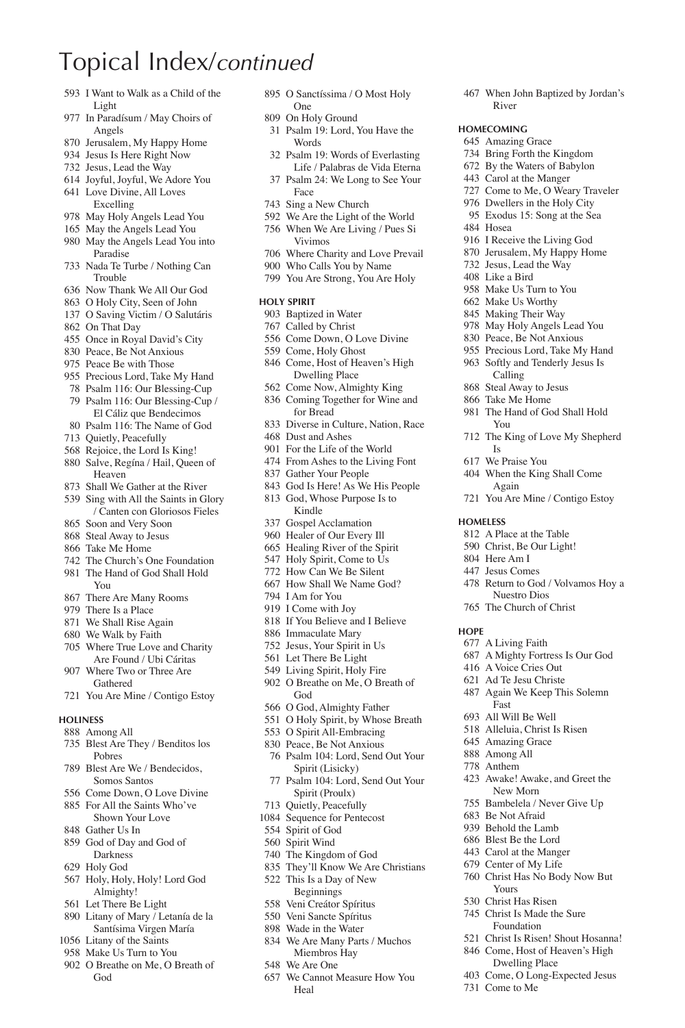# Topical Index/*continued*

593 I Want to Walk as a Child of the Light
977 In Paradísum / May Choirs of Angels
870 Jerusalem, My Happy Home
934 Jesus Is Here Right Now
732 Jesus, Lead the Way
614 Joyful, Joyful, We Adore You
641 Love Divine, All Loves Excelling
978 May Holy Angels Lead You
165 May the Angels Lead You
980 May the Angels Lead You into Paradise
733 Nada Te Turbe / Nothing Can Trouble
636 Now Thank We All Our God
863 O Holy City, Seen of John
137 O Saving Victim / O Salutáris
862 On That Day
455 Once in Royal David's City
830 Peace, Be Not Anxious
975 Peace Be with Those
955 Precious Lord, Take My Hand
78 Psalm 116: Our Blessing-Cup
79 Psalm 116: Our Blessing-Cup / El Cáliz que Bendecimos
80 Psalm 116: The Name of God
713 Quietly, Peacefully
568 Rejoice, the Lord Is King!
880 Salve, Regína / Hail, Queen of Heaven
873 Shall We Gather at the River
539 Sing with All the Saints in Glory / Canten con Gloriosos Fieles
865 Soon and Very Soon
868 Steal Away to Jesus
866 Take Me Home
742 The Church's One Foundation
981 The Hand of God Shall Hold You
867 There Are Many Rooms
979 There Is a Place
871 We Shall Rise Again
680 We Walk by Faith
705 Where True Love and Charity Are Found / Ubi Cáritas
907 Where Two or Three Are Gathered
721 You Are Mine / Contigo Estoy

**HOLINESS**

888 Among All
735 Blest Are They / Benditos los Pobres
789 Blest Are We / Bendecidos, Somos Santos
556 Come Down, O Love Divine
885 For All the Saints Who've Shown Your Love
848 Gather Us In
859 God of Day and God of Darkness
629 Holy God
567 Holy, Holy, Holy! Lord God Almighty!
561 Let There Be Light
890 Litany of Mary / Letanía de la Santísima Virgen María
1056 Litany of the Saints
958 Make Us Turn to You
902 O Breathe on Me, O Breath of God
895 O Sanctíssima / O Most Holy One
809 On Holy Ground
31 Psalm 19: Lord, You Have the Words
32 Psalm 19: Words of Everlasting Life / Palabras de Vida Eterna
37 Psalm 24: We Long to See Your Face
743 Sing a New Church
592 We Are the Light of the World
756 When We Are Living / Pues Si Vivimos
706 Where Charity and Love Prevail
900 Who Calls You by Name
799 You Are Strong, You Are Holy

**HOLY SPIRIT**

903 Baptized in Water
767 Called by Christ
556 Come Down, O Love Divine
559 Come, Holy Ghost
846 Come, Host of Heaven's High Dwelling Place
562 Come Now, Almighty King
836 Coming Together for Wine and for Bread
833 Diverse in Culture, Nation, Race
468 Dust and Ashes
901 For the Life of the World
474 From Ashes to the Living Font
837 Gather Your People
843 God Is Here! As We His People
813 God, Whose Purpose Is to Kindle
337 Gospel Acclamation
960 Healer of Our Every Ill
665 Healing River of the Spirit
547 Holy Spirit, Come to Us
772 How Can We Be Silent
667 How Shall We Name God?
794 I Am for You
919 I Come with Joy
818 If You Believe and I Believe
886 Immaculate Mary
752 Jesus, Your Spirit in Us
561 Let There Be Light
549 Living Spirit, Holy Fire
902 O Breathe on Me, O Breath of God
566 O God, Almighty Father
551 O Holy Spirit, by Whose Breath
553 O Spirit All-Embracing
830 Peace, Be Not Anxious
76 Psalm 104: Lord, Send Out Your Spirit (Lisicky)
77 Psalm 104: Lord, Send Out Your Spirit (Proulx)
713 Quietly, Peacefully
1084 Sequence for Pentecost
554 Spirit of God
560 Spirit Wind
740 The Kingdom of God
835 They'll Know We Are Christians
522 This Is a Day of New Beginnings
558 Veni Creátor Spíritus
550 Veni Sancte Spíritus
898 Wade in the Water
834 We Are Many Parts / Muchos Miembros Hay
548 We Are One
657 We Cannot Measure How You Heal
467 When John Baptized by Jordan's River

**HOMECOMING**

645 Amazing Grace
734 Bring Forth the Kingdom
672 By the Waters of Babylon
443 Carol at the Manger
727 Come to Me, O Weary Traveler
976 Dwellers in the Holy City
95 Exodus 15: Song at the Sea
484 Hosea
916 I Receive the Living God
870 Jerusalem, My Happy Home
732 Jesus, Lead the Way
408 Like a Bird
958 Make Us Turn to You
662 Make Us Worthy
845 Making Their Way
978 May Holy Angels Lead You
830 Peace, Be Not Anxious
955 Precious Lord, Take My Hand
963 Softly and Tenderly Jesus Is Calling
868 Steal Away to Jesus
866 Take Me Home
981 The Hand of God Shall Hold You
712 The King of Love My Shepherd Is
617 We Praise You
404 When the King Shall Come Again
721 You Are Mine / Contigo Estoy

**HOMELESS**

812 A Place at the Table
590 Christ, Be Our Light!
804 Here Am I
447 Jesus Comes
478 Return to God / Volvamos Hoy a Nuestro Dios
765 The Church of Christ

**HOPE**

677 A Living Faith
687 A Mighty Fortress Is Our God
416 A Voice Cries Out
621 Ad Te Jesu Christe
487 Again We Keep This Solemn Fast
693 All Will Be Well
518 Alleluia, Christ Is Risen
645 Amazing Grace
888 Among All
778 Anthem
423 Awake! Awake, and Greet the New Morn
755 Bambelela / Never Give Up
683 Be Not Afraid
939 Behold the Lamb
686 Blest Be the Lord
443 Carol at the Manger
679 Center of My Life
760 Christ Has No Body Now But Yours
530 Christ Has Risen
745 Christ Is Made the Sure Foundation
521 Christ Is Risen! Shout Hosanna!
846 Come, Host of Heaven's High Dwelling Place
403 Come, O Long-Expected Jesus
731 Come to Me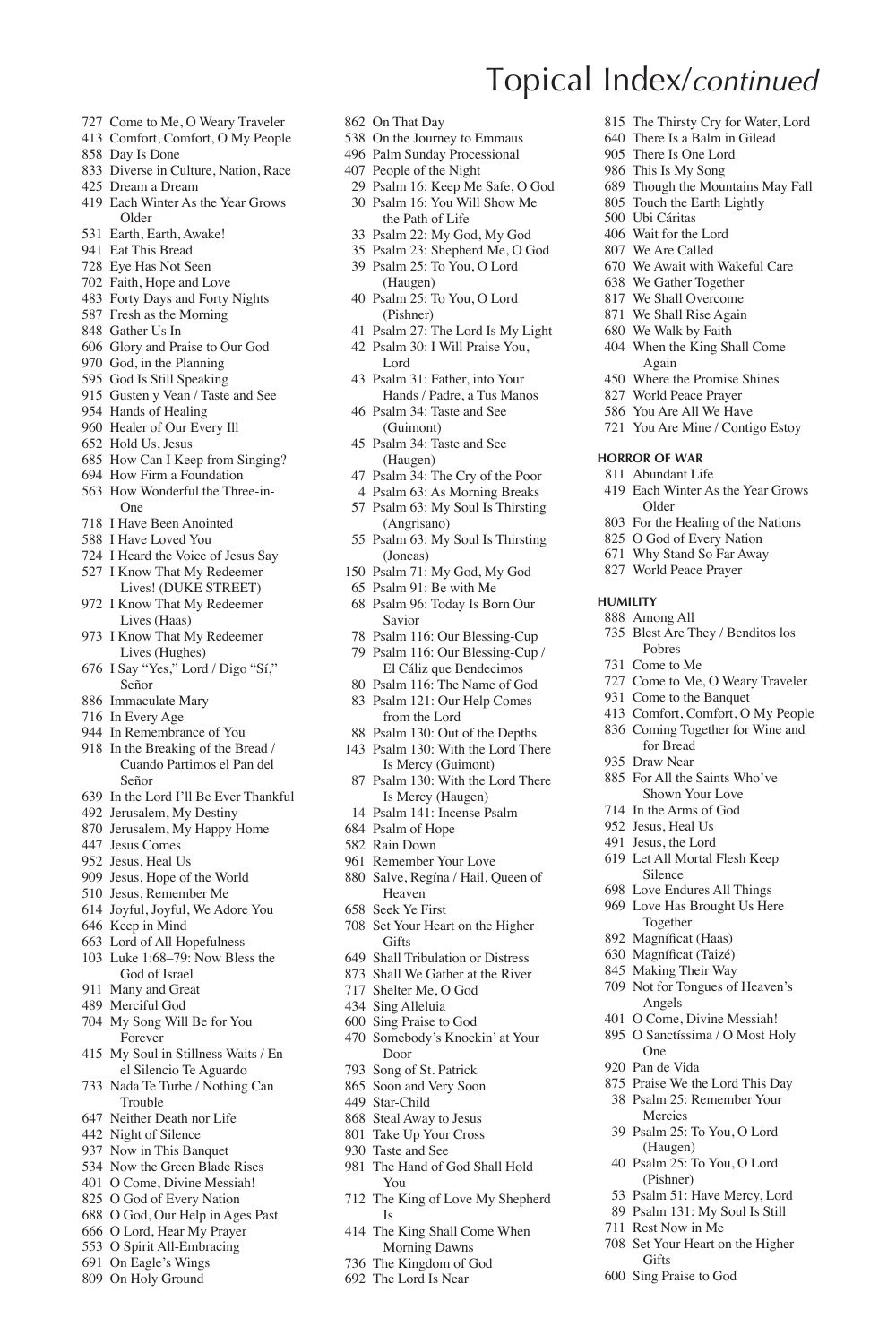# Topical Index/*continued*

727 Come to Me, O Weary Traveler
413 Comfort, Comfort, O My People
858 Day Is Done
833 Diverse in Culture, Nation, Race
425 Dream a Dream
419 Each Winter As the Year Grows Older
531 Earth, Earth, Awake!
941 Eat This Bread
728 Eye Has Not Seen
702 Faith, Hope and Love
483 Forty Days and Forty Nights
587 Fresh as the Morning
848 Gather Us In
606 Glory and Praise to Our God
970 God, in the Planning
595 God Is Still Speaking
915 Gusten y Vean / Taste and See
954 Hands of Healing
960 Healer of Our Every Ill
652 Hold Us, Jesus
685 How Can I Keep from Singing?
694 How Firm a Foundation
563 How Wonderful the Three-in-One
718 I Have Been Anointed
588 I Have Loved You
724 I Heard the Voice of Jesus Say
527 I Know That My Redeemer Lives! (DUKE STREET)
972 I Know That My Redeemer Lives (Haas)
973 I Know That My Redeemer Lives (Hughes)
676 I Say "Yes," Lord / Digo "Sí," Señor
886 Immaculate Mary
716 In Every Age
944 In Remembrance of You
918 In the Breaking of the Bread / Cuando Partimos el Pan del Señor
639 In the Lord I'll Be Ever Thankful
492 Jerusalem, My Destiny
870 Jerusalem, My Happy Home
447 Jesus Comes
952 Jesus, Heal Us
909 Jesus, Hope of the World
510 Jesus, Remember Me
614 Joyful, Joyful, We Adore You
646 Keep in Mind
663 Lord of All Hopefulness
103 Luke 1:68–79: Now Bless the God of Israel
911 Many and Great
489 Merciful God
704 My Song Will Be for You Forever
415 My Soul in Stillness Waits / En el Silencio Te Aguardo
733 Nada Te Turbe / Nothing Can Trouble
647 Neither Death nor Life
442 Night of Silence
937 Now in This Banquet
534 Now the Green Blade Rises
401 O Come, Divine Messiah!
825 O God of Every Nation
688 O God, Our Help in Ages Past
666 O Lord, Hear My Prayer
553 O Spirit All-Embracing
691 On Eagle's Wings
809 On Holy Ground
862 On That Day
538 On the Journey to Emmaus
496 Palm Sunday Processional
407 People of the Night
29 Psalm 16: Keep Me Safe, O God
30 Psalm 16: You Will Show Me the Path of Life
33 Psalm 22: My God, My God
35 Psalm 23: Shepherd Me, O God
39 Psalm 25: To You, O Lord (Haugen)
40 Psalm 25: To You, O Lord (Pishner)
41 Psalm 27: The Lord Is My Light
42 Psalm 30: I Will Praise You, Lord
43 Psalm 31: Father, into Your Hands / Padre, a Tus Manos
46 Psalm 34: Taste and See (Guimont)
45 Psalm 34: Taste and See (Haugen)
47 Psalm 34: The Cry of the Poor
4 Psalm 63: As Morning Breaks
57 Psalm 63: My Soul Is Thirsting (Angrisano)
55 Psalm 63: My Soul Is Thirsting (Joncas)
150 Psalm 71: My God, My God
65 Psalm 91: Be with Me
68 Psalm 96: Today Is Born Our Savior
78 Psalm 116: Our Blessing-Cup
79 Psalm 116: Our Blessing-Cup / El Cáliz que Bendecimos
80 Psalm 116: The Name of God
83 Psalm 121: Our Help Comes from the Lord
88 Psalm 130: Out of the Depths
143 Psalm 130: With the Lord There Is Mercy (Guimont)
87 Psalm 130: With the Lord There Is Mercy (Haugen)
14 Psalm 141: Incense Psalm
684 Psalm of Hope
582 Rain Down
961 Remember Your Love
880 Salve, Regína / Hail, Queen of Heaven
658 Seek Ye First
708 Set Your Heart on the Higher Gifts
649 Shall Tribulation or Distress
873 Shall We Gather at the River
717 Shelter Me, O God
434 Sing Alleluia
600 Sing Praise to God
470 Somebody's Knockin' at Your Door
793 Song of St. Patrick
865 Soon and Very Soon
449 Star-Child
868 Steal Away to Jesus
801 Take Up Your Cross
930 Taste and See
981 The Hand of God Shall Hold You
712 The King of Love My Shepherd Is
414 The King Shall Come When Morning Dawns
736 The Kingdom of God
692 The Lord Is Near
815 The Thirsty Cry for Water, Lord
640 There Is a Balm in Gilead
905 There Is One Lord
986 This Is My Song
689 Though the Mountains May Fall
805 Touch the Earth Lightly
500 Ubi Cáritas
406 Wait for the Lord
807 We Are Called
670 We Await with Wakeful Care
638 We Gather Together
817 We Shall Overcome
871 We Shall Rise Again
680 We Walk by Faith
404 When the King Shall Come Again
450 Where the Promise Shines
827 World Peace Prayer
586 You Are All We Have
721 You Are Mine / Contigo Estoy

**HORROR OF WAR**

811 Abundant Life
419 Each Winter As the Year Grows Older
803 For the Healing of the Nations
825 O God of Every Nation
671 Why Stand So Far Away
827 World Peace Prayer

**HUMILITY**

888 Among All
735 Blest Are They / Benditos los Pobres
731 Come to Me
727 Come to Me, O Weary Traveler
931 Come to the Banquet
413 Comfort, Comfort, O My People
836 Coming Together for Wine and for Bread
935 Draw Near
885 For All the Saints Who've Shown Your Love
714 In the Arms of God
952 Jesus, Heal Us
491 Jesus, the Lord
619 Let All Mortal Flesh Keep Silence
698 Love Endures All Things
969 Love Has Brought Us Here Together
892 Magníficat (Haas)
630 Magníficat (Taizé)
845 Making Their Way
709 Not for Tongues of Heaven's Angels
401 O Come, Divine Messiah!
895 O Sanctíssima / O Most Holy One
920 Pan de Vida
875 Praise We the Lord This Day
38 Psalm 25: Remember Your Mercies
39 Psalm 25: To You, O Lord (Haugen)
40 Psalm 25: To You, O Lord (Pishner)
53 Psalm 51: Have Mercy, Lord
89 Psalm 131: My Soul Is Still
711 Rest Now in Me
708 Set Your Heart on the Higher Gifts
600 Sing Praise to God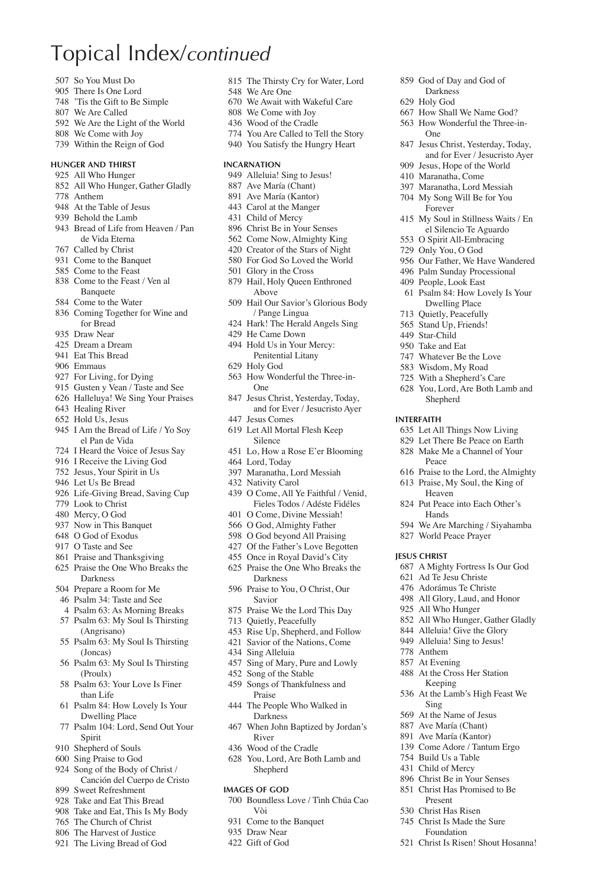# Topical Index/*continued*

507 So You Must Do
905 There Is One Lord
748 'Tis the Gift to Be Simple
807 We Are Called
592 We Are the Light of the World
808 We Come with Joy
739 Within the Reign of God

**HUNGER AND THIRST**

925 All Who Hunger
852 All Who Hunger, Gather Gladly
778 Anthem
948 At the Table of Jesus
939 Behold the Lamb
943 Bread of Life from Heaven / Pan de Vida Eterna
767 Called by Christ
931 Come to the Banquet
585 Come to the Feast
838 Come to the Feast / Ven al Banquete
584 Come to the Water
836 Coming Together for Wine and for Bread
935 Draw Near
425 Dream a Dream
941 Eat This Bread
906 Emmaus
927 For Living, for Dying
915 Gusten y Vean / Taste and See
626 Halleluya! We Sing Your Praises
643 Healing River
652 Hold Us, Jesus
945 I Am the Bread of Life / Yo Soy el Pan de Vida
724 I Heard the Voice of Jesus Say
916 I Receive the Living God
752 Jesus, Your Spirit in Us
946 Let Us Be Bread
926 Life-Giving Bread, Saving Cup
779 Look to Christ
480 Mercy, O God
937 Now in This Banquet
648 O God of Exodus
917 O Taste and See
861 Praise and Thanksgiving
625 Praise the One Who Breaks the Darkness
504 Prepare a Room for Me
46 Psalm 34: Taste and See
4 Psalm 63: As Morning Breaks
57 Psalm 63: My Soul Is Thirsting (Angrisano)
55 Psalm 63: My Soul Is Thirsting (Joncas)
56 Psalm 63: My Soul Is Thirsting (Proulx)
58 Psalm 63: Your Love Is Finer than Life
61 Psalm 84: How Lovely Is Your Dwelling Place
77 Psalm 104: Lord, Send Out Your Spirit
910 Shepherd of Souls
600 Sing Praise to God
924 Song of the Body of Christ / Canción del Cuerpo de Cristo
899 Sweet Refreshment
928 Take and Eat This Bread
908 Take and Eat, This Is My Body
765 The Church of Christ
806 The Harvest of Justice
921 The Living Bread of God
815 The Thirsty Cry for Water, Lord
548 We Are One
670 We Await with Wakeful Care
808 We Come with Joy
436 Wood of the Cradle
774 You Are Called to Tell the Story
940 You Satisfy the Hungry Heart

**INCARNATION**

949 Alleluia! Sing to Jesus!
887 Ave María (Chant)
891 Ave María (Kantor)
443 Carol at the Manger
431 Child of Mercy
896 Christ Be in Your Senses
562 Come Now, Almighty King
420 Creator of the Stars of Night
580 For God So Loved the World
501 Glory in the Cross
879 Hail, Holy Queen Enthroned Above
509 Hail Our Savior's Glorious Body / Pange Lingua
424 Hark! The Herald Angels Sing
429 He Came Down
494 Hold Us in Your Mercy: Penitential Litany
629 Holy God
563 How Wonderful the Three-in-One
847 Jesus Christ, Yesterday, Today, and for Ever / Jesucristo Ayer
447 Jesus Comes
619 Let All Mortal Flesh Keep Silence
451 Lo, How a Rose E'er Blooming
464 Lord, Today
397 Maranatha, Lord Messiah
432 Nativity Carol
439 O Come, All Ye Faithful / Venid, Fieles Todos / Adéste Fidéles
401 O Come, Divine Messiah!
566 O God, Almighty Father
598 O God beyond All Praising
427 Of the Father's Love Begotten
455 Once in Royal David's City
625 Praise the One Who Breaks the Darkness
596 Praise to You, O Christ, Our Savior
875 Praise We the Lord This Day
713 Quietly, Peacefully
453 Rise Up, Shepherd, and Follow
421 Savior of the Nations, Come
434 Sing Alleluia
457 Sing of Mary, Pure and Lowly
452 Song of the Stable
459 Songs of Thankfulness and Praise
444 The People Who Walked in Darkness
467 When John Baptized by Jordan's River
436 Wood of the Cradle
628 You, Lord, Are Both Lamb and Shepherd

**IMAGES OF GOD**

700 Boundless Love / Tình Chúa Cao Vòi
931 Come to the Banquet
935 Draw Near
422 Gift of God
859 God of Day and God of Darkness
629 Holy God
667 How Shall We Name God?
563 How Wonderful the Three-in-One
847 Jesus Christ, Yesterday, Today, and for Ever / Jesucristo Ayer
909 Jesus, Hope of the World
410 Maranatha, Come
397 Maranatha, Lord Messiah
704 My Song Will Be for You Forever
415 My Soul in Stillness Waits / En el Silencio Te Aguardo
553 O Spirit All-Embracing
729 Only You, O God
956 Our Father, We Have Wandered
496 Palm Sunday Processional
409 People, Look East
61 Psalm 84: How Lovely Is Your Dwelling Place
713 Quietly, Peacefully
565 Stand Up, Friends!
449 Star-Child
950 Take and Eat
747 Whatever Be the Love
583 Wisdom, My Road
725 With a Shepherd's Care
628 You, Lord, Are Both Lamb and Shepherd

**INTERFAITH**

635 Let All Things Now Living
829 Let There Be Peace on Earth
828 Make Me a Channel of Your Peace
616 Praise to the Lord, the Almighty
613 Praise, My Soul, the King of Heaven
824 Put Peace into Each Other's Hands
594 We Are Marching / Siyahamba
827 World Peace Prayer

**JESUS CHRIST**

687 A Mighty Fortress Is Our God
621 Ad Te Jesu Christe
476 Adorámus Te Christe
498 All Glory, Laud, and Honor
925 All Who Hunger
852 All Who Hunger, Gather Gladly
844 Alleluia! Give the Glory
949 Alleluia! Sing to Jesus!
778 Anthem
857 At Evening
488 At the Cross Her Station Keeping
536 At the Lamb's High Feast We Sing
569 At the Name of Jesus
887 Ave María (Chant)
891 Ave María (Kantor)
139 Come Adore / Tantum Ergo
754 Build Us a Table
431 Child of Mercy
896 Christ Be in Your Senses
851 Christ Has Promised to Be Present
530 Christ Has Risen
745 Christ Is Made the Sure Foundation
521 Christ Is Risen! Shout Hosanna!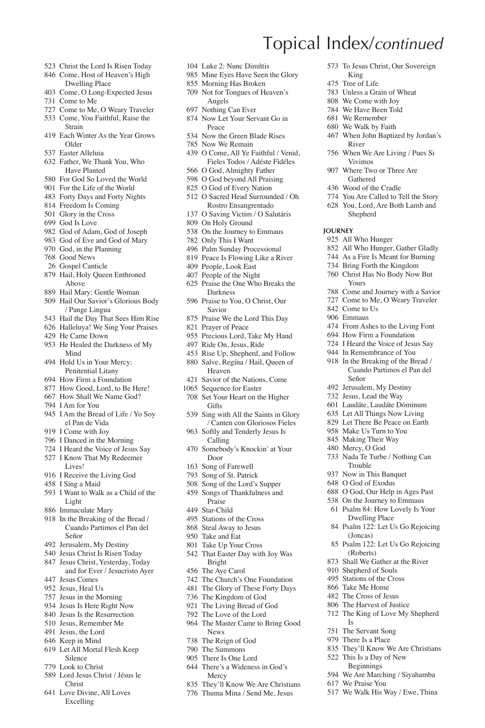# Topical Index/*continued*

523 Christ the Lord Is Risen Today
846 Come, Host of Heaven's High Dwelling Place
403 Come, O Long-Expected Jesus
731 Come to Me
727 Come to Me, O Weary Traveler
533 Come, You Faithful, Raise the Strain
419 Each Winter As the Year Grows Older
537 Easter Alleluia
632 Father, We Thank You, Who Have Planted
580 For God So Loved the World
901 For the Life of the World
483 Forty Days and Forty Nights
814 Freedom Is Coming
501 Glory in the Cross
699 God Is Love
982 God of Adam, God of Joseph
983 God of Eve and God of Mary
970 God, in the Planning
768 Good News
26 Gospel Canticle
879 Hail, Holy Queen Enthroned Above
889 Hail Mary: Gentle Woman
509 Hail Our Savior's Glorious Body / Pange Lingua
543 Hail the Day That Sees Him Rise
626 Halleluya! We Sing Your Praises
429 He Came Down
953 He Healed the Darkness of My Mind
494 Hold Us in Your Mercy: Penitential Litany
694 How Firm a Foundation
877 How Good, Lord, to Be Here!
667 How Shall We Name God?
794 I Am for You
945 I Am the Bread of Life / Yo Soy el Pan de Vida
919 I Come with Joy
796 I Danced in the Morning
724 I Heard the Voice of Jesus Say
527 I Know That My Redeemer Lives!
916 I Receive the Living God
458 I Sing a Maid
593 I Want to Walk as a Child of the Light
886 Immaculate Mary
918 In the Breaking of the Bread / Cuando Partimos el Pan del Señor
492 Jerusalem, My Destiny
540 Jesus Christ Is Risen Today
847 Jesus Christ, Yesterday, Today and for Ever / Jesucristo Ayer
447 Jesus Comes
952 Jesus, Heal Us
757 Jesus in the Morning
934 Jesus Is Here Right Now
840 Jesus Is the Resurrection
510 Jesus, Remember Me
491 Jesus, the Lord
646 Keep in Mind
619 Let All Mortal Flesh Keep Silence
779 Look to Christ
589 Lord Jesus Christ / Jésus le Christ
641 Love Divine, All Loves Excelling
104 Luke 2: Nunc Dimíttis
985 Mine Eyes Have Seen the Glory
855 Morning Has Broken
709 Not for Tongues of Heaven's Angels
697 Nothing Can Ever
874 Now Let Your Servant Go in Peace
534 Now the Green Blade Rises
785 Now We Remain
439 O Come, All Ye Faithful / Venid, Fieles Todos / Adéste Fidéles
566 O God, Almighty Father
598 O God beyond All Praising
825 O God of Every Nation
512 O Sacred Head Surrounded / Oh Rostro Ensangrentado
137 O Saving Victim / O Salutáris
809 On Holy Ground
538 On the Journey to Emmaus
782 Only This I Want
496 Palm Sunday Processional
819 Peace Is Flowing Like a River
409 People, Look East
407 People of the Night
625 Praise the One Who Breaks the Darkness
596 Praise to You, O Christ, Our Savior
875 Praise We the Lord This Day
821 Prayer of Peace
955 Precious Lord, Take My Hand
497 Ride On, Jesus, Ride
453 Rise Up, Shepherd, and Follow
880 Salve, Regína / Hail, Queen of Heaven
421 Savior of the Nations, Come
1065 Sequence for Easter
708 Set Your Heart on the Higher Gifts
539 Sing with All the Saints in Glory / Canten con Gloriosos Fieles
963 Softly and Tenderly Jesus Is Calling
470 Somebody's Knockin' at Your Door
163 Song of Farewell
793 Song of St. Patrick
508 Song of the Lord's Supper
459 Songs of Thankfulness and Praise
449 Star-Child
495 Stations of the Cross
868 Steal Away to Jesus
950 Take and Eat
801 Take Up Your Cross
542 That Easter Day with Joy Was Bright
456 The Aye Carol
742 The Church's One Foundation
481 The Glory of These Forty Days
736 The Kingdom of God
921 The Living Bread of God
792 The Love of the Lord
964 The Master Came to Bring Good News
738 The Reign of God
790 The Summons
905 There Is One Lord
644 There's a Wideness in God's Mercy
835 They'll Know We Are Christians
776 Thuma Mina / Send Me, Jesus
573 To Jesus Christ, Our Sovereign King
475 Tree of Life
783 Unless a Grain of Wheat
808 We Come with Joy
784 We Have Been Told
681 We Remember
680 We Walk by Faith
467 When John Baptized by Jordan's River
756 When We Are Living / Pues Si Vivimos
907 Where Two or Three Are Gathered
436 Wood of the Cradle
774 You Are Called to Tell the Story
628 You, Lord, Are Both Lamb and Shepherd

**JOURNEY**

925 All Who Hunger
852 All Who Hunger, Gather Gladly
744 As a Fire Is Meant for Burning
734 Bring Forth the Kingdom
760 Christ Has No Body Now But Yours
788 Come and Journey with a Savior
727 Come to Me, O Weary Traveler
842 Come to Us
906 Emmaus
474 From Ashes to the Living Font
694 How Firm a Foundation
724 I Heard the Voice of Jesus Say
944 In Remembrance of You
918 In the Breaking of the Bread / Cuando Partimos el Pan del Señor
492 Jerusalem, My Destiny
732 Jesus, Lead the Way
601 Laudáte, Laudáte Dóminum
635 Let All Things Now Living
829 Let There Be Peace on Earth
958 Make Us Turn to You
845 Making Their Way
480 Mercy, O God
733 Nada Te Turbe / Nothing Can Trouble
937 Now in This Banquet
648 O God of Exodus
688 O God, Our Help in Ages Past
538 On the Journey to Emmaus
61 Psalm 84: How Lovely Is Your Dwelling Place
84 Psalm 122: Let Us Go Rejoicing (Joncas)
85 Psalm 122: Let Us Go Rejoicing (Roberts)
873 Shall We Gather at the River
910 Shepherd of Souls
495 Stations of the Cross
866 Take Me Home
482 The Cross of Jesus
806 The Harvest of Justice
712 The King of Love My Shepherd Is
751 The Servant Song
979 There Is a Place
835 They'll Know We Are Christians
522 This Is a Day of New Beginnings
594 We Are Marching / Siyahamba
617 We Praise You
517 We Walk His Way / Ewe, Thina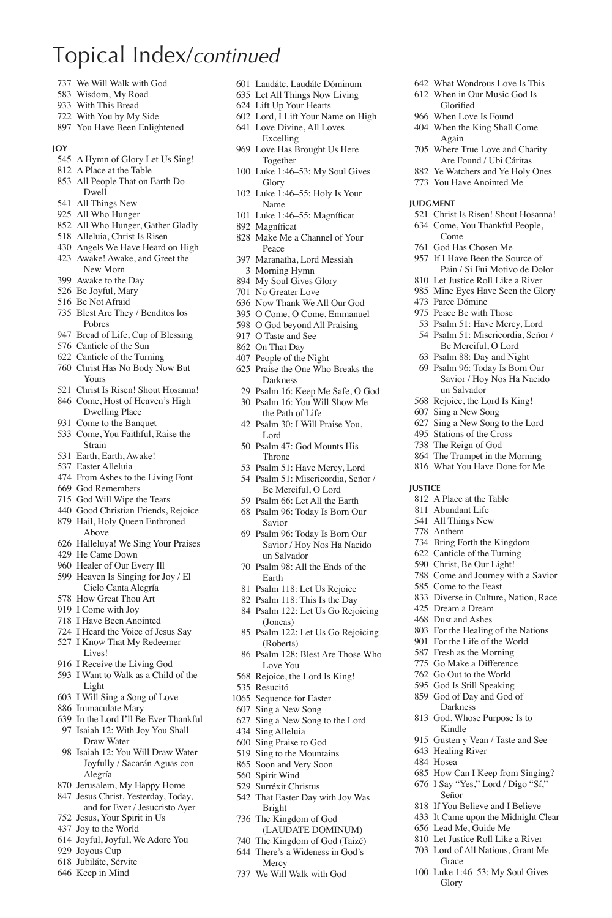# Topical Index/*continued*

737 We Will Walk with God
583 Wisdom, My Road
933 With This Bread
722 With You by My Side
897 You Have Been Enlightened

**JOY**

545 A Hymn of Glory Let Us Sing!
812 A Place at the Table
853 All People That on Earth Do Dwell
541 All Things New
925 All Who Hunger
852 All Who Hunger, Gather Gladly
518 Alleluia, Christ Is Risen
430 Angels We Have Heard on High
423 Awake! Awake, and Greet the New Morn
399 Awake to the Day
526 Be Joyful, Mary
516 Be Not Afraid
735 Blest Are They / Benditos los Pobres
947 Bread of Life, Cup of Blessing
576 Canticle of the Sun
622 Canticle of the Turning
760 Christ Has No Body Now But Yours
521 Christ Is Risen! Shout Hosanna!
846 Come, Host of Heaven's High Dwelling Place
931 Come to the Banquet
533 Come, You Faithful, Raise the Strain
531 Earth, Earth, Awake!
537 Easter Alleluia
474 From Ashes to the Living Font
669 God Remembers
715 God Will Wipe the Tears
440 Good Christian Friends, Rejoice
879 Hail, Holy Queen Enthroned Above
626 Halleluya! We Sing Your Praises
429 He Came Down
960 Healer of Our Every Ill
599 Heaven Is Singing for Joy / El Cielo Canta Alegría
578 How Great Thou Art
919 I Come with Joy
718 I Have Been Anointed
724 I Heard the Voice of Jesus Say
527 I Know That My Redeemer Lives!
916 I Receive the Living God
593 I Want to Walk as a Child of the Light
603 I Will Sing a Song of Love
886 Immaculate Mary
639 In the Lord I'll Be Ever Thankful
97 Isaiah 12: With Joy You Shall Draw Water
98 Isaiah 12: You Will Draw Water Joyfully / Sacarán Aguas con Alegría
870 Jerusalem, My Happy Home
847 Jesus Christ, Yesterday, Today, and for Ever / Jesucristo Ayer
752 Jesus, Your Spirit in Us
437 Joy to the World
614 Joyful, Joyful, We Adore You
929 Joyous Cup
618 Jubiláte, Sérvite
646 Keep in Mind
601 Laudáte, Laudáte Dóminum
635 Let All Things Now Living
624 Lift Up Your Hearts
602 Lord, I Lift Your Name on High
641 Love Divine, All Loves Excelling
969 Love Has Brought Us Here Together
100 Luke 1:46–53: My Soul Gives Glory
102 Luke 1:46–55: Holy Is Your Name
101 Luke 1:46–55: Magníficat
892 Magníficat
828 Make Me a Channel of Your Peace
397 Maranatha, Lord Messiah
3 Morning Hymn
894 My Soul Gives Glory
701 No Greater Love
636 Now Thank We All Our God
395 O Come, O Come, Emmanuel
598 O God beyond All Praising
917 O Taste and See
862 On That Day
407 People of the Night
625 Praise the One Who Breaks the Darkness
29 Psalm 16: Keep Me Safe, O God
30 Psalm 16: You Will Show Me the Path of Life
42 Psalm 30: I Will Praise You, Lord
50 Psalm 47: God Mounts His Throne
53 Psalm 51: Have Mercy, Lord
54 Psalm 51: Misericordia, Señor / Be Merciful, O Lord
59 Psalm 66: Let All the Earth
68 Psalm 96: Today Is Born Our Savior
69 Psalm 96: Today Is Born Our Savior / Hoy Nos Ha Nacido un Salvador
70 Psalm 98: All the Ends of the Earth
81 Psalm 118: Let Us Rejoice
82 Psalm 118: This Is the Day
84 Psalm 122: Let Us Go Rejoicing (Joncas)
85 Psalm 122: Let Us Go Rejoicing (Roberts)
86 Psalm 128: Blest Are Those Who Love You
568 Rejoice, the Lord Is King!
535 Resucitó
1065 Sequence for Easter
607 Sing a New Song
627 Sing a New Song to the Lord
434 Sing Alleluia
600 Sing Praise to God
519 Sing to the Mountains
865 Soon and Very Soon
560 Spirit Wind
529 Surréxit Christus
542 That Easter Day with Joy Was Bright
736 The Kingdom of God (LAUDATE DOMINUM)
740 The Kingdom of God (Taizé)
644 There's a Wideness in God's Mercy
737 We Will Walk with God
642 What Wondrous Love Is This
612 When in Our Music God Is Glorified
966 When Love Is Found
404 When the King Shall Come Again
705 Where True Love and Charity Are Found / Ubi Cáritas
882 Ye Watchers and Ye Holy Ones
773 You Have Anointed Me

**JUDGMENT**

521 Christ Is Risen! Shout Hosanna!
634 Come, You Thankful People, Come
761 God Has Chosen Me
957 If I Have Been the Source of Pain / Si Fui Motivo de Dolor
810 Let Justice Roll Like a River
985 Mine Eyes Have Seen the Glory
473 Parce Dómine
975 Peace Be with Those
53 Psalm 51: Have Mercy, Lord
54 Psalm 51: Misericordia, Señor / Be Merciful, O Lord
63 Psalm 88: Day and Night
69 Psalm 96: Today Is Born Our Savior / Hoy Nos Ha Nacido un Salvador
568 Rejoice, the Lord Is King!
607 Sing a New Song
627 Sing a New Song to the Lord
495 Stations of the Cross
738 The Reign of God
864 The Trumpet in the Morning
816 What You Have Done for Me

**JUSTICE**

812 A Place at the Table
811 Abundant Life
541 All Things New
778 Anthem
734 Bring Forth the Kingdom
622 Canticle of the Turning
590 Christ, Be Our Light!
788 Come and Journey with a Savior
585 Come to the Feast
833 Diverse in Culture, Nation, Race
425 Dream a Dream
468 Dust and Ashes
803 For the Healing of the Nations
901 For the Life of the World
587 Fresh as the Morning
775 Go Make a Difference
762 Go Out to the World
595 God Is Still Speaking
859 God of Day and God of Darkness
813 God, Whose Purpose Is to Kindle
915 Gusten y Vean / Taste and See
643 Healing River
484 Hosea
685 How Can I Keep from Singing?
676 I Say "Yes," Lord / Digo "Sí," Señor
818 If You Believe and I Believe
433 It Came upon the Midnight Clear
656 Lead Me, Guide Me
810 Let Justice Roll Like a River
703 Lord of All Nations, Grant Me Grace
100 Luke 1:46–53: My Soul Gives Glory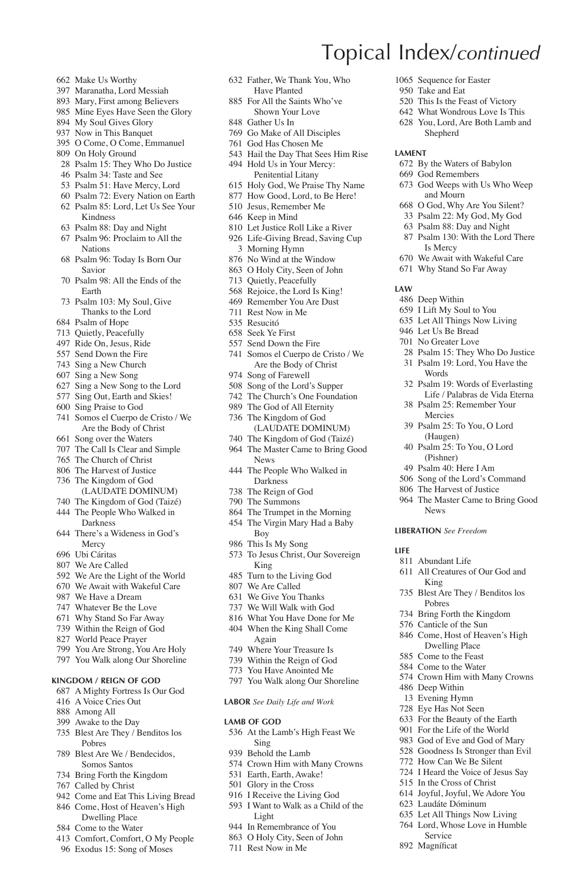# Topical Index/*continued*

662 Make Us Worthy
397 Maranatha, Lord Messiah
893 Mary, First among Believers
985 Mine Eyes Have Seen the Glory
894 My Soul Gives Glory
937 Now in This Banquet
395 O Come, O Come, Emmanuel
809 On Holy Ground
28 Psalm 15: They Who Do Justice
46 Psalm 34: Taste and See
53 Psalm 51: Have Mercy, Lord
60 Psalm 72: Every Nation on Earth
62 Psalm 85: Lord, Let Us See Your Kindness
63 Psalm 88: Day and Night
67 Psalm 96: Proclaim to All the Nations
68 Psalm 96: Today Is Born Our Savior
70 Psalm 98: All the Ends of the Earth
73 Psalm 103: My Soul, Give Thanks to the Lord
684 Psalm of Hope
713 Quietly, Peacefully
497 Ride On, Jesus, Ride
557 Send Down the Fire
743 Sing a New Church
607 Sing a New Song
627 Sing a New Song to the Lord
577 Sing Out, Earth and Skies!
600 Sing Praise to God
741 Somos el Cuerpo de Cristo / We Are the Body of Christ
661 Song over the Waters
707 The Call Is Clear and Simple
765 The Church of Christ
806 The Harvest of Justice
736 The Kingdom of God (LAUDATE DOMINUM)
740 The Kingdom of God (Taizé)
444 The People Who Walked in Darkness
644 There's a Wideness in God's Mercy
696 Ubi Cáritas
807 We Are Called
592 We Are the Light of the World
670 We Await with Wakeful Care
987 We Have a Dream
747 Whatever Be the Love
671 Why Stand So Far Away
739 Within the Reign of God
827 World Peace Prayer
799 You Are Strong, You Are Holy
797 You Walk along Our Shoreline

**KINGDOM / REIGN OF GOD**

687 A Mighty Fortress Is Our God
416 A Voice Cries Out
888 Among All
399 Awake to the Day
735 Blest Are They / Benditos los Pobres
789 Blest Are We / Bendecidos, Somos Santos
734 Bring Forth the Kingdom
767 Called by Christ
942 Come and Eat This Living Bread
846 Come, Host of Heaven's High Dwelling Place
584 Come to the Water
413 Comfort, Comfort, O My People
96 Exodus 15: Song of Moses
632 Father, We Thank You, Who Have Planted
885 For All the Saints Who've Shown Your Love
848 Gather Us In
769 Go Make of All Disciples
761 God Has Chosen Me
543 Hail the Day That Sees Him Rise
494 Hold Us in Your Mercy: Penitential Litany
615 Holy God, We Praise Thy Name
877 How Good, Lord, to Be Here!
510 Jesus, Remember Me
646 Keep in Mind
810 Let Justice Roll Like a River
926 Life-Giving Bread, Saving Cup
3 Morning Hymn
876 No Wind at the Window
863 O Holy City, Seen of John
713 Quietly, Peacefully
568 Rejoice, the Lord Is King!
469 Remember You Are Dust
711 Rest Now in Me
535 Resucitó
658 Seek Ye First
557 Send Down the Fire
741 Somos el Cuerpo de Cristo / We Are the Body of Christ
974 Song of Farewell
508 Song of the Lord's Supper
742 The Church's One Foundation
989 The God of All Eternity
736 The Kingdom of God (LAUDATE DOMINUM)
740 The Kingdom of God (Taizé)
964 The Master Came to Bring Good News
444 The People Who Walked in Darkness
738 The Reign of God
790 The Summons
864 The Trumpet in the Morning
454 The Virgin Mary Had a Baby Boy
986 This Is My Song
573 To Jesus Christ, Our Sovereign King
485 Turn to the Living God
807 We Are Called
631 We Give You Thanks
737 We Will Walk with God
816 What You Have Done for Me
404 When the King Shall Come Again
749 Where Your Treasure Is
739 Within the Reign of God
773 You Have Anointed Me
797 You Walk along Our Shoreline

**LABOR** *See Daily Life and Work*

**LAMB OF GOD**

536 At the Lamb's High Feast We Sing
939 Behold the Lamb
574 Crown Him with Many Crowns
531 Earth, Earth, Awake!
501 Glory in the Cross
916 I Receive the Living God
593 I Want to Walk as a Child of the Light
944 In Remembrance of You
863 O Holy City, Seen of John
711 Rest Now in Me
1065 Sequence for Easter
950 Take and Eat
520 This Is the Feast of Victory
642 What Wondrous Love Is This
628 You, Lord, Are Both Lamb and Shepherd

**LAMENT**

672 By the Waters of Babylon
669 God Remembers
673 God Weeps with Us Who Weep and Mourn
668 O God, Why Are You Silent?
33 Psalm 22: My God, My God
63 Psalm 88: Day and Night
87 Psalm 130: With the Lord There Is Mercy
670 We Await with Wakeful Care
671 Why Stand So Far Away

**LAW**

486 Deep Within
659 I Lift My Soul to You
635 Let All Things Now Living
946 Let Us Be Bread
701 No Greater Love
28 Psalm 15: They Who Do Justice
31 Psalm 19: Lord, You Have the Words
32 Psalm 19: Words of Everlasting Life / Palabras de Vida Eterna
38 Psalm 25: Remember Your Mercies
39 Psalm 25: To You, O Lord (Haugen)
40 Psalm 25: To You, O Lord (Pishner)
49 Psalm 40: Here I Am
506 Song of the Lord's Command
806 The Harvest of Justice
964 The Master Came to Bring Good News

**LIBERATION** *See Freedom*

**LIFE**

811 Abundant Life
611 All Creatures of Our God and King
735 Blest Are They / Benditos los Pobres
734 Bring Forth the Kingdom
576 Canticle of the Sun
846 Come, Host of Heaven's High Dwelling Place
585 Come to the Feast
584 Come to the Water
574 Crown Him with Many Crowns
486 Deep Within
13 Evening Hymn
728 Eye Has Not Seen
633 For the Beauty of the Earth
901 For the Life of the World
983 God of Eve and God of Mary
528 Goodness Is Stronger than Evil
772 How Can We Be Silent
724 I Heard the Voice of Jesus Say
515 In the Cross of Christ
614 Joyful, Joyful, We Adore You
623 Laudáte Dóminum
635 Let All Things Now Living
764 Lord, Whose Love in Humble Service
892 Magníficat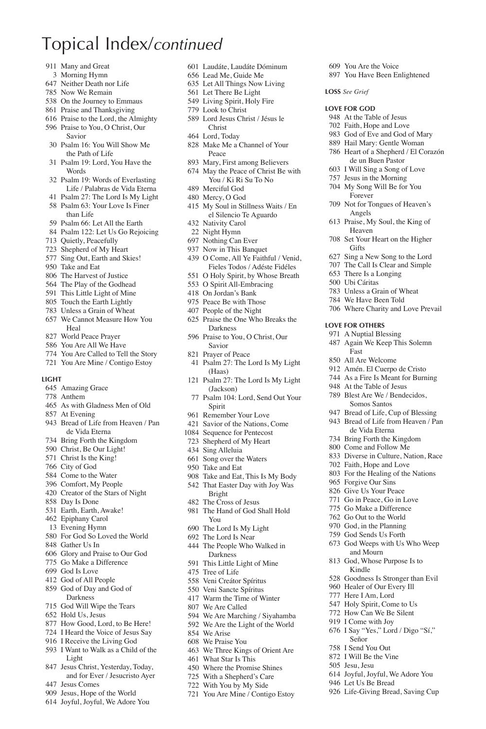# Topical Index/*continued*

911 Many and Great
3 Morning Hymn
647 Neither Death nor Life
785 Now We Remain
538 On the Journey to Emmaus
861 Praise and Thanksgiving
616 Praise to the Lord, the Almighty
596 Praise to You, O Christ, Our Savior
30 Psalm 16: You Will Show Me the Path of Life
31 Psalm 19: Lord, You Have the Words
32 Psalm 19: Words of Everlasting Life / Palabras de Vida Eterna
41 Psalm 27: The Lord Is My Light
58 Psalm 63: Your Love Is Finer than Life
59 Psalm 66: Let All the Earth
84 Psalm 122: Let Us Go Rejoicing
713 Quietly, Peacefully
723 Shepherd of My Heart
577 Sing Out, Earth and Skies!
950 Take and Eat
806 The Harvest of Justice
564 The Play of the Godhead
591 This Little Light of Mine
805 Touch the Earth Lightly
783 Unless a Grain of Wheat
657 We Cannot Measure How You Heal
827 World Peace Prayer
586 You Are All We Have
774 You Are Called to Tell the Story
721 You Are Mine / Contigo Estoy

**LIGHT**

645 Amazing Grace
778 Anthem
465 As with Gladness Men of Old
857 At Evening
943 Bread of Life from Heaven / Pan de Vida Eterna
734 Bring Forth the Kingdom
590 Christ, Be Our Light!
571 Christ Is the King!
766 City of God
584 Come to the Water
396 Comfort, My People
420 Creator of the Stars of Night
858 Day Is Done
531 Earth, Earth, Awake!
462 Epiphany Carol
13 Evening Hymn
580 For God So Loved the World
848 Gather Us In
606 Glory and Praise to Our God
775 Go Make a Difference
699 God Is Love
412 God of All People
859 God of Day and God of Darkness
715 God Will Wipe the Tears
652 Hold Us, Jesus
877 How Good, Lord, to Be Here!
724 I Heard the Voice of Jesus Say
916 I Receive the Living God
593 I Want to Walk as a Child of the Light
847 Jesus Christ, Yesterday, Today, and for Ever / Jesucristo Ayer
447 Jesus Comes
909 Jesus, Hope of the World
614 Joyful, Joyful, We Adore You
601 Laudáte, Laudáte Dóminum
656 Lead Me, Guide Me
635 Let All Things Now Living
561 Let There Be Light
549 Living Spirit, Holy Fire
779 Look to Christ
589 Lord Jesus Christ / Jésus le Christ
464 Lord, Today
828 Make Me a Channel of Your Peace
893 Mary, First among Believers
674 May the Peace of Christ Be with You / Ki Ri Su To No
489 Merciful God
480 Mercy, O God
415 My Soul in Stillness Waits / En el Silencio Te Aguardo
432 Nativity Carol
22 Night Hymn
697 Nothing Can Ever
937 Now in This Banquet
439 O Come, All Ye Faithful / Venid, Fieles Todos / Adéste Fidéles
551 O Holy Spirit, by Whose Breath
553 O Spirit All-Embracing
418 On Jordan's Bank
975 Peace Be with Those
407 People of the Night
625 Praise the One Who Breaks the Darkness
596 Praise to You, O Christ, Our Savior
821 Prayer of Peace
41 Psalm 27: The Lord Is My Light (Haas)
121 Psalm 27: The Lord Is My Light (Jackson)
77 Psalm 104: Lord, Send Out Your Spirit
961 Remember Your Love
421 Savior of the Nations, Come
1084 Sequence for Pentecost
723 Shepherd of My Heart
434 Sing Alleluia
661 Song over the Waters
950 Take and Eat
908 Take and Eat, This Is My Body
542 That Easter Day with Joy Was Bright
482 The Cross of Jesus
981 The Hand of God Shall Hold You
690 The Lord Is My Light
692 The Lord Is Near
444 The People Who Walked in Darkness
591 This Little Light of Mine
475 Tree of Life
558 Veni Creátor Spíritus
550 Veni Sancte Spíritus
417 Warm the Time of Winter
807 We Are Called
594 We Are Marching / Siyahamba
592 We Are the Light of the World
854 We Arise
608 We Praise You
463 We Three Kings of Orient Are
461 What Star Is This
450 Where the Promise Shines
725 With a Shepherd's Care
722 With You by My Side
721 You Are Mine / Contigo Estoy
609 You Are the Voice
897 You Have Been Enlightened

**LOSS** *See Grief*

**LOVE FOR GOD**

948 At the Table of Jesus
702 Faith, Hope and Love
983 God of Eve and God of Mary
889 Hail Mary: Gentle Woman
786 Heart of a Shepherd / El Corazón de un Buen Pastor
603 I Will Sing a Song of Love
757 Jesus in the Morning
704 My Song Will Be for You Forever
709 Not for Tongues of Heaven's Angels
613 Praise, My Soul, the King of Heaven
708 Set Your Heart on the Higher Gifts
627 Sing a New Song to the Lord
707 The Call Is Clear and Simple
653 There Is a Longing
500 Ubi Cáritas
783 Unless a Grain of Wheat
784 We Have Been Told
706 Where Charity and Love Prevail

**LOVE FOR OTHERS**

971 A Nuptial Blessing
487 Again We Keep This Solemn Fast
850 All Are Welcome
912 Amén. El Cuerpo de Cristo
744 As a Fire Is Meant for Burning
948 At the Table of Jesus
789 Blest Are We / Bendecidos, Somos Santos
947 Bread of Life, Cup of Blessing
943 Bread of Life from Heaven / Pan de Vida Eterna
734 Bring Forth the Kingdom
800 Come and Follow Me
833 Diverse in Culture, Nation, Race
702 Faith, Hope and Love
803 For the Healing of the Nations
965 Forgive Our Sins
826 Give Us Your Peace
771 Go in Peace, Go in Love
775 Go Make a Difference
762 Go Out to the World
970 God, in the Planning
759 God Sends Us Forth
673 God Weeps with Us Who Weep and Mourn
813 God, Whose Purpose Is to Kindle
528 Goodness Is Stronger than Evil
960 Healer of Our Every Ill
777 Here I Am, Lord
547 Holy Spirit, Come to Us
772 How Can We Be Silent
919 I Come with Joy
676 I Say "Yes," Lord / Digo "Sí," Señor
758 I Send You Out
872 I Will Be the Vine
505 Jesu, Jesu
614 Joyful, Joyful, We Adore You
946 Let Us Be Bread
926 Life-Giving Bread, Saving Cup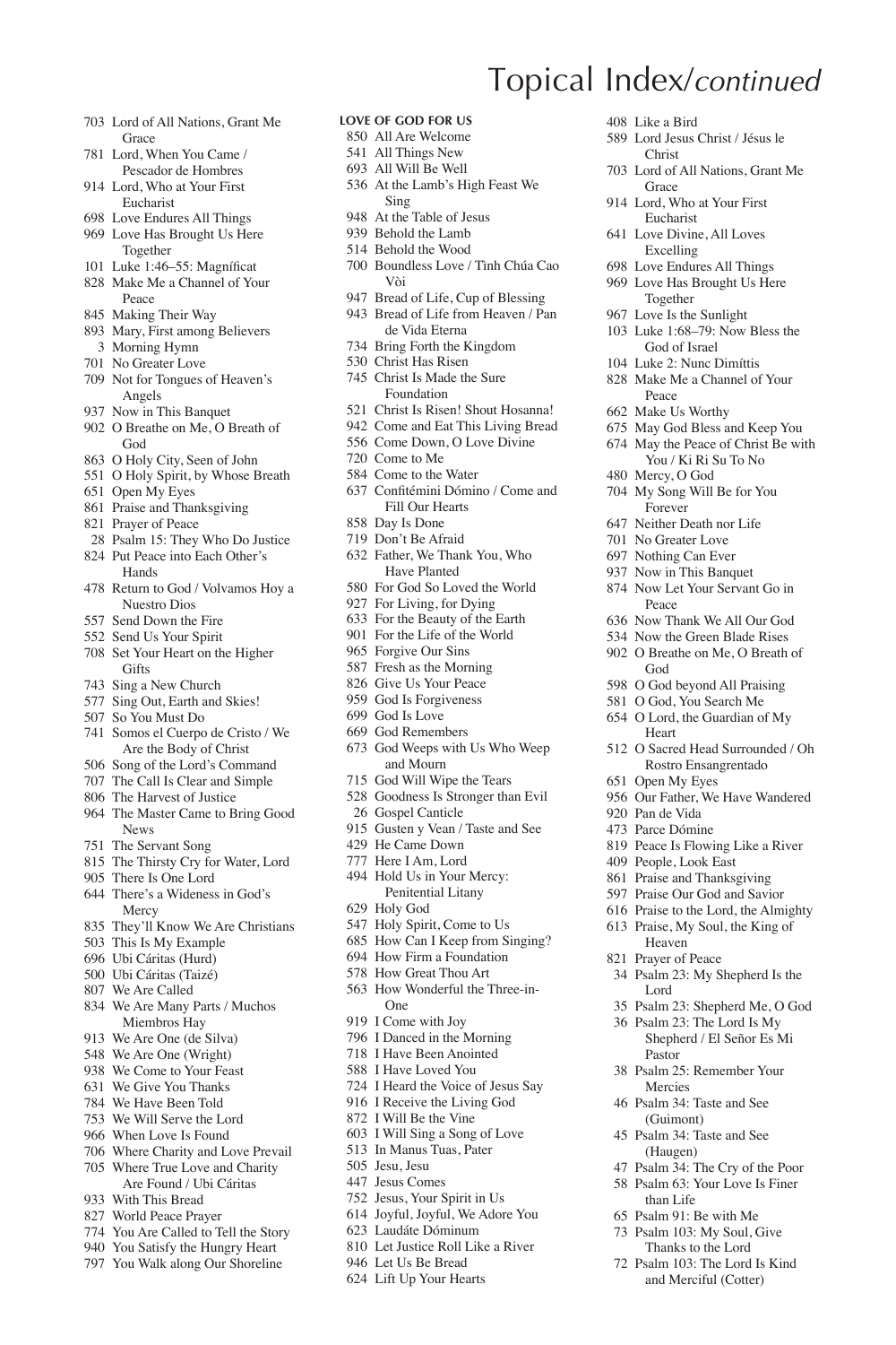# Topical Index/*continued*

703 Lord of All Nations, Grant Me Grace
781 Lord, When You Came / Pescador de Hombres
914 Lord, Who at Your First Eucharist
698 Love Endures All Things
969 Love Has Brought Us Here Together
101 Luke 1:46–55: Magníficat
828 Make Me a Channel of Your Peace
845 Making Their Way
893 Mary, First among Believers
3 Morning Hymn
701 No Greater Love
709 Not for Tongues of Heaven's Angels
937 Now in This Banquet
902 O Breathe on Me, O Breath of God
863 O Holy City, Seen of John
551 O Holy Spirit, by Whose Breath
651 Open My Eyes
861 Praise and Thanksgiving
821 Prayer of Peace
28 Psalm 15: They Who Do Justice
824 Put Peace into Each Other's Hands
478 Return to God / Volvamos Hoy a Nuestro Dios
557 Send Down the Fire
552 Send Us Your Spirit
708 Set Your Heart on the Higher Gifts
743 Sing a New Church
577 Sing Out, Earth and Skies!
507 So You Must Do
741 Somos el Cuerpo de Cristo / We Are the Body of Christ
506 Song of the Lord's Command
707 The Call Is Clear and Simple
806 The Harvest of Justice
964 The Master Came to Bring Good News
751 The Servant Song
815 The Thirsty Cry for Water, Lord
905 There Is One Lord
644 There's a Wideness in God's Mercy
835 They'll Know We Are Christians
503 This Is My Example
696 Ubi Cáritas (Hurd)
500 Ubi Cáritas (Taizé)
807 We Are Called
834 We Are Many Parts / Muchos Miembros Hay
913 We Are One (de Silva)
548 We Are One (Wright)
938 We Come to Your Feast
631 We Give You Thanks
784 We Have Been Told
753 We Will Serve the Lord
966 When Love Is Found
706 Where Charity and Love Prevail
705 Where True Love and Charity Are Found / Ubi Cáritas
933 With This Bread
827 World Peace Prayer
774 You Are Called to Tell the Story
940 You Satisfy the Hungry Heart
797 You Walk along Our Shoreline

**LOVE OF GOD FOR US**

850 All Are Welcome
541 All Things New
693 All Will Be Well
536 At the Lamb's High Feast We Sing
948 At the Table of Jesus
939 Behold the Lamb
514 Behold the Wood
700 Boundless Love / Tình Chúa Cao Vòi
947 Bread of Life, Cup of Blessing
943 Bread of Life from Heaven / Pan de Vida Eterna
734 Bring Forth the Kingdom
530 Christ Has Risen
745 Christ Is Made the Sure Foundation
521 Christ Is Risen! Shout Hosanna!
942 Come and Eat This Living Bread
556 Come Down, O Love Divine
720 Come to Me
584 Come to the Water
637 Confitémini Dómino / Come and Fill Our Hearts
858 Day Is Done
719 Don't Be Afraid
632 Father, We Thank You, Who Have Planted
580 For God So Loved the World
927 For Living, for Dying
633 For the Beauty of the Earth
901 For the Life of the World
965 Forgive Our Sins
587 Fresh as the Morning
826 Give Us Your Peace
959 God Is Forgiveness
699 God Is Love
669 God Remembers
673 God Weeps with Us Who Weep and Mourn
715 God Will Wipe the Tears
528 Goodness Is Stronger than Evil
26 Gospel Canticle
915 Gusten y Vean / Taste and See
429 He Came Down
777 Here I Am, Lord
494 Hold Us in Your Mercy: Penitential Litany
629 Holy God
547 Holy Spirit, Come to Us
685 How Can I Keep from Singing?
694 How Firm a Foundation
578 How Great Thou Art
563 How Wonderful the Three-in-One
919 I Come with Joy
796 I Danced in the Morning
718 I Have Been Anointed
588 I Have Loved You
724 I Heard the Voice of Jesus Say
916 I Receive the Living God
872 I Will Be the Vine
603 I Will Sing a Song of Love
513 In Manus Tuas, Pater
505 Jesu, Jesu
447 Jesus Comes
752 Jesus, Your Spirit in Us
614 Joyful, Joyful, We Adore You
623 Laudáte Dóminum
810 Let Justice Roll Like a River
946 Let Us Be Bread
624 Lift Up Your Hearts
408 Like a Bird
589 Lord Jesus Christ / Jésus le Christ
703 Lord of All Nations, Grant Me Grace
914 Lord, Who at Your First Eucharist
641 Love Divine, All Loves Excelling
698 Love Endures All Things
969 Love Has Brought Us Here Together
967 Love Is the Sunlight
103 Luke 1:68–79: Now Bless the God of Israel
104 Luke 2: Nunc Dimíttis
828 Make Me a Channel of Your Peace
662 Make Us Worthy
675 May God Bless and Keep You
674 May the Peace of Christ Be with You / Ki Ri Su To No
480 Mercy, O God
704 My Song Will Be for You Forever
647 Neither Death nor Life
701 No Greater Love
697 Nothing Can Ever
937 Now in This Banquet
874 Now Let Your Servant Go in Peace
636 Now Thank We All Our God
534 Now the Green Blade Rises
902 O Breathe on Me, O Breath of God
598 O God beyond All Praising
581 O God, You Search Me
654 O Lord, the Guardian of My Heart
512 O Sacred Head Surrounded / Oh Rostro Ensangrentado
651 Open My Eyes
956 Our Father, We Have Wandered
920 Pan de Vida
473 Parce Dómine
819 Peace Is Flowing Like a River
409 People, Look East
861 Praise and Thanksgiving
597 Praise Our God and Savior
616 Praise to the Lord, the Almighty
613 Praise, My Soul, the King of Heaven
821 Prayer of Peace
34 Psalm 23: My Shepherd Is the Lord
35 Psalm 23: Shepherd Me, O God
36 Psalm 23: The Lord Is My Shepherd / El Señor Es Mi Pastor
38 Psalm 25: Remember Your Mercies
46 Psalm 34: Taste and See (Guimont)
45 Psalm 34: Taste and See (Haugen)
47 Psalm 34: The Cry of the Poor
58 Psalm 63: Your Love Is Finer than Life
65 Psalm 91: Be with Me
73 Psalm 103: My Soul, Give Thanks to the Lord
72 Psalm 103: The Lord Is Kind and Merciful (Cotter)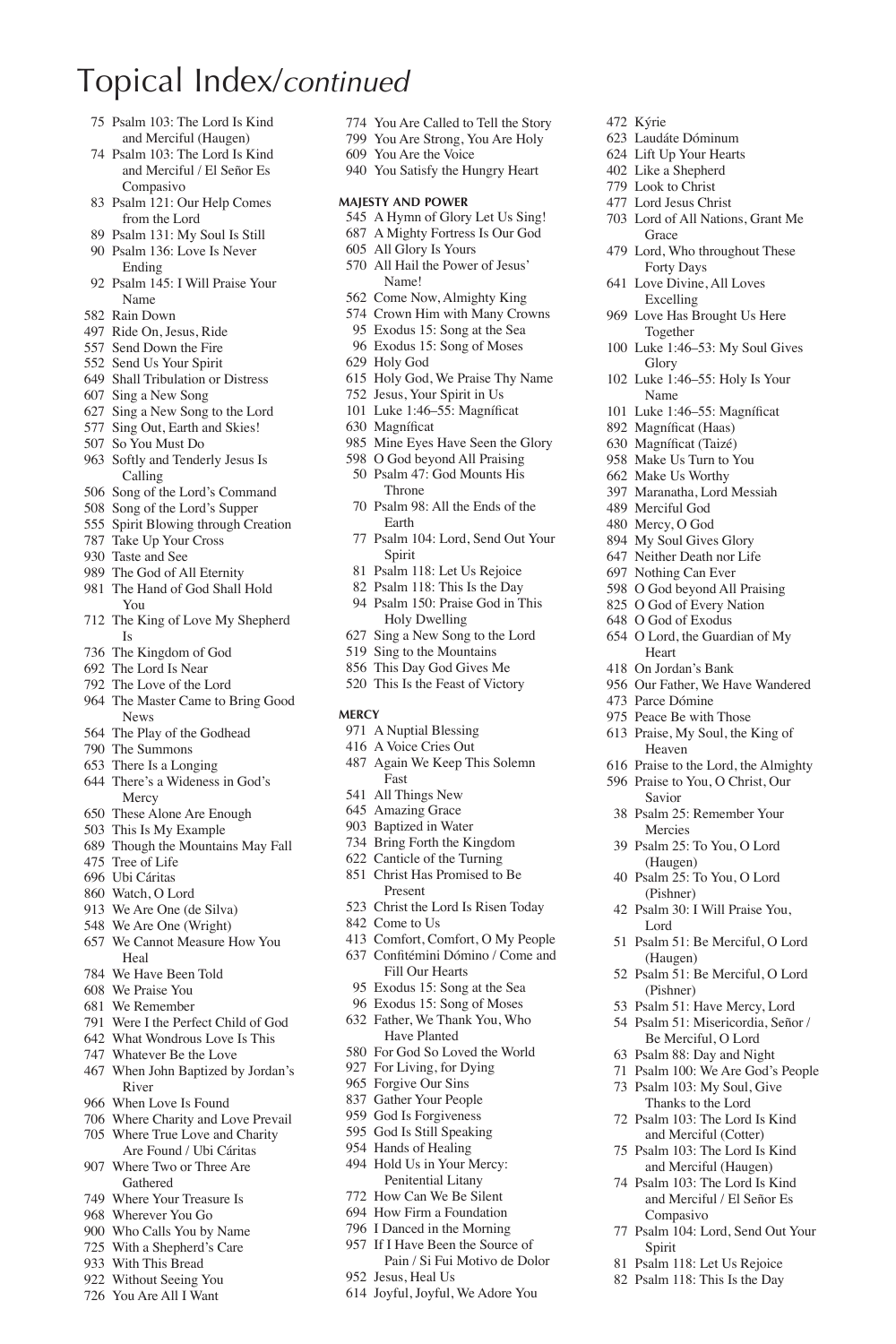# Topical Index/*continued*

75 Psalm 103: The Lord Is Kind and Merciful (Haugen)
74 Psalm 103: The Lord Is Kind and Merciful / El Señor Es Compasivo
83 Psalm 121: Our Help Comes from the Lord
89 Psalm 131: My Soul Is Still
90 Psalm 136: Love Is Never Ending
92 Psalm 145: I Will Praise Your Name
582 Rain Down
497 Ride On, Jesus, Ride
557 Send Down the Fire
552 Send Us Your Spirit
649 Shall Tribulation or Distress
607 Sing a New Song
627 Sing a New Song to the Lord
577 Sing Out, Earth and Skies!
507 So You Must Do
963 Softly and Tenderly Jesus Is Calling
506 Song of the Lord's Command
508 Song of the Lord's Supper
555 Spirit Blowing through Creation
787 Take Up Your Cross
930 Taste and See
989 The God of All Eternity
981 The Hand of God Shall Hold You
712 The King of Love My Shepherd Is
736 The Kingdom of God
692 The Lord Is Near
792 The Love of the Lord
964 The Master Came to Bring Good News
564 The Play of the Godhead
790 The Summons
653 There Is a Longing
644 There's a Wideness in God's Mercy
650 These Alone Are Enough
503 This Is My Example
689 Though the Mountains May Fall
475 Tree of Life
696 Ubi Cáritas
860 Watch, O Lord
913 We Are One (de Silva)
548 We Are One (Wright)
657 We Cannot Measure How You Heal
784 We Have Been Told
608 We Praise You
681 We Remember
791 Were I the Perfect Child of God
642 What Wondrous Love Is This
747 Whatever Be the Love
467 When John Baptized by Jordan's River
966 When Love Is Found
706 Where Charity and Love Prevail
705 Where True Love and Charity Are Found / Ubi Cáritas
907 Where Two or Three Are Gathered
749 Where Your Treasure Is
968 Wherever You Go
900 Who Calls You by Name
725 With a Shepherd's Care
933 With This Bread
922 Without Seeing You
726 You Are All I Want
774 You Are Called to Tell the Story
799 You Are Strong, You Are Holy
609 You Are the Voice
940 You Satisfy the Hungry Heart

**MAJESTY AND POWER**

545 A Hymn of Glory Let Us Sing!
687 A Mighty Fortress Is Our God
605 All Glory Is Yours
570 All Hail the Power of Jesus' Name!
562 Come Now, Almighty King
574 Crown Him with Many Crowns
95 Exodus 15: Song at the Sea
96 Exodus 15: Song of Moses
629 Holy God
615 Holy God, We Praise Thy Name
752 Jesus, Your Spirit in Us
101 Luke 1:46–55: Magníficat
630 Magníficat
985 Mine Eyes Have Seen the Glory
598 O God beyond All Praising
50 Psalm 47: God Mounts His Throne
70 Psalm 98: All the Ends of the Earth
77 Psalm 104: Lord, Send Out Your Spirit
81 Psalm 118: Let Us Rejoice
82 Psalm 118: This Is the Day
94 Psalm 150: Praise God in This Holy Dwelling
627 Sing a New Song to the Lord
519 Sing to the Mountains
856 This Day God Gives Me
520 This Is the Feast of Victory

**MERCY**

971 A Nuptial Blessing
416 A Voice Cries Out
487 Again We Keep This Solemn Fast
541 All Things New
645 Amazing Grace
903 Baptized in Water
734 Bring Forth the Kingdom
622 Canticle of the Turning
851 Christ Has Promised to Be Present
523 Christ the Lord Is Risen Today
842 Come to Us
413 Comfort, Comfort, O My People
637 Confitémini Dómino / Come and Fill Our Hearts
95 Exodus 15: Song at the Sea
96 Exodus 15: Song of Moses
632 Father, We Thank You, Who Have Planted
580 For God So Loved the World
927 For Living, for Dying
965 Forgive Our Sins
837 Gather Your People
959 God Is Forgiveness
595 God Is Still Speaking
954 Hands of Healing
494 Hold Us in Your Mercy: Penitential Litany
772 How Can We Be Silent
694 How Firm a Foundation
796 I Danced in the Morning
957 If I Have Been the Source of Pain / Si Fui Motivo de Dolor
952 Jesus, Heal Us
614 Joyful, Joyful, We Adore You
472 Kýrie
623 Laudáte Dóminum
624 Lift Up Your Hearts
402 Like a Shepherd
779 Look to Christ
477 Lord Jesus Christ
703 Lord of All Nations, Grant Me Grace
479 Lord, Who throughout These Forty Days
641 Love Divine, All Loves Excelling
969 Love Has Brought Us Here Together
100 Luke 1:46–53: My Soul Gives Glory
102 Luke 1:46–55: Holy Is Your Name
101 Luke 1:46–55: Magníficat
892 Magníficat (Haas)
630 Magníficat (Taizé)
958 Make Us Turn to You
662 Make Us Worthy
397 Maranatha, Lord Messiah
489 Merciful God
480 Mercy, O God
894 My Soul Gives Glory
647 Neither Death nor Life
697 Nothing Can Ever
598 O God beyond All Praising
825 O God of Every Nation
648 O God of Exodus
654 O Lord, the Guardian of My Heart
418 On Jordan's Bank
956 Our Father, We Have Wandered
473 Parce Dómine
975 Peace Be with Those
613 Praise, My Soul, the King of Heaven
616 Praise to the Lord, the Almighty
596 Praise to You, O Christ, Our Savior
38 Psalm 25: Remember Your Mercies
39 Psalm 25: To You, O Lord (Haugen)
40 Psalm 25: To You, O Lord (Pishner)
42 Psalm 30: I Will Praise You, Lord
51 Psalm 51: Be Merciful, O Lord (Haugen)
52 Psalm 51: Be Merciful, O Lord (Pishner)
53 Psalm 51: Have Mercy, Lord
54 Psalm 51: Misericordia, Señor / Be Merciful, O Lord
63 Psalm 88: Day and Night
71 Psalm 100: We Are God's People
73 Psalm 103: My Soul, Give Thanks to the Lord
72 Psalm 103: The Lord Is Kind and Merciful (Cotter)
75 Psalm 103: The Lord Is Kind and Merciful (Haugen)
74 Psalm 103: The Lord Is Kind and Merciful / El Señor Es Compasivo
77 Psalm 104: Lord, Send Out Your Spirit
81 Psalm 118: Let Us Rejoice
82 Psalm 118: This Is the Day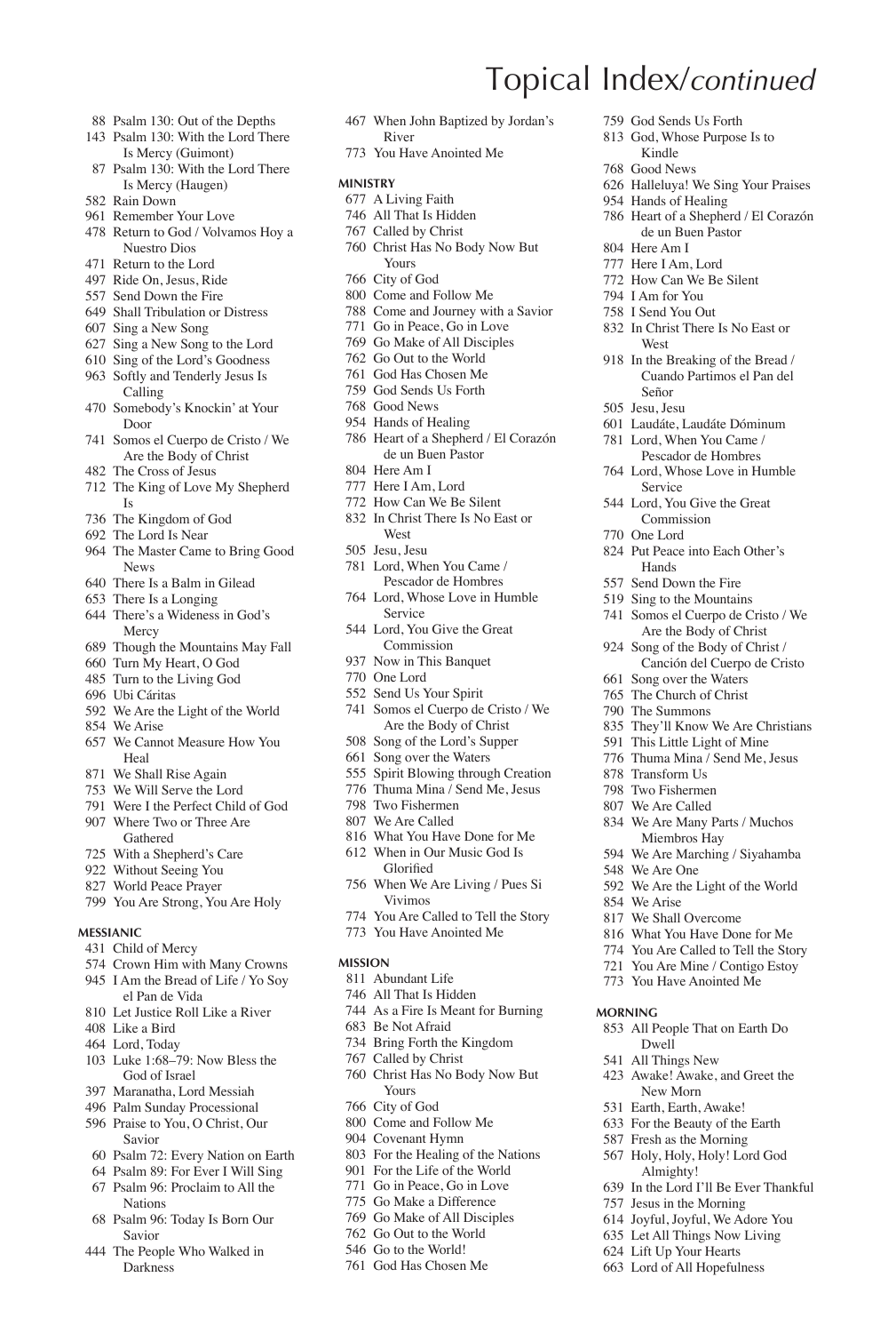# Topical Index/*continued*

- 88 Psalm 130: Out of the Depths
- 143 Psalm 130: With the Lord There Is Mercy (Guimont)
- 87 Psalm 130: With the Lord There Is Mercy (Haugen)
- 582 Rain Down
- 961 Remember Your Love
- 478 Return to God / Volvamos Hoy a Nuestro Dios
- 471 Return to the Lord
- 497 Ride On, Jesus, Ride
- 557 Send Down the Fire
- 649 Shall Tribulation or Distress
- 607 Sing a New Song
- 627 Sing a New Song to the Lord
- 610 Sing of the Lord's Goodness
- 963 Softly and Tenderly Jesus Is Calling
- 470 Somebody's Knockin' at Your Door
- 741 Somos el Cuerpo de Cristo / We Are the Body of Christ
- 482 The Cross of Jesus
- 712 The King of Love My Shepherd Is
- 736 The Kingdom of God
- 692 The Lord Is Near
- 964 The Master Came to Bring Good News
- 640 There Is a Balm in Gilead
- 653 There Is a Longing
- 644 There's a Wideness in God's Mercy
- 689 Though the Mountains May Fall
- 660 Turn My Heart, O God
- 485 Turn to the Living God
- 696 Ubi Cáritas
- 592 We Are the Light of the World
- 854 We Arise
- 657 We Cannot Measure How You Heal
- 871 We Shall Rise Again
- 753 We Will Serve the Lord
- 791 Were I the Perfect Child of God
- 907 Where Two or Three Are Gathered
- 725 With a Shepherd's Care
- 922 Without Seeing You
- 827 World Peace Prayer
- 799 You Are Strong, You Are Holy

### MESSIANIC

- 431 Child of Mercy
- 574 Crown Him with Many Crowns
- 945 I Am the Bread of Life / Yo Soy el Pan de Vida
- 810 Let Justice Roll Like a River
- 408 Like a Bird
- 464 Lord, Today
- 103 Luke 1:68–79: Now Bless the God of Israel
- 397 Maranatha, Lord Messiah
- 496 Palm Sunday Processional
- 596 Praise to You, O Christ, Our Savior
- 60 Psalm 72: Every Nation on Earth
- 64 Psalm 89: For Ever I Will Sing
- 67 Psalm 96: Proclaim to All the Nations
- 68 Psalm 96: Today Is Born Our Savior
- 444 The People Who Walked in Darkness
- 467 When John Baptized by Jordan's River
- 773 You Have Anointed Me

### MINISTRY

- 677 A Living Faith
- 746 All That Is Hidden
- 767 Called by Christ
- 760 Christ Has No Body Now But Yours
- 766 City of God
- 800 Come and Follow Me
- 788 Come and Journey with a Savior
- 771 Go in Peace, Go in Love
- 769 Go Make of All Disciples
- 762 Go Out to the World
- 761 God Has Chosen Me
- 759 God Sends Us Forth
- 768 Good News
- 954 Hands of Healing
- 786 Heart of a Shepherd / El Corazón de un Buen Pastor
- 804 Here Am I
- 777 Here I Am, Lord
- 772 How Can We Be Silent
- 832 In Christ There Is No East or West
- 505 Jesu, Jesu
- 781 Lord, When You Came / Pescador de Hombres
- 764 Lord, Whose Love in Humble Service
- 544 Lord, You Give the Great Commission
- 937 Now in This Banquet
- 770 One Lord
- 552 Send Us Your Spirit
- 741 Somos el Cuerpo de Cristo / We Are the Body of Christ
- 508 Song of the Lord's Supper
- 661 Song over the Waters
- 555 Spirit Blowing through Creation
- 776 Thuma Mina / Send Me, Jesus
- 798 Two Fishermen
- 807 We Are Called
- 816 What You Have Done for Me
- 612 When in Our Music God Is Glorified
- 756 When We Are Living / Pues Si Vivimos
- 774 You Are Called to Tell the Story
- 773 You Have Anointed Me

### MISSION

- 811 Abundant Life
- 746 All That Is Hidden
- 744 As a Fire Is Meant for Burning
- 683 Be Not Afraid
- 734 Bring Forth the Kingdom
- 767 Called by Christ
- 760 Christ Has No Body Now But Yours
- 766 City of God
- 800 Come and Follow Me
- 904 Covenant Hymn
- 803 For the Healing of the Nations
- 901 For the Life of the World
- 771 Go in Peace, Go in Love
- 775 Go Make a Difference
- 769 Go Make of All Disciples
- 762 Go Out to the World
- 546 Go to the World!
- 761 God Has Chosen Me
- 759 God Sends Us Forth
- 813 God, Whose Purpose Is to Kindle
- 768 Good News
- 626 Halleluya! We Sing Your Praises
- 954 Hands of Healing
- 786 Heart of a Shepherd / El Corazón de un Buen Pastor
- 804 Here Am I
- 777 Here I Am, Lord
- 772 How Can We Be Silent
- 794 I Am for You
- 758 I Send You Out
- 832 In Christ There Is No East or West
- 918 In the Breaking of the Bread / Cuando Partimos el Pan del Señor
- 505 Jesu, Jesu
- 601 Laudáte, Laudáte Dóminum
- 781 Lord, When You Came / Pescador de Hombres
- 764 Lord, Whose Love in Humble Service
- 544 Lord, You Give the Great Commission
- 770 One Lord
- 824 Put Peace into Each Other's Hands
- 557 Send Down the Fire
- 519 Sing to the Mountains
- 741 Somos el Cuerpo de Cristo / We Are the Body of Christ
- 924 Song of the Body of Christ / Canción del Cuerpo de Cristo
- 661 Song over the Waters
- 765 The Church of Christ
- 790 The Summons
- 835 They'll Know We Are Christians
- 591 This Little Light of Mine
- 776 Thuma Mina / Send Me, Jesus
- 878 Transform Us
- 798 Two Fishermen
- 807 We Are Called
- 834 We Are Many Parts / Muchos Miembros Hay
- 594 We Are Marching / Siyahamba
- 548 We Are One
- 592 We Are the Light of the World
- 854 We Arise
- 817 We Shall Overcome
- 816 What You Have Done for Me
- 774 You Are Called to Tell the Story
- 721 You Are Mine / Contigo Estoy
- 773 You Have Anointed Me

### MORNING

- 853 All People That on Earth Do Dwell
- 541 All Things New
- 423 Awake! Awake, and Greet the New Morn
- 531 Earth, Earth, Awake!
- 633 For the Beauty of the Earth
- 587 Fresh as the Morning
- 567 Holy, Holy, Holy! Lord God Almighty!
- 639 In the Lord I'll Be Ever Thankful
- 757 Jesus in the Morning
- 614 Joyful, Joyful, We Adore You
- 635 Let All Things Now Living
- 624 Lift Up Your Hearts
- 663 Lord of All Hopefulness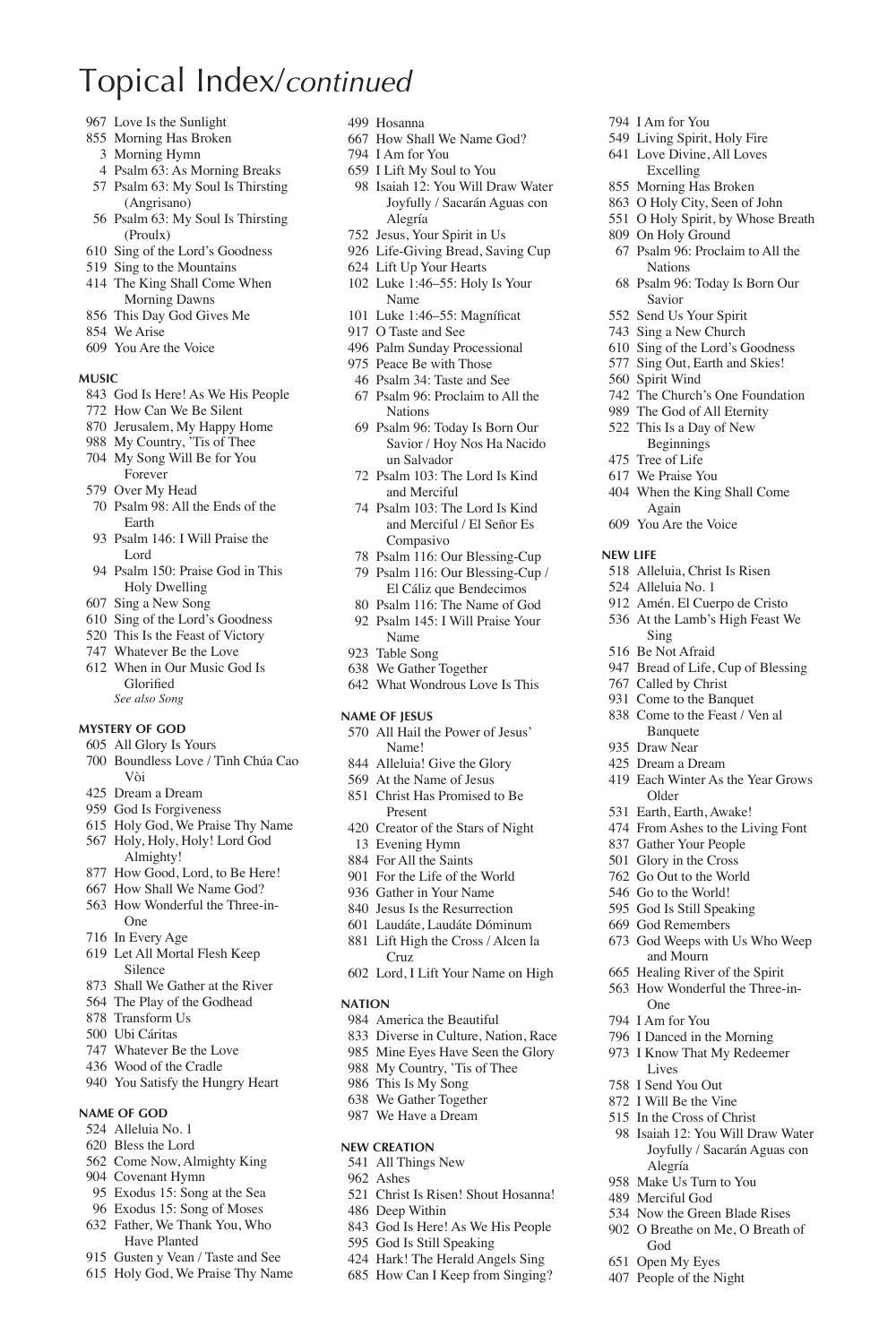# Topical Index/*continued*

967 Love Is the Sunlight
855 Morning Has Broken
3 Morning Hymn
4 Psalm 63: As Morning Breaks
57 Psalm 63: My Soul Is Thirsting (Angrisano)
56 Psalm 63: My Soul Is Thirsting (Proulx)
610 Sing of the Lord's Goodness
519 Sing to the Mountains
414 The King Shall Come When Morning Dawns
856 This Day God Gives Me
854 We Arise
609 You Are the Voice

### MUSIC

843 God Is Here! As We His People
772 How Can We Be Silent
870 Jerusalem, My Happy Home
988 My Country, 'Tis of Thee
704 My Song Will Be for You Forever
579 Over My Head
70 Psalm 98: All the Ends of the Earth
93 Psalm 146: I Will Praise the Lord
94 Psalm 150: Praise God in This Holy Dwelling
607 Sing a New Song
610 Sing of the Lord's Goodness
520 This Is the Feast of Victory
747 Whatever Be the Love
612 When in Our Music God Is Glorified
*See also Song*

### MYSTERY OF GOD

605 All Glory Is Yours
700 Boundless Love / Tình Chúa Cao Vòi
425 Dream a Dream
959 God Is Forgiveness
615 Holy God, We Praise Thy Name
567 Holy, Holy, Holy! Lord God Almighty!
877 How Good, Lord, to Be Here!
667 How Shall We Name God?
563 How Wonderful the Three-in-One
716 In Every Age
619 Let All Mortal Flesh Keep Silence
873 Shall We Gather at the River
564 The Play of the Godhead
878 Transform Us
500 Ubi Cáritas
747 Whatever Be the Love
436 Wood of the Cradle
940 You Satisfy the Hungry Heart

### NAME OF GOD

524 Alleluia No. 1
620 Bless the Lord
562 Come Now, Almighty King
904 Covenant Hymn
95 Exodus 15: Song at the Sea
96 Exodus 15: Song of Moses
632 Father, We Thank You, Who Have Planted
915 Gusten y Vean / Taste and See
615 Holy God, We Praise Thy Name
499 Hosanna
667 How Shall We Name God?
794 I Am for You
659 I Lift My Soul to You
98 Isaiah 12: You Will Draw Water Joyfully / Sacarán Aguas con Alegría
752 Jesus, Your Spirit in Us
926 Life-Giving Bread, Saving Cup
624 Lift Up Your Hearts
102 Luke 1:46–55: Holy Is Your Name
101 Luke 1:46–55: Magníficat
917 O Taste and See
496 Palm Sunday Processional
975 Peace Be with Those
46 Psalm 34: Taste and See
67 Psalm 96: Proclaim to All the Nations
69 Psalm 96: Today Is Born Our Savior / Hoy Nos Ha Nacido un Salvador
72 Psalm 103: The Lord Is Kind and Merciful
74 Psalm 103: The Lord Is Kind and Merciful / El Señor Es Compasivo
78 Psalm 116: Our Blessing-Cup
79 Psalm 116: Our Blessing-Cup / El Cáliz que Bendecimos
80 Psalm 116: The Name of God
92 Psalm 145: I Will Praise Your Name
923 Table Song
638 We Gather Together
642 What Wondrous Love Is This

### NAME OF JESUS

570 All Hail the Power of Jesus' Name!
844 Alleluia! Give the Glory
569 At the Name of Jesus
851 Christ Has Promised to Be Present
420 Creator of the Stars of Night
13 Evening Hymn
884 For All the Saints
901 For the Life of the World
936 Gather in Your Name
840 Jesus Is the Resurrection
601 Laudáte, Laudáte Dóminum
881 Lift High the Cross / Alcen la Cruz
602 Lord, I Lift Your Name on High

### NATION

984 America the Beautiful
833 Diverse in Culture, Nation, Race
985 Mine Eyes Have Seen the Glory
988 My Country, 'Tis of Thee
986 This Is My Song
638 We Gather Together
987 We Have a Dream

### NEW CREATION

541 All Things New
962 Ashes
521 Christ Is Risen! Shout Hosanna!
486 Deep Within
843 God Is Here! As We His People
595 God Is Still Speaking
424 Hark! The Herald Angels Sing
685 How Can I Keep from Singing?
794 I Am for You
549 Living Spirit, Holy Fire
641 Love Divine, All Loves Excelling
855 Morning Has Broken
863 O Holy City, Seen of John
551 O Holy Spirit, by Whose Breath
809 On Holy Ground
67 Psalm 96: Proclaim to All the Nations
68 Psalm 96: Today Is Born Our Savior
552 Send Us Your Spirit
743 Sing a New Church
610 Sing of the Lord's Goodness
577 Sing Out, Earth and Skies!
560 Spirit Wind
742 The Church's One Foundation
989 The God of All Eternity
522 This Is a Day of New Beginnings
475 Tree of Life
617 We Praise You
404 When the King Shall Come Again
609 You Are the Voice

### NEW LIFE

518 Alleluia, Christ Is Risen
524 Alleluia No. 1
912 Amén. El Cuerpo de Cristo
536 At the Lamb's High Feast We Sing
516 Be Not Afraid
947 Bread of Life, Cup of Blessing
767 Called by Christ
931 Come to the Banquet
838 Come to the Feast / Ven al Banquete
935 Draw Near
425 Dream a Dream
419 Each Winter As the Year Grows Older
531 Earth, Earth, Awake!
474 From Ashes to the Living Font
837 Gather Your People
501 Glory in the Cross
762 Go Out to the World
546 Go to the World!
595 God Is Still Speaking
669 God Remembers
673 God Weeps with Us Who Weep and Mourn
665 Healing River of the Spirit
563 How Wonderful the Three-in-One
794 I Am for You
796 I Danced in the Morning
973 I Know That My Redeemer Lives
758 I Send You Out
872 I Will Be the Vine
515 In the Cross of Christ
98 Isaiah 12: You Will Draw Water Joyfully / Sacarán Aguas con Alegría
958 Make Us Turn to You
489 Merciful God
534 Now the Green Blade Rises
902 O Breathe on Me, O Breath of God
651 Open My Eyes
407 People of the Night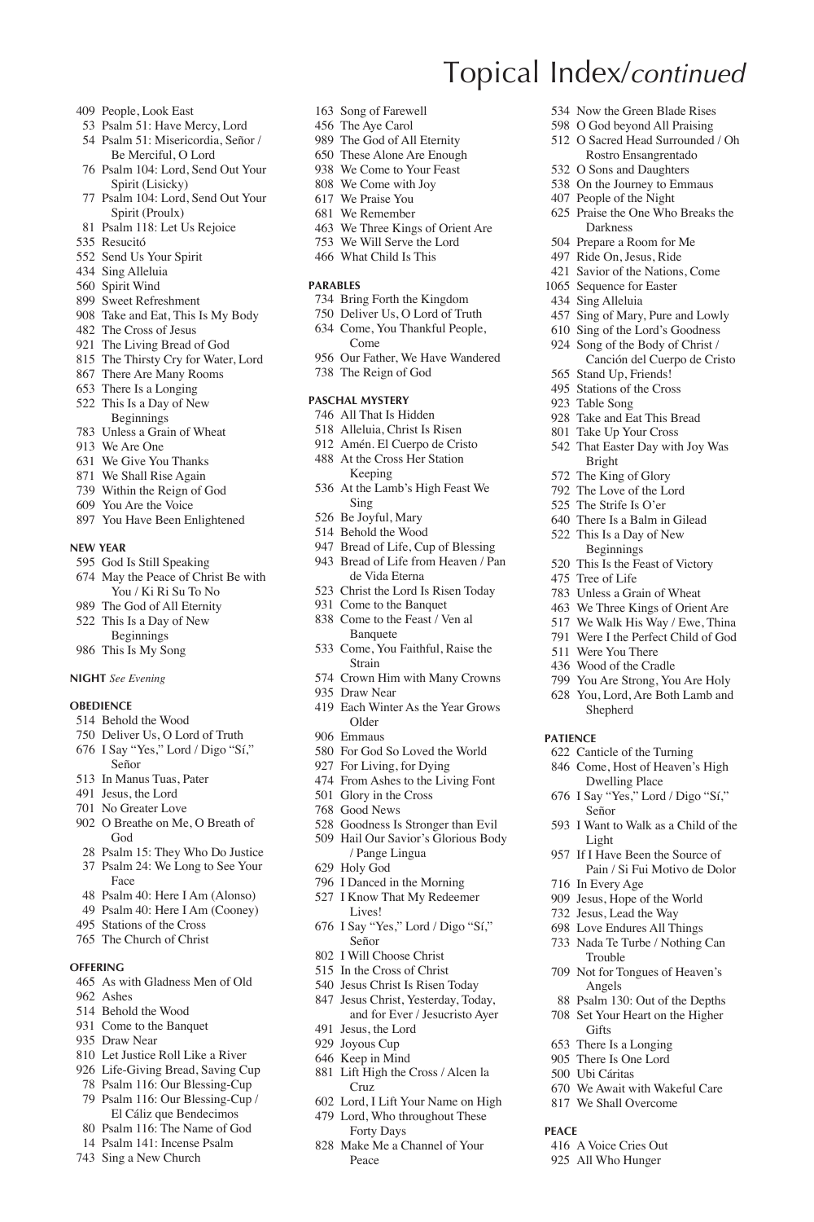# Topical Index/*continued*

- 409 People, Look East
- 53 Psalm 51: Have Mercy, Lord
- 54 Psalm 51: Misericordia, Señor / Be Merciful, O Lord
- 76 Psalm 104: Lord, Send Out Your Spirit (Lisicky)
- 77 Psalm 104: Lord, Send Out Your Spirit (Proulx)
- 81 Psalm 118: Let Us Rejoice
- 535 Resucitó
- 552 Send Us Your Spirit
- 434 Sing Alleluia
- 560 Spirit Wind
- 899 Sweet Refreshment
- 908 Take and Eat, This Is My Body
- 482 The Cross of Jesus
- 921 The Living Bread of God
- 815 The Thirsty Cry for Water, Lord
- 867 There Are Many Rooms
- 653 There Is a Longing
- 522 This Is a Day of New Beginnings
- 783 Unless a Grain of Wheat
- 913 We Are One
- 631 We Give You Thanks
- 871 We Shall Rise Again
- 739 Within the Reign of God
- 609 You Are the Voice
- 897 You Have Been Enlightened

**NEW YEAR**

- 595 God Is Still Speaking
- 674 May the Peace of Christ Be with You / Ki Ri Su To No
- 989 The God of All Eternity
- 522 This Is a Day of New Beginnings
- 986 This Is My Song

**NIGHT** *See Evening*

**OBEDIENCE**

- 514 Behold the Wood
- 750 Deliver Us, O Lord of Truth
- 676 I Say "Yes," Lord / Digo "Sí," Señor
- 513 In Manus Tuas, Pater
- 491 Jesus, the Lord
- 701 No Greater Love
- 902 O Breathe on Me, O Breath of God
- 28 Psalm 15: They Who Do Justice
- 37 Psalm 24: We Long to See Your Face
- 48 Psalm 40: Here I Am (Alonso)
- 49 Psalm 40: Here I Am (Cooney)
- 495 Stations of the Cross
- 765 The Church of Christ

**OFFERING**

- 465 As with Gladness Men of Old
- 962 Ashes
- 514 Behold the Wood
- 931 Come to the Banquet
- 935 Draw Near
- 810 Let Justice Roll Like a River
- 926 Life-Giving Bread, Saving Cup
- 78 Psalm 116: Our Blessing-Cup
- 79 Psalm 116: Our Blessing-Cup / El Cáliz que Bendecimos
- 80 Psalm 116: The Name of God
- 14 Psalm 141: Incense Psalm
- 743 Sing a New Church
- 163 Song of Farewell
- 456 The Aye Carol
- 989 The God of All Eternity
- 650 These Alone Are Enough
- 938 We Come to Your Feast
- 808 We Come with Joy
- 617 We Praise You
- 681 We Remember
- 463 We Three Kings of Orient Are
- 753 We Will Serve the Lord
- 466 What Child Is This

**PARABLES**

- 734 Bring Forth the Kingdom
- 750 Deliver Us, O Lord of Truth
- 634 Come, You Thankful People, Come
- 956 Our Father, We Have Wandered
- 738 The Reign of God

**PASCHAL MYSTERY**

- 746 All That Is Hidden
- 518 Alleluia, Christ Is Risen
- 912 Amén. El Cuerpo de Cristo
- 488 At the Cross Her Station Keeping
- 536 At the Lamb's High Feast We Sing
- 526 Be Joyful, Mary
- 514 Behold the Wood
- 947 Bread of Life, Cup of Blessing
- 943 Bread of Life from Heaven / Pan de Vida Eterna
- 523 Christ the Lord Is Risen Today
- 931 Come to the Banquet
- 838 Come to the Feast / Ven al Banquete
- 533 Come, You Faithful, Raise the Strain
- 574 Crown Him with Many Crowns
- 935 Draw Near
- 419 Each Winter As the Year Grows Older
- 906 Emmaus
- 580 For God So Loved the World
- 927 For Living, for Dying
- 474 From Ashes to the Living Font
- 501 Glory in the Cross
- 768 Good News
- 528 Goodness Is Stronger than Evil
- 509 Hail Our Savior's Glorious Body / Pange Lingua
- 629 Holy God
- 796 I Danced in the Morning
- 527 I Know That My Redeemer Lives!
- 676 I Say "Yes," Lord / Digo "Sí," Señor
- 802 I Will Choose Christ
- 515 In the Cross of Christ
- 540 Jesus Christ Is Risen Today
- 847 Jesus Christ, Yesterday, Today, and for Ever / Jesucristo Ayer
- 491 Jesus, the Lord
- 929 Joyous Cup
- 646 Keep in Mind
- 881 Lift High the Cross / Alcen la Cruz
- 602 Lord, I Lift Your Name on High
- 479 Lord, Who throughout These Forty Days
- 828 Make Me a Channel of Your Peace
- 534 Now the Green Blade Rises
- 598 O God beyond All Praising
- 512 O Sacred Head Surrounded / Oh Rostro Ensangrentado
- 532 O Sons and Daughters
- 538 On the Journey to Emmaus
- 407 People of the Night
- 625 Praise the One Who Breaks the Darkness
- 504 Prepare a Room for Me
- 497 Ride On, Jesus, Ride
- 421 Savior of the Nations, Come
- 1065 Sequence for Easter
- 434 Sing Alleluia
- 457 Sing of Mary, Pure and Lowly
- 610 Sing of the Lord's Goodness
- 924 Song of the Body of Christ / Canción del Cuerpo de Cristo
- 565 Stand Up, Friends!
- 495 Stations of the Cross
- 923 Table Song
- 928 Take and Eat This Bread
- 801 Take Up Your Cross
- 542 That Easter Day with Joy Was Bright
- 572 The King of Glory
- 792 The Love of the Lord
- 525 The Strife Is O'er
- 640 There Is a Balm in Gilead
- 522 This Is a Day of New Beginnings
- 520 This Is the Feast of Victory
- 475 Tree of Life
- 783 Unless a Grain of Wheat
- 463 We Three Kings of Orient Are
- 517 We Walk His Way / Ewe, Thina
- 791 Were I the Perfect Child of God
- 511 Were You There
- 436 Wood of the Cradle
- 799 You Are Strong, You Are Holy
- 628 You, Lord, Are Both Lamb and Shepherd

**PATIENCE**

- 622 Canticle of the Turning
- 846 Come, Host of Heaven's High Dwelling Place
- 676 I Say "Yes," Lord / Digo "Sí," Señor
- 593 I Want to Walk as a Child of the Light
- 957 If I Have Been the Source of Pain / Si Fui Motivo de Dolor
- 716 In Every Age
- 909 Jesus, Hope of the World
- 732 Jesus, Lead the Way
- 698 Love Endures All Things
- 733 Nada Te Turbe / Nothing Can Trouble
- 709 Not for Tongues of Heaven's Angels
- 88 Psalm 130: Out of the Depths
- 708 Set Your Heart on the Higher Gifts
- 653 There Is a Longing
- 905 There Is One Lord
- 500 Ubi Cáritas
- 670 We Await with Wakeful Care
- 817 We Shall Overcome

**PEACE**

- 416 A Voice Cries Out
- 925 All Who Hunger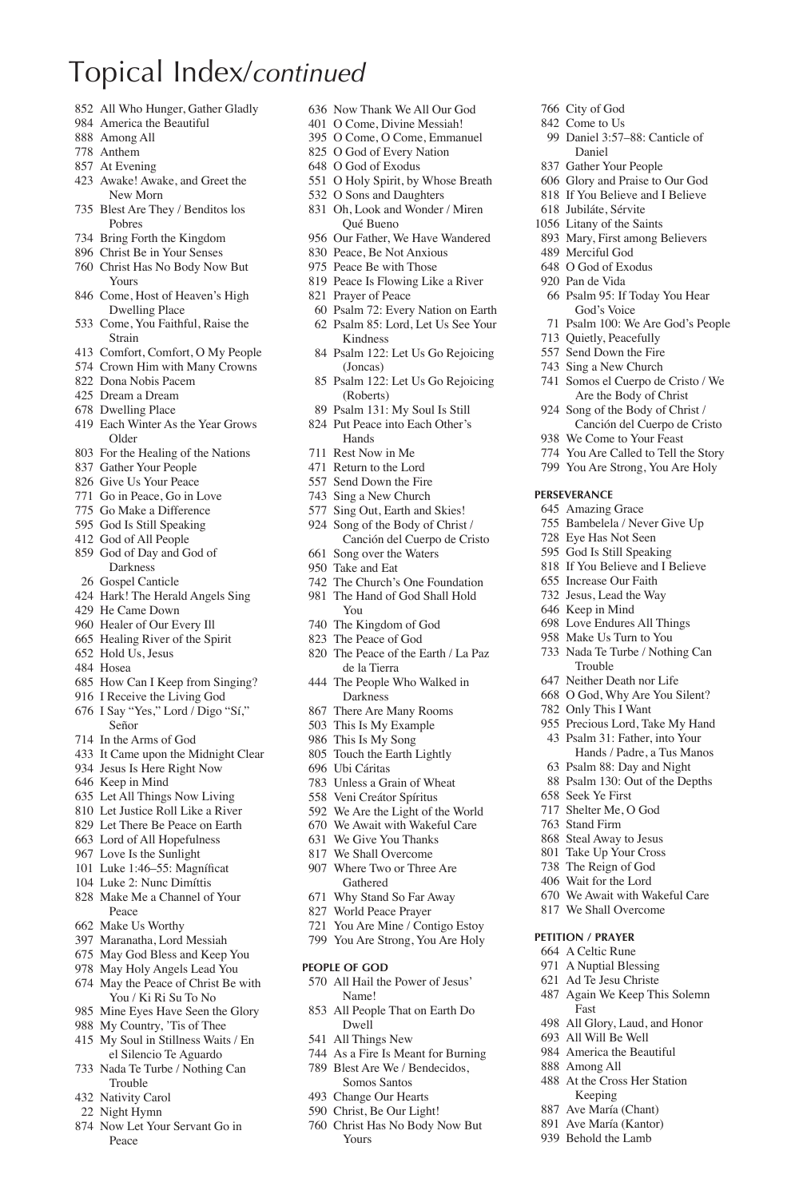# Topical Index/*continued*

852 All Who Hunger, Gather Gladly
984 America the Beautiful
888 Among All
778 Anthem
857 At Evening
423 Awake! Awake, and Greet the New Morn
735 Blest Are They / Benditos los Pobres
734 Bring Forth the Kingdom
896 Christ Be in Your Senses
760 Christ Has No Body Now But Yours
846 Come, Host of Heaven's High Dwelling Place
533 Come, You Faithful, Raise the Strain
413 Comfort, Comfort, O My People
574 Crown Him with Many Crowns
822 Dona Nobis Pacem
425 Dream a Dream
678 Dwelling Place
419 Each Winter As the Year Grows Older
803 For the Healing of the Nations
837 Gather Your People
826 Give Us Your Peace
771 Go in Peace, Go in Love
775 Go Make a Difference
595 God Is Still Speaking
412 God of All People
859 God of Day and God of Darkness
26 Gospel Canticle
424 Hark! The Herald Angels Sing
429 He Came Down
960 Healer of Our Every Ill
665 Healing River of the Spirit
652 Hold Us, Jesus
484 Hosea
685 How Can I Keep from Singing?
916 I Receive the Living God
676 I Say "Yes," Lord / Digo "Sí," Señor
714 In the Arms of God
433 It Came upon the Midnight Clear
934 Jesus Is Here Right Now
646 Keep in Mind
635 Let All Things Now Living
810 Let Justice Roll Like a River
829 Let There Be Peace on Earth
663 Lord of All Hopefulness
967 Love Is the Sunlight
101 Luke 1:46–55: Magníficat
104 Luke 2: Nunc Dimíttis
828 Make Me a Channel of Your Peace
662 Make Us Worthy
397 Maranatha, Lord Messiah
675 May God Bless and Keep You
978 May Holy Angels Lead You
674 May the Peace of Christ Be with You / Ki Ri Su To No
985 Mine Eyes Have Seen the Glory
988 My Country, 'Tis of Thee
415 My Soul in Stillness Waits / En el Silencio Te Aguardo
733 Nada Te Turbe / Nothing Can Trouble
432 Nativity Carol
22 Night Hymn
874 Now Let Your Servant Go in Peace
636 Now Thank We All Our God
401 O Come, Divine Messiah!
395 O Come, O Come, Emmanuel
825 O God of Every Nation
648 O God of Exodus
551 O Holy Spirit, by Whose Breath
532 O Sons and Daughters
831 Oh, Look and Wonder / Miren Qué Bueno
956 Our Father, We Have Wandered
830 Peace, Be Not Anxious
975 Peace Be with Those
819 Peace Is Flowing Like a River
821 Prayer of Peace
60 Psalm 72: Every Nation on Earth
62 Psalm 85: Lord, Let Us See Your Kindness
84 Psalm 122: Let Us Go Rejoicing (Joncas)
85 Psalm 122: Let Us Go Rejoicing (Roberts)
89 Psalm 131: My Soul Is Still
824 Put Peace into Each Other's Hands
711 Rest Now in Me
471 Return to the Lord
557 Send Down the Fire
743 Sing a New Church
577 Sing Out, Earth and Skies!
924 Song of the Body of Christ / Canción del Cuerpo de Cristo
661 Song over the Waters
950 Take and Eat
742 The Church's One Foundation
981 The Hand of God Shall Hold You
740 The Kingdom of God
823 The Peace of God
820 The Peace of the Earth / La Paz de la Tierra
444 The People Who Walked in Darkness
867 There Are Many Rooms
503 This Is My Example
986 This Is My Song
805 Touch the Earth Lightly
696 Ubi Cáritas
783 Unless a Grain of Wheat
558 Veni Creátor Spíritus
592 We Are the Light of the World
670 We Await with Wakeful Care
631 We Give You Thanks
817 We Shall Overcome
907 Where Two or Three Are Gathered
671 Why Stand So Far Away
827 World Peace Prayer
721 You Are Mine / Contigo Estoy
799 You Are Strong, You Are Holy

**PEOPLE OF GOD**

570 All Hail the Power of Jesus' Name!
853 All People That on Earth Do Dwell
541 All Things New
744 As a Fire Is Meant for Burning
789 Blest Are We / Bendecidos, Somos Santos
493 Change Our Hearts
590 Christ, Be Our Light!
760 Christ Has No Body Now But Yours
766 City of God
842 Come to Us
99 Daniel 3:57–88: Canticle of Daniel
837 Gather Your People
606 Glory and Praise to Our God
818 If You Believe and I Believe
618 Jubiláte, Sérvite
1056 Litany of the Saints
893 Mary, First among Believers
489 Merciful God
648 O God of Exodus
920 Pan de Vida
66 Psalm 95: If Today You Hear God's Voice
71 Psalm 100: We Are God's People
713 Quietly, Peacefully
557 Send Down the Fire
743 Sing a New Church
741 Somos el Cuerpo de Cristo / We Are the Body of Christ
924 Song of the Body of Christ / Canción del Cuerpo de Cristo
938 We Come to Your Feast
774 You Are Called to Tell the Story
799 You Are Strong, You Are Holy

**PERSEVERANCE**

645 Amazing Grace
755 Bambelela / Never Give Up
728 Eye Has Not Seen
595 God Is Still Speaking
818 If You Believe and I Believe
655 Increase Our Faith
732 Jesus, Lead the Way
646 Keep in Mind
698 Love Endures All Things
958 Make Us Turn to You
733 Nada Te Turbe / Nothing Can Trouble
647 Neither Death nor Life
668 O God, Why Are You Silent?
782 Only This I Want
955 Precious Lord, Take My Hand
43 Psalm 31: Father, into Your Hands / Padre, a Tus Manos
63 Psalm 88: Day and Night
88 Psalm 130: Out of the Depths
658 Seek Ye First
717 Shelter Me, O God
763 Stand Firm
868 Steal Away to Jesus
801 Take Up Your Cross
738 The Reign of God
406 Wait for the Lord
670 We Await with Wakeful Care
817 We Shall Overcome

**PETITION / PRAYER**

664 A Celtic Rune
971 A Nuptial Blessing
621 Ad Te Jesu Christe
487 Again We Keep This Solemn Fast
498 All Glory, Laud, and Honor
693 All Will Be Well
984 America the Beautiful
888 Among All
488 At the Cross Her Station Keeping
887 Ave María (Chant)
891 Ave María (Kantor)
939 Behold the Lamb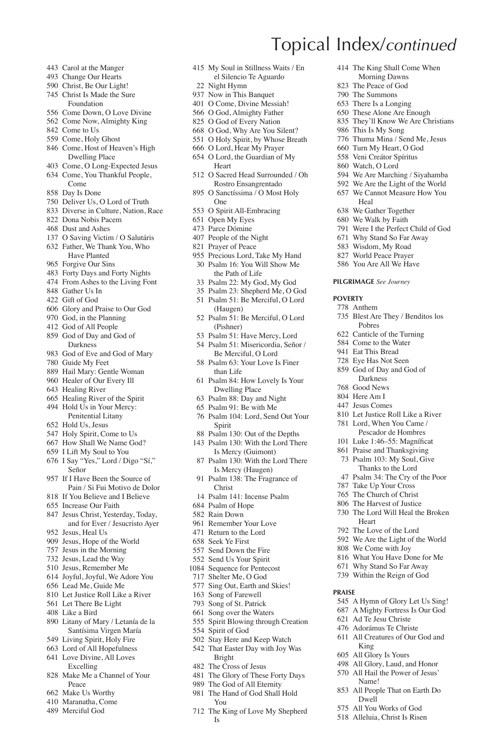# Topical Index/*continued*

443 Carol at the Manger
493 Change Our Hearts
590 Christ, Be Our Light!
745 Christ Is Made the Sure Foundation
556 Come Down, O Love Divine
562 Come Now, Almighty King
842 Come to Us
559 Come, Holy Ghost
846 Come, Host of Heaven's High Dwelling Place
403 Come, O Long-Expected Jesus
634 Come, You Thankful People, Come
858 Day Is Done
750 Deliver Us, O Lord of Truth
833 Diverse in Culture, Nation, Race
822 Dona Nobis Pacem
468 Dust and Ashes
137 O Saving Victim / O Salutáris
632 Father, We Thank You, Who Have Planted
965 Forgive Our Sins
483 Forty Days and Forty Nights
474 From Ashes to the Living Font
848 Gather Us In
422 Gift of God
606 Glory and Praise to Our God
970 God, in the Planning
412 God of All People
859 God of Day and God of Darkness
983 God of Eve and God of Mary
780 Guide My Feet
889 Hail Mary: Gentle Woman
960 Healer of Our Every Ill
643 Healing River
665 Healing River of the Spirit
494 Hold Us in Your Mercy: Penitential Litany
652 Hold Us, Jesus
547 Holy Spirit, Come to Us
667 How Shall We Name God?
659 I Lift My Soul to You
676 I Say "Yes," Lord / Digo "Sí," Señor
957 If I Have Been the Source of Pain / Si Fui Motivo de Dolor
818 If You Believe and I Believe
655 Increase Our Faith
847 Jesus Christ, Yesterday, Today, and for Ever / Jesucristo Ayer
952 Jesus, Heal Us
909 Jesus, Hope of the World
757 Jesus in the Morning
732 Jesus, Lead the Way
510 Jesus, Remember Me
614 Joyful, Joyful, We Adore You
656 Lead Me, Guide Me
810 Let Justice Roll Like a River
561 Let There Be Light
408 Like a Bird
890 Litany of Mary / Letanía de la Santísima Virgen María
549 Living Spirit, Holy Fire
663 Lord of All Hopefulness
641 Love Divine, All Loves Excelling
828 Make Me a Channel of Your Peace
662 Make Us Worthy
410 Maranatha, Come
489 Merciful God
415 My Soul in Stillness Waits / En el Silencio Te Aguardo
22 Night Hymn
937 Now in This Banquet
401 O Come, Divine Messiah!
566 O God, Almighty Father
825 O God of Every Nation
668 O God, Why Are You Silent?
551 O Holy Spirit, by Whose Breath
666 O Lord, Hear My Prayer
654 O Lord, the Guardian of My Heart
512 O Sacred Head Surrounded / Oh Rostro Ensangrentado
895 O Sanctíssima / O Most Holy One
553 O Spirit All-Embracing
651 Open My Eyes
473 Parce Dómine
407 People of the Night
821 Prayer of Peace
955 Precious Lord, Take My Hand
30 Psalm 16: You Will Show Me the Path of Life
33 Psalm 22: My God, My God
35 Psalm 23: Shepherd Me, O God
51 Psalm 51: Be Merciful, O Lord (Haugen)
52 Psalm 51: Be Merciful, O Lord (Pishner)
53 Psalm 51: Have Mercy, Lord
54 Psalm 51: Misericordia, Señor / Be Merciful, O Lord
58 Psalm 63: Your Love Is Finer than Life
61 Psalm 84: How Lovely Is Your Dwelling Place
63 Psalm 88: Day and Night
65 Psalm 91: Be with Me
76 Psalm 104: Lord, Send Out Your Spirit
88 Psalm 130: Out of the Depths
143 Psalm 130: With the Lord There Is Mercy (Guimont)
87 Psalm 130: With the Lord There Is Mercy (Haugen)
91 Psalm 138: The Fragrance of Christ
14 Psalm 141: Incense Psalm
684 Psalm of Hope
582 Rain Down
961 Remember Your Love
471 Return to the Lord
658 Seek Ye First
557 Send Down the Fire
552 Send Us Your Spirit
1084 Sequence for Pentecost
717 Shelter Me, O God
577 Sing Out, Earth and Skies!
163 Song of Farewell
793 Song of St. Patrick
661 Song over the Waters
555 Spirit Blowing through Creation
554 Spirit of God
502 Stay Here and Keep Watch
542 That Easter Day with Joy Was Bright
482 The Cross of Jesus
481 The Glory of These Forty Days
989 The God of All Eternity
981 The Hand of God Shall Hold You
712 The King of Love My Shepherd Is
414 The King Shall Come When Morning Dawns
823 The Peace of God
790 The Summons
653 There Is a Longing
650 These Alone Are Enough
835 They'll Know We Are Christians
986 This Is My Song
776 Thuma Mina / Send Me, Jesus
660 Turn My Heart, O God
558 Veni Creátor Spíritus
860 Watch, O Lord
594 We Are Marching / Siyahamba
592 We Are the Light of the World
657 We Cannot Measure How You Heal
638 We Gather Together
680 We Walk by Faith
791 Were I the Perfect Child of God
671 Why Stand So Far Away
583 Wisdom, My Road
827 World Peace Prayer
586 You Are All We Have

**PILGRIMAGE** *See Journey*

**POVERTY**

778 Anthem
735 Blest Are They / Benditos los Pobres
622 Canticle of the Turning
584 Come to the Water
941 Eat This Bread
728 Eye Has Not Seen
859 God of Day and God of Darkness
768 Good News
804 Here Am I
447 Jesus Comes
810 Let Justice Roll Like a River
781 Lord, When You Came / Pescador de Hombres
101 Luke 1:46–55: Magníficat
861 Praise and Thanksgiving
73 Psalm 103: My Soul, Give Thanks to the Lord
47 Psalm 34: The Cry of the Poor
787 Take Up Your Cross
765 The Church of Christ
806 The Harvest of Justice
730 The Lord Will Heal the Broken Heart
792 The Love of the Lord
592 We Are the Light of the World
808 We Come with Joy
816 What You Have Done for Me
671 Why Stand So Far Away
739 Within the Reign of God

**PRAISE**

545 A Hymn of Glory Let Us Sing!
687 A Mighty Fortress Is Our God
621 Ad Te Jesu Christe
476 Adorámus Te Christe
611 All Creatures of Our God and King
605 All Glory Is Yours
498 All Glory, Laud, and Honor
570 All Hail the Power of Jesus' Name!
853 All People That on Earth Do Dwell
575 All You Works of God
518 Alleluia, Christ Is Risen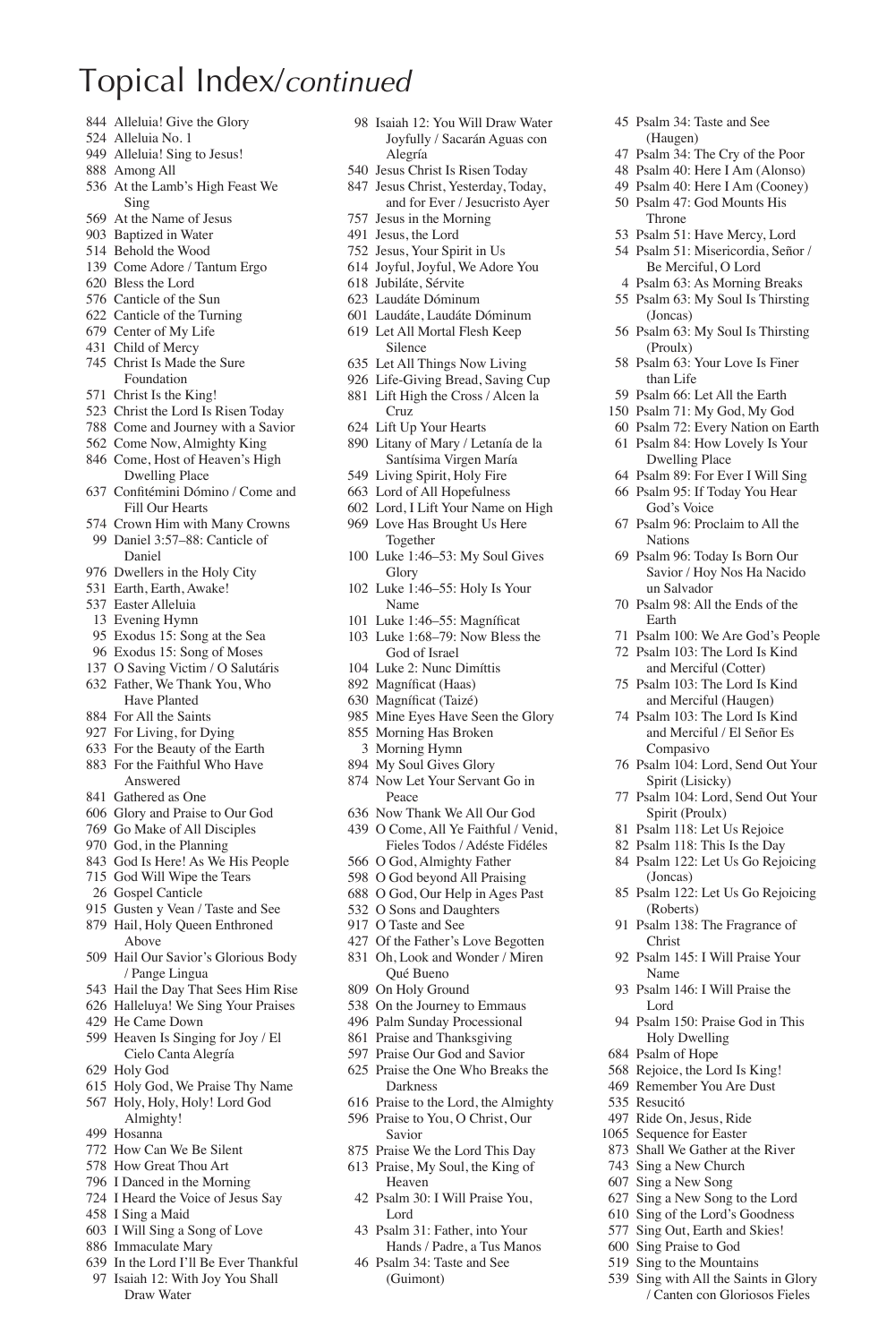# Topical Index/*continued*

844 Alleluia! Give the Glory
524 Alleluia No. 1
949 Alleluia! Sing to Jesus!
888 Among All
536 At the Lamb's High Feast We Sing
569 At the Name of Jesus
903 Baptized in Water
514 Behold the Wood
139 Come Adore / Tantum Ergo
620 Bless the Lord
576 Canticle of the Sun
622 Canticle of the Turning
679 Center of My Life
431 Child of Mercy
745 Christ Is Made the Sure Foundation
571 Christ Is the King!
523 Christ the Lord Is Risen Today
788 Come and Journey with a Savior
562 Come Now, Almighty King
846 Come, Host of Heaven's High Dwelling Place
637 Confitémini Dómino / Come and Fill Our Hearts
574 Crown Him with Many Crowns
99 Daniel 3:57–88: Canticle of Daniel
976 Dwellers in the Holy City
531 Earth, Earth, Awake!
537 Easter Alleluia
13 Evening Hymn
95 Exodus 15: Song at the Sea
96 Exodus 15: Song of Moses
137 O Saving Victim / O Salutáris
632 Father, We Thank You, Who Have Planted
884 For All the Saints
927 For Living, for Dying
633 For the Beauty of the Earth
883 For the Faithful Who Have Answered
841 Gathered as One
606 Glory and Praise to Our God
769 Go Make of All Disciples
970 God, in the Planning
843 God Is Here! As We His People
715 God Will Wipe the Tears
26 Gospel Canticle
915 Gusten y Vean / Taste and See
879 Hail, Holy Queen Enthroned Above
509 Hail Our Savior's Glorious Body / Pange Lingua
543 Hail the Day That Sees Him Rise
626 Halleluya! We Sing Your Praises
429 He Came Down
599 Heaven Is Singing for Joy / El Cielo Canta Alegría
629 Holy God
615 Holy God, We Praise Thy Name
567 Holy, Holy, Holy! Lord God Almighty!
499 Hosanna
772 How Can We Be Silent
578 How Great Thou Art
796 I Danced in the Morning
724 I Heard the Voice of Jesus Say
458 I Sing a Maid
603 I Will Sing a Song of Love
886 Immaculate Mary
639 In the Lord I'll Be Ever Thankful
97 Isaiah 12: With Joy You Shall Draw Water
98 Isaiah 12: You Will Draw Water Joyfully / Sacarán Aguas con Alegría
540 Jesus Christ Is Risen Today
847 Jesus Christ, Yesterday, Today, and for Ever / Jesucristo Ayer
757 Jesus in the Morning
491 Jesus, the Lord
752 Jesus, Your Spirit in Us
614 Joyful, Joyful, We Adore You
618 Jubiláte, Sérvite
623 Laudáte Dóminum
601 Laudáte, Laudáte Dóminum
619 Let All Mortal Flesh Keep Silence
635 Let All Things Now Living
926 Life-Giving Bread, Saving Cup
881 Lift High the Cross / Alcen la Cruz
624 Lift Up Your Hearts
890 Litany of Mary / Letanía de la Santísima Virgen María
549 Living Spirit, Holy Fire
663 Lord of All Hopefulness
602 Lord, I Lift Your Name on High
969 Love Has Brought Us Here Together
100 Luke 1:46–53: My Soul Gives Glory
102 Luke 1:46–55: Holy Is Your Name
101 Luke 1:46–55: Magníficat
103 Luke 1:68–79: Now Bless the God of Israel
104 Luke 2: Nunc Dimíttis
892 Magníficat (Haas)
630 Magníficat (Taizé)
985 Mine Eyes Have Seen the Glory
855 Morning Has Broken
3 Morning Hymn
894 My Soul Gives Glory
874 Now Let Your Servant Go in Peace
636 Now Thank We All Our God
439 O Come, All Ye Faithful / Venid, Fieles Todos / Adéste Fidéles
566 O God, Almighty Father
598 O God beyond All Praising
688 O God, Our Help in Ages Past
532 O Sons and Daughters
917 O Taste and See
427 Of the Father's Love Begotten
831 Oh, Look and Wonder / Miren Qué Bueno
809 On Holy Ground
538 On the Journey to Emmaus
496 Palm Sunday Processional
861 Praise and Thanksgiving
597 Praise Our God and Savior
625 Praise the One Who Breaks the Darkness
616 Praise to the Lord, the Almighty
596 Praise to You, O Christ, Our Savior
875 Praise We the Lord This Day
613 Praise, My Soul, the King of Heaven
42 Psalm 30: I Will Praise You, Lord
43 Psalm 31: Father, into Your Hands / Padre, a Tus Manos
46 Psalm 34: Taste and See (Guimont)
45 Psalm 34: Taste and See (Haugen)
47 Psalm 34: The Cry of the Poor
48 Psalm 40: Here I Am (Alonso)
49 Psalm 40: Here I Am (Cooney)
50 Psalm 47: God Mounts His Throne
53 Psalm 51: Have Mercy, Lord
54 Psalm 51: Misericordia, Señor / Be Merciful, O Lord
4 Psalm 63: As Morning Breaks
55 Psalm 63: My Soul Is Thirsting (Joncas)
56 Psalm 63: My Soul Is Thirsting (Proulx)
58 Psalm 63: Your Love Is Finer than Life
59 Psalm 66: Let All the Earth
150 Psalm 71: My God, My God
60 Psalm 72: Every Nation on Earth
61 Psalm 84: How Lovely Is Your Dwelling Place
64 Psalm 89: For Ever I Will Sing
66 Psalm 95: If Today You Hear God's Voice
67 Psalm 96: Proclaim to All the Nations
69 Psalm 96: Today Is Born Our Savior / Hoy Nos Ha Nacido un Salvador
70 Psalm 98: All the Ends of the Earth
71 Psalm 100: We Are God's People
72 Psalm 103: The Lord Is Kind and Merciful (Cotter)
75 Psalm 103: The Lord Is Kind and Merciful (Haugen)
74 Psalm 103: The Lord Is Kind and Merciful / El Señor Es Compasivo
76 Psalm 104: Lord, Send Out Your Spirit (Lisicky)
77 Psalm 104: Lord, Send Out Your Spirit (Proulx)
81 Psalm 118: Let Us Rejoice
82 Psalm 118: This Is the Day
84 Psalm 122: Let Us Go Rejoicing (Joncas)
85 Psalm 122: Let Us Go Rejoicing (Roberts)
91 Psalm 138: The Fragrance of Christ
92 Psalm 145: I Will Praise Your Name
93 Psalm 146: I Will Praise the Lord
94 Psalm 150: Praise God in This Holy Dwelling
684 Psalm of Hope
568 Rejoice, the Lord Is King!
469 Remember You Are Dust
535 Resucitó
497 Ride On, Jesus, Ride
1065 Sequence for Easter
873 Shall We Gather at the River
743 Sing a New Church
607 Sing a New Song
627 Sing a New Song to the Lord
610 Sing of the Lord's Goodness
577 Sing Out, Earth and Skies!
600 Sing Praise to God
519 Sing to the Mountains
539 Sing with All the Saints in Glory / Canten con Gloriosos Fieles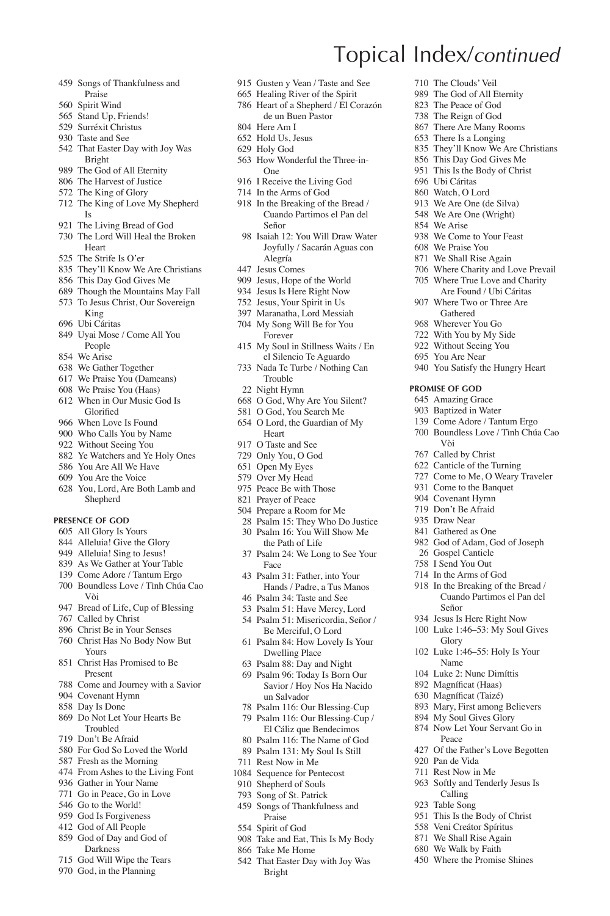# Topical Index/*continued*

459 Songs of Thankfulness and Praise
560 Spirit Wind
565 Stand Up, Friends!
529 Surréxit Christus
930 Taste and See
542 That Easter Day with Joy Was Bright
989 The God of All Eternity
806 The Harvest of Justice
572 The King of Glory
712 The King of Love My Shepherd Is
921 The Living Bread of God
730 The Lord Will Heal the Broken Heart
525 The Strife Is O'er
835 They'll Know We Are Christians
856 This Day God Gives Me
689 Though the Mountains May Fall
573 To Jesus Christ, Our Sovereign King
696 Ubi Cáritas
849 Uyai Mose / Come All You People
854 We Arise
638 We Gather Together
617 We Praise You (Dameans)
608 We Praise You (Haas)
612 When in Our Music God Is Glorified
966 When Love Is Found
900 Who Calls You by Name
922 Without Seeing You
882 Ye Watchers and Ye Holy Ones
586 You Are All We Have
609 You Are the Voice
628 You, Lord, Are Both Lamb and Shepherd

**PRESENCE OF GOD**

605 All Glory Is Yours
844 Alleluia! Give the Glory
949 Alleluia! Sing to Jesus!
839 As We Gather at Your Table
139 Come Adore / Tantum Ergo
700 Boundless Love / Tình Chúa Cao Vòi
947 Bread of Life, Cup of Blessing
767 Called by Christ
896 Christ Be in Your Senses
760 Christ Has No Body Now But Yours
851 Christ Has Promised to Be Present
788 Come and Journey with a Savior
904 Covenant Hymn
858 Day Is Done
869 Do Not Let Your Hearts Be Troubled
719 Don't Be Afraid
580 For God So Loved the World
587 Fresh as the Morning
474 From Ashes to the Living Font
936 Gather in Your Name
771 Go in Peace, Go in Love
546 Go to the World!
959 God Is Forgiveness
412 God of All People
859 God of Day and God of Darkness
715 God Will Wipe the Tears
970 God, in the Planning
915 Gusten y Vean / Taste and See
665 Healing River of the Spirit
786 Heart of a Shepherd / El Corazón de un Buen Pastor
804 Here Am I
652 Hold Us, Jesus
629 Holy God
563 How Wonderful the Three-in-One
916 I Receive the Living God
714 In the Arms of God
918 In the Breaking of the Bread / Cuando Partimos el Pan del Señor
98 Isaiah 12: You Will Draw Water Joyfully / Sacarán Aguas con Alegría
447 Jesus Comes
909 Jesus, Hope of the World
934 Jesus Is Here Right Now
752 Jesus, Your Spirit in Us
397 Maranatha, Lord Messiah
704 My Song Will Be for You Forever
415 My Soul in Stillness Waits / En el Silencio Te Aguardo
733 Nada Te Turbe / Nothing Can Trouble
22 Night Hymn
668 O God, Why Are You Silent?
581 O God, You Search Me
654 O Lord, the Guardian of My Heart
917 O Taste and See
729 Only You, O God
651 Open My Eyes
579 Over My Head
975 Peace Be with Those
821 Prayer of Peace
504 Prepare a Room for Me
28 Psalm 15: They Who Do Justice
30 Psalm 16: You Will Show Me the Path of Life
37 Psalm 24: We Long to See Your Face
43 Psalm 31: Father, into Your Hands / Padre, a Tus Manos
46 Psalm 34: Taste and See
53 Psalm 51: Have Mercy, Lord
54 Psalm 51: Misericordia, Señor / Be Merciful, O Lord
61 Psalm 84: How Lovely Is Your Dwelling Place
63 Psalm 88: Day and Night
69 Psalm 96: Today Is Born Our Savior / Hoy Nos Ha Nacido un Salvador
78 Psalm 116: Our Blessing-Cup
79 Psalm 116: Our Blessing-Cup / El Cáliz que Bendecimos
80 Psalm 116: The Name of God
89 Psalm 131: My Soul Is Still
711 Rest Now in Me
1084 Sequence for Pentecost
910 Shepherd of Souls
793 Song of St. Patrick
459 Songs of Thankfulness and Praise
554 Spirit of God
908 Take and Eat, This Is My Body
866 Take Me Home
542 That Easter Day with Joy Was Bright
710 The Clouds' Veil
989 The God of All Eternity
823 The Peace of God
738 The Reign of God
867 There Are Many Rooms
653 There Is a Longing
835 They'll Know We Are Christians
856 This Day God Gives Me
951 This Is the Body of Christ
696 Ubi Cáritas
860 Watch, O Lord
913 We Are One (de Silva)
548 We Are One (Wright)
854 We Arise
938 We Come to Your Feast
608 We Praise You
871 We Shall Rise Again
706 Where Charity and Love Prevail
705 Where True Love and Charity Are Found / Ubi Cáritas
907 Where Two or Three Are Gathered
968 Wherever You Go
722 With You by My Side
922 Without Seeing You
695 You Are Near
940 You Satisfy the Hungry Heart

**PROMISE OF GOD**

645 Amazing Grace
903 Baptized in Water
139 Come Adore / Tantum Ergo
700 Boundless Love / Tình Chúa Cao Vòi
767 Called by Christ
622 Canticle of the Turning
727 Come to Me, O Weary Traveler
931 Come to the Banquet
904 Covenant Hymn
719 Don't Be Afraid
935 Draw Near
841 Gathered as One
982 God of Adam, God of Joseph
26 Gospel Canticle
758 I Send You Out
714 In the Arms of God
918 In the Breaking of the Bread / Cuando Partimos el Pan del Señor
934 Jesus Is Here Right Now
100 Luke 1:46–53: My Soul Gives Glory
102 Luke 1:46–55: Holy Is Your Name
104 Luke 2: Nunc Dimíttis
892 Magníficat (Haas)
630 Magníficat (Taizé)
893 Mary, First among Believers
894 My Soul Gives Glory
874 Now Let Your Servant Go in Peace
427 Of the Father's Love Begotten
920 Pan de Vida
711 Rest Now in Me
963 Softly and Tenderly Jesus Is Calling
923 Table Song
951 This Is the Body of Christ
558 Veni Creátor Spíritus
871 We Shall Rise Again
680 We Walk by Faith
450 Where the Promise Shines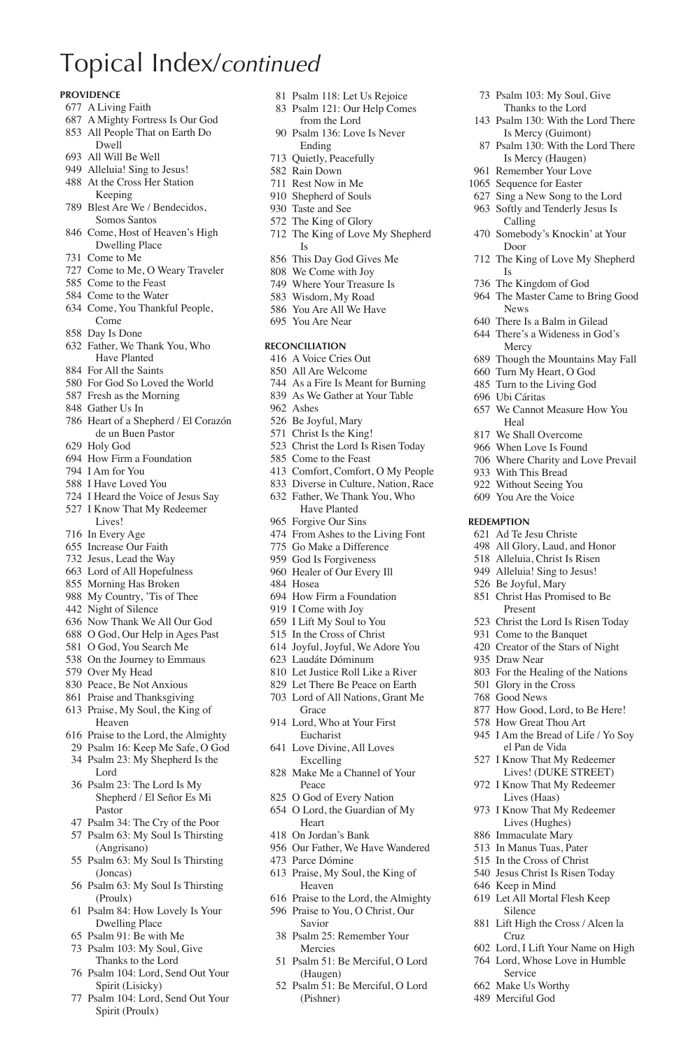# Topical Index/*continued*

**PROVIDENCE**

- 677 A Living Faith
- 687 A Mighty Fortress Is Our God
- 853 All People That on Earth Do Dwell
- 693 All Will Be Well
- 949 Alleluia! Sing to Jesus!
- 488 At the Cross Her Station Keeping
- 789 Blest Are We / Bendecidos, Somos Santos
- 846 Come, Host of Heaven's High Dwelling Place
- 731 Come to Me
- 727 Come to Me, O Weary Traveler
- 585 Come to the Feast
- 584 Come to the Water
- 634 Come, You Thankful People, Come
- 858 Day Is Done
- 632 Father, We Thank You, Who Have Planted
- 884 For All the Saints
- 580 For God So Loved the World
- 587 Fresh as the Morning
- 848 Gather Us In
- 786 Heart of a Shepherd / El Corazón de un Buen Pastor
- 629 Holy God
- 694 How Firm a Foundation
- 794 I Am for You
- 588 I Have Loved You
- 724 I Heard the Voice of Jesus Say
- 527 I Know That My Redeemer Lives!
- 716 In Every Age
- 655 Increase Our Faith
- 732 Jesus, Lead the Way
- 663 Lord of All Hopefulness
- 855 Morning Has Broken
- 988 My Country, 'Tis of Thee
- 442 Night of Silence
- 636 Now Thank We All Our God
- 688 O God, Our Help in Ages Past
- 581 O God, You Search Me
- 538 On the Journey to Emmaus
- 579 Over My Head
- 830 Peace, Be Not Anxious
- 861 Praise and Thanksgiving
- 613 Praise, My Soul, the King of Heaven
- 616 Praise to the Lord, the Almighty
- 29 Psalm 16: Keep Me Safe, O God
- 34 Psalm 23: My Shepherd Is the Lord
- 36 Psalm 23: The Lord Is My Shepherd / El Señor Es Mi Pastor
- 47 Psalm 34: The Cry of the Poor
- 57 Psalm 63: My Soul Is Thirsting (Angrisano)
- 55 Psalm 63: My Soul Is Thirsting (Joncas)
- 56 Psalm 63: My Soul Is Thirsting (Proulx)
- 61 Psalm 84: How Lovely Is Your Dwelling Place
- 65 Psalm 91: Be with Me
- 73 Psalm 103: My Soul, Give Thanks to the Lord
- 76 Psalm 104: Lord, Send Out Your Spirit (Lisicky)
- 77 Psalm 104: Lord, Send Out Your Spirit (Proulx)
- 81 Psalm 118: Let Us Rejoice
- 83 Psalm 121: Our Help Comes from the Lord
- 90 Psalm 136: Love Is Never Ending
- 713 Quietly, Peacefully
- 582 Rain Down
- 711 Rest Now in Me
- 910 Shepherd of Souls
- 930 Taste and See
- 572 The King of Glory
- 712 The King of Love My Shepherd Is
- 856 This Day God Gives Me
- 808 We Come with Joy
- 749 Where Your Treasure Is
- 583 Wisdom, My Road
- 586 You Are All We Have
- 695 You Are Near

**RECONCILIATION**

- 416 A Voice Cries Out
- 850 All Are Welcome
- 744 As a Fire Is Meant for Burning
- 839 As We Gather at Your Table
- 962 Ashes
- 526 Be Joyful, Mary
- 571 Christ Is the King!
- 523 Christ the Lord Is Risen Today
- 585 Come to the Feast
- 413 Comfort, Comfort, O My People
- 833 Diverse in Culture, Nation, Race
- 632 Father, We Thank You, Who Have Planted
- 965 Forgive Our Sins
- 474 From Ashes to the Living Font
- 775 Go Make a Difference
- 959 God Is Forgiveness
- 960 Healer of Our Every Ill
- 484 Hosea
- 694 How Firm a Foundation
- 919 I Come with Joy
- 659 I Lift My Soul to You
- 515 In the Cross of Christ
- 614 Joyful, Joyful, We Adore You
- 623 Laudáte Dóminum
- 810 Let Justice Roll Like a River
- 829 Let There Be Peace on Earth
- 703 Lord of All Nations, Grant Me Grace
- 914 Lord, Who at Your First Eucharist
- 641 Love Divine, All Loves Excelling
- 828 Make Me a Channel of Your Peace
- 825 O God of Every Nation
- 654 O Lord, the Guardian of My Heart
- 418 On Jordan's Bank
- 956 Our Father, We Have Wandered
- 473 Parce Dómine
- 613 Praise, My Soul, the King of Heaven
- 616 Praise to the Lord, the Almighty
- 596 Praise to You, O Christ, Our Savior
- 38 Psalm 25: Remember Your Mercies
- 51 Psalm 51: Be Merciful, O Lord (Haugen)
- 52 Psalm 51: Be Merciful, O Lord (Pishner)
- 73 Psalm 103: My Soul, Give Thanks to the Lord
- 143 Psalm 130: With the Lord There Is Mercy (Guimont)
- 87 Psalm 130: With the Lord There Is Mercy (Haugen)
- 961 Remember Your Love
- 1065 Sequence for Easter
- 627 Sing a New Song to the Lord
- 963 Softly and Tenderly Jesus Is Calling
- 470 Somebody's Knockin' at Your Door
- 712 The King of Love My Shepherd Is
- 736 The Kingdom of God
- 964 The Master Came to Bring Good News
- 640 There Is a Balm in Gilead
- 644 There's a Wideness in God's Mercy
- 689 Though the Mountains May Fall
- 660 Turn My Heart, O God
- 485 Turn to the Living God
- 696 Ubi Cáritas
- 657 We Cannot Measure How You Heal
- 817 We Shall Overcome
- 966 When Love Is Found
- 706 Where Charity and Love Prevail
- 933 With This Bread
- 922 Without Seeing You
- 609 You Are the Voice

**REDEMPTION**

- 621 Ad Te Jesu Christe
- 498 All Glory, Laud, and Honor
- 518 Alleluia, Christ Is Risen
- 949 Alleluia! Sing to Jesus!
- 526 Be Joyful, Mary
- 851 Christ Has Promised to Be Present
- 523 Christ the Lord Is Risen Today
- 931 Come to the Banquet
- 420 Creator of the Stars of Night
- 935 Draw Near
- 803 For the Healing of the Nations
- 501 Glory in the Cross
- 768 Good News
- 877 How Good, Lord, to Be Here!
- 578 How Great Thou Art
- 945 I Am the Bread of Life / Yo Soy el Pan de Vida
- 527 I Know That My Redeemer Lives! (DUKE STREET)
- 972 I Know That My Redeemer Lives (Haas)
- 973 I Know That My Redeemer Lives (Hughes)
- 886 Immaculate Mary
- 513 In Manus Tuas, Pater
- 515 In the Cross of Christ
- 540 Jesus Christ Is Risen Today
- 646 Keep in Mind
- 619 Let All Mortal Flesh Keep Silence
- 881 Lift High the Cross / Alcen la Cruz
- 602 Lord, I Lift Your Name on High
- 764 Lord, Whose Love in Humble Service
- 662 Make Us Worthy
- 489 Merciful God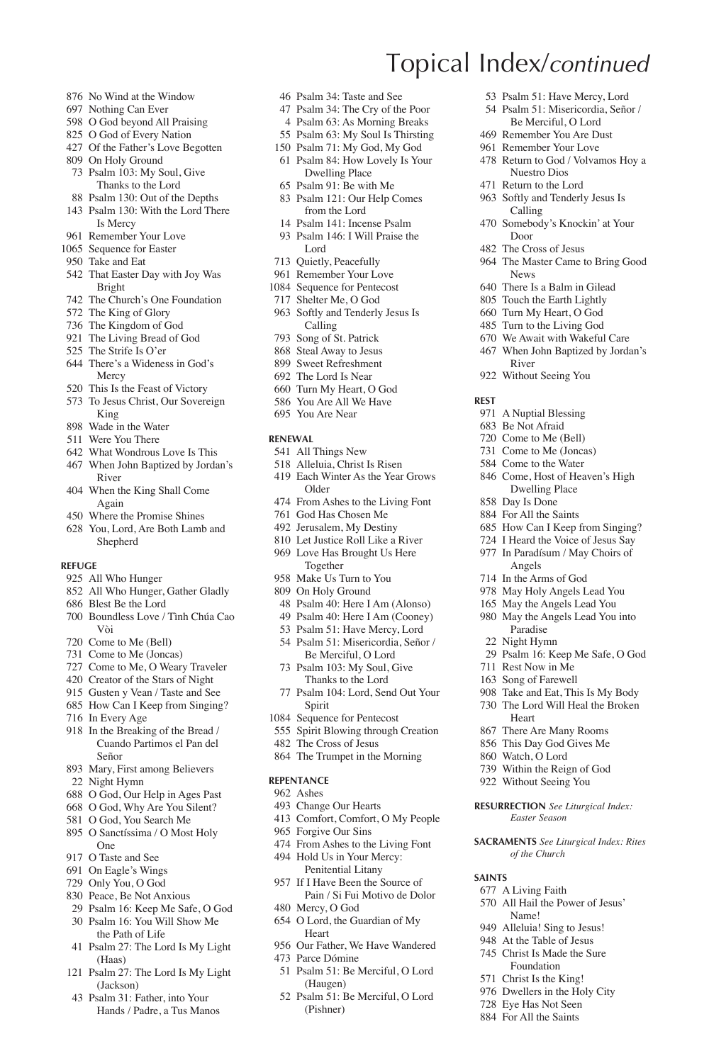# Topical Index/*continued*

- 876 No Wind at the Window
- 697 Nothing Can Ever
- 598 O God beyond All Praising
- 825 O God of Every Nation
- 427 Of the Father's Love Begotten
- 809 On Holy Ground
- 73 Psalm 103: My Soul, Give Thanks to the Lord
- 88 Psalm 130: Out of the Depths
- 143 Psalm 130: With the Lord There Is Mercy
- 961 Remember Your Love
- 1065 Sequence for Easter
- 950 Take and Eat
- 542 That Easter Day with Joy Was Bright
- 742 The Church's One Foundation
- 572 The King of Glory
- 736 The Kingdom of God
- 921 The Living Bread of God
- 525 The Strife Is O'er
- 644 There's a Wideness in God's Mercy
- 520 This Is the Feast of Victory
- 573 To Jesus Christ, Our Sovereign King
- 898 Wade in the Water
- 511 Were You There
- 642 What Wondrous Love Is This
- 467 When John Baptized by Jordan's River
- 404 When the King Shall Come Again
- 450 Where the Promise Shines
- 628 You, Lord, Are Both Lamb and Shepherd

**REFUGE**

- 925 All Who Hunger
- 852 All Who Hunger, Gather Gladly
- 686 Blest Be the Lord
- 700 Boundless Love / Tình Chúa Cao Vời
- 720 Come to Me (Bell)
- 731 Come to Me (Joncas)
- 727 Come to Me, O Weary Traveler
- 420 Creator of the Stars of Night
- 915 Gusten y Vean / Taste and See
- 685 How Can I Keep from Singing?
- 716 In Every Age
- 918 In the Breaking of the Bread / Cuando Partimos el Pan del Señor
- 893 Mary, First among Believers
- 22 Night Hymn
- 688 O God, Our Help in Ages Past
- 668 O God, Why Are You Silent?
- 581 O God, You Search Me
- 895 O Sanctíssima / O Most Holy One
- 917 O Taste and See
- 691 On Eagle's Wings
- 729 Only You, O God
- 830 Peace, Be Not Anxious
- 29 Psalm 16: Keep Me Safe, O God
- 30 Psalm 16: You Will Show Me the Path of Life
- 41 Psalm 27: The Lord Is My Light (Haas)
- 121 Psalm 27: The Lord Is My Light (Jackson)
- 43 Psalm 31: Father, into Your Hands / Padre, a Tus Manos
- 46 Psalm 34: Taste and See
- 47 Psalm 34: The Cry of the Poor
- 4 Psalm 63: As Morning Breaks
- 55 Psalm 63: My Soul Is Thirsting
- 150 Psalm 71: My God, My God
- 61 Psalm 84: How Lovely Is Your Dwelling Place
- 65 Psalm 91: Be with Me
- 83 Psalm 121: Our Help Comes from the Lord
- 14 Psalm 141: Incense Psalm
- 93 Psalm 146: I Will Praise the Lord
- 713 Quietly, Peacefully
- 961 Remember Your Love
- 1084 Sequence for Pentecost
- 717 Shelter Me, O God
- 963 Softly and Tenderly Jesus Is Calling
- 793 Song of St. Patrick
- 868 Steal Away to Jesus
- 899 Sweet Refreshment
- 692 The Lord Is Near
- 660 Turn My Heart, O God
- 586 You Are All We Have
- 695 You Are Near

**RENEWAL**

- 541 All Things New
- 518 Alleluia, Christ Is Risen
- 419 Each Winter As the Year Grows Older
- 474 From Ashes to the Living Font
- 761 God Has Chosen Me
- 492 Jerusalem, My Destiny
- 810 Let Justice Roll Like a River
- 969 Love Has Brought Us Here Together
- 958 Make Us Turn to You
- 809 On Holy Ground
- 48 Psalm 40: Here I Am (Alonso)
- 49 Psalm 40: Here I Am (Cooney)
- 53 Psalm 51: Have Mercy, Lord
- 54 Psalm 51: Misericordia, Señor / Be Merciful, O Lord
- 73 Psalm 103: My Soul, Give Thanks to the Lord
- 77 Psalm 104: Lord, Send Out Your Spirit
- 1084 Sequence for Pentecost
- 555 Spirit Blowing through Creation
- 482 The Cross of Jesus
- 864 The Trumpet in the Morning

**REPENTANCE**

- 962 Ashes
- 493 Change Our Hearts
- 413 Comfort, Comfort, O My People
- 965 Forgive Our Sins
- 474 From Ashes to the Living Font
- 494 Hold Us in Your Mercy: Penitential Litany
- 957 If I Have Been the Source of Pain / Si Fui Motivo de Dolor
- 480 Mercy, O God
- 654 O Lord, the Guardian of My Heart
- 956 Our Father, We Have Wandered
- 473 Parce Dómine
- 51 Psalm 51: Be Merciful, O Lord (Haugen)
- 52 Psalm 51: Be Merciful, O Lord (Pishner)
- 53 Psalm 51: Have Mercy, Lord
- 54 Psalm 51: Misericordia, Señor / Be Merciful, O Lord
- 469 Remember You Are Dust
- 961 Remember Your Love
- 478 Return to God / Volvamos Hoy a Nuestro Dios
- 471 Return to the Lord
- 963 Softly and Tenderly Jesus Is Calling
- 470 Somebody's Knockin' at Your Door
- 482 The Cross of Jesus
- 964 The Master Came to Bring Good News
- 640 There Is a Balm in Gilead
- 805 Touch the Earth Lightly
- 660 Turn My Heart, O God
- 485 Turn to the Living God
- 670 We Await with Wakeful Care
- 467 When John Baptized by Jordan's River
- 922 Without Seeing You

**REST**

- 971 A Nuptial Blessing
- 683 Be Not Afraid
- 720 Come to Me (Bell)
- 731 Come to Me (Joncas)
- 584 Come to the Water
- 846 Come, Host of Heaven's High Dwelling Place
- 858 Day Is Done
- 884 For All the Saints
- 685 How Can I Keep from Singing?
- 724 I Heard the Voice of Jesus Say
- 977 In Paradísum / May Choirs of Angels
- 714 In the Arms of God
- 978 May Holy Angels Lead You
- 165 May the Angels Lead You
- 980 May the Angels Lead You into Paradise
- 22 Night Hymn
- 29 Psalm 16: Keep Me Safe, O God
- 711 Rest Now in Me
- 163 Song of Farewell
- 908 Take and Eat, This Is My Body
- 730 The Lord Will Heal the Broken Heart
- 867 There Are Many Rooms
- 856 This Day God Gives Me
- 860 Watch, O Lord
- 739 Within the Reign of God
- 922 Without Seeing You

**RESURRECTION** *See Liturgical Index: Easter Season*

**SACRAMENTS** *See Liturgical Index: Rites of the Church*

**SAINTS**

- 677 A Living Faith
- 570 All Hail the Power of Jesus' Name!
- 949 Alleluia! Sing to Jesus!
- 948 At the Table of Jesus
- 745 Christ Is Made the Sure Foundation
- 571 Christ Is the King!
- 976 Dwellers in the Holy City
- 728 Eye Has Not Seen
- 884 For All the Saints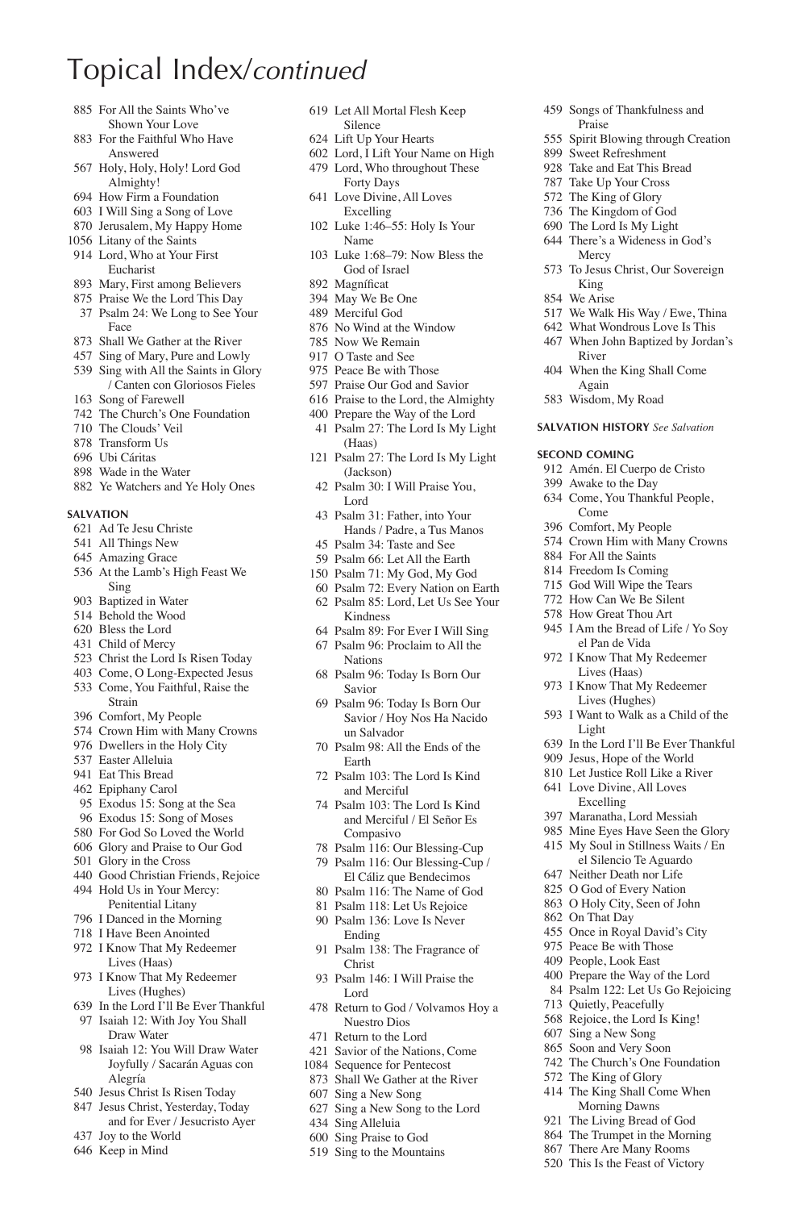# Topical Index/*continued*

885 For All the Saints Who've Shown Your Love
883 For the Faithful Who Have Answered
567 Holy, Holy, Holy! Lord God Almighty!
694 How Firm a Foundation
603 I Will Sing a Song of Love
870 Jerusalem, My Happy Home
1056 Litany of the Saints
914 Lord, Who at Your First Eucharist
893 Mary, First among Believers
875 Praise We the Lord This Day
37 Psalm 24: We Long to See Your Face
873 Shall We Gather at the River
457 Sing of Mary, Pure and Lowly
539 Sing with All the Saints in Glory / Canten con Gloriosos Fieles
163 Song of Farewell
742 The Church's One Foundation
710 The Clouds' Veil
878 Transform Us
696 Ubi Cáritas
898 Wade in the Water
882 Ye Watchers and Ye Holy Ones

**SALVATION**

621 Ad Te Jesu Christe
541 All Things New
645 Amazing Grace
536 At the Lamb's High Feast We Sing
903 Baptized in Water
514 Behold the Wood
620 Bless the Lord
431 Child of Mercy
523 Christ the Lord Is Risen Today
403 Come, O Long-Expected Jesus
533 Come, You Faithful, Raise the Strain
396 Comfort, My People
574 Crown Him with Many Crowns
976 Dwellers in the Holy City
537 Easter Alleluia
941 Eat This Bread
462 Epiphany Carol
95 Exodus 15: Song at the Sea
96 Exodus 15: Song of Moses
580 For God So Loved the World
606 Glory and Praise to Our God
501 Glory in the Cross
440 Good Christian Friends, Rejoice
494 Hold Us in Your Mercy: Penitential Litany
796 I Danced in the Morning
718 I Have Been Anointed
972 I Know That My Redeemer Lives (Haas)
973 I Know That My Redeemer Lives (Hughes)
639 In the Lord I'll Be Ever Thankful
97 Isaiah 12: With Joy You Shall Draw Water
98 Isaiah 12: You Will Draw Water Joyfully / Sacarán Aguas con Alegría
540 Jesus Christ Is Risen Today
847 Jesus Christ, Yesterday, Today and for Ever / Jesucristo Ayer
437 Joy to the World
646 Keep in Mind
619 Let All Mortal Flesh Keep Silence
624 Lift Up Your Hearts
602 Lord, I Lift Your Name on High
479 Lord, Who throughout These Forty Days
641 Love Divine, All Loves Excelling
102 Luke 1:46–55: Holy Is Your Name
103 Luke 1:68–79: Now Bless the God of Israel
892 Magníficat
394 May We Be One
489 Merciful God
876 No Wind at the Window
785 Now We Remain
917 O Taste and See
975 Peace Be with Those
597 Praise Our God and Savior
616 Praise to the Lord, the Almighty
400 Prepare the Way of the Lord
41 Psalm 27: The Lord Is My Light (Haas)
121 Psalm 27: The Lord Is My Light (Jackson)
42 Psalm 30: I Will Praise You, Lord
43 Psalm 31: Father, into Your Hands / Padre, a Tus Manos
45 Psalm 34: Taste and See
59 Psalm 66: Let All the Earth
150 Psalm 71: My God, My God
60 Psalm 72: Every Nation on Earth
62 Psalm 85: Lord, Let Us See Your Kindness
64 Psalm 89: For Ever I Will Sing
67 Psalm 96: Proclaim to All the Nations
68 Psalm 96: Today Is Born Our Savior
69 Psalm 96: Today Is Born Our Savior / Hoy Nos Ha Nacido un Salvador
70 Psalm 98: All the Ends of the Earth
72 Psalm 103: The Lord Is Kind and Merciful
74 Psalm 103: The Lord Is Kind and Merciful / El Señor Es Compasivo
78 Psalm 116: Our Blessing-Cup
79 Psalm 116: Our Blessing-Cup / El Cáliz que Bendecimos
80 Psalm 116: The Name of God
81 Psalm 118: Let Us Rejoice
90 Psalm 136: Love Is Never Ending
91 Psalm 138: The Fragrance of Christ
93 Psalm 146: I Will Praise the Lord
478 Return to God / Volvamos Hoy a Nuestro Dios
471 Return to the Lord
421 Savior of the Nations, Come
1084 Sequence for Pentecost
873 Shall We Gather at the River
607 Sing a New Song
627 Sing a New Song to the Lord
434 Sing Alleluia
600 Sing Praise to God
519 Sing to the Mountains
459 Songs of Thankfulness and Praise
555 Spirit Blowing through Creation
899 Sweet Refreshment
928 Take and Eat This Bread
787 Take Up Your Cross
572 The King of Glory
736 The Kingdom of God
690 The Lord Is My Light
644 There's a Wideness in God's Mercy
573 To Jesus Christ, Our Sovereign King
854 We Arise
517 We Walk His Way / Ewe, Thina
642 What Wondrous Love Is This
467 When John Baptized by Jordan's River
404 When the King Shall Come Again
583 Wisdom, My Road

**SALVATION HISTORY** *See Salvation*

**SECOND COMING**

912 Amén. El Cuerpo de Cristo
399 Awake to the Day
634 Come, You Thankful People, Come
396 Comfort, My People
574 Crown Him with Many Crowns
884 For All the Saints
814 Freedom Is Coming
715 God Will Wipe the Tears
772 How Can We Be Silent
578 How Great Thou Art
945 I Am the Bread of Life / Yo Soy el Pan de Vida
972 I Know That My Redeemer Lives (Haas)
973 I Know That My Redeemer Lives (Hughes)
593 I Want to Walk as a Child of the Light
639 In the Lord I'll Be Ever Thankful
909 Jesus, Hope of the World
810 Let Justice Roll Like a River
641 Love Divine, All Loves Excelling
397 Maranatha, Lord Messiah
985 Mine Eyes Have Seen the Glory
415 My Soul in Stillness Waits / En el Silencio Te Aguardo
647 Neither Death nor Life
825 O God of Every Nation
863 O Holy City, Seen of John
862 On That Day
455 Once in Royal David's City
975 Peace Be with Those
409 People, Look East
400 Prepare the Way of the Lord
84 Psalm 122: Let Us Go Rejoicing
713 Quietly, Peacefully
568 Rejoice, the Lord Is King!
607 Sing a New Song
865 Soon and Very Soon
742 The Church's One Foundation
572 The King of Glory
414 The King Shall Come When Morning Dawns
921 The Living Bread of God
864 The Trumpet in the Morning
867 There Are Many Rooms
520 This Is the Feast of Victory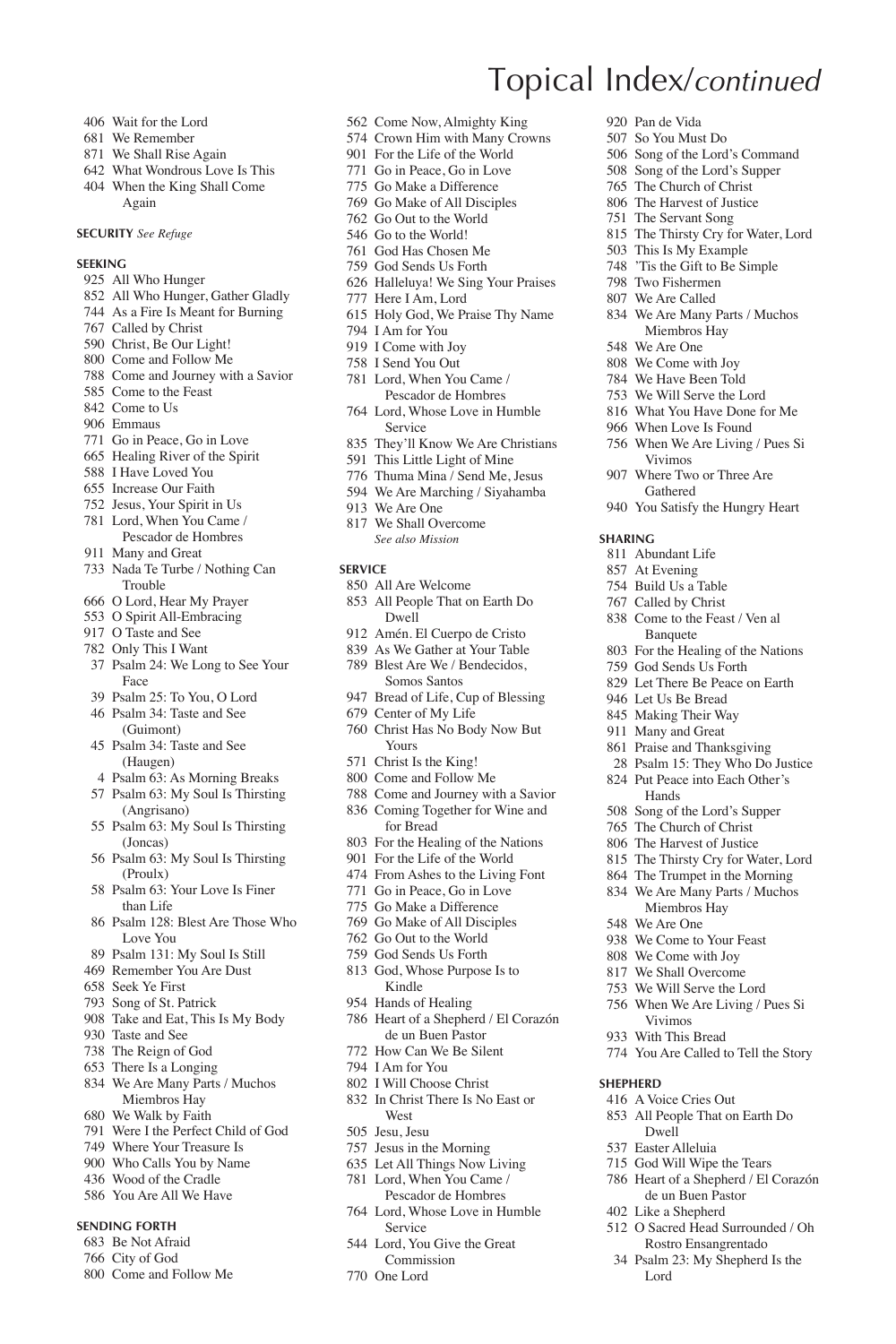# Topical Index/*continued*

406 Wait for the Lord
681 We Remember
871 We Shall Rise Again
642 What Wondrous Love Is This
404 When the King Shall Come Again

**SECURITY** *See Refuge*

**SEEKING**

925 All Who Hunger
852 All Who Hunger, Gather Gladly
744 As a Fire Is Meant for Burning
767 Called by Christ
590 Christ, Be Our Light!
800 Come and Follow Me
788 Come and Journey with a Savior
585 Come to the Feast
842 Come to Us
906 Emmaus
771 Go in Peace, Go in Love
665 Healing River of the Spirit
588 I Have Loved You
655 Increase Our Faith
752 Jesus, Your Spirit in Us
781 Lord, When You Came / Pescador de Hombres
911 Many and Great
733 Nada Te Turbe / Nothing Can Trouble
666 O Lord, Hear My Prayer
553 O Spirit All-Embracing
917 O Taste and See
782 Only This I Want
37 Psalm 24: We Long to See Your Face
39 Psalm 25: To You, O Lord
46 Psalm 34: Taste and See (Guimont)
45 Psalm 34: Taste and See (Haugen)
4 Psalm 63: As Morning Breaks
57 Psalm 63: My Soul Is Thirsting (Angrisano)
55 Psalm 63: My Soul Is Thirsting (Joncas)
56 Psalm 63: My Soul Is Thirsting (Proulx)
58 Psalm 63: Your Love Is Finer than Life
86 Psalm 128: Blest Are Those Who Love You
89 Psalm 131: My Soul Is Still
469 Remember You Are Dust
658 Seek Ye First
793 Song of St. Patrick
908 Take and Eat, This Is My Body
930 Taste and See
738 The Reign of God
653 There Is a Longing
834 We Are Many Parts / Muchos Miembros Hay
680 We Walk by Faith
791 Were I the Perfect Child of God
749 Where Your Treasure Is
900 Who Calls You by Name
436 Wood of the Cradle
586 You Are All We Have

**SENDING FORTH**

683 Be Not Afraid
766 City of God
800 Come and Follow Me
562 Come Now, Almighty King
574 Crown Him with Many Crowns
901 For the Life of the World
771 Go in Peace, Go in Love
775 Go Make a Difference
769 Go Make of All Disciples
762 Go Out to the World
546 Go to the World!
761 God Has Chosen Me
759 God Sends Us Forth
626 Halleluya! We Sing Your Praises
777 Here I Am, Lord
615 Holy God, We Praise Thy Name
794 I Am for You
919 I Come with Joy
758 I Send You Out
781 Lord, When You Came / Pescador de Hombres
764 Lord, Whose Love in Humble Service
835 They'll Know We Are Christians
591 This Little Light of Mine
776 Thuma Mina / Send Me, Jesus
594 We Are Marching / Siyahamba
913 We Are One
817 We Shall Overcome
*See also Mission*

**SERVICE**

850 All Are Welcome
853 All People That on Earth Do Dwell
912 Amén. El Cuerpo de Cristo
839 As We Gather at Your Table
789 Blest Are We / Bendecidos, Somos Santos
947 Bread of Life, Cup of Blessing
679 Center of My Life
760 Christ Has No Body Now But Yours
571 Christ Is the King!
800 Come and Follow Me
788 Come and Journey with a Savior
836 Coming Together for Wine and for Bread
803 For the Healing of the Nations
901 For the Life of the World
474 From Ashes to the Living Font
771 Go in Peace, Go in Love
775 Go Make a Difference
769 Go Make of All Disciples
762 Go Out to the World
759 God Sends Us Forth
813 God, Whose Purpose Is to Kindle
954 Hands of Healing
786 Heart of a Shepherd / El Corazón de un Buen Pastor
772 How Can We Be Silent
794 I Am for You
802 I Will Choose Christ
832 In Christ There Is No East or West
505 Jesu, Jesu
757 Jesus in the Morning
635 Let All Things Now Living
781 Lord, When You Came / Pescador de Hombres
764 Lord, Whose Love in Humble Service
544 Lord, You Give the Great Commission
770 One Lord
920 Pan de Vida
507 So You Must Do
506 Song of the Lord's Command
508 Song of the Lord's Supper
765 The Church of Christ
806 The Harvest of Justice
751 The Servant Song
815 The Thirsty Cry for Water, Lord
503 This Is My Example
748 'Tis the Gift to Be Simple
798 Two Fishermen
807 We Are Called
834 We Are Many Parts / Muchos Miembros Hay
548 We Are One
808 We Come with Joy
784 We Have Been Told
753 We Will Serve the Lord
816 What You Have Done for Me
966 When Love Is Found
756 When We Are Living / Pues Si Vivimos
907 Where Two or Three Are Gathered
940 You Satisfy the Hungry Heart

**SHARING**

811 Abundant Life
857 At Evening
754 Build Us a Table
767 Called by Christ
838 Come to the Feast / Ven al Banquete
803 For the Healing of the Nations
759 God Sends Us Forth
829 Let There Be Peace on Earth
946 Let Us Be Bread
845 Making Their Way
911 Many and Great
861 Praise and Thanksgiving
28 Psalm 15: They Who Do Justice
824 Put Peace into Each Other's Hands
508 Song of the Lord's Supper
765 The Church of Christ
806 The Harvest of Justice
815 The Thirsty Cry for Water, Lord
864 The Trumpet in the Morning
834 We Are Many Parts / Muchos Miembros Hay
548 We Are One
938 We Come to Your Feast
808 We Come with Joy
817 We Shall Overcome
753 We Will Serve the Lord
756 When We Are Living / Pues Si Vivimos
933 With This Bread
774 You Are Called to Tell the Story

**SHEPHERD**

416 A Voice Cries Out
853 All People That on Earth Do Dwell
537 Easter Alleluia
715 God Will Wipe the Tears
786 Heart of a Shepherd / El Corazón de un Buen Pastor
402 Like a Shepherd
512 O Sacred Head Surrounded / Oh Rostro Ensangrentado
34 Psalm 23: My Shepherd Is the Lord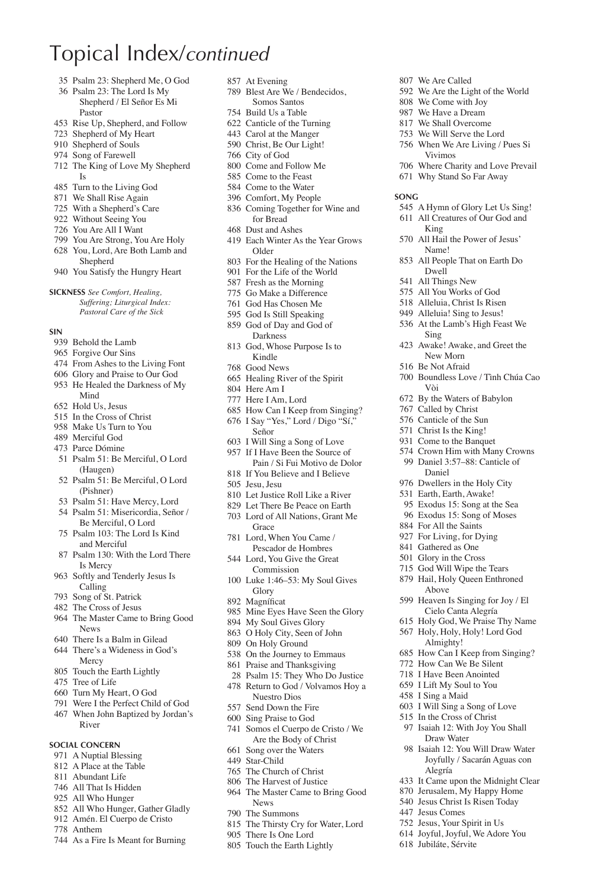# Topical Index/*continued*

35 Psalm 23: Shepherd Me, O God
36 Psalm 23: The Lord Is My Shepherd / El Señor Es Mi Pastor
453 Rise Up, Shepherd, and Follow
723 Shepherd of My Heart
910 Shepherd of Souls
974 Song of Farewell
712 The King of Love My Shepherd Is
485 Turn to the Living God
871 We Shall Rise Again
725 With a Shepherd's Care
922 Without Seeing You
726 You Are All I Want
799 You Are Strong, You Are Holy
628 You, Lord, Are Both Lamb and Shepherd
940 You Satisfy the Hungry Heart

**SICKNESS** *See Comfort, Healing, Suffering; Liturgical Index: Pastoral Care of the Sick*

**SIN**

939 Behold the Lamb
965 Forgive Our Sins
474 From Ashes to the Living Font
606 Glory and Praise to Our God
953 He Healed the Darkness of My Mind
652 Hold Us, Jesus
515 In the Cross of Christ
958 Make Us Turn to You
489 Merciful God
473 Parce Dómine
51 Psalm 51: Be Merciful, O Lord (Haugen)
52 Psalm 51: Be Merciful, O Lord (Pishner)
53 Psalm 51: Have Mercy, Lord
54 Psalm 51: Misericordia, Señor / Be Merciful, O Lord
75 Psalm 103: The Lord Is Kind and Merciful
87 Psalm 130: With the Lord There Is Mercy
963 Softly and Tenderly Jesus Is Calling
793 Song of St. Patrick
482 The Cross of Jesus
964 The Master Came to Bring Good News
640 There Is a Balm in Gilead
644 There's a Wideness in God's Mercy
805 Touch the Earth Lightly
475 Tree of Life
660 Turn My Heart, O God
791 Were I the Perfect Child of God
467 When John Baptized by Jordan's River

**SOCIAL CONCERN**

971 A Nuptial Blessing
812 A Place at the Table
811 Abundant Life
746 All That Is Hidden
925 All Who Hunger
852 All Who Hunger, Gather Gladly
912 Amén. El Cuerpo de Cristo
778 Anthem
744 As a Fire Is Meant for Burning
857 At Evening
789 Blest Are We / Bendecidos, Somos Santos
754 Build Us a Table
622 Canticle of the Turning
443 Carol at the Manger
590 Christ, Be Our Light!
766 City of God
800 Come and Follow Me
585 Come to the Feast
584 Come to the Water
396 Comfort, My People
836 Coming Together for Wine and for Bread
468 Dust and Ashes
419 Each Winter As the Year Grows Older
803 For the Healing of the Nations
901 For the Life of the World
587 Fresh as the Morning
775 Go Make a Difference
761 God Has Chosen Me
595 God Is Still Speaking
859 God of Day and God of Darkness
813 God, Whose Purpose Is to Kindle
768 Good News
665 Healing River of the Spirit
804 Here Am I
777 Here I Am, Lord
685 How Can I Keep from Singing?
676 I Say "Yes," Lord / Digo "Sí," Señor
603 I Will Sing a Song of Love
957 If I Have Been the Source of Pain / Si Fui Motivo de Dolor
818 If You Believe and I Believe
505 Jesu, Jesu
810 Let Justice Roll Like a River
829 Let There Be Peace on Earth
703 Lord of All Nations, Grant Me Grace
781 Lord, When You Came / Pescador de Hombres
544 Lord, You Give the Great Commission
100 Luke 1:46–53: My Soul Gives Glory
892 Magníficat
985 Mine Eyes Have Seen the Glory
894 My Soul Gives Glory
863 O Holy City, Seen of John
809 On Holy Ground
538 On the Journey to Emmaus
861 Praise and Thanksgiving
28 Psalm 15: They Who Do Justice
478 Return to God / Volvamos Hoy a Nuestro Dios
557 Send Down the Fire
600 Sing Praise to God
741 Somos el Cuerpo de Cristo / We Are the Body of Christ
661 Song over the Waters
449 Star-Child
765 The Church of Christ
806 The Harvest of Justice
964 The Master Came to Bring Good News
790 The Summons
815 The Thirsty Cry for Water, Lord
905 There Is One Lord
805 Touch the Earth Lightly
807 We Are Called
592 We Are the Light of the World
808 We Come with Joy
987 We Have a Dream
817 We Shall Overcome
753 We Will Serve the Lord
756 When We Are Living / Pues Si Vivimos
706 Where Charity and Love Prevail
671 Why Stand So Far Away

**SONG**

545 A Hymn of Glory Let Us Sing!
611 All Creatures of Our God and King
570 All Hail the Power of Jesus' Name!
853 All People That on Earth Do Dwell
541 All Things New
575 All You Works of God
518 Alleluia, Christ Is Risen
949 Alleluia! Sing to Jesus!
536 At the Lamb's High Feast We Sing
423 Awake! Awake, and Greet the New Morn
516 Be Not Afraid
700 Boundless Love / Tình Chúa Cao Vòi
672 By the Waters of Babylon
767 Called by Christ
576 Canticle of the Sun
571 Christ Is the King!
931 Come to the Banquet
574 Crown Him with Many Crowns
99 Daniel 3:57–88: Canticle of Daniel
976 Dwellers in the Holy City
531 Earth, Earth, Awake!
95 Exodus 15: Song at the Sea
96 Exodus 15: Song of Moses
884 For All the Saints
927 For Living, for Dying
841 Gathered as One
501 Glory in the Cross
715 God Will Wipe the Tears
879 Hail, Holy Queen Enthroned Above
599 Heaven Is Singing for Joy / El Cielo Canta Alegría
615 Holy God, We Praise Thy Name
567 Holy, Holy, Holy! Lord God Almighty!
685 How Can I Keep from Singing?
772 How Can We Be Silent
718 I Have Been Anointed
659 I Lift My Soul to You
458 I Sing a Maid
603 I Will Sing a Song of Love
515 In the Cross of Christ
97 Isaiah 12: With Joy You Shall Draw Water
98 Isaiah 12: You Will Draw Water Joyfully / Sacarán Aguas con Alegría
433 It Came upon the Midnight Clear
870 Jerusalem, My Happy Home
540 Jesus Christ Is Risen Today
447 Jesus Comes
752 Jesus, Your Spirit in Us
614 Joyful, Joyful, We Adore You
618 Jubiláte, Sérvite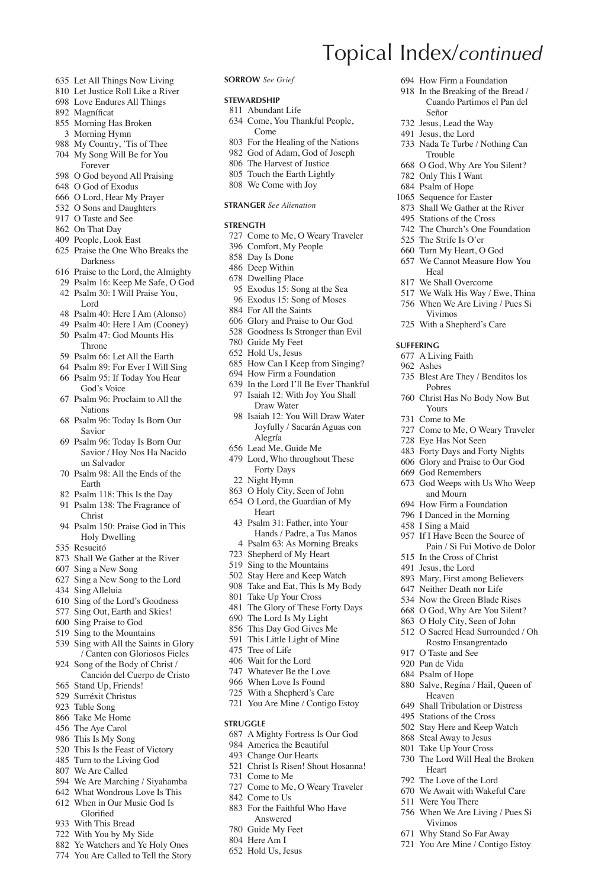# Topical Index/*continued*

635 Let All Things Now Living
810 Let Justice Roll Like a River
698 Love Endures All Things
892 Magníficat
855 Morning Has Broken
3 Morning Hymn
988 My Country, 'Tis of Thee
704 My Song Will Be for You Forever
598 O God beyond All Praising
648 O God of Exodus
666 O Lord, Hear My Prayer
532 O Sons and Daughters
917 O Taste and See
862 On That Day
409 People, Look East
625 Praise the One Who Breaks the Darkness
616 Praise to the Lord, the Almighty
29 Psalm 16: Keep Me Safe, O God
42 Psalm 30: I Will Praise You, Lord
48 Psalm 40: Here I Am (Alonso)
49 Psalm 40: Here I Am (Cooney)
50 Psalm 47: God Mounts His Throne
59 Psalm 66: Let All the Earth
64 Psalm 89: For Ever I Will Sing
66 Psalm 95: If Today You Hear God's Voice
67 Psalm 96: Proclaim to All the Nations
68 Psalm 96: Today Is Born Our Savior
69 Psalm 96: Today Is Born Our Savior / Hoy Nos Ha Nacido un Salvador
70 Psalm 98: All the Ends of the Earth
82 Psalm 118: This Is the Day
91 Psalm 138: The Fragrance of Christ
94 Psalm 150: Praise God in This Holy Dwelling
535 Resucitó
873 Shall We Gather at the River
607 Sing a New Song
627 Sing a New Song to the Lord
434 Sing Alleluia
610 Sing of the Lord's Goodness
577 Sing Out, Earth and Skies!
600 Sing Praise to God
519 Sing to the Mountains
539 Sing with All the Saints in Glory / Canten con Gloriosos Fieles
924 Song of the Body of Christ / Canción del Cuerpo de Cristo
565 Stand Up, Friends!
529 Surréxit Christus
923 Table Song
866 Take Me Home
456 The Aye Carol
986 This Is My Song
520 This Is the Feast of Victory
485 Turn to the Living God
807 We Are Called
594 We Are Marching / Siyahamba
642 What Wondrous Love Is This
612 When in Our Music God Is Glorified
933 With This Bread
722 With You by My Side
882 Ye Watchers and Ye Holy Ones
774 You Are Called to Tell the Story

**SORROW** *See Grief*

**STEWARDSHIP**
811 Abundant Life
634 Come, You Thankful People, Come
803 For the Healing of the Nations
982 God of Adam, God of Joseph
806 The Harvest of Justice
805 Touch the Earth Lightly
808 We Come with Joy

**STRANGER** *See Alienation*

**STRENGTH**
727 Come to Me, O Weary Traveler
396 Comfort, My People
858 Day Is Done
486 Deep Within
678 Dwelling Place
95 Exodus 15: Song at the Sea
96 Exodus 15: Song of Moses
884 For All the Saints
606 Glory and Praise to Our God
528 Goodness Is Stronger than Evil
780 Guide My Feet
652 Hold Us, Jesus
685 How Can I Keep from Singing?
694 How Firm a Foundation
639 In the Lord I'll Be Ever Thankful
97 Isaiah 12: With Joy You Shall Draw Water
98 Isaiah 12: You Will Draw Water Joyfully / Sacarán Aguas con Alegría
656 Lead Me, Guide Me
479 Lord, Who throughout These Forty Days
22 Night Hymn
863 O Holy City, Seen of John
654 O Lord, the Guardian of My Heart
43 Psalm 31: Father, into Your Hands / Padre, a Tus Manos
4 Psalm 63: As Morning Breaks
723 Shepherd of My Heart
519 Sing to the Mountains
502 Stay Here and Keep Watch
908 Take and Eat, This Is My Body
801 Take Up Your Cross
481 The Glory of These Forty Days
690 The Lord Is My Light
856 This Day God Gives Me
591 This Little Light of Mine
475 Tree of Life
406 Wait for the Lord
747 Whatever Be the Love
966 When Love Is Found
725 With a Shepherd's Care
721 You Are Mine / Contigo Estoy

**STRUGGLE**
687 A Mighty Fortress Is Our God
984 America the Beautiful
493 Change Our Hearts
521 Christ Is Risen! Shout Hosanna!
731 Come to Me
727 Come to Me, O Weary Traveler
842 Come to Us
883 For the Faithful Who Have Answered
780 Guide My Feet
804 Here Am I
652 Hold Us, Jesus
694 How Firm a Foundation
918 In the Breaking of the Bread / Cuando Partimos el Pan del Señor
732 Jesus, Lead the Way
491 Jesus, the Lord
733 Nada Te Turbe / Nothing Can Trouble
668 O God, Why Are You Silent?
782 Only This I Want
684 Psalm of Hope
1065 Sequence for Easter
873 Shall We Gather at the River
495 Stations of the Cross
742 The Church's One Foundation
525 The Strife Is O'er
660 Turn My Heart, O God
657 We Cannot Measure How You Heal
817 We Shall Overcome
517 We Walk His Way / Ewe, Thina
756 When We Are Living / Pues Si Vivimos
725 With a Shepherd's Care

**SUFFERING**
677 A Living Faith
962 Ashes
735 Blest Are They / Benditos los Pobres
760 Christ Has No Body Now But Yours
731 Come to Me
727 Come to Me, O Weary Traveler
728 Eye Has Not Seen
483 Forty Days and Forty Nights
606 Glory and Praise to Our God
669 God Remembers
673 God Weeps with Us Who Weep and Mourn
694 How Firm a Foundation
796 I Danced in the Morning
458 I Sing a Maid
957 If I Have Been the Source of Pain / Si Fui Motivo de Dolor
515 In the Cross of Christ
491 Jesus, the Lord
893 Mary, First among Believers
647 Neither Death nor Life
534 Now the Green Blade Rises
668 O God, Why Are You Silent?
863 O Holy City, Seen of John
512 O Sacred Head Surrounded / Oh Rostro Ensangrentado
917 O Taste and See
920 Pan de Vida
684 Psalm of Hope
880 Salve, Regína / Hail, Queen of Heaven
649 Shall Tribulation or Distress
495 Stations of the Cross
502 Stay Here and Keep Watch
868 Steal Away to Jesus
801 Take Up Your Cross
730 The Lord Will Heal the Broken Heart
792 The Love of the Lord
670 We Await with Wakeful Care
511 Were You There
756 When We Are Living / Pues Si Vivimos
671 Why Stand So Far Away
721 You Are Mine / Contigo Estoy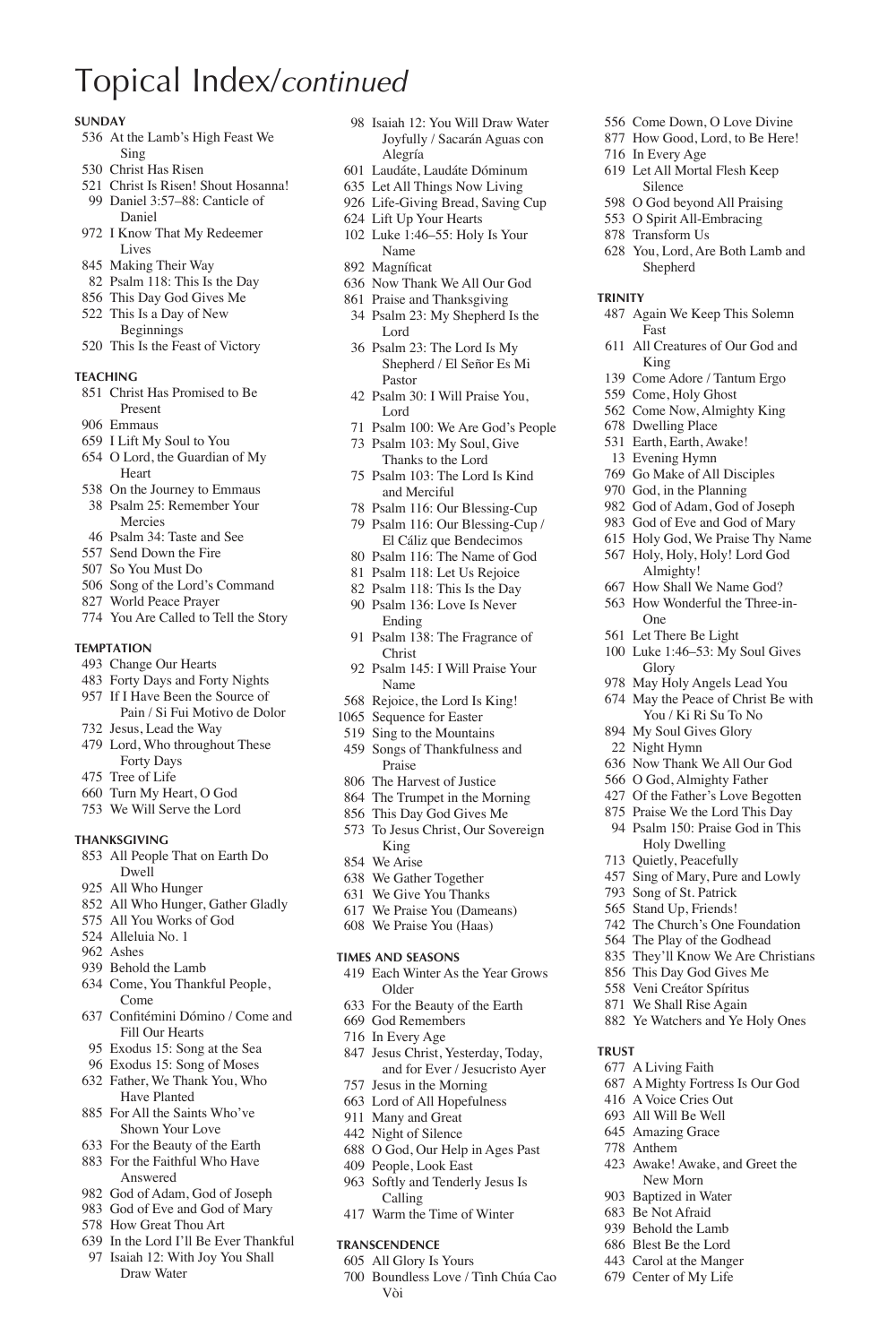# Topical Index/*continued*

**SUNDAY**

- 536 At the Lamb's High Feast We Sing
- 530 Christ Has Risen
- 521 Christ Is Risen! Shout Hosanna!
- 99 Daniel 3:57–88: Canticle of Daniel
- 972 I Know That My Redeemer Lives
- 845 Making Their Way
- 82 Psalm 118: This Is the Day
- 856 This Day God Gives Me
- 522 This Is a Day of New Beginnings
- 520 This Is the Feast of Victory

**TEACHING**

- 851 Christ Has Promised to Be Present
- 906 Emmaus
- 659 I Lift My Soul to You
- 654 O Lord, the Guardian of My Heart
- 538 On the Journey to Emmaus
- 38 Psalm 25: Remember Your Mercies
- 46 Psalm 34: Taste and See
- 557 Send Down the Fire
- 507 So You Must Do
- 506 Song of the Lord's Command
- 827 World Peace Prayer
- 774 You Are Called to Tell the Story

**TEMPTATION**

- 493 Change Our Hearts
- 483 Forty Days and Forty Nights
- 957 If I Have Been the Source of Pain / Si Fui Motivo de Dolor
- 732 Jesus, Lead the Way
- 479 Lord, Who throughout These Forty Days
- 475 Tree of Life
- 660 Turn My Heart, O God
- 753 We Will Serve the Lord

**THANKSGIVING**

- 853 All People That on Earth Do Dwell
- 925 All Who Hunger
- 852 All Who Hunger, Gather Gladly
- 575 All You Works of God
- 524 Alleluia No. 1
- 962 Ashes
- 939 Behold the Lamb
- 634 Come, You Thankful People, Come
- 637 Confitémini Dómino / Come and Fill Our Hearts
- 95 Exodus 15: Song at the Sea
- 96 Exodus 15: Song of Moses
- 632 Father, We Thank You, Who Have Planted
- 885 For All the Saints Who've Shown Your Love
- 633 For the Beauty of the Earth
- 883 For the Faithful Who Have Answered
- 982 God of Adam, God of Joseph
- 983 God of Eve and God of Mary
- 578 How Great Thou Art
- 639 In the Lord I'll Be Ever Thankful
- 97 Isaiah 12: With Joy You Shall Draw Water
- 98 Isaiah 12: You Will Draw Water Joyfully / Sacarán Aguas con Alegría
- 601 Laudáte, Laudáte Dóminum
- 635 Let All Things Now Living
- 926 Life-Giving Bread, Saving Cup
- 624 Lift Up Your Hearts
- 102 Luke 1:46–55: Holy Is Your Name
- 892 Magníficat
- 636 Now Thank We All Our God
- 861 Praise and Thanksgiving
- 34 Psalm 23: My Shepherd Is the Lord
- 36 Psalm 23: The Lord Is My Shepherd / El Señor Es Mi Pastor
- 42 Psalm 30: I Will Praise You, Lord
- 71 Psalm 100: We Are God's People
- 73 Psalm 103: My Soul, Give Thanks to the Lord
- 75 Psalm 103: The Lord Is Kind and Merciful
- 78 Psalm 116: Our Blessing-Cup
- 79 Psalm 116: Our Blessing-Cup / El Cáliz que Bendecimos
- 80 Psalm 116: The Name of God
- 81 Psalm 118: Let Us Rejoice
- 82 Psalm 118: This Is the Day
- 90 Psalm 136: Love Is Never Ending
- 91 Psalm 138: The Fragrance of Christ
- 92 Psalm 145: I Will Praise Your Name
- 568 Rejoice, the Lord Is King!
- 1065 Sequence for Easter
- 519 Sing to the Mountains
- 459 Songs of Thankfulness and Praise
- 806 The Harvest of Justice
- 864 The Trumpet in the Morning
- 856 This Day God Gives Me
- 573 To Jesus Christ, Our Sovereign King
- 854 We Arise
- 638 We Gather Together
- 631 We Give You Thanks
- 617 We Praise You (Dameans)
- 608 We Praise You (Haas)

**TIMES AND SEASONS**

- 419 Each Winter As the Year Grows Older
- 633 For the Beauty of the Earth
- 669 God Remembers
- 716 In Every Age
- 847 Jesus Christ, Yesterday, Today, and for Ever / Jesucristo Ayer
- 757 Jesus in the Morning
- 663 Lord of All Hopefulness
- 911 Many and Great
- 442 Night of Silence
- 688 O God, Our Help in Ages Past
- 409 People, Look East
- 963 Softly and Tenderly Jesus Is Calling
- 417 Warm the Time of Winter

**TRANSCENDENCE**

- 605 All Glory Is Yours
- 700 Boundless Love / Tình Chúa Cao Vòi
- 556 Come Down, O Love Divine
- 877 How Good, Lord, to Be Here!
- 716 In Every Age
- 619 Let All Mortal Flesh Keep Silence
- 598 O God beyond All Praising
- 553 O Spirit All-Embracing
- 878 Transform Us
- 628 You, Lord, Are Both Lamb and Shepherd

**TRINITY**

- 487 Again We Keep This Solemn Fast
- 611 All Creatures of Our God and King
- 139 Come Adore / Tantum Ergo
- 559 Come, Holy Ghost
- 562 Come Now, Almighty King
- 678 Dwelling Place
- 531 Earth, Earth, Awake!
- 13 Evening Hymn
- 769 Go Make of All Disciples
- 970 God, in the Planning
- 982 God of Adam, God of Joseph
- 983 God of Eve and God of Mary
- 615 Holy God, We Praise Thy Name
- 567 Holy, Holy, Holy! Lord God Almighty!
- 667 How Shall We Name God?
- 563 How Wonderful the Three-in-One
- 561 Let There Be Light
- 100 Luke 1:46–53: My Soul Gives Glory
- 978 May Holy Angels Lead You
- 674 May the Peace of Christ Be with You / Ki Ri Su To No
- 894 My Soul Gives Glory
- 22 Night Hymn
- 636 Now Thank We All Our God
- 566 O God, Almighty Father
- 427 Of the Father's Love Begotten
- 875 Praise We the Lord This Day
- 94 Psalm 150: Praise God in This Holy Dwelling
- 713 Quietly, Peacefully
- 457 Sing of Mary, Pure and Lowly
- 793 Song of St. Patrick
- 565 Stand Up, Friends!
- 742 The Church's One Foundation
- 564 The Play of the Godhead
- 835 They'll Know We Are Christians
- 856 This Day God Gives Me
- 558 Veni Creátor Spíritus
- 871 We Shall Rise Again
- 882 Ye Watchers and Ye Holy Ones

**TRUST**

- 677 A Living Faith
- 687 A Mighty Fortress Is Our God
- 416 A Voice Cries Out
- 693 All Will Be Well
- 645 Amazing Grace
- 778 Anthem
- 423 Awake! Awake, and Greet the New Morn
- 903 Baptized in Water
- 683 Be Not Afraid
- 939 Behold the Lamb
- 686 Blest Be the Lord
- 443 Carol at the Manger
- 679 Center of My Life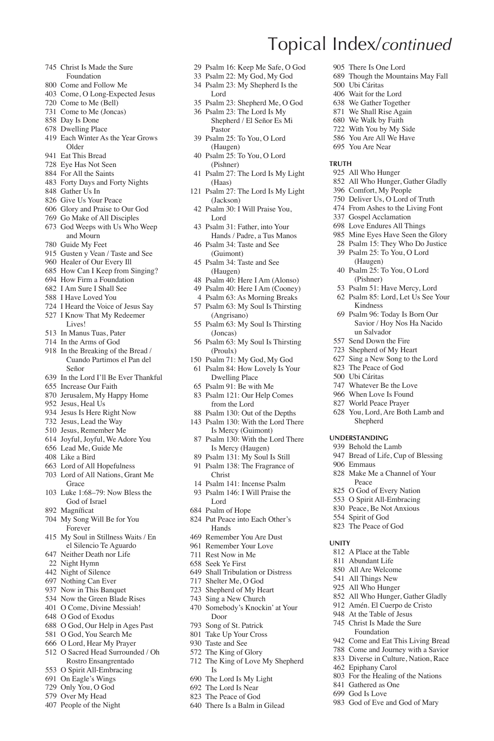# Topical Index/*continued*

745 Christ Is Made the Sure Foundation
800 Come and Follow Me
403 Come, O Long-Expected Jesus
720 Come to Me (Bell)
731 Come to Me (Joncas)
858 Day Is Done
678 Dwelling Place
419 Each Winter As the Year Grows Older
941 Eat This Bread
728 Eye Has Not Seen
884 For All the Saints
483 Forty Days and Forty Nights
848 Gather Us In
826 Give Us Your Peace
606 Glory and Praise to Our God
769 Go Make of All Disciples
673 God Weeps with Us Who Weep and Mourn
780 Guide My Feet
915 Gusten y Vean / Taste and See
960 Healer of Our Every Ill
685 How Can I Keep from Singing?
694 How Firm a Foundation
682 I Am Sure I Shall See
588 I Have Loved You
724 I Heard the Voice of Jesus Say
527 I Know That My Redeemer Lives!
513 In Manus Tuas, Pater
714 In the Arms of God
918 In the Breaking of the Bread / Cuando Partimos el Pan del Señor
639 In the Lord I'll Be Ever Thankful
655 Increase Our Faith
870 Jerusalem, My Happy Home
952 Jesus, Heal Us
934 Jesus Is Here Right Now
732 Jesus, Lead the Way
510 Jesus, Remember Me
614 Joyful, Joyful, We Adore You
656 Lead Me, Guide Me
408 Like a Bird
663 Lord of All Hopefulness
703 Lord of All Nations, Grant Me Grace
103 Luke 1:68–79: Now Bless the God of Israel
892 Magníficat
704 My Song Will Be for You Forever
415 My Soul in Stillness Waits / En el Silencio Te Aguardo
647 Neither Death nor Life
22 Night Hymn
442 Night of Silence
697 Nothing Can Ever
937 Now in This Banquet
534 Now the Green Blade Rises
401 O Come, Divine Messiah!
648 O God of Exodus
688 O God, Our Help in Ages Past
581 O God, You Search Me
666 O Lord, Hear My Prayer
512 O Sacred Head Surrounded / Oh Rostro Ensangrentado
553 O Spirit All-Embracing
691 On Eagle's Wings
729 Only You, O God
579 Over My Head
407 People of the Night
29 Psalm 16: Keep Me Safe, O God
33 Psalm 22: My God, My God
34 Psalm 23: My Shepherd Is the Lord
35 Psalm 23: Shepherd Me, O God
36 Psalm 23: The Lord Is My Shepherd / El Señor Es Mi Pastor
39 Psalm 25: To You, O Lord (Haugen)
40 Psalm 25: To You, O Lord (Pishner)
41 Psalm 27: The Lord Is My Light (Haas)
121 Psalm 27: The Lord Is My Light (Jackson)
42 Psalm 30: I Will Praise You, Lord
43 Psalm 31: Father, into Your Hands / Padre, a Tus Manos
46 Psalm 34: Taste and See (Guimont)
45 Psalm 34: Taste and See (Haugen)
48 Psalm 40: Here I Am (Alonso)
49 Psalm 40: Here I Am (Cooney)
4 Psalm 63: As Morning Breaks
57 Psalm 63: My Soul Is Thirsting (Angrisano)
55 Psalm 63: My Soul Is Thirsting (Joncas)
56 Psalm 63: My Soul Is Thirsting (Proulx)
150 Psalm 71: My God, My God
61 Psalm 84: How Lovely Is Your Dwelling Place
65 Psalm 91: Be with Me
83 Psalm 121: Our Help Comes from the Lord
88 Psalm 130: Out of the Depths
143 Psalm 130: With the Lord There Is Mercy (Guimont)
87 Psalm 130: With the Lord There Is Mercy (Haugen)
89 Psalm 131: My Soul Is Still
91 Psalm 138: The Fragrance of Christ
14 Psalm 141: Incense Psalm
93 Psalm 146: I Will Praise the Lord
684 Psalm of Hope
824 Put Peace into Each Other's Hands
469 Remember You Are Dust
961 Remember Your Love
711 Rest Now in Me
658 Seek Ye First
649 Shall Tribulation or Distress
717 Shelter Me, O God
723 Shepherd of My Heart
743 Sing a New Church
470 Somebody's Knockin' at Your Door
793 Song of St. Patrick
801 Take Up Your Cross
930 Taste and See
572 The King of Glory
712 The King of Love My Shepherd Is
690 The Lord Is My Light
692 The Lord Is Near
823 The Peace of God
640 There Is a Balm in Gilead
905 There Is One Lord
689 Though the Mountains May Fall
500 Ubi Cáritas
406 Wait for the Lord
638 We Gather Together
871 We Shall Rise Again
680 We Walk by Faith
722 With You by My Side
586 You Are All We Have
695 You Are Near

**TRUTH**

925 All Who Hunger
852 All Who Hunger, Gather Gladly
396 Comfort, My People
750 Deliver Us, O Lord of Truth
474 From Ashes to the Living Font
337 Gospel Acclamation
698 Love Endures All Things
985 Mine Eyes Have Seen the Glory
28 Psalm 15: They Who Do Justice
39 Psalm 25: To You, O Lord (Haugen)
40 Psalm 25: To You, O Lord (Pishner)
53 Psalm 51: Have Mercy, Lord
62 Psalm 85: Lord, Let Us See Your Kindness
69 Psalm 96: Today Is Born Our Savior / Hoy Nos Ha Nacido un Salvador
557 Send Down the Fire
723 Shepherd of My Heart
627 Sing a New Song to the Lord
823 The Peace of God
500 Ubi Cáritas
747 Whatever Be the Love
966 When Love Is Found
827 World Peace Prayer
628 You, Lord, Are Both Lamb and Shepherd

**UNDERSTANDING**

939 Behold the Lamb
947 Bread of Life, Cup of Blessing
906 Emmaus
828 Make Me a Channel of Your Peace
825 O God of Every Nation
553 O Spirit All-Embracing
830 Peace, Be Not Anxious
554 Spirit of God
823 The Peace of God

**UNITY**

812 A Place at the Table
811 Abundant Life
850 All Are Welcome
541 All Things New
925 All Who Hunger
852 All Who Hunger, Gather Gladly
912 Amén. El Cuerpo de Cristo
948 At the Table of Jesus
745 Christ Is Made the Sure Foundation
942 Come and Eat This Living Bread
788 Come and Journey with a Savior
833 Diverse in Culture, Nation, Race
462 Epiphany Carol
803 For the Healing of the Nations
841 Gathered as One
699 God Is Love
983 God of Eve and God of Mary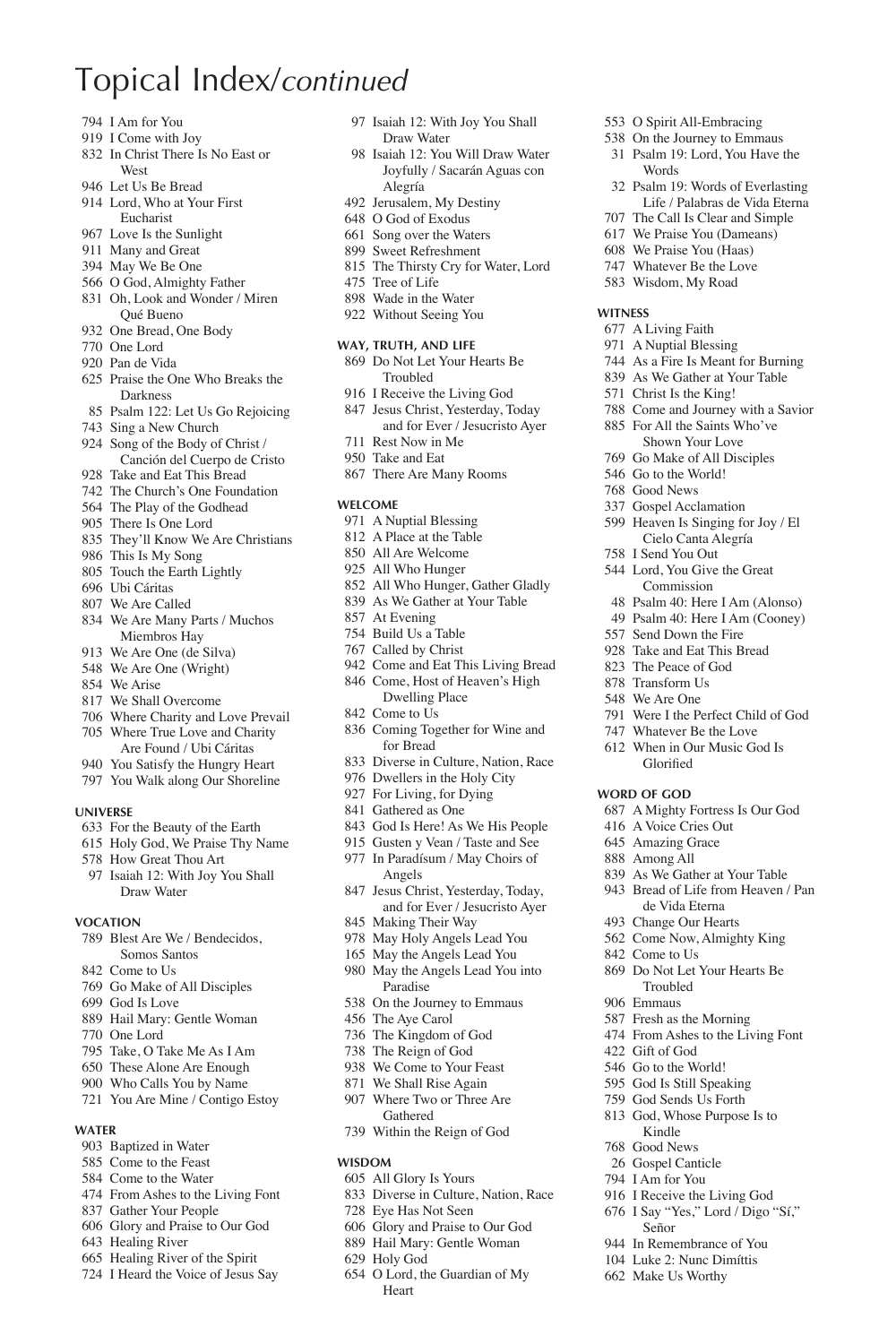# Topical Index/*continued*

794 I Am for You
919 I Come with Joy
832 In Christ There Is No East or West
946 Let Us Be Bread
914 Lord, Who at Your First Eucharist
967 Love Is the Sunlight
911 Many and Great
394 May We Be One
566 O God, Almighty Father
831 Oh, Look and Wonder / Miren Qué Bueno
932 One Bread, One Body
770 One Lord
920 Pan de Vida
625 Praise the One Who Breaks the Darkness
85 Psalm 122: Let Us Go Rejoicing
743 Sing a New Church
924 Song of the Body of Christ / Canción del Cuerpo de Cristo
928 Take and Eat This Bread
742 The Church's One Foundation
564 The Play of the Godhead
905 There Is One Lord
835 They'll Know We Are Christians
986 This Is My Song
805 Touch the Earth Lightly
696 Ubi Cáritas
807 We Are Called
834 We Are Many Parts / Muchos Miembros Hay
913 We Are One (de Silva)
548 We Are One (Wright)
854 We Arise
817 We Shall Overcome
706 Where Charity and Love Prevail
705 Where True Love and Charity Are Found / Ubi Cáritas
940 You Satisfy the Hungry Heart
797 You Walk along Our Shoreline

**UNIVERSE**

633 For the Beauty of the Earth
615 Holy God, We Praise Thy Name
578 How Great Thou Art
97 Isaiah 12: With Joy You Shall Draw Water

**VOCATION**

789 Blest Are We / Bendecidos, Somos Santos
842 Come to Us
769 Go Make of All Disciples
699 God Is Love
889 Hail Mary: Gentle Woman
770 One Lord
795 Take, O Take Me As I Am
650 These Alone Are Enough
900 Who Calls You by Name
721 You Are Mine / Contigo Estoy

**WATER**

903 Baptized in Water
585 Come to the Feast
584 Come to the Water
474 From Ashes to the Living Font
837 Gather Your People
606 Glory and Praise to Our God
643 Healing River
665 Healing River of the Spirit
724 I Heard the Voice of Jesus Say
97 Isaiah 12: With Joy You Shall Draw Water
98 Isaiah 12: You Will Draw Water Joyfully / Sacarán Aguas con Alegría
492 Jerusalem, My Destiny
648 O God of Exodus
661 Song over the Waters
899 Sweet Refreshment
815 The Thirsty Cry for Water, Lord
475 Tree of Life
898 Wade in the Water
922 Without Seeing You

**WAY, TRUTH, AND LIFE**

869 Do Not Let Your Hearts Be Troubled
916 I Receive the Living God
847 Jesus Christ, Yesterday, Today and for Ever / Jesucristo Ayer
711 Rest Now in Me
950 Take and Eat
867 There Are Many Rooms

**WELCOME**

971 A Nuptial Blessing
812 A Place at the Table
850 All Are Welcome
925 All Who Hunger
852 All Who Hunger, Gather Gladly
839 As We Gather at Your Table
857 At Evening
754 Build Us a Table
767 Called by Christ
942 Come and Eat This Living Bread
846 Come, Host of Heaven's High Dwelling Place
842 Come to Us
836 Coming Together for Wine and for Bread
833 Diverse in Culture, Nation, Race
976 Dwellers in the Holy City
927 For Living, for Dying
841 Gathered as One
843 God Is Here! As We His People
915 Gusten y Vean / Taste and See
977 In Paradísum / May Choirs of Angels
847 Jesus Christ, Yesterday, Today, and for Ever / Jesucristo Ayer
845 Making Their Way
978 May Holy Angels Lead You
165 May the Angels Lead You
980 May the Angels Lead You into Paradise
538 On the Journey to Emmaus
456 The Aye Carol
736 The Kingdom of God
738 The Reign of God
938 We Come to Your Feast
871 We Shall Rise Again
907 Where Two or Three Are Gathered
739 Within the Reign of God

**WISDOM**

605 All Glory Is Yours
833 Diverse in Culture, Nation, Race
728 Eye Has Not Seen
606 Glory and Praise to Our God
889 Hail Mary: Gentle Woman
629 Holy God
654 O Lord, the Guardian of My Heart
553 O Spirit All-Embracing
538 On the Journey to Emmaus
31 Psalm 19: Lord, You Have the Words
32 Psalm 19: Words of Everlasting Life / Palabras de Vida Eterna
707 The Call Is Clear and Simple
617 We Praise You (Dameans)
608 We Praise You (Haas)
747 Whatever Be the Love
583 Wisdom, My Road

**WITNESS**

677 A Living Faith
971 A Nuptial Blessing
744 As a Fire Is Meant for Burning
839 As We Gather at Your Table
571 Christ Is the King!
788 Come and Journey with a Savior
885 For All the Saints Who've Shown Your Love
769 Go Make of All Disciples
546 Go to the World!
768 Good News
337 Gospel Acclamation
599 Heaven Is Singing for Joy / El Cielo Canta Alegría
758 I Send You Out
544 Lord, You Give the Great Commission
48 Psalm 40: Here I Am (Alonso)
49 Psalm 40: Here I Am (Cooney)
557 Send Down the Fire
928 Take and Eat This Bread
823 The Peace of God
878 Transform Us
548 We Are One
791 Were I the Perfect Child of God
747 Whatever Be the Love
612 When in Our Music God Is Glorified

**WORD OF GOD**

687 A Mighty Fortress Is Our God
416 A Voice Cries Out
645 Amazing Grace
888 Among All
839 As We Gather at Your Table
943 Bread of Life from Heaven / Pan de Vida Eterna
493 Change Our Hearts
562 Come Now, Almighty King
842 Come to Us
869 Do Not Let Your Hearts Be Troubled
906 Emmaus
587 Fresh as the Morning
474 From Ashes to the Living Font
422 Gift of God
546 Go to the World!
595 God Is Still Speaking
759 God Sends Us Forth
813 God, Whose Purpose Is to Kindle
768 Good News
26 Gospel Canticle
794 I Am for You
916 I Receive the Living God
676 I Say "Yes," Lord / Digo "Sí," Señor
944 In Remembrance of You
104 Luke 2: Nunc Dimíttis
662 Make Us Worthy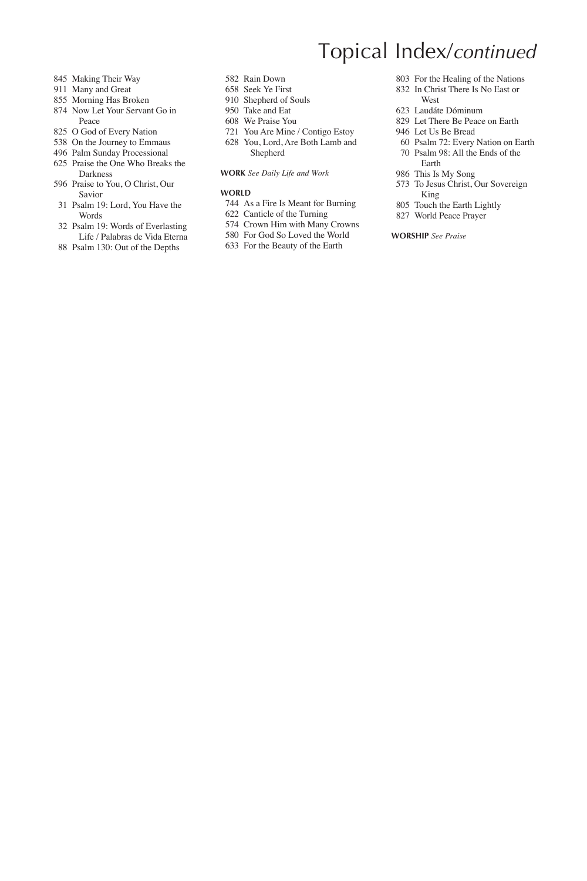# Topical Index/*continued*

845 Making Their Way
911 Many and Great
855 Morning Has Broken
874 Now Let Your Servant Go in Peace
825 O God of Every Nation
538 On the Journey to Emmaus
496 Palm Sunday Processional
625 Praise the One Who Breaks the Darkness
596 Praise to You, O Christ, Our Savior
31 Psalm 19: Lord, You Have the Words
32 Psalm 19: Words of Everlasting Life / Palabras de Vida Eterna
88 Psalm 130: Out of the Depths
582 Rain Down
658 Seek Ye First
910 Shepherd of Souls
950 Take and Eat
608 We Praise You
721 You Are Mine / Contigo Estoy
628 You, Lord, Are Both Lamb and Shepherd

**WORK** *See Daily Life and Work*

**WORLD**

744 As a Fire Is Meant for Burning
622 Canticle of the Turning
574 Crown Him with Many Crowns
580 For God So Loved the World
633 For the Beauty of the Earth
803 For the Healing of the Nations
832 In Christ There Is No East or West
623 Laudáte Dóminum
829 Let There Be Peace on Earth
946 Let Us Be Bread
60 Psalm 72: Every Nation on Earth
70 Psalm 98: All the Ends of the Earth
986 This Is My Song
573 To Jesus Christ, Our Sovereign King
805 Touch the Earth Lightly
827 World Peace Prayer

**WORSHIP** *See Praise*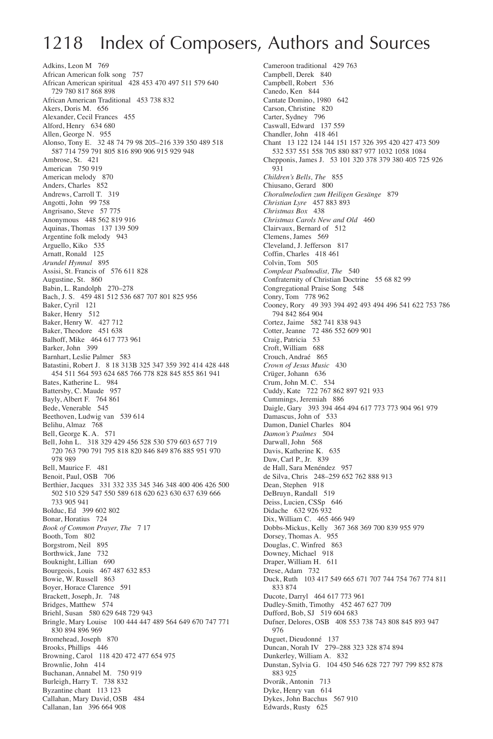# Index of Composers, Authors and Sources

Adkins, Leon M 769
African American folk song 757
African American spiritual 428 453 470 497 511 579 640 729 780 817 868 898
African American Traditional 453 738 832
Akers, Doris M. 656
Alexander, Cecil Frances 455
Alford, Henry 634 680
Allen, George N. 955
Alonso, Tony E. 32 48 74 79 98 205–216 339 350 489 518 587 714 759 791 805 816 890 906 915 929 948
Ambrose, St. 421
American 750 919
American melody 870
Anders, Charles 852
Andrews, Carroll T. 319
Angotti, John 99 758
Angrisano, Steve 57 775
Anonymous 448 562 819 916
Aquinas, Thomas 137 139 509
Argentine folk melody 943
Arguello, Kiko 535
Arnatt, Ronald 125
*Arundel Hymnal* 895
Assisi, St. Francis of 576 611 828
Augustine, St. 860
Babin, L. Randolph 270–278
Bach, J. S. 459 481 512 536 687 707 801 825 956
Baker, Cyril 121
Baker, Henry 512
Baker, Henry W. 427 712
Baker, Theodore 451 638
Balhoff, Mike 464 617 773 961
Barker, John 399
Barnhart, Leslie Palmer 583
Batastini, Robert J. 8 18 313B 325 347 359 392 414 428 448 454 511 564 593 624 685 766 778 828 845 855 861 941
Bates, Katherine L. 984
Battersby, C. Maude 957
Bayly, Albert F. 764 861
Bede, Venerable 545
Beethoven, Ludwig van 539 614
Belihu, Almaz 768
Bell, George K. A. 571
Bell, John L. 318 329 429 456 528 530 579 603 657 719 720 763 790 791 795 818 820 846 849 876 885 951 970 978 989
Bell, Maurice F. 481
Benoit, Paul, OSB 706
Berthier, Jacques 331 332 335 345 346 348 400 406 426 500 502 510 529 547 550 589 618 620 623 630 637 639 666 733 905 941
Bolduc, Ed 399 602 802
Bonar, Horatius 724
*Book of Common Prayer, The* 7 17
Booth, Tom 802
Borgstrom, Neil 895
Borthwick, Jane 732
Bouknight, Lillian 690
Bourgeois, Louis 467 487 632 853
Bowie, W. Russell 863
Boyer, Horace Clarence 591
Brackett, Joseph, Jr. 748
Bridges, Matthew 574
Briehl, Susan 580 629 648 729 943
Bringle, Mary Louise 100 444 447 489 564 649 670 747 771 830 894 896 969
Bromehead, Joseph 870
Brooks, Phillips 446
Browning, Carol 118 420 472 477 654 975
Brownlie, John 414
Buchanan, Annabel M. 750 919
Burleigh, Harry T. 738 832
Byzantine chant 113 123
Callahan, Mary David, OSB 484
Callanan, Ian 396 664 908
Cameroon traditional 429 763
Campbell, Derek 840
Campbell, Robert 536
Canedo, Ken 844
Cantate Domino, 1980 642
Carson, Christine 820
Carter, Sydney 796
Caswall, Edward 137 559
Chandler, John 418 461
Chant 13 122 124 144 151 157 326 395 420 427 473 509 532 537 551 558 705 880 887 977 1032 1058 1084
Chepponis, James J. 53 101 320 378 379 380 405 725 926 931
*Children's Bells, The* 855
Chiusano, Gerard 800
*Choralmelodien zum Heiligen Gesänge* 879
*Christian Lyre* 457 883 893
*Christmas Box* 438
*Christmas Carols New and Old* 460
Clairvaux, Bernard of 512
Clemens, James 569
Cleveland, J. Jefferson 817
Coffin, Charles 418 461
Colvin, Tom 505
*Compleat Psalmodist, The* 540
Confraternity of Christian Doctrine 55 68 82 99
Congregational Praise Song 548
Conry, Tom 778 962
Cooney, Rory 49 393 394 492 493 494 496 541 622 753 786 794 842 864 904
Cortez, Jaime 582 741 838 943
Cotter, Jeanne 72 486 552 609 901
Craig, Patricia 53
Croft, William 688
Crouch, Andraé 865
*Crown of Jesus Music* 430
Crüger, Johann 636
Crum, John M. C. 534
Cuddy, Kate 722 767 862 897 921 933
Cummings, Jeremiah 886
Daigle, Gary 393 394 464 494 617 773 773 904 961 979
Damascus, John of 533
Damon, Daniel Charles 804
*Damon's Psalmes* 504
Darwall, John 568
Davis, Katherine K. 635
Daw, Carl P., Jr. 839
de Hall, Sara Menéndez 957
de Silva, Chris 248–259 652 762 888 913
Dean, Stephen 918
DeBruyn, Randall 519
Deiss, Lucien, CSSp 646
Didache 632 926 932
Dix, William C. 465 466 949
Dobbs-Mickus, Kelly 367 368 369 700 839 955 979
Dorsey, Thomas A. 955
Douglas, C. Winfred 863
Downey, Michael 918
Draper, William H. 611
Drese, Adam 732
Duck, Ruth 103 417 549 665 671 707 744 754 767 774 811 833 874
Ducote, Darryl 464 617 773 961
Dudley-Smith, Timothy 452 467 627 709
Dufford, Bob, SJ 519 604 683
Dufner, Delores, OSB 408 553 738 743 808 845 893 947 976
Duguet, Dieudonné 137
Duncan, Norah IV 279–288 323 328 874 894
Dunkerley, William A. 832
Dunstan, Sylvia G. 104 450 546 628 727 797 799 852 878 883 925
Dvorák, Antonin 713
Dyke, Henry van 614
Dykes, John Bacchus 567 910
Edwards, Rusty 625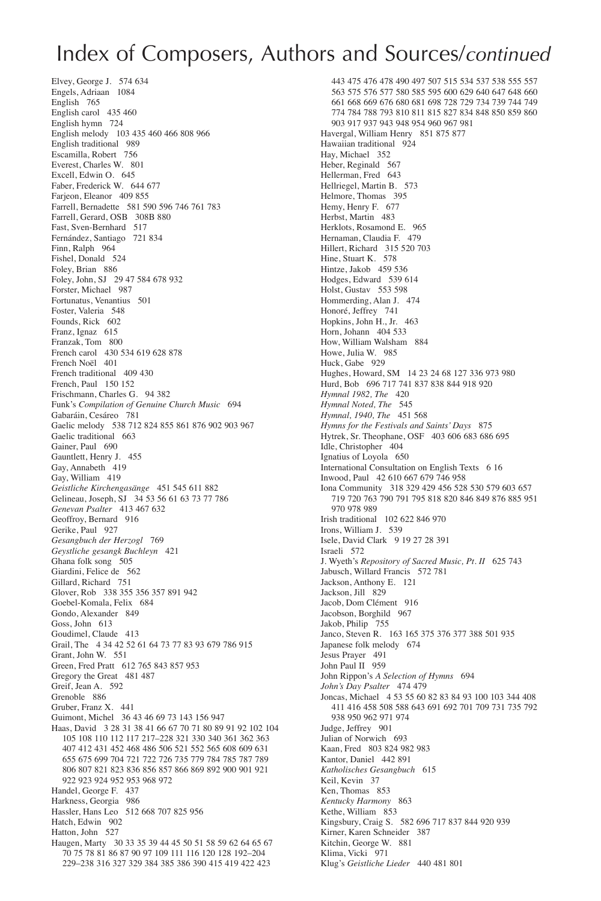# Index of Composers, Authors and Sources/*continued*

Elvey, George J. 574 634
Engels, Adriaan 1084
English 765
English carol 435 460
English hymn 724
English melody 103 435 460 466 808 966
English traditional 989
Escamilla, Robert 756
Everest, Charles W. 801
Excell, Edwin O. 645
Faber, Frederick W. 644 677
Farjeon, Eleanor 409 855
Farrell, Bernadette 581 590 596 746 761 783
Farrell, Gerard, OSB 308B 880
Fast, Sven-Bernhard 517
Fernández, Santiago 721 834
Finn, Ralph 964
Fishel, Donald 524
Foley, Brian 886
Foley, John, SJ 29 47 584 678 932
Forster, Michael 987
Fortunatus, Venantius 501
Foster, Valeria 548
Founds, Rick 602
Franz, Ignaz 615
Franzak, Tom 800
French carol 430 534 619 628 878
French Noël 401
French traditional 409 430
French, Paul 150 152
Frischmann, Charles G. 94 382
Funk's *Compilation of Genuine Church Music* 694
Gabaráin, Cesáreo 781
Gaelic melody 538 712 824 855 861 876 902 903 967
Gaelic traditional 663
Gainer, Paul 690
Gauntlett, Henry J. 455
Gay, Annabeth 419
Gay, William 419
*Geistliche Kirchengasänge* 451 545 611 882
Gelineau, Joseph, SJ 34 53 56 61 63 73 77 786
*Genevan Psalter* 413 467 632
Geoffroy, Bernard 916
Gerike, Paul 927
*Gesangbuch der Herzogl* 769
*Geystliche gesangk Buchleyn* 421
Ghana folk song 505
Giardini, Felice de 562
Gillard, Richard 751
Glover, Rob 338 355 356 357 891 942
Goebel-Komala, Felix 684
Gondo, Alexander 849
Goss, John 613
Goudimel, Claude 413
Grail, The 4 34 42 52 61 64 73 77 83 93 679 786 915
Grant, John W. 551
Green, Fred Pratt 612 765 843 857 953
Gregory the Great 481 487
Greif, Jean A. 592
Grenoble 886
Gruber, Franz X. 441
Guimont, Michel 36 43 46 69 73 143 156 947
Haas, David 3 28 31 38 41 66 67 70 71 80 89 91 92 102 104 105 108 110 112 117 217–228 321 330 340 361 362 363 407 412 431 452 468 486 506 521 552 565 608 609 631 655 675 699 704 721 722 726 735 779 784 785 787 789 806 807 821 823 836 856 857 866 869 892 900 901 921 922 923 924 952 953 968 972
Handel, George F. 437
Harkness, Georgia 986
Hassler, Hans Leo 512 668 707 825 956
Hatch, Edwin 902
Hatton, John 527
Haugen, Marty 30 33 35 39 44 45 50 51 58 59 62 64 65 67 70 75 78 81 86 87 90 97 109 111 116 120 128 192–204 229–238 316 327 329 384 385 386 390 415 419 422 423 443 475 476 478 490 497 507 515 534 537 538 555 557 563 575 576 577 580 585 595 600 629 640 647 648 660 661 668 669 676 680 681 698 728 729 734 739 744 749 774 784 788 793 810 811 815 827 834 848 850 859 860 903 917 937 943 948 954 960 967 981
Havergal, William Henry 851 875 877
Hawaiian traditional 924
Hay, Michael 352
Heber, Reginald 567
Hellerman, Fred 643
Hellriegel, Martin B. 573
Helmore, Thomas 395
Hemy, Henry F. 677
Herbst, Martin 483
Herklots, Rosamond E. 965
Hernaman, Claudia F. 479
Hillert, Richard 315 520 703
Hine, Stuart K. 578
Hintze, Jakob 459 536
Hodges, Edward 539 614
Holst, Gustav 553 598
Hommerding, Alan J. 474
Honoré, Jeffrey 741
Hopkins, John H., Jr. 463
Horn, Johann 404 533
How, William Walsham 884
Howe, Julia W. 985
Huck, Gabe 929
Hughes, Howard, SM 14 23 24 68 127 336 973 980
Hurd, Bob 696 717 741 837 838 844 918 920
*Hymnal 1982, The* 420
*Hymnal Noted, The* 545
*Hymnal, 1940, The* 451 568
*Hymns for the Festivals and Saints' Days* 875
Hytrek, Sr. Theophane, OSF 403 606 683 686 695
Idle, Christopher 404
Ignatius of Loyola 650
International Consultation on English Texts 6 16
Inwood, Paul 42 610 667 679 746 958
Iona Community 318 329 429 456 528 530 579 603 657 719 720 763 790 791 795 818 820 846 849 876 885 951 970 978 989
Irish traditional 102 622 846 970
Irons, William J. 539
Isele, David Clark 9 19 27 28 391
Israeli 572
J. Wyeth's *Repository of Sacred Music, Pt. II* 625 743
Jabusch, Willard Francis 572 781
Jackson, Anthony E. 121
Jackson, Jill 829
Jacob, Dom Clément 916
Jacobson, Borghild 967
Jakob, Philip 755
Janco, Steven R. 163 165 375 376 377 388 501 935
Japanese folk melody 674
Jesus Prayer 491
John Paul II 959
John Rippon's *A Selection of Hymns* 694
*John's Day Psalter* 474 479
Joncas, Michael 4 53 55 60 82 83 84 93 100 103 344 408 411 416 458 508 588 643 691 692 701 709 731 735 792 938 950 962 971 974
Judge, Jeffrey 901
Julian of Norwich 693
Kaan, Fred 803 824 982 983
Kantor, Daniel 442 891
*Katholisches Gesangbuch* 615
Keil, Kevin 37
Ken, Thomas 853
*Kentucky Harmony* 863
Kethe, William 853
Kingsbury, Craig S. 582 696 717 837 844 920 939
Kirner, Karen Schneider 387
Kitchin, George W. 881
Klima, Vicki 971
Klug's *Geistliche Lieder* 440 481 801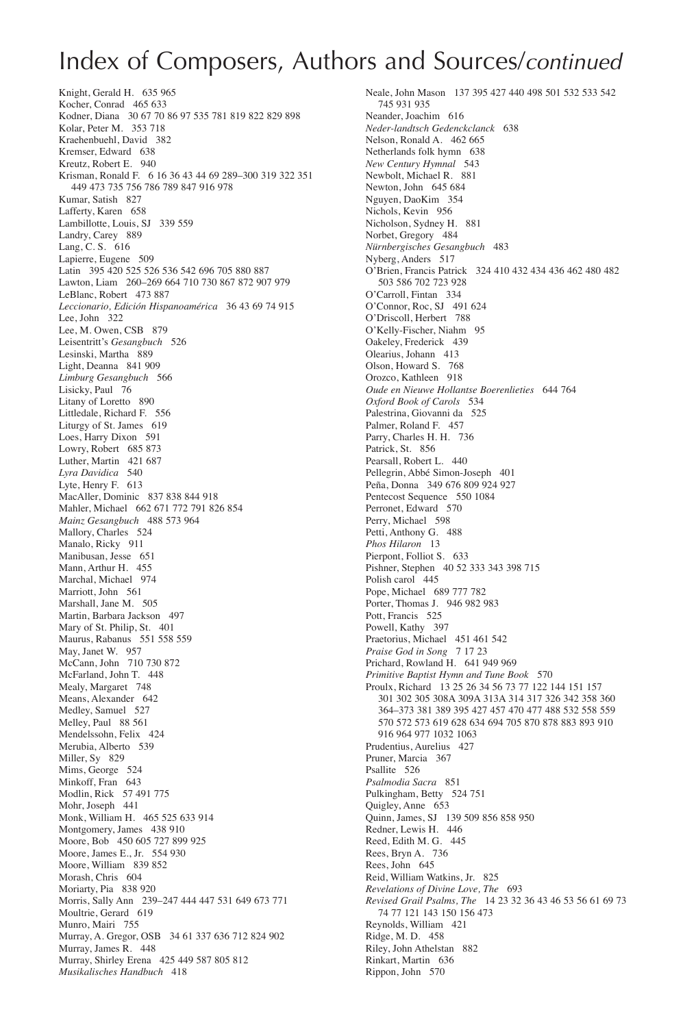# Index of Composers, Authors and Sources/*continued*

Knight, Gerald H. 635 965
Kocher, Conrad 465 633
Kodner, Diana 30 67 70 86 97 535 781 819 822 829 898
Kolar, Peter M. 353 718
Kraehenbuehl, David 382
Kremser, Edward 638
Kreutz, Robert E. 940
Krisman, Ronald F. 6 16 36 43 44 69 289–300 319 322 351 449 473 735 756 786 789 847 916 978
Kumar, Satish 827
Lafferty, Karen 658
Lambillotte, Louis, SJ 339 559
Landry, Carey 889
Lang, C. S. 616
Lapierre, Eugene 509
Latin 395 420 525 526 536 542 696 705 880 887
Lawton, Liam 260–269 664 710 730 867 872 907 979
LeBlanc, Robert 473 887
*Leccionario, Edición Hispanoamérica* 36 43 69 74 915
Lee, John 322
Lee, M. Owen, CSB 879
Leisentritt's *Gesangbuch* 526
Lesinski, Martha 889
Light, Deanna 841 909
*Limburg Gesangbuch* 566
Lisicky, Paul 76
Litany of Loretto 890
Littledale, Richard F. 556
Liturgy of St. James 619
Loes, Harry Dixon 591
Lowry, Robert 685 873
Luther, Martin 421 687
*Lyra Davidica* 540
Lyte, Henry F. 613
MacAller, Dominic 837 838 844 918
Mahler, Michael 662 671 772 791 826 854
*Mainz Gesangbuch* 488 573 964
Mallory, Charles 524
Manalo, Ricky 911
Manibusan, Jesse 651
Mann, Arthur H. 455
Marchal, Michael 974
Marriott, John 561
Marshall, Jane M. 505
Martin, Barbara Jackson 497
Mary of St. Philip, St. 401
Maurus, Rabanus 551 558 559
May, Janet W. 957
McCann, John 710 730 872
McFarland, John T. 448
Mealy, Margaret 748
Means, Alexander 642
Medley, Samuel 527
Melley, Paul 88 561
Mendelssohn, Felix 424
Merubia, Alberto 539
Miller, Sy 829
Mims, George 524
Minkoff, Fran 643
Modlin, Rick 57 491 775
Mohr, Joseph 441
Monk, William H. 465 525 633 914
Montgomery, James 438 910
Moore, Bob 450 605 727 899 925
Moore, James E., Jr. 554 930
Moore, William 839 852
Morash, Chris 604
Moriarty, Pia 838 920
Morris, Sally Ann 239–247 444 447 531 649 673 771
Moultrie, Gerard 619
Munro, Mairi 755
Murray, A. Gregor, OSB 34 61 337 636 712 824 902
Murray, James R. 448
Murray, Shirley Erena 425 449 587 805 812
*Musikalisches Handbuch* 418
Neale, John Mason 137 395 427 440 498 501 532 533 542 745 931 935
Neander, Joachim 616
*Neder-landtsch Gedenckclanck* 638
Nelson, Ronald A. 462 665
Netherlands folk hymn 638
*New Century Hymnal* 543
Newbolt, Michael R. 881
Newton, John 645 684
Nguyen, DaoKim 354
Nichols, Kevin 956
Nicholson, Sydney H. 881
Norbet, Gregory 484
*Nürnbergisches Gesangbuch* 483
Nyberg, Anders 517
O'Brien, Francis Patrick 324 410 432 434 436 462 480 482 503 586 702 723 928
O'Carroll, Fintan 334
O'Connor, Roc, SJ 491 624
O'Driscoll, Herbert 788
O'Kelly-Fischer, Niahm 95
Oakeley, Frederick 439
Olearius, Johann 413
Olson, Howard S. 768
Orozco, Kathleen 918
*Oude en Nieuwe Hollantse Boerenlieties* 644 764
*Oxford Book of Carols* 534
Palestrina, Giovanni da 525
Palmer, Roland F. 457
Parry, Charles H. H. 736
Patrick, St. 856
Pearsall, Robert L. 440
Pellegrin, Abbé Simon-Joseph 401
Peña, Donna 349 676 809 924 927
Pentecost Sequence 550 1084
Perronet, Edward 570
Perry, Michael 598
Petti, Anthony G. 488
*Phos Hilaron* 13
Pierpont, Folliot S. 633
Pishner, Stephen 40 52 333 343 398 715
Polish carol 445
Pope, Michael 689 777 782
Porter, Thomas J. 946 982 983
Pott, Francis 525
Powell, Kathy 397
Praetorius, Michael 451 461 542
*Praise God in Song* 7 17 23
Prichard, Rowland H. 641 949 969
*Primitive Baptist Hymn and Tune Book* 570
Proulx, Richard 13 25 26 34 56 73 77 122 144 151 157 301 302 305 308A 309A 313A 314 317 326 342 358 360 364–373 381 389 395 427 457 470 477 488 532 558 559 570 572 573 619 628 634 694 705 870 878 883 893 910 916 964 977 1032 1063
Prudentius, Aurelius 427
Pruner, Marcia 367
Psallite 526
*Psalmodia Sacra* 851
Pulkingham, Betty 524 751
Quigley, Anne 653
Quinn, James, SJ 139 509 856 858 950
Redner, Lewis H. 446
Reed, Edith M. G. 445
Rees, Bryn A. 736
Rees, John 645
Reid, William Watkins, Jr. 825
*Revelations of Divine Love, The* 693
*Revised Grail Psalms, The* 14 23 32 36 43 46 53 56 61 69 73 74 77 121 143 150 156 473
Reynolds, William 421
Ridge, M. D. 458
Riley, John Athelstan 882
Rinkart, Martin 636
Rippon, John 570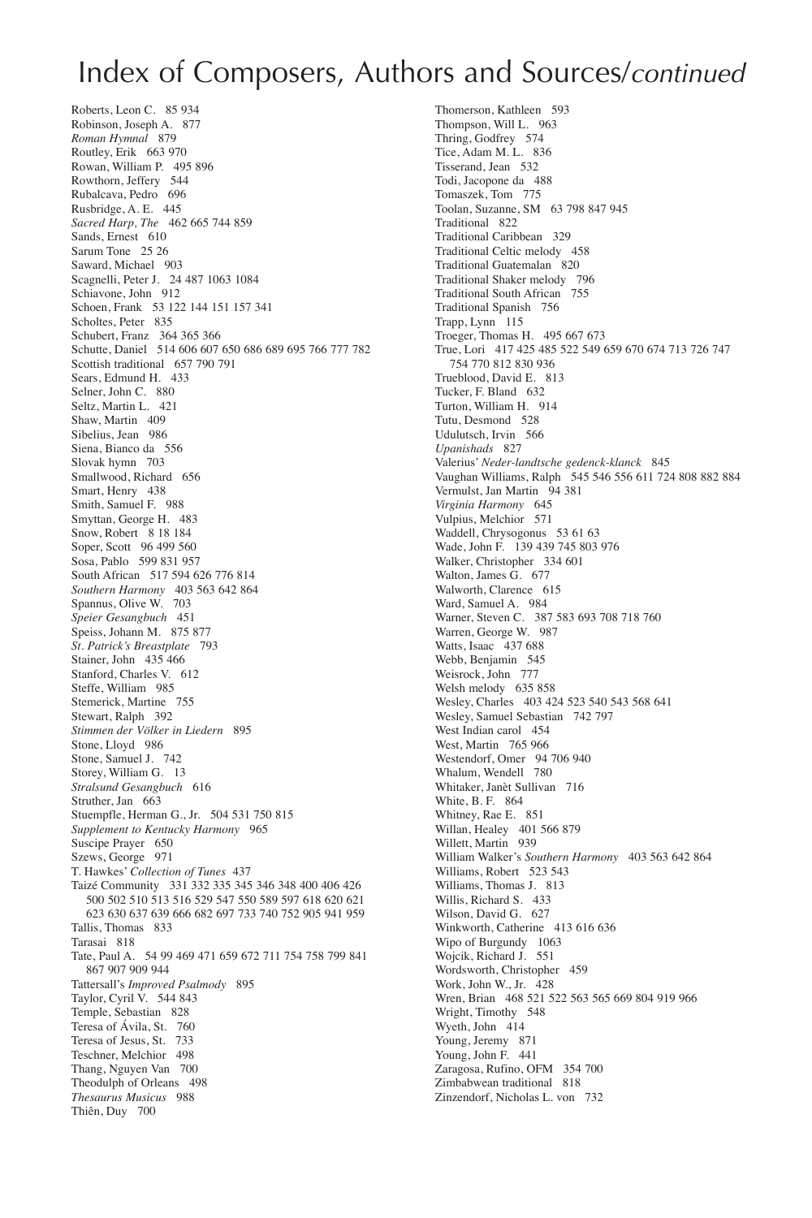# Index of Composers, Authors and Sources/*continued*

Roberts, Leon C. 85 934
Robinson, Joseph A. 877
*Roman Hymnal* 879
Routley, Erik 663 970
Rowan, William P. 495 896
Rowthorn, Jeffery 544
Rubalcava, Pedro 696
Rusbridge, A. E. 445
*Sacred Harp, The* 462 665 744 859
Sands, Ernest 610
Sarum Tone 25 26
Saward, Michael 903
Scagnelli, Peter J. 24 487 1063 1084
Schiavone, John 912
Schoen, Frank 53 122 144 151 157 341
Scholtes, Peter 835
Schubert, Franz 364 365 366
Schutte, Daniel 514 606 607 650 686 689 695 766 777 782
Scottish traditional 657 790 791
Sears, Edmund H. 433
Selner, John C. 880
Seltz, Martin L. 421
Shaw, Martin 409
Sibelius, Jean 986
Siena, Bianco da 556
Slovak hymn 703
Smallwood, Richard 656
Smart, Henry 438
Smith, Samuel F. 988
Smyttan, George H. 483
Snow, Robert 8 18 184
Soper, Scott 96 499 560
Sosa, Pablo 599 831 957
South African 517 594 626 776 814
*Southern Harmony* 403 563 642 864
Spannus, Olive W. 703
*Speier Gesangbuch* 451
Speiss, Johann M. 875 877
*St. Patrick's Breastplate* 793
Stainer, John 435 466
Stanford, Charles V. 612
Steffe, William 985
Stemerick, Martine 755
Stewart, Ralph 392
*Stimmen der Völker in Liedern* 895
Stone, Lloyd 986
Stone, Samuel J. 742
Storey, William G. 13
*Stralsund Gesangbuch* 616
Struther, Jan 663
Stuempfle, Herman G., Jr. 504 531 750 815
*Supplement to Kentucky Harmony* 965
Suscipe Prayer 650
Szews, George 971
T. Hawkes' *Collection of Tunes* 437
Taizé Community 331 332 335 345 346 348 400 406 426 500 502 510 513 516 529 547 550 589 597 618 620 621 623 630 637 639 666 682 697 733 740 752 905 941 959
Tallis, Thomas 833
Tarasai 818
Tate, Paul A. 54 99 469 471 659 672 711 754 758 799 841 867 907 909 944
Tattersall's *Improved Psalmody* 895
Taylor, Cyril V. 544 843
Temple, Sebastian 828
Teresa of Ávila, St. 760
Teresa of Jesus, St. 733
Teschner, Melchior 498
Thang, Nguyen Van 700
Theodulph of Orleans 498
*Thesaurus Musicus* 988
Thiên, Duy 700
Thomerson, Kathleen 593
Thompson, Will L. 963
Thring, Godfrey 574
Tice, Adam M. L. 836
Tisserand, Jean 532
Todi, Jacopone da 488
Tomaszek, Tom 775
Toolan, Suzanne, SM 63 798 847 945
Traditional 822
Traditional Caribbean 329
Traditional Celtic melody 458
Traditional Guatemalan 820
Traditional Shaker melody 796
Traditional South African 755
Traditional Spanish 756
Trapp, Lynn 115
Troeger, Thomas H. 495 667 673
True, Lori 417 425 485 522 549 659 670 674 713 726 747 754 770 812 830 936
Trueblood, David E. 813
Tucker, F. Bland 632
Turton, William H. 914
Tutu, Desmond 528
Udulutsch, Irvin 566
*Upanishads* 827
Valerius' *Neder-landtsche gedenck-klanck* 845
Vaughan Williams, Ralph 545 546 556 611 724 808 882 884
Vermulst, Jan Martin 94 381
*Virginia Harmony* 645
Vulpius, Melchior 571
Waddell, Chrysogonus 53 61 63
Wade, John F. 139 439 745 803 976
Walker, Christopher 334 601
Walton, James G. 677
Walworth, Clarence 615
Ward, Samuel A. 984
Warner, Steven C. 387 583 693 708 718 760
Warren, George W. 987
Watts, Isaac 437 688
Webb, Benjamin 545
Weisrock, John 777
Welsh melody 635 858
Wesley, Charles 403 424 523 540 543 568 641
Wesley, Samuel Sebastian 742 797
West Indian carol 454
West, Martin 765 966
Westendorf, Omer 94 706 940
Whalum, Wendell 780
Whitaker, Janèt Sullivan 716
White, B. F. 864
Whitney, Rae E. 851
Willan, Healey 401 566 879
Willett, Martin 939
William Walker's *Southern Harmony* 403 563 642 864
Williams, Robert 523 543
Williams, Thomas J. 813
Willis, Richard S. 433
Wilson, David G. 627
Winkworth, Catherine 413 616 636
Wipo of Burgundy 1063
Wojcik, Richard J. 551
Wordsworth, Christopher 459
Work, John W., Jr. 428
Wren, Brian 468 521 522 563 565 669 804 919 966
Wright, Timothy 548
Wyeth, John 414
Young, Jeremy 871
Young, John F. 441
Zaragosa, Rufino, OFM 354 700
Zimbabwean traditional 818
Zinzendorf, Nicholas L. von 732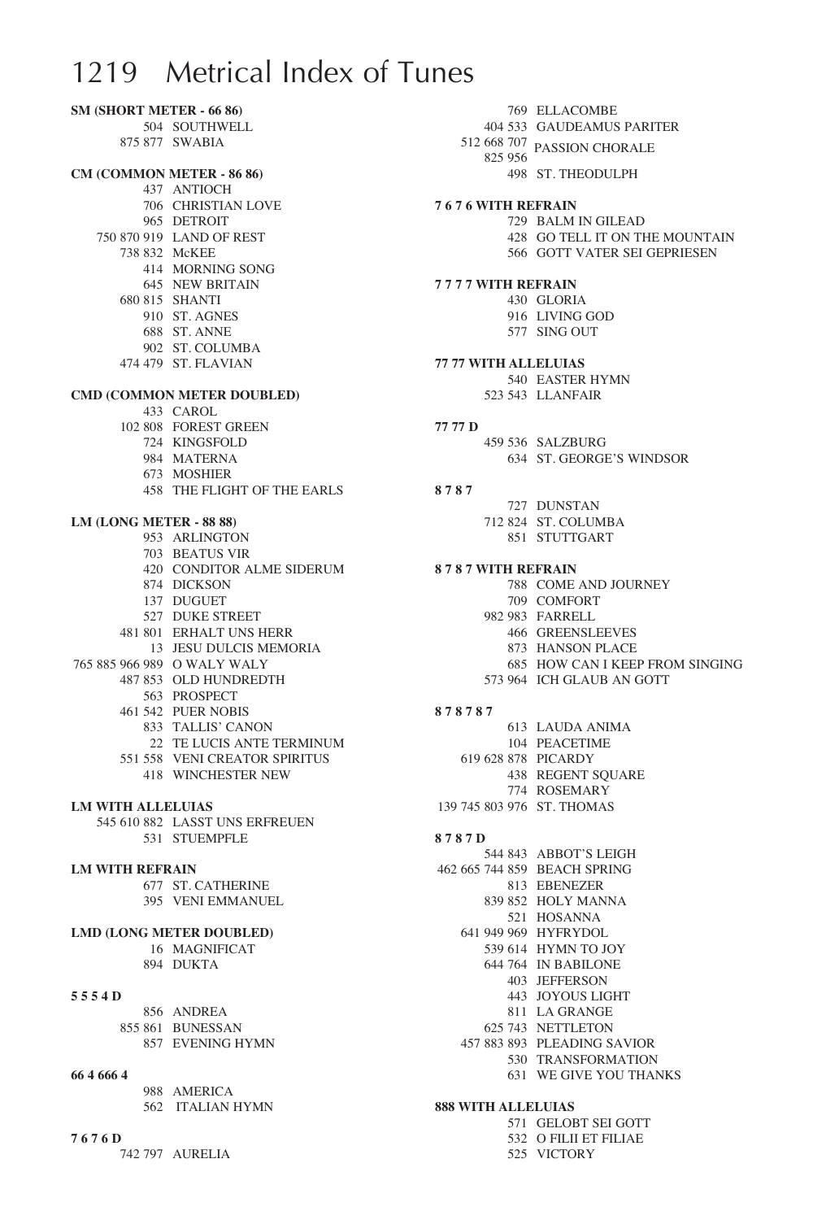# 1219 Metrical Index of Tunes

**SM (SHORT METER - 66 86)**

504 SOUTHWELL
875 877 SWABIA

**CM (COMMON METER - 86 86)**

437 ANTIOCH
706 CHRISTIAN LOVE
965 DETROIT
750 870 919 LAND OF REST
738 832 McKEE
414 MORNING SONG
645 NEW BRITAIN
680 815 SHANTI
910 ST. AGNES
688 ST. ANNE
902 ST. COLUMBA
474 479 ST. FLAVIAN

**CMD (COMMON METER DOUBLED)**

433 CAROL
102 808 FOREST GREEN
724 KINGSFOLD
984 MATERNA
673 MOSHIER
458 THE FLIGHT OF THE EARLS

**LM (LONG METER - 88 88)**

953 ARLINGTON
703 BEATUS VIR
420 CONDITOR ALME SIDERUM
874 DICKSON
137 DUGUET
527 DUKE STREET
481 801 ERHALT UNS HERR
13 JESU DULCIS MEMORIA
765 885 966 989 O WALY WALY
487 853 OLD HUNDREDTH
563 PROSPECT
461 542 PUER NOBIS
833 TALLIS' CANON
22 TE LUCIS ANTE TERMINUM
551 558 VENI CREATOR SPIRITUS
418 WINCHESTER NEW

**LM WITH ALLELUIAS**

545 610 882 LASST UNS ERFREUEN
531 STUEMPFLE

**LM WITH REFRAIN**

677 ST. CATHERINE
395 VENI EMMANUEL

**LMD (LONG METER DOUBLED)**

16 MAGNIFICAT
894 DUKTA

**5 5 5 4 D**

856 ANDREA
855 861 BUNESSAN
857 EVENING HYMN

**66 4 666 4**

988 AMERICA
562 ITALIAN HYMN

**7 6 7 6 D**

742 797 AURELIA
769 ELLACOMBE
404 533 GAUDEAMUS PARITER
512 668 707 825 956 PASSION CHORALE
498 ST. THEODULPH

**7 6 7 6 WITH REFRAIN**

729 BALM IN GILEAD
428 GO TELL IT ON THE MOUNTAIN
566 GOTT VATER SEI GEPRIESEN

**7 7 7 7 WITH REFRAIN**

430 GLORIA
916 LIVING GOD
577 SING OUT

**77 77 WITH ALLELUIAS**

540 EASTER HYMN
523 543 LLANFAIR

**77 77 D**

459 536 SALZBURG
634 ST. GEORGE'S WINDSOR

**8 7 8 7**

727 DUNSTAN
712 824 ST. COLUMBA
851 STUTTGART

**8 7 8 7 WITH REFRAIN**

788 COME AND JOURNEY
709 COMFORT
982 983 FARRELL
466 GREENSLEEVES
873 HANSON PLACE
685 HOW CAN I KEEP FROM SINGING
573 964 ICH GLAUB AN GOTT

**8 7 8 7 8 7**

613 LAUDA ANIMA
104 PEACETIME
619 628 878 PICARDY
438 REGENT SQUARE
774 ROSEMARY
139 745 803 976 ST. THOMAS

**8 7 8 7 D**

544 843 ABBOT'S LEIGH
462 665 744 859 BEACH SPRING
813 EBENEZER
839 852 HOLY MANNA
521 HOSANNA
641 949 969 HYFRYDOL
539 614 HYMN TO JOY
644 764 IN BABILONE
403 JEFFERSON
443 JOYOUS LIGHT
811 LA GRANGE
625 743 NETTLETON
457 883 893 PLEADING SAVIOR
530 TRANSFORMATION
631 WE GIVE YOU THANKS

**888 WITH ALLELUIAS**

571 GELOBT SEI GOTT
532 O FILII ET FILIAE
525 VICTORY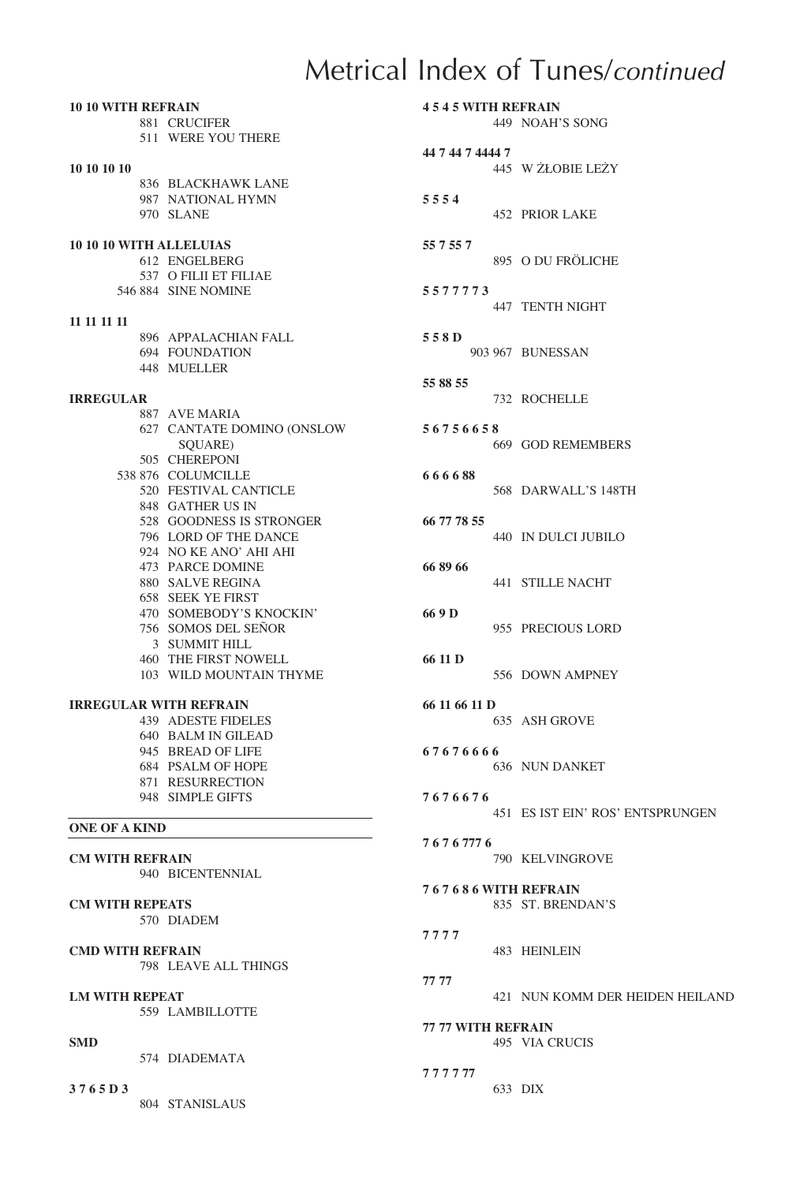# Metrical Index of Tunes/*continued*

**10 10 WITH REFRAIN**
- 881 CRUCIFER
- 511 WERE YOU THERE

**10 10 10 10**
- 836 BLACKHAWK LANE
- 987 NATIONAL HYMN
- 970 SLANE

**10 10 10 WITH ALLELUIAS**
- 612 ENGELBERG
- 537 O FILII ET FILIAE
- 546 884 SINE NOMINE

**11 11 11 11**
- 896 APPALACHIAN FALL
- 694 FOUNDATION
- 448 MUELLER

**IRREGULAR**
- 887 AVE MARIA
- 627 CANTATE DOMINO (ONSLOW SQUARE)
- 505 CHEREPONI
- 538 876 COLUMCILLE
- 520 FESTIVAL CANTICLE
- 848 GATHER US IN
- 528 GOODNESS IS STRONGER
- 796 LORD OF THE DANCE
- 924 NO KE ANO' AHI AHI
- 473 PARCE DOMINE
- 880 SALVE REGINA
- 658 SEEK YE FIRST
- 470 SOMEBODY'S KNOCKIN'
- 756 SOMOS DEL SEÑOR
- 3 SUMMIT HILL
- 460 THE FIRST NOWELL
- 103 WILD MOUNTAIN THYME

**IRREGULAR WITH REFRAIN**
- 439 ADESTE FIDELES
- 640 BALM IN GILEAD
- 945 BREAD OF LIFE
- 684 PSALM OF HOPE
- 871 RESURRECTION
- 948 SIMPLE GIFTS

---

**ONE OF A KIND**

---

**CM WITH REFRAIN**
- 940 BICENTENNIAL

**CM WITH REPEATS**
- 570 DIADEM

**CMD WITH REFRAIN**
- 798 LEAVE ALL THINGS

**LM WITH REPEAT**
- 559 LAMBILLOTTE

**SMD**
- 574 DIADEMATA

**3 7 6 5 D 3**
- 804 STANISLAUS

**4 5 4 5 WITH REFRAIN**
- 449 NOAH'S SONG

**44 7 44 7 4444 7**
- 445 W ŻŁOBIE LEŻY

**5 5 5 4**
- 452 PRIOR LAKE

**55 7 55 7**
- 895 O DU FRÖLICHE

**5 5 7 7 7 7 3**
- 447 TENTH NIGHT

**5 5 8 D**
- 903 967 BUNESSAN

**55 88 55**
- 732 ROCHELLE

**5 6 7 5 6 6 5 8**
- 669 GOD REMEMBERS

**6 6 6 6 88**
- 568 DARWALL'S 148TH

**66 77 78 55**
- 440 IN DULCI JUBILO

**66 89 66**
- 441 STILLE NACHT

**66 9 D**
- 955 PRECIOUS LORD

**66 11 D**
- 556 DOWN AMPNEY

**66 11 66 11 D**
- 635 ASH GROVE

**6 7 6 7 6 6 6 6**
- 636 NUN DANKET

**7 6 7 6 6 7 6**
- 451 ES IST EIN' ROS' ENTSPRUNGEN

**7 6 7 6 777 6**
- 790 KELVINGROVE

**7 6 7 6 8 6 WITH REFRAIN**
- 835 ST. BRENDAN'S

**7 7 7 7**
- 483 HEINLEIN

**77 77**
- 421 NUN KOMM DER HEIDEN HEILAND

**77 77 WITH REFRAIN**
- 495 VIA CRUCIS

**7 7 7 7 77**
- 633 DIX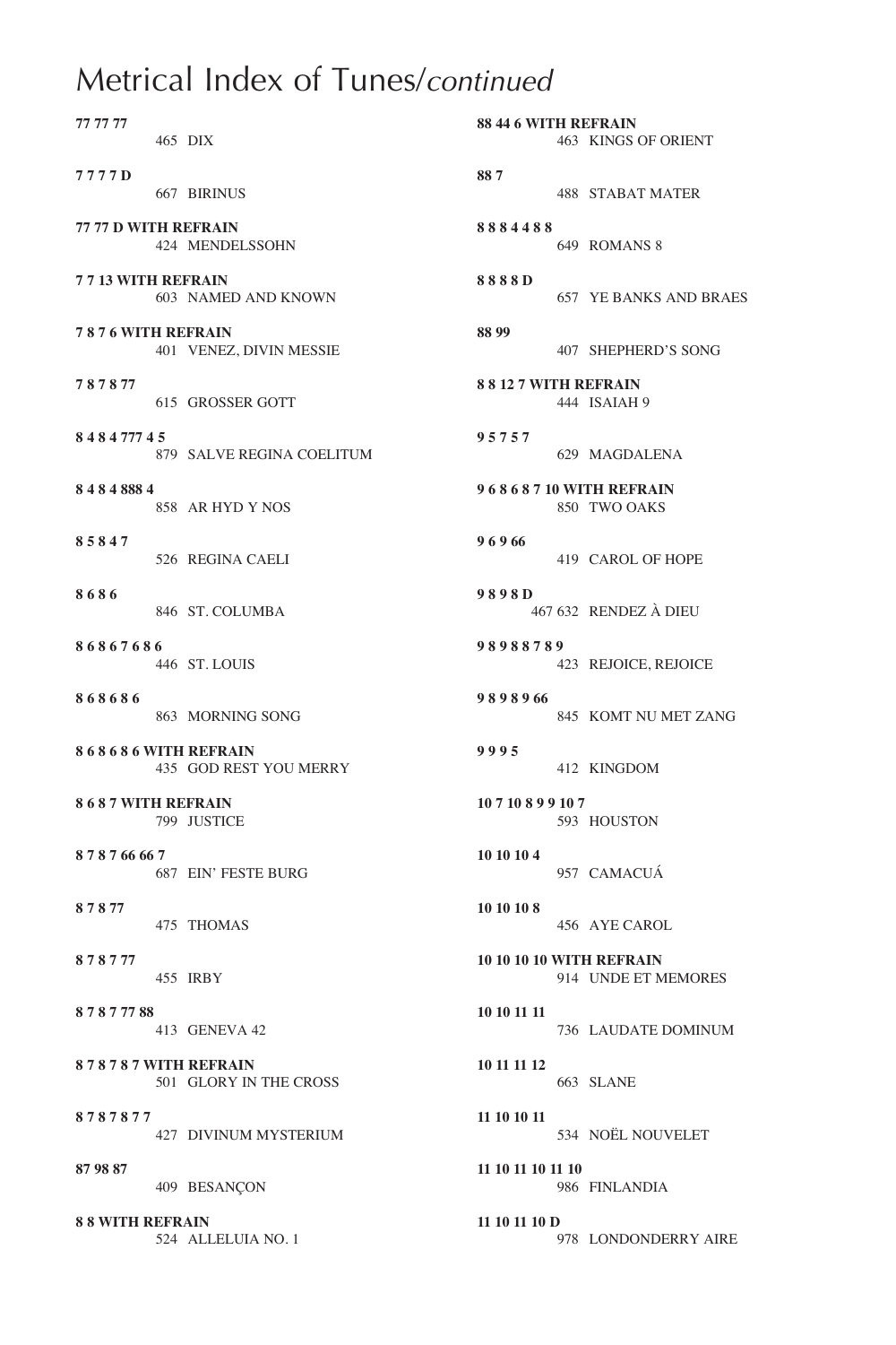# Metrical Index of Tunes/*continued*

**77 77 77**
465 DIX

**7 7 7 7 D**
667 BIRINUS

**77 77 D WITH REFRAIN**
424 MENDELSSOHN

**7 7 13 WITH REFRAIN**
603 NAMED AND KNOWN

**7 8 7 6 WITH REFRAIN**
401 VENEZ, DIVIN MESSIE

**7 8 7 8 77**
615 GROSSER GOTT

**8 4 8 4 777 4 5**
879 SALVE REGINA COELITUM

**8 4 8 4 888 4**
858 AR HYD Y NOS

**8 5 8 4 7**
526 REGINA CAELI

**8 6 8 6**
846 ST. COLUMBA

**8 6 8 6 7 6 8 6**
446 ST. LOUIS

**8 6 8 6 8 6**
863 MORNING SONG

**8 6 8 6 8 6 WITH REFRAIN**
435 GOD REST YOU MERRY

**8 6 8 7 WITH REFRAIN**
799 JUSTICE

**8 7 8 7 66 66 7**
687 EIN' FESTE BURG

**8 7 8 77**
475 THOMAS

**8 7 8 7 77**
455 IRBY

**8 7 8 7 77 88**
413 GENEVA 42

**8 7 8 7 8 7 WITH REFRAIN**
501 GLORY IN THE CROSS

**8 7 8 7 8 7 7**
427 DIVINUM MYSTERIUM

**87 98 87**
409 BESANÇON

**8 8 WITH REFRAIN**
524 ALLELUIA NO. 1

**88 44 6 WITH REFRAIN**
463 KINGS OF ORIENT

**88 7**
488 STABAT MATER

**8 8 8 4 4 8 8**
649 ROMANS 8

**8 8 8 8 D**
657 YE BANKS AND BRAES

**88 99**
407 SHEPHERD'S SONG

**8 8 12 7 WITH REFRAIN**
444 ISAIAH 9

**9 5 7 5 7**
629 MAGDALENA

**9 6 8 6 8 7 10 WITH REFRAIN**
850 TWO OAKS

**9 6 9 66**
419 CAROL OF HOPE

**9 8 9 8 D**
467 632 RENDEZ À DIEU

**9 8 9 8 8 7 8 9**
423 REJOICE, REJOICE

**9 8 9 8 9 66**
845 KOMT NU MET ZANG

**9 9 9 5**
412 KINGDOM

**10 7 10 8 9 9 10 7**
593 HOUSTON

**10 10 10 4**
957 CAMACUÁ

**10 10 10 8**
456 AYE CAROL

**10 10 10 10 WITH REFRAIN**
914 UNDE ET MEMORES

**10 10 11 11**
736 LAUDATE DOMINUM

**10 11 11 12**
663 SLANE

**11 10 10 11**
534 NOËL NOUVELET

**11 10 11 10 11 10**
986 FINLANDIA

**11 10 11 10 D**
978 LONDONDERRY AIRE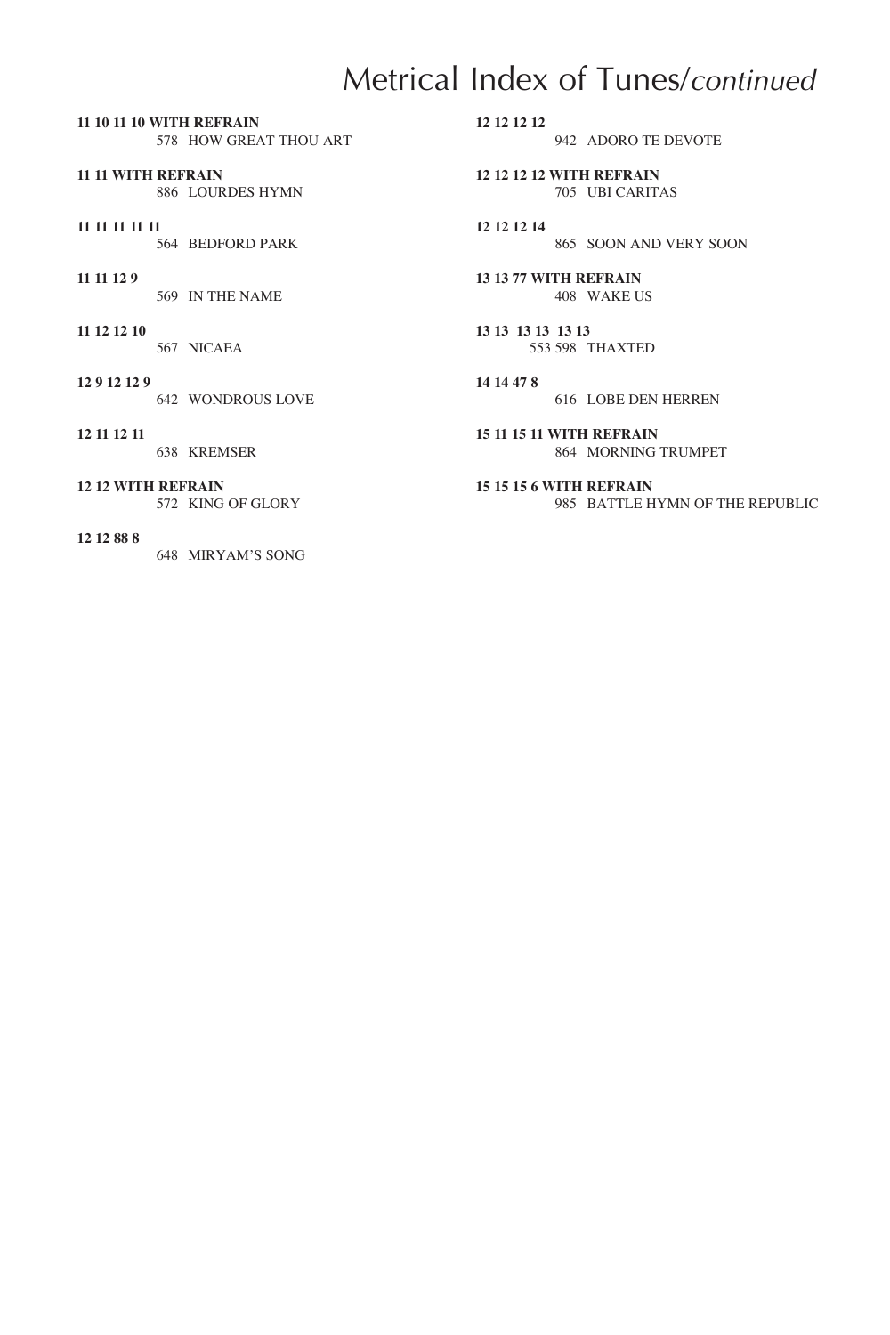# Metrical Index of Tunes/*continued*

**11 10 11 10 WITH REFRAIN**
578 HOW GREAT THOU ART

**11 11 WITH REFRAIN**
886 LOURDES HYMN

**11 11 11 11 11**
564 BEDFORD PARK

**11 11 12 9**
569 IN THE NAME

**11 12 12 10**
567 NICAEA

**12 9 12 12 9**
642 WONDROUS LOVE

**12 11 12 11**
638 KREMSER

**12 12 WITH REFRAIN**
572 KING OF GLORY

**12 12 88 8**
648 MIRYAM'S SONG

**12 12 12 12**
942 ADORO TE DEVOTE

**12 12 12 12 WITH REFRAIN**
705 UBI CARITAS

**12 12 12 14**
865 SOON AND VERY SOON

**13 13 77 WITH REFRAIN**
408 WAKE US

**13 13 13 13 13 13**
553 598 THAXTED

**14 14 47 8**
616 LOBE DEN HERREN

**15 11 15 11 WITH REFRAIN**
864 MORNING TRUMPET

**15 15 15 6 WITH REFRAIN**
985 BATTLE HYMN OF THE REPUBLIC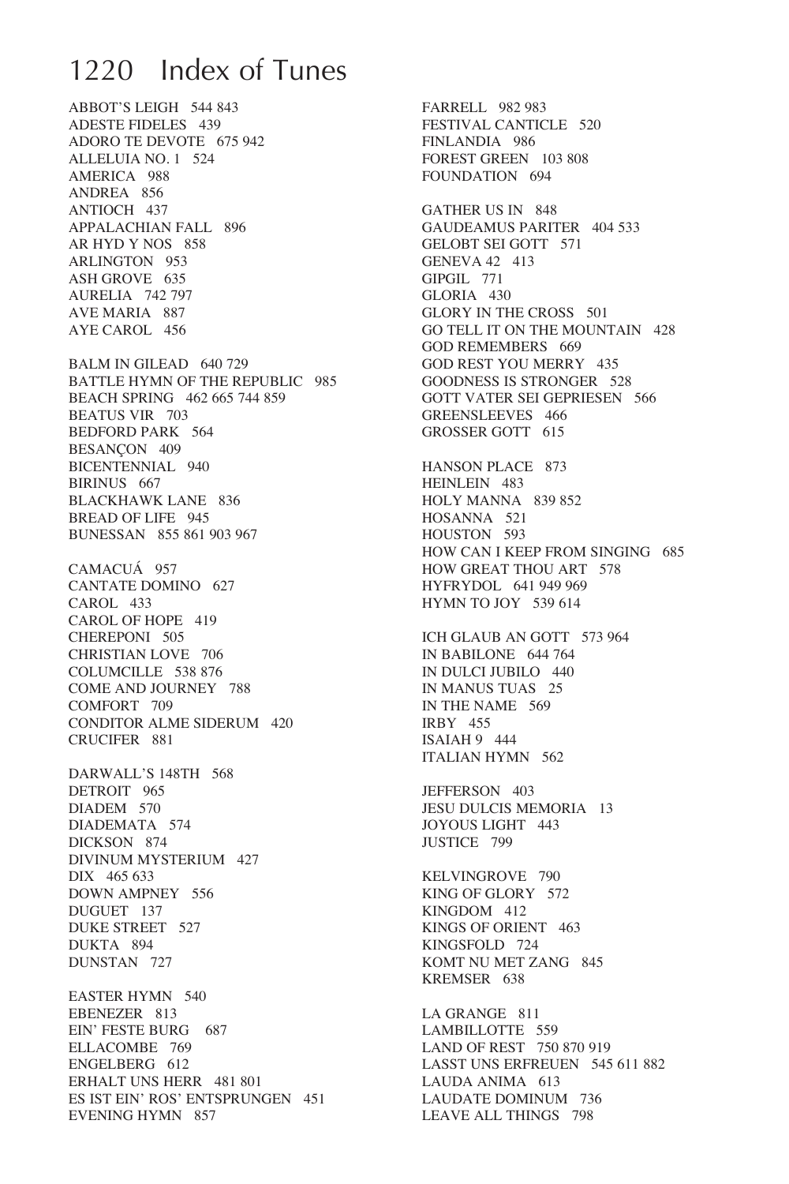# Index of Tunes

ABBOT'S LEIGH 544 843
ADESTE FIDELES 439
ADORO TE DEVOTE 675 942
ALLELUIA NO. 1 524
AMERICA 988
ANDREA 856
ANTIOCH 437
APPALACHIAN FALL 896
AR HYD Y NOS 858
ARLINGTON 953
ASH GROVE 635
AURELIA 742 797
AVE MARIA 887
AYE CAROL 456

BALM IN GILEAD 640 729
BATTLE HYMN OF THE REPUBLIC 985
BEACH SPRING 462 665 744 859
BEATUS VIR 703
BEDFORD PARK 564
BESANÇON 409
BICENTENNIAL 940
BIRINUS 667
BLACKHAWK LANE 836
BREAD OF LIFE 945
BUNESSAN 855 861 903 967

CAMACUÁ 957
CANTATE DOMINO 627
CAROL 433
CAROL OF HOPE 419
CHEREPONI 505
CHRISTIAN LOVE 706
COLUMCILLE 538 876
COME AND JOURNEY 788
COMFORT 709
CONDITOR ALME SIDERUM 420
CRUCIFER 881

DARWALL'S 148TH 568
DETROIT 965
DIADEM 570
DIADEMATA 574
DICKSON 874
DIVINUM MYSTERIUM 427
DIX 465 633
DOWN AMPNEY 556
DUGUET 137
DUKE STREET 527
DUKTA 894
DUNSTAN 727

EASTER HYMN 540
EBENEZER 813
EIN' FESTE BURG 687
ELLACOMBE 769
ENGELBERG 612
ERHALT UNS HERR 481 801
ES IST EIN' ROS' ENTSPRUNGEN 451
EVENING HYMN 857

FARRELL 982 983
FESTIVAL CANTICLE 520
FINLANDIA 986
FOREST GREEN 103 808
FOUNDATION 694

GATHER US IN 848
GAUDEAMUS PARITER 404 533
GELOBT SEI GOTT 571
GENEVA 42 413
GIPGIL 771
GLORIA 430
GLORY IN THE CROSS 501
GO TELL IT ON THE MOUNTAIN 428
GOD REMEMBERS 669
GOD REST YOU MERRY 435
GOODNESS IS STRONGER 528
GOTT VATER SEI GEPRIESEN 566
GREENSLEEVES 466
GROSSER GOTT 615

HANSON PLACE 873
HEINLEIN 483
HOLY MANNA 839 852
HOSANNA 521
HOUSTON 593
HOW CAN I KEEP FROM SINGING 685
HOW GREAT THOU ART 578
HYFRYDOL 641 949 969
HYMN TO JOY 539 614

ICH GLAUB AN GOTT 573 964
IN BABILONE 644 764
IN DULCI JUBILO 440
IN MANUS TUAS 25
IN THE NAME 569
IRBY 455
ISAIAH 9 444
ITALIAN HYMN 562

JEFFERSON 403
JESU DULCIS MEMORIA 13
JOYOUS LIGHT 443
JUSTICE 799

KELVINGROVE 790
KING OF GLORY 572
KINGDOM 412
KINGS OF ORIENT 463
KINGSFOLD 724
KOMT NU MET ZANG 845
KREMSER 638

LA GRANGE 811
LAMBILLOTTE 559
LAND OF REST 750 870 919
LASST UNS ERFREUEN 545 611 882
LAUDA ANIMA 613
LAUDATE DOMINUM 736
LEAVE ALL THINGS 798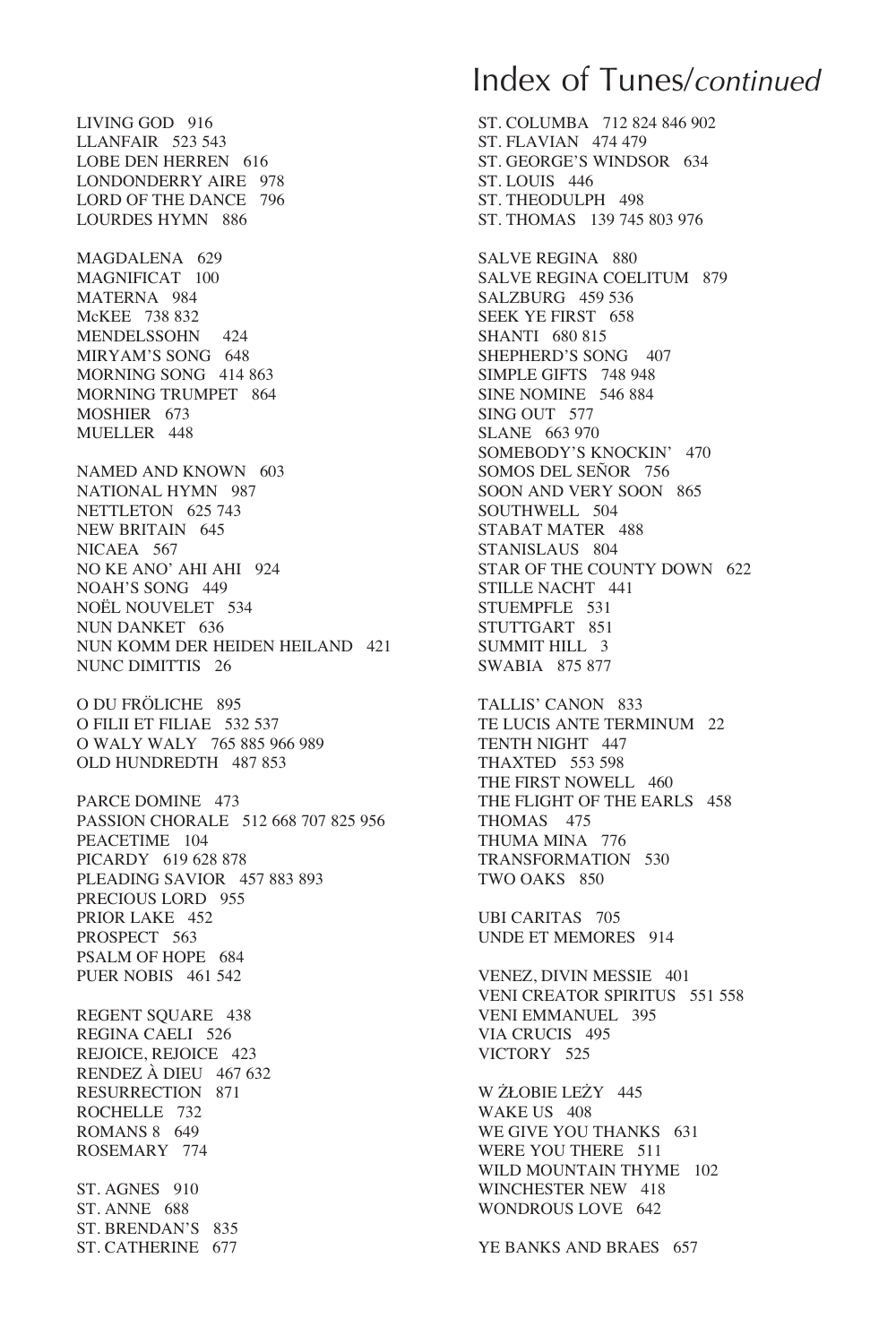# Index of Tunes/*continued*

LIVING GOD 916
LLANFAIR 523 543
LOBE DEN HERREN 616
LONDONDERRY AIRE 978
LORD OF THE DANCE 796
LOURDES HYMN 886

MAGDALENA 629
MAGNIFICAT 100
MATERNA 984
McKEE 738 832
MENDELSSOHN 424
MIRYAM'S SONG 648
MORNING SONG 414 863
MORNING TRUMPET 864
MOSHIER 673
MUELLER 448

NAMED AND KNOWN 603
NATIONAL HYMN 987
NETTLETON 625 743
NEW BRITAIN 645
NICAEA 567
NO KE ANO' AHI AHI 924
NOAH'S SONG 449
NOËL NOUVELET 534
NUN DANKET 636
NUN KOMM DER HEIDEN HEILAND 421
NUNC DIMITTIS 26

O DU FRÖLICHE 895
O FILII ET FILIAE 532 537
O WALY WALY 765 885 966 989
OLD HUNDREDTH 487 853

PARCE DOMINE 473
PASSION CHORALE 512 668 707 825 956
PEACETIME 104
PICARDY 619 628 878
PLEADING SAVIOR 457 883 893
PRECIOUS LORD 955
PRIOR LAKE 452
PROSPECT 563
PSALM OF HOPE 684
PUER NOBIS 461 542

REGENT SQUARE 438
REGINA CAELI 526
REJOICE, REJOICE 423
RENDEZ À DIEU 467 632
RESURRECTION 871
ROCHELLE 732
ROMANS 8 649
ROSEMARY 774

ST. AGNES 910
ST. ANNE 688
ST. BRENDAN'S 835
ST. CATHERINE 677
ST. COLUMBA 712 824 846 902
ST. FLAVIAN 474 479
ST. GEORGE'S WINDSOR 634
ST. LOUIS 446
ST. THEODULPH 498
ST. THOMAS 139 745 803 976

SALVE REGINA 880
SALVE REGINA COELITUM 879
SALZBURG 459 536
SEEK YE FIRST 658
SHANTI 680 815
SHEPHERD'S SONG 407
SIMPLE GIFTS 748 948
SINE NOMINE 546 884
SING OUT 577
SLANE 663 970
SOMEBODY'S KNOCKIN' 470
SOMOS DEL SEÑOR 756
SOON AND VERY SOON 865
SOUTHWELL 504
STABAT MATER 488
STANISLAUS 804
STAR OF THE COUNTY DOWN 622
STILLE NACHT 441
STUEMPFLE 531
STUTTGART 851
SUMMIT HILL 3
SWABIA 875 877

TALLIS' CANON 833
TE LUCIS ANTE TERMINUM 22
TENTH NIGHT 447
THAXTED 553 598
THE FIRST NOWELL 460
THE FLIGHT OF THE EARLS 458
THOMAS 475
THUMA MINA 776
TRANSFORMATION 530
TWO OAKS 850

UBI CARITAS 705
UNDE ET MEMORES 914

VENEZ, DIVIN MESSIE 401
VENI CREATOR SPIRITUS 551 558
VENI EMMANUEL 395
VIA CRUCIS 495
VICTORY 525

W ŻŁOBIE LEŻY 445
WAKE US 408
WE GIVE YOU THANKS 631
WERE YOU THERE 511
WILD MOUNTAIN THYME 102
WINCHESTER NEW 418
WONDROUS LOVE 642

YE BANKS AND BRAES 657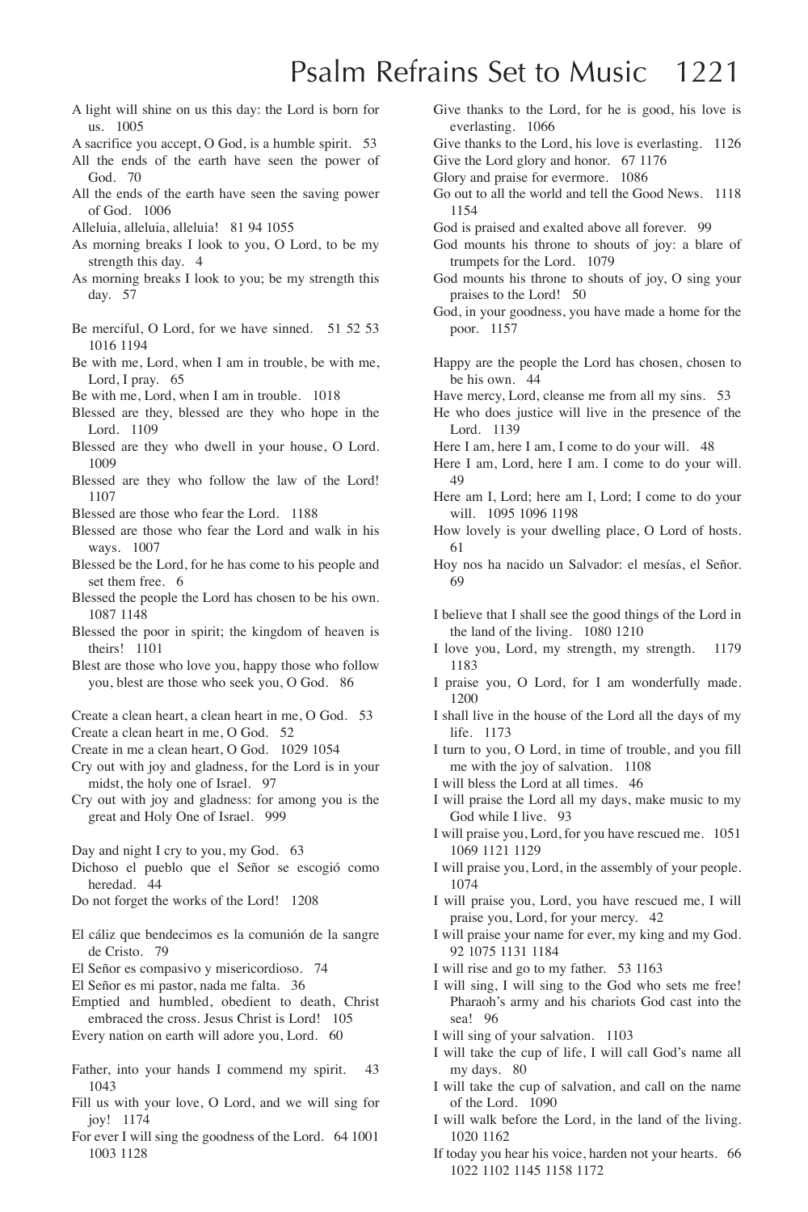# Psalm Refrains Set to Music

A light will shine on us this day: the Lord is born for us. 1005

A sacrifice you accept, O God, is a humble spirit. 53

All the ends of the earth have seen the power of God. 70

All the ends of the earth have seen the saving power of God. 1006

Alleluia, alleluia, alleluia! 81 94 1055

As morning breaks I look to you, O Lord, to be my strength this day. 4

As morning breaks I look to you; be my strength this day. 57

Be merciful, O Lord, for we have sinned. 51 52 53 1016 1194

Be with me, Lord, when I am in trouble, be with me, Lord, I pray. 65

Be with me, Lord, when I am in trouble. 1018

Blessed are they, blessed are they who hope in the Lord. 1109

Blessed are they who dwell in your house, O Lord. 1009

Blessed are they who follow the law of the Lord! 1107

Blessed are those who fear the Lord. 1188

Blessed are those who fear the Lord and walk in his ways. 1007

Blessed be the Lord, for he has come to his people and set them free. 6

Blessed the people the Lord has chosen to be his own. 1087 1148

Blessed the poor in spirit; the kingdom of heaven is theirs! 1101

Blest are those who love you, happy those who follow you, blest are those who seek you, O God. 86

Create a clean heart, a clean heart in me, O God. 53

Create a clean heart in me, O God. 52

Create in me a clean heart, O God. 1029 1054

Cry out with joy and gladness, for the Lord is in your midst, the holy one of Israel. 97

Cry out with joy and gladness: for among you is the great and Holy One of Israel. 999

Day and night I cry to you, my God. 63

Dichoso el pueblo que el Señor se escogió como heredad. 44

Do not forget the works of the Lord! 1208

El cáliz que bendecimos es la comunión de la sangre de Cristo. 79

El Señor es compasivo y misericordioso. 74

El Señor es mi pastor, nada me falta. 36

Emptied and humbled, obedient to death, Christ embraced the cross. Jesus Christ is Lord! 105

Every nation on earth will adore you, Lord. 60

Father, into your hands I commend my spirit. 43 1043

Fill us with your love, O Lord, and we will sing for joy! 1174

For ever I will sing the goodness of the Lord. 64 1001 1003 1128

Give thanks to the Lord, for he is good, his love is everlasting. 1066

Give thanks to the Lord, his love is everlasting. 1126

Give the Lord glory and honor. 67 1176

Glory and praise for evermore. 1086

Go out to all the world and tell the Good News. 1118 1154

God is praised and exalted above all forever. 99

God mounts his throne to shouts of joy: a blare of trumpets for the Lord. 1079

God mounts his throne to shouts of joy, O sing your praises to the Lord! 50

God, in your goodness, you have made a home for the poor. 1157

Happy are the people the Lord has chosen, chosen to be his own. 44

Have mercy, Lord, cleanse me from all my sins. 53

He who does justice will live in the presence of the Lord. 1139

Here I am, here I am, I come to do your will. 48

Here I am, Lord, here I am. I come to do your will. 49

Here am I, Lord; here am I, Lord; I come to do your will. 1095 1096 1198

How lovely is your dwelling place, O Lord of hosts. 61

Hoy nos ha nacido un Salvador: el mesías, el Señor. 69

I believe that I shall see the good things of the Lord in the land of the living. 1080 1210

I love you, Lord, my strength, my strength. 1179 1183

I praise you, O Lord, for I am wonderfully made. 1200

I shall live in the house of the Lord all the days of my life. 1173

I turn to you, O Lord, in time of trouble, and you fill me with the joy of salvation. 1108

I will bless the Lord at all times. 46

I will praise the Lord all my days, make music to my God while I live. 93

I will praise you, Lord, for you have rescued me. 1051 1069 1121 1129

I will praise you, Lord, in the assembly of your people. 1074

I will praise you, Lord, you have rescued me, I will praise you, Lord, for your mercy. 42

I will praise your name for ever, my king and my God. 92 1075 1131 1184

I will rise and go to my father. 53 1163

I will sing, I will sing to the God who sets me free! Pharaoh's army and his chariots God cast into the sea! 96

I will sing of your salvation. 1103

I will take the cup of life, I will call God's name all my days. 80

I will take the cup of salvation, and call on the name of the Lord. 1090

I will walk before the Lord, in the land of the living. 1020 1162

If today you hear his voice, harden not your hearts. 66 1022 1102 1145 1158 1172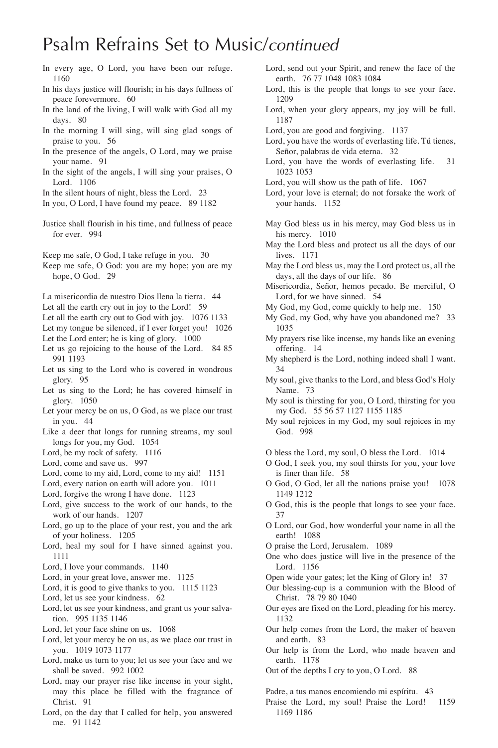# Psalm Refrains Set to Music/*continued*

In every age, O Lord, you have been our refuge. 1160

In his days justice will flourish; in his days fullness of peace forevermore. 60

In the land of the living, I will walk with God all my days. 80

In the morning I will sing, will sing glad songs of praise to you. 56

In the presence of the angels, O Lord, may we praise your name. 91

In the sight of the angels, I will sing your praises, O Lord. 1106

In the silent hours of night, bless the Lord. 23

In you, O Lord, I have found my peace. 89 1182

Justice shall flourish in his time, and fullness of peace for ever. 994

Keep me safe, O God, I take refuge in you. 30

Keep me safe, O God: you are my hope; you are my hope, O God. 29

La misericordia de nuestro Dios llena la tierra. 44

Let all the earth cry out in joy to the Lord! 59

Let all the earth cry out to God with joy. 1076 1133

Let my tongue be silenced, if I ever forget you! 1026

Let the Lord enter; he is king of glory. 1000

Let us go rejoicing to the house of the Lord. 84 85 991 1193

Let us sing to the Lord who is covered in wondrous glory. 95

Let us sing to the Lord; he has covered himself in glory. 1050

Let your mercy be on us, O God, as we place our trust in you. 44

Like a deer that longs for running streams, my soul longs for you, my God. 1054

Lord, be my rock of safety. 1116

Lord, come and save us. 997

Lord, come to my aid, Lord, come to my aid! 1151

Lord, every nation on earth will adore you. 1011

Lord, forgive the wrong I have done. 1123

Lord, give success to the work of our hands, to the work of our hands. 1207

Lord, go up to the place of your rest, you and the ark of your holiness. 1205

Lord, heal my soul for I have sinned against you. 1111

Lord, I love your commands. 1140

Lord, in your great love, answer me. 1125

Lord, it is good to give thanks to you. 1115 1123

Lord, let us see your kindness. 62

Lord, let us see your kindness, and grant us your salvation. 995 1135 1146

Lord, let your face shine on us. 1068

Lord, let your mercy be on us, as we place our trust in you. 1019 1073 1177

Lord, make us turn to you; let us see your face and we shall be saved. 992 1002

Lord, may our prayer rise like incense in your sight, may this place be filled with the fragrance of Christ. 91

Lord, on the day that I called for help, you answered me. 91 1142

Lord, send out your Spirit, and renew the face of the earth. 76 77 1048 1083 1084

Lord, this is the people that longs to see your face. 1209

Lord, when your glory appears, my joy will be full. 1187

Lord, you are good and forgiving. 1137

Lord, you have the words of everlasting life. Tú tienes, Señor, palabras de vida eterna. 32

Lord, you have the words of everlasting life. 31 1023 1053

Lord, you will show us the path of life. 1067

Lord, your love is eternal; do not forsake the work of your hands. 1152

May God bless us in his mercy, may God bless us in his mercy. 1010

May the Lord bless and protect us all the days of our lives. 1171

May the Lord bless us, may the Lord protect us, all the days, all the days of our life. 86

Misericordia, Señor, hemos pecado. Be merciful, O Lord, for we have sinned. 54

My God, my God, come quickly to help me. 150

My God, my God, why have you abandoned me? 33 1035

My prayers rise like incense, my hands like an evening offering. 14

My shepherd is the Lord, nothing indeed shall I want. 34

My soul, give thanks to the Lord, and bless God's Holy Name. 73

My soul is thirsting for you, O Lord, thirsting for you my God. 55 56 57 1127 1155 1185

My soul rejoices in my God, my soul rejoices in my God. 998

O bless the Lord, my soul, O bless the Lord. 1014

O God, I seek you, my soul thirsts for you, your love is finer than life. 58

O God, O God, let all the nations praise you! 1078 1149 1212

O God, this is the people that longs to see your face. 37

O Lord, our God, how wonderful your name in all the earth! 1088

O praise the Lord, Jerusalem. 1089

One who does justice will live in the presence of the Lord. 1156

Open wide your gates; let the King of Glory in! 37

Our blessing-cup is a communion with the Blood of Christ. 78 79 80 1040

Our eyes are fixed on the Lord, pleading for his mercy. 1132

Our help comes from the Lord, the maker of heaven and earth. 83

Our help is from the Lord, who made heaven and earth. 1178

Out of the depths I cry to you, O Lord. 88

Padre, a tus manos encomiendo mi espíritu. 43

Praise the Lord, my soul! Praise the Lord! 1159 1169 1186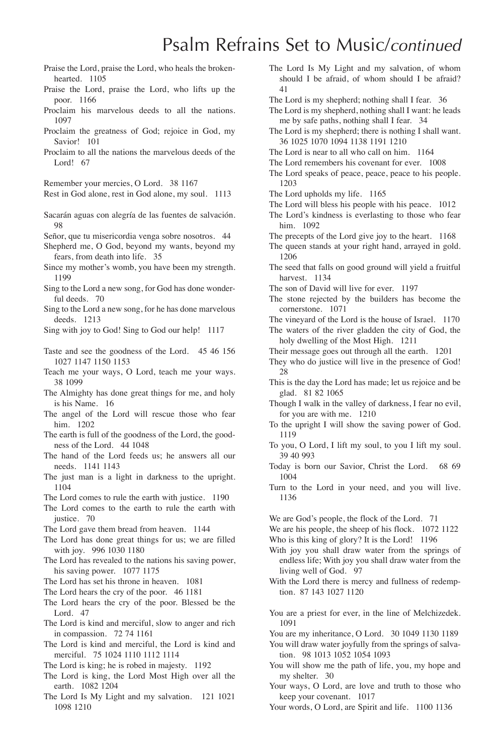# Psalm Refrains Set to Music/*continued*

Praise the Lord, praise the Lord, who heals the brokenhearted. 1105

Praise the Lord, praise the Lord, who lifts up the poor. 1166

Proclaim his marvelous deeds to all the nations. 1097

Proclaim the greatness of God; rejoice in God, my Savior! 101

Proclaim to all the nations the marvelous deeds of the Lord! 67

Remember your mercies, O Lord. 38 1167

Rest in God alone, rest in God alone, my soul. 1113

Sacarán aguas con alegría de las fuentes de salvación. 98

Señor, que tu misericordia venga sobre nosotros. 44

Shepherd me, O God, beyond my wants, beyond my fears, from death into life. 35

Since my mother's womb, you have been my strength. 1199

Sing to the Lord a new song, for God has done wonderful deeds. 70

Sing to the Lord a new song, for he has done marvelous deeds. 1213

Sing with joy to God! Sing to God our help! 1117

Taste and see the goodness of the Lord. 45 46 156 1027 1147 1150 1153

Teach me your ways, O Lord, teach me your ways. 38 1099

The Almighty has done great things for me, and holy is his Name. 16

The angel of the Lord will rescue those who fear him. 1202

The earth is full of the goodness of the Lord, the goodness of the Lord. 44 1048

The hand of the Lord feeds us; he answers all our needs. 1141 1143

The just man is a light in darkness to the upright. 1104

The Lord comes to rule the earth with justice. 1190

The Lord comes to the earth to rule the earth with justice. 70

The Lord gave them bread from heaven. 1144

The Lord has done great things for us; we are filled with joy. 996 1030 1180

The Lord has revealed to the nations his saving power, his saving power. 1077 1175

The Lord has set his throne in heaven. 1081

The Lord hears the cry of the poor. 46 1181

The Lord hears the cry of the poor. Blessed be the Lord. 47

The Lord is kind and merciful, slow to anger and rich in compassion. 72 74 1161

The Lord is kind and merciful, the Lord is kind and merciful. 75 1024 1110 1112 1114

The Lord is king; he is robed in majesty. 1192

The Lord is king, the Lord Most High over all the earth. 1082 1204

The Lord Is My Light and my salvation. 121 1021 1098 1210

The Lord Is My Light and my salvation, of whom should I be afraid, of whom should I be afraid? 41

The Lord is my shepherd; nothing shall I fear. 36

The Lord is my shepherd, nothing shall I want: he leads me by safe paths, nothing shall I fear. 34

The Lord is my shepherd; there is nothing I shall want. 36 1025 1070 1094 1138 1191 1210

The Lord is near to all who call on him. 1164

The Lord remembers his covenant for ever. 1008

The Lord speaks of peace, peace, peace to his people. 1203

The Lord upholds my life. 1165

The Lord will bless his people with his peace. 1012

The Lord's kindness is everlasting to those who fear him. 1092

The precepts of the Lord give joy to the heart. 1168

The queen stands at your right hand, arrayed in gold. 1206

The seed that falls on good ground will yield a fruitful harvest. 1134

The son of David will live for ever. 1197

The stone rejected by the builders has become the cornerstone. 1071

The vineyard of the Lord is the house of Israel. 1170

The waters of the river gladden the city of God, the holy dwelling of the Most High. 1211

Their message goes out through all the earth. 1201

They who do justice will live in the presence of God! 28

This is the day the Lord has made; let us rejoice and be glad. 81 82 1065

Though I walk in the valley of darkness, I fear no evil, for you are with me. 1210

To the upright I will show the saving power of God. 1119

To you, O Lord, I lift my soul, to you I lift my soul. 39 40 993

Today is born our Savior, Christ the Lord. 68 69 1004

Turn to the Lord in your need, and you will live. 1136

We are God's people, the flock of the Lord. 71

We are his people, the sheep of his flock. 1072 1122

Who is this king of glory? It is the Lord! 1196

With joy you shall draw water from the springs of endless life; With joy you shall draw water from the living well of God. 97

With the Lord there is mercy and fullness of redemption. 87 143 1027 1120

You are a priest for ever, in the line of Melchizedek. 1091

You are my inheritance, O Lord. 30 1049 1130 1189

You will draw water joyfully from the springs of salvation. 98 1013 1052 1054 1093

You will show me the path of life, you, my hope and my shelter. 30

Your ways, O Lord, are love and truth to those who keep your covenant. 1017

Your words, O Lord, are Spirit and life. 1100 1136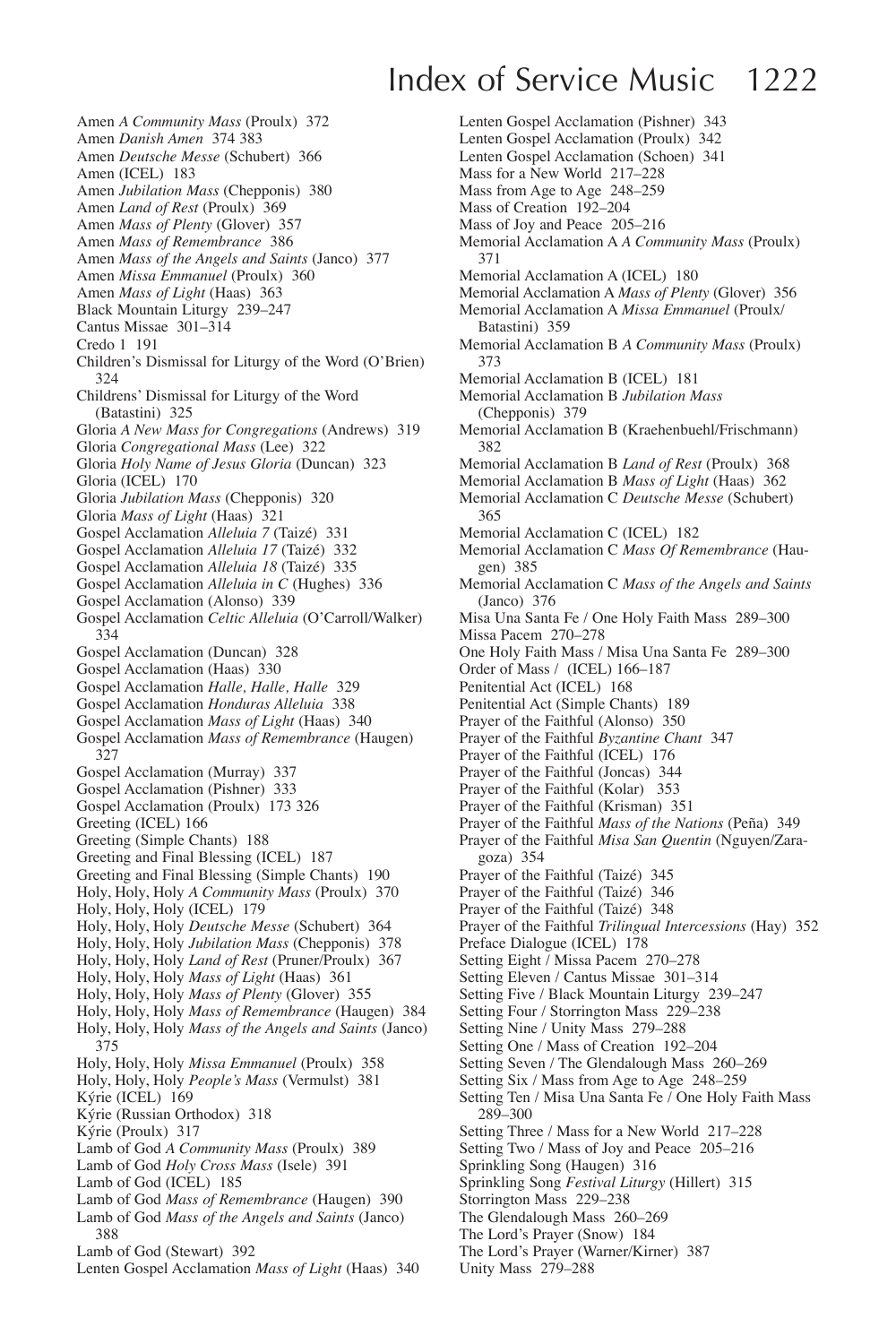# Index of Service Music

Amen *A Community Mass* (Proulx) 372
Amen *Danish Amen* 374 383
Amen *Deutsche Messe* (Schubert) 366
Amen (ICEL) 183
Amen *Jubilation Mass* (Chepponis) 380
Amen *Land of Rest* (Proulx) 369
Amen *Mass of Plenty* (Glover) 357
Amen *Mass of Remembrance* 386
Amen *Mass of the Angels and Saints* (Janco) 377
Amen *Missa Emmanuel* (Proulx) 360
Amen *Mass of Light* (Haas) 363
Black Mountain Liturgy 239–247
Cantus Missae 301–314
Credo 1 191
Children's Dismissal for Liturgy of the Word (O'Brien) 324
Childrens' Dismissal for Liturgy of the Word (Batastini) 325
Gloria *A New Mass for Congregations* (Andrews) 319
Gloria *Congregational Mass* (Lee) 322
Gloria *Holy Name of Jesus Gloria* (Duncan) 323
Gloria (ICEL) 170
Gloria *Jubilation Mass* (Chepponis) 320
Gloria *Mass of Light* (Haas) 321
Gospel Acclamation *Alleluia 7* (Taizé) 331
Gospel Acclamation *Alleluia 17* (Taizé) 332
Gospel Acclamation *Alleluia 18* (Taizé) 335
Gospel Acclamation *Alleluia in C* (Hughes) 336
Gospel Acclamation (Alonso) 339
Gospel Acclamation *Celtic Alleluia* (O'Carroll/Walker) 334
Gospel Acclamation (Duncan) 328
Gospel Acclamation (Haas) 330
Gospel Acclamation *Halle, Halle, Halle* 329
Gospel Acclamation *Honduras Alleluia* 338
Gospel Acclamation *Mass of Light* (Haas) 340
Gospel Acclamation *Mass of Remembrance* (Haugen) 327
Gospel Acclamation (Murray) 337
Gospel Acclamation (Pishner) 333
Gospel Acclamation (Proulx) 173 326
Greeting (ICEL) 166
Greeting (Simple Chants) 188
Greeting and Final Blessing (ICEL) 187
Greeting and Final Blessing (Simple Chants) 190
Holy, Holy, Holy *A Community Mass* (Proulx) 370
Holy, Holy, Holy (ICEL) 179
Holy, Holy, Holy *Deutsche Messe* (Schubert) 364
Holy, Holy, Holy *Jubilation Mass* (Chepponis) 378
Holy, Holy, Holy *Land of Rest* (Pruner/Proulx) 367
Holy, Holy, Holy *Mass of Light* (Haas) 361
Holy, Holy, Holy *Mass of Plenty* (Glover) 355
Holy, Holy, Holy *Mass of Remembrance* (Haugen) 384
Holy, Holy, Holy *Mass of the Angels and Saints* (Janco) 375
Holy, Holy, Holy *Missa Emmanuel* (Proulx) 358
Holy, Holy, Holy *People's Mass* (Vermulst) 381
Kýrie (ICEL) 169
Kýrie (Russian Orthodox) 318
Kýrie (Proulx) 317
Lamb of God *A Community Mass* (Proulx) 389
Lamb of God *Holy Cross Mass* (Isele) 391
Lamb of God (ICEL) 185
Lamb of God *Mass of Remembrance* (Haugen) 390
Lamb of God *Mass of the Angels and Saints* (Janco) 388
Lamb of God (Stewart) 392
Lenten Gospel Acclamation *Mass of Light* (Haas) 340
Lenten Gospel Acclamation (Pishner) 343
Lenten Gospel Acclamation (Proulx) 342
Lenten Gospel Acclamation (Schoen) 341
Mass for a New World 217–228
Mass from Age to Age 248–259
Mass of Creation 192–204
Mass of Joy and Peace 205–216
Memorial Acclamation A *A Community Mass* (Proulx) 371
Memorial Acclamation A (ICEL) 180
Memorial Acclamation A *Mass of Plenty* (Glover) 356
Memorial Acclamation A *Missa Emmanuel* (Proulx/Batastini) 359
Memorial Acclamation B *A Community Mass* (Proulx) 373
Memorial Acclamation B (ICEL) 181
Memorial Acclamation B *Jubilation Mass* (Chepponis) 379
Memorial Acclamation B (Kraehenbuehl/Frischmann) 382
Memorial Acclamation B *Land of Rest* (Proulx) 368
Memorial Acclamation B *Mass of Light* (Haas) 362
Memorial Acclamation C *Deutsche Messe* (Schubert) 365
Memorial Acclamation C (ICEL) 182
Memorial Acclamation C *Mass Of Remembrance* (Haugen) 385
Memorial Acclamation C *Mass of the Angels and Saints* (Janco) 376
Misa Una Santa Fe / One Holy Faith Mass 289–300
Missa Pacem 270–278
One Holy Faith Mass / Misa Una Santa Fe 289–300
Order of Mass / (ICEL) 166–187
Penitential Act (ICEL) 168
Penitential Act (Simple Chants) 189
Prayer of the Faithful (Alonso) 350
Prayer of the Faithful *Byzantine Chant* 347
Prayer of the Faithful (ICEL) 176
Prayer of the Faithful (Joncas) 344
Prayer of the Faithful (Kolar) 353
Prayer of the Faithful (Krisman) 351
Prayer of the Faithful *Mass of the Nations* (Peña) 349
Prayer of the Faithful *Misa San Quentin* (Nguyen/Zaragoza) 354
Prayer of the Faithful (Taizé) 345
Prayer of the Faithful (Taizé) 346
Prayer of the Faithful (Taizé) 348
Prayer of the Faithful *Trilingual Intercessions* (Hay) 352
Preface Dialogue (ICEL) 178
Setting Eight / Missa Pacem 270–278
Setting Eleven / Cantus Missae 301–314
Setting Five / Black Mountain Liturgy 239–247
Setting Four / Storrington Mass 229–238
Setting Nine / Unity Mass 279–288
Setting One / Mass of Creation 192–204
Setting Seven / The Glendalough Mass 260–269
Setting Six / Mass from Age to Age 248–259
Setting Ten / Misa Una Santa Fe / One Holy Faith Mass 289–300
Setting Three / Mass for a New World 217–228
Setting Two / Mass of Joy and Peace 205–216
Sprinkling Song (Haugen) 316
Sprinkling Song *Festival Liturgy* (Hillert) 315
Storrington Mass 229–238
The Glendalough Mass 260–269
The Lord's Prayer (Snow) 184
The Lord's Prayer (Warner/Kirner) 387
Unity Mass 279–288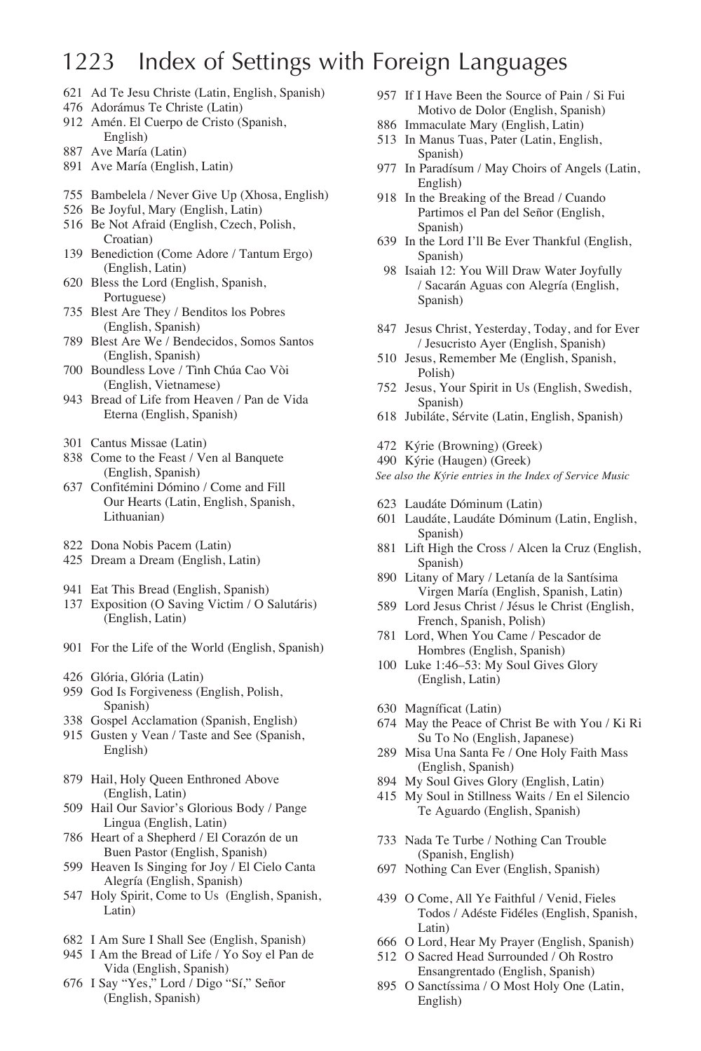# 1223 Index of Settings with Foreign Languages

621 Ad Te Jesu Christe (Latin, English, Spanish)
476 Adorámus Te Christe (Latin)
912 Amén. El Cuerpo de Cristo (Spanish, English)
887 Ave María (Latin)
891 Ave María (English, Latin)

755 Bambelela / Never Give Up (Xhosa, English)
526 Be Joyful, Mary (English, Latin)
516 Be Not Afraid (English, Czech, Polish, Croatian)
139 Benediction (Come Adore / Tantum Ergo) (English, Latin)
620 Bless the Lord (English, Spanish, Portuguese)
735 Blest Are They / Benditos los Pobres (English, Spanish)
789 Blest Are We / Bendecidos, Somos Santos (English, Spanish)
700 Boundless Love / Tình Chúa Cao Vòi (English, Vietnamese)
943 Bread of Life from Heaven / Pan de Vida Eterna (English, Spanish)

301 Cantus Missae (Latin)
838 Come to the Feast / Ven al Banquete (English, Spanish)
637 Confitémini Dómino / Come and Fill Our Hearts (Latin, English, Spanish, Lithuanian)

822 Dona Nobis Pacem (Latin)
425 Dream a Dream (English, Latin)

941 Eat This Bread (English, Spanish)
137 Exposition (O Saving Victim / O Salutáris) (English, Latin)

901 For the Life of the World (English, Spanish)

426 Glória, Glória (Latin)
959 God Is Forgiveness (English, Polish, Spanish)
338 Gospel Acclamation (Spanish, English)
915 Gusten y Vean / Taste and See (Spanish, English)

879 Hail, Holy Queen Enthroned Above (English, Latin)
509 Hail Our Savior's Glorious Body / Pange Lingua (English, Latin)
786 Heart of a Shepherd / El Corazón de un Buen Pastor (English, Spanish)
599 Heaven Is Singing for Joy / El Cielo Canta Alegría (English, Spanish)
547 Holy Spirit, Come to Us (English, Spanish, Latin)

682 I Am Sure I Shall See (English, Spanish)
945 I Am the Bread of Life / Yo Soy el Pan de Vida (English, Spanish)
676 I Say "Yes," Lord / Digo "Sí," Señor (English, Spanish)
957 If I Have Been the Source of Pain / Si Fui Motivo de Dolor (English, Spanish)
886 Immaculate Mary (English, Latin)
513 In Manus Tuas, Pater (Latin, English, Spanish)
977 In Paradísum / May Choirs of Angels (Latin, English)
918 In the Breaking of the Bread / Cuando Partimos el Pan del Señor (English, Spanish)
639 In the Lord I'll Be Ever Thankful (English, Spanish)
98 Isaiah 12: You Will Draw Water Joyfully / Sacarán Aguas con Alegría (English, Spanish)

847 Jesus Christ, Yesterday, Today, and for Ever / Jesucristo Ayer (English, Spanish)
510 Jesus, Remember Me (English, Spanish, Polish)
752 Jesus, Your Spirit in Us (English, Swedish, Spanish)
618 Jubiláte, Sérvite (Latin, English, Spanish)

472 Kýrie (Browning) (Greek)
490 Kýrie (Haugen) (Greek)
*See also the Kýrie entries in the Index of Service Music*

623 Laudáte Dóminum (Latin)
601 Laudáte, Laudáte Dóminum (Latin, English, Spanish)
881 Lift High the Cross / Alcen la Cruz (English, Spanish)
890 Litany of Mary / Letanía de la Santísima Virgen María (English, Spanish, Latin)
589 Lord Jesus Christ / Jésus le Christ (English, French, Spanish, Polish)
781 Lord, When You Came / Pescador de Hombres (English, Spanish)
100 Luke 1:46–53: My Soul Gives Glory (English, Latin)

630 Magníficat (Latin)
674 May the Peace of Christ Be with You / Ki Ri Su To No (English, Japanese)
289 Misa Una Santa Fe / One Holy Faith Mass (English, Spanish)
894 My Soul Gives Glory (English, Latin)
415 My Soul in Stillness Waits / En el Silencio Te Aguardo (English, Spanish)

733 Nada Te Turbe / Nothing Can Trouble (Spanish, English)
697 Nothing Can Ever (English, Spanish)

439 O Come, All Ye Faithful / Venid, Fieles Todos / Adéste Fidéles (English, Spanish, Latin)
666 O Lord, Hear My Prayer (English, Spanish)
512 O Sacred Head Surrounded / Oh Rostro Ensangrentado (English, Spanish)
895 O Sanctíssima / O Most Holy One (Latin, English)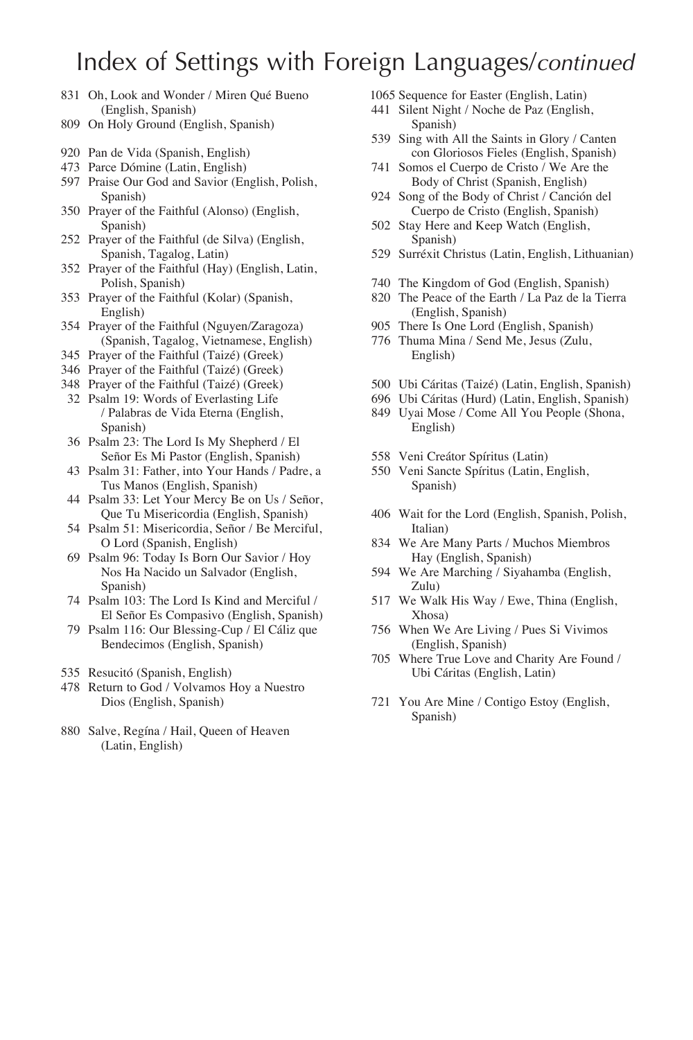# Index of Settings with Foreign Languages/*continued*

831 Oh, Look and Wonder / Miren Qué Bueno (English, Spanish)
809 On Holy Ground (English, Spanish)

920 Pan de Vida (Spanish, English)
473 Parce Dómine (Latin, English)
597 Praise Our God and Savior (English, Polish, Spanish)
350 Prayer of the Faithful (Alonso) (English, Spanish)
252 Prayer of the Faithful (de Silva) (English, Spanish, Tagalog, Latin)
352 Prayer of the Faithful (Hay) (English, Latin, Polish, Spanish)
353 Prayer of the Faithful (Kolar) (Spanish, English)
354 Prayer of the Faithful (Nguyen/Zaragoza) (Spanish, Tagalog, Vietnamese, English)
345 Prayer of the Faithful (Taizé) (Greek)
346 Prayer of the Faithful (Taizé) (Greek)
348 Prayer of the Faithful (Taizé) (Greek)
32 Psalm 19: Words of Everlasting Life / Palabras de Vida Eterna (English, Spanish)
36 Psalm 23: The Lord Is My Shepherd / El Señor Es Mi Pastor (English, Spanish)
43 Psalm 31: Father, into Your Hands / Padre, a Tus Manos (English, Spanish)
44 Psalm 33: Let Your Mercy Be on Us / Señor, Que Tu Misericordia (English, Spanish)
54 Psalm 51: Misericordia, Señor / Be Merciful, O Lord (Spanish, English)
69 Psalm 96: Today Is Born Our Savior / Hoy Nos Ha Nacido un Salvador (English, Spanish)
74 Psalm 103: The Lord Is Kind and Merciful / El Señor Es Compasivo (English, Spanish)
79 Psalm 116: Our Blessing-Cup / El Cáliz que Bendecimos (English, Spanish)

535 Resucitó (Spanish, English)
478 Return to God / Volvamos Hoy a Nuestro Dios (English, Spanish)

880 Salve, Regína / Hail, Queen of Heaven (Latin, English)
1065 Sequence for Easter (English, Latin)
441 Silent Night / Noche de Paz (English, Spanish)
539 Sing with All the Saints in Glory / Canten con Gloriosos Fieles (English, Spanish)
741 Somos el Cuerpo de Cristo / We Are the Body of Christ (Spanish, English)
924 Song of the Body of Christ / Canción del Cuerpo de Cristo (English, Spanish)
502 Stay Here and Keep Watch (English, Spanish)
529 Surréxit Christus (Latin, English, Lithuanian)

740 The Kingdom of God (English, Spanish)
820 The Peace of the Earth / La Paz de la Tierra (English, Spanish)
905 There Is One Lord (English, Spanish)
776 Thuma Mina / Send Me, Jesus (Zulu, English)

500 Ubi Cáritas (Taizé) (Latin, English, Spanish)
696 Ubi Cáritas (Hurd) (Latin, English, Spanish)
849 Uyai Mose / Come All You People (Shona, English)

558 Veni Creátor Spíritus (Latin)
550 Veni Sancte Spíritus (Latin, English, Spanish)

406 Wait for the Lord (English, Spanish, Polish, Italian)
834 We Are Many Parts / Muchos Miembros Hay (English, Spanish)
594 We Are Marching / Siyahamba (English, Zulu)
517 We Walk His Way / Ewe, Thina (English, Xhosa)
756 When We Are Living / Pues Si Vivimos (English, Spanish)
705 Where True Love and Charity Are Found / Ubi Cáritas (English, Latin)

721 You Are Mine / Contigo Estoy (English, Spanish)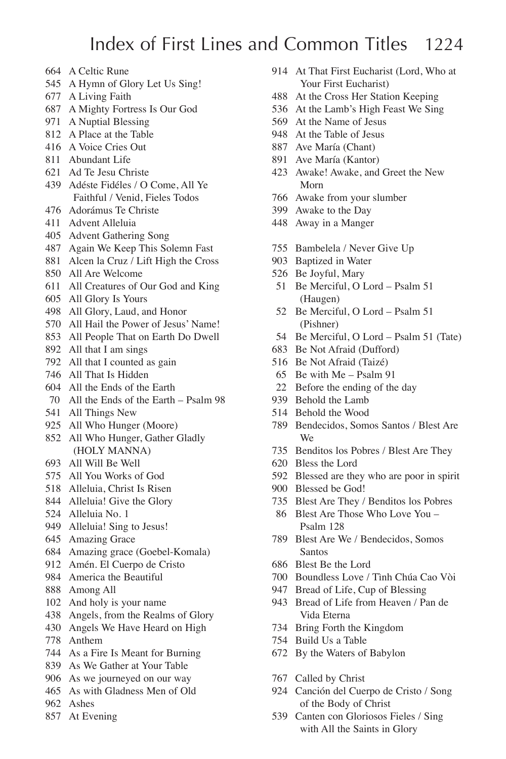# Index of First Lines and Common Titles

664 A Celtic Rune
545 A Hymn of Glory Let Us Sing!
677 A Living Faith
687 A Mighty Fortress Is Our God
971 A Nuptial Blessing
812 A Place at the Table
416 A Voice Cries Out
811 Abundant Life
621 Ad Te Jesu Christe
439 Adéste Fidéles / O Come, All Ye Faithful / Venid, Fieles Todos
476 Adorámus Te Christe
411 Advent Alleluia
405 Advent Gathering Song
487 Again We Keep This Solemn Fast
881 Alcen la Cruz / Lift High the Cross
850 All Are Welcome
611 All Creatures of Our God and King
605 All Glory Is Yours
498 All Glory, Laud, and Honor
570 All Hail the Power of Jesus' Name!
853 All People That on Earth Do Dwell
892 All that I am sings
792 All that I counted as gain
746 All That Is Hidden
604 All the Ends of the Earth
70 All the Ends of the Earth – Psalm 98
541 All Things New
925 All Who Hunger (Moore)
852 All Who Hunger, Gather Gladly (HOLY MANNA)
693 All Will Be Well
575 All You Works of God
518 Alleluia, Christ Is Risen
844 Alleluia! Give the Glory
524 Alleluia No. 1
949 Alleluia! Sing to Jesus!
645 Amazing Grace
684 Amazing grace (Goebel-Komala)
912 Amén. El Cuerpo de Cristo
984 America the Beautiful
888 Among All
102 And holy is your name
438 Angels, from the Realms of Glory
430 Angels We Have Heard on High
778 Anthem
744 As a Fire Is Meant for Burning
839 As We Gather at Your Table
906 As we journeyed on our way
465 As with Gladness Men of Old
962 Ashes
857 At Evening
914 At That First Eucharist (Lord, Who at Your First Eucharist)
488 At the Cross Her Station Keeping
536 At the Lamb's High Feast We Sing
569 At the Name of Jesus
948 At the Table of Jesus
887 Ave María (Chant)
891 Ave María (Kantor)
423 Awake! Awake, and Greet the New Morn
766 Awake from your slumber
399 Awake to the Day
448 Away in a Manger

755 Bambelela / Never Give Up
903 Baptized in Water
526 Be Joyful, Mary
51 Be Merciful, O Lord – Psalm 51 (Haugen)
52 Be Merciful, O Lord – Psalm 51 (Pishner)
54 Be Merciful, O Lord – Psalm 51 (Tate)
683 Be Not Afraid (Dufford)
516 Be Not Afraid (Taizé)
65 Be with Me – Psalm 91
22 Before the ending of the day
939 Behold the Lamb
514 Behold the Wood
789 Bendecidos, Somos Santos / Blest Are We
735 Benditos los Pobres / Blest Are They
620 Bless the Lord
592 Blessed are they who are poor in spirit
900 Blessed be God!
735 Blest Are They / Benditos los Pobres
86 Blest Are Those Who Love You – Psalm 128
789 Blest Are We / Bendecidos, Somos Santos
686 Blest Be the Lord
700 Boundless Love / Tình Chúa Cao Vòi
947 Bread of Life, Cup of Blessing
943 Bread of Life from Heaven / Pan de Vida Eterna
734 Bring Forth the Kingdom
754 Build Us a Table
672 By the Waters of Babylon

767 Called by Christ
924 Canción del Cuerpo de Cristo / Song of the Body of Christ
539 Canten con Gloriosos Fieles / Sing with All the Saints in Glory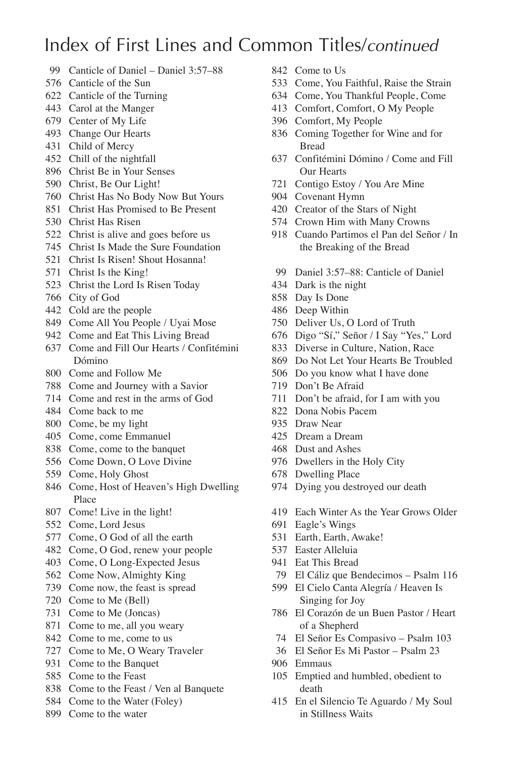# Index of First Lines and Common Titles/*continued*

99 Canticle of Daniel – Daniel 3:57–88
576 Canticle of the Sun
622 Canticle of the Turning
443 Carol at the Manger
679 Center of My Life
493 Change Our Hearts
431 Child of Mercy
452 Chill of the nightfall
896 Christ Be in Your Senses
590 Christ, Be Our Light!
760 Christ Has No Body Now But Yours
851 Christ Has Promised to Be Present
530 Christ Has Risen
522 Christ is alive and goes before us
745 Christ Is Made the Sure Foundation
521 Christ Is Risen! Shout Hosanna!
571 Christ Is the King!
523 Christ the Lord Is Risen Today
766 City of God
442 Cold are the people
849 Come All You People / Uyai Mose
942 Come and Eat This Living Bread
637 Come and Fill Our Hearts / Confitémini Dómino
800 Come and Follow Me
788 Come and Journey with a Savior
714 Come and rest in the arms of God
484 Come back to me
800 Come, be my light
405 Come, come Emmanuel
838 Come, come to the banquet
556 Come Down, O Love Divine
559 Come, Holy Ghost
846 Come, Host of Heaven's High Dwelling Place
807 Come! Live in the light!
552 Come, Lord Jesus
577 Come, O God of all the earth
482 Come, O God, renew your people
403 Come, O Long-Expected Jesus
562 Come Now, Almighty King
739 Come now, the feast is spread
720 Come to Me (Bell)
731 Come to Me (Joncas)
871 Come to me, all you weary
842 Come to me, come to us
727 Come to Me, O Weary Traveler
931 Come to the Banquet
585 Come to the Feast
838 Come to the Feast / Ven al Banquete
584 Come to the Water (Foley)
899 Come to the water
842 Come to Us
533 Come, You Faithful, Raise the Strain
634 Come, You Thankful People, Come
413 Comfort, Comfort, O My People
396 Comfort, My People
836 Coming Together for Wine and for Bread
637 Confitémini Dómino / Come and Fill Our Hearts
721 Contigo Estoy / You Are Mine
904 Covenant Hymn
420 Creator of the Stars of Night
574 Crown Him with Many Crowns
918 Cuando Partimos el Pan del Señor / In the Breaking of the Bread

99 Daniel 3:57–88: Canticle of Daniel
434 Dark is the night
858 Day Is Done
486 Deep Within
750 Deliver Us, O Lord of Truth
676 Digo "Sí," Señor / I Say "Yes," Lord
833 Diverse in Culture, Nation, Race
869 Do Not Let Your Hearts Be Troubled
506 Do you know what I have done
719 Don't Be Afraid
711 Don't be afraid, for I am with you
822 Dona Nobis Pacem
935 Draw Near
425 Dream a Dream
468 Dust and Ashes
976 Dwellers in the Holy City
678 Dwelling Place
974 Dying you destroyed our death

419 Each Winter As the Year Grows Older
691 Eagle's Wings
531 Earth, Earth, Awake!
537 Easter Alleluia
941 Eat This Bread
79 El Cáliz que Bendecimos – Psalm 116
599 El Cielo Canta Alegría / Heaven Is Singing for Joy
786 El Corazón de un Buen Pastor / Heart of a Shepherd
74 El Señor Es Compasivo – Psalm 103
36 El Señor Es Mi Pastor – Psalm 23
906 Emmaus
105 Emptied and humbled, obedient to death
415 En el Silencio Te Aguardo / My Soul in Stillness Waits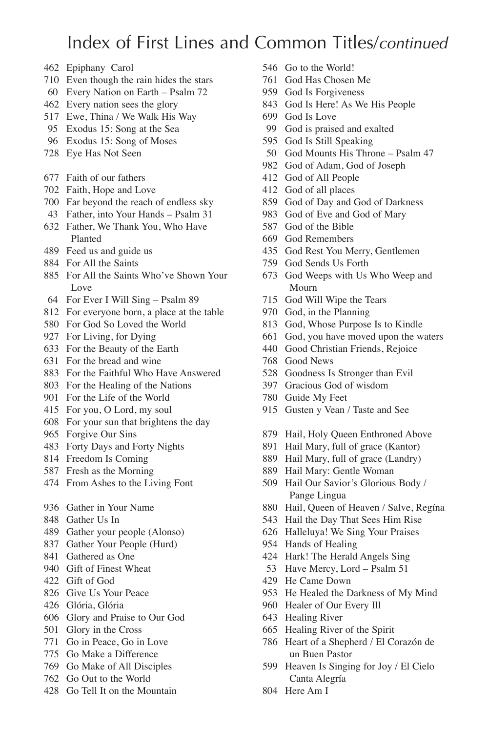# Index of First Lines and Common Titles/*continued*

462 Epiphany Carol
710 Even though the rain hides the stars
60 Every Nation on Earth – Psalm 72
462 Every nation sees the glory
517 Ewe, Thina / We Walk His Way
95 Exodus 15: Song at the Sea
96 Exodus 15: Song of Moses
728 Eye Has Not Seen

677 Faith of our fathers
702 Faith, Hope and Love
700 Far beyond the reach of endless sky
43 Father, into Your Hands – Psalm 31
632 Father, We Thank You, Who Have Planted
489 Feed us and guide us
884 For All the Saints
885 For All the Saints Who've Shown Your Love
64 For Ever I Will Sing – Psalm 89
812 For everyone born, a place at the table
580 For God So Loved the World
927 For Living, for Dying
633 For the Beauty of the Earth
631 For the bread and wine
883 For the Faithful Who Have Answered
803 For the Healing of the Nations
901 For the Life of the World
415 For you, O Lord, my soul
608 For your sun that brightens the day
965 Forgive Our Sins
483 Forty Days and Forty Nights
814 Freedom Is Coming
587 Fresh as the Morning
474 From Ashes to the Living Font

936 Gather in Your Name
848 Gather Us In
489 Gather your people (Alonso)
837 Gather Your People (Hurd)
841 Gathered as One
940 Gift of Finest Wheat
422 Gift of God
826 Give Us Your Peace
426 Glória, Glória
606 Glory and Praise to Our God
501 Glory in the Cross
771 Go in Peace, Go in Love
775 Go Make a Difference
769 Go Make of All Disciples
762 Go Out to the World
428 Go Tell It on the Mountain
546 Go to the World!
761 God Has Chosen Me
959 God Is Forgiveness
843 God Is Here! As We His People
699 God Is Love
99 God is praised and exalted
595 God Is Still Speaking
50 God Mounts His Throne – Psalm 47
982 God of Adam, God of Joseph
412 God of All People
412 God of all places
859 God of Day and God of Darkness
983 God of Eve and God of Mary
587 God of the Bible
669 God Remembers
435 God Rest You Merry, Gentlemen
759 God Sends Us Forth
673 God Weeps with Us Who Weep and Mourn
715 God Will Wipe the Tears
970 God, in the Planning
813 God, Whose Purpose Is to Kindle
661 God, you have moved upon the waters
440 Good Christian Friends, Rejoice
768 Good News
528 Goodness Is Stronger than Evil
397 Gracious God of wisdom
780 Guide My Feet
915 Gusten y Vean / Taste and See

879 Hail, Holy Queen Enthroned Above
891 Hail Mary, full of grace (Kantor)
889 Hail Mary, full of grace (Landry)
889 Hail Mary: Gentle Woman
509 Hail Our Savior's Glorious Body / Pange Lingua
880 Hail, Queen of Heaven / Salve, Regína
543 Hail the Day That Sees Him Rise
626 Halleluya! We Sing Your Praises
954 Hands of Healing
424 Hark! The Herald Angels Sing
53 Have Mercy, Lord – Psalm 51
429 He Came Down
953 He Healed the Darkness of My Mind
960 Healer of Our Every Ill
643 Healing River
665 Healing River of the Spirit
786 Heart of a Shepherd / El Corazón de un Buen Pastor
599 Heaven Is Singing for Joy / El Cielo Canta Alegría
804 Here Am I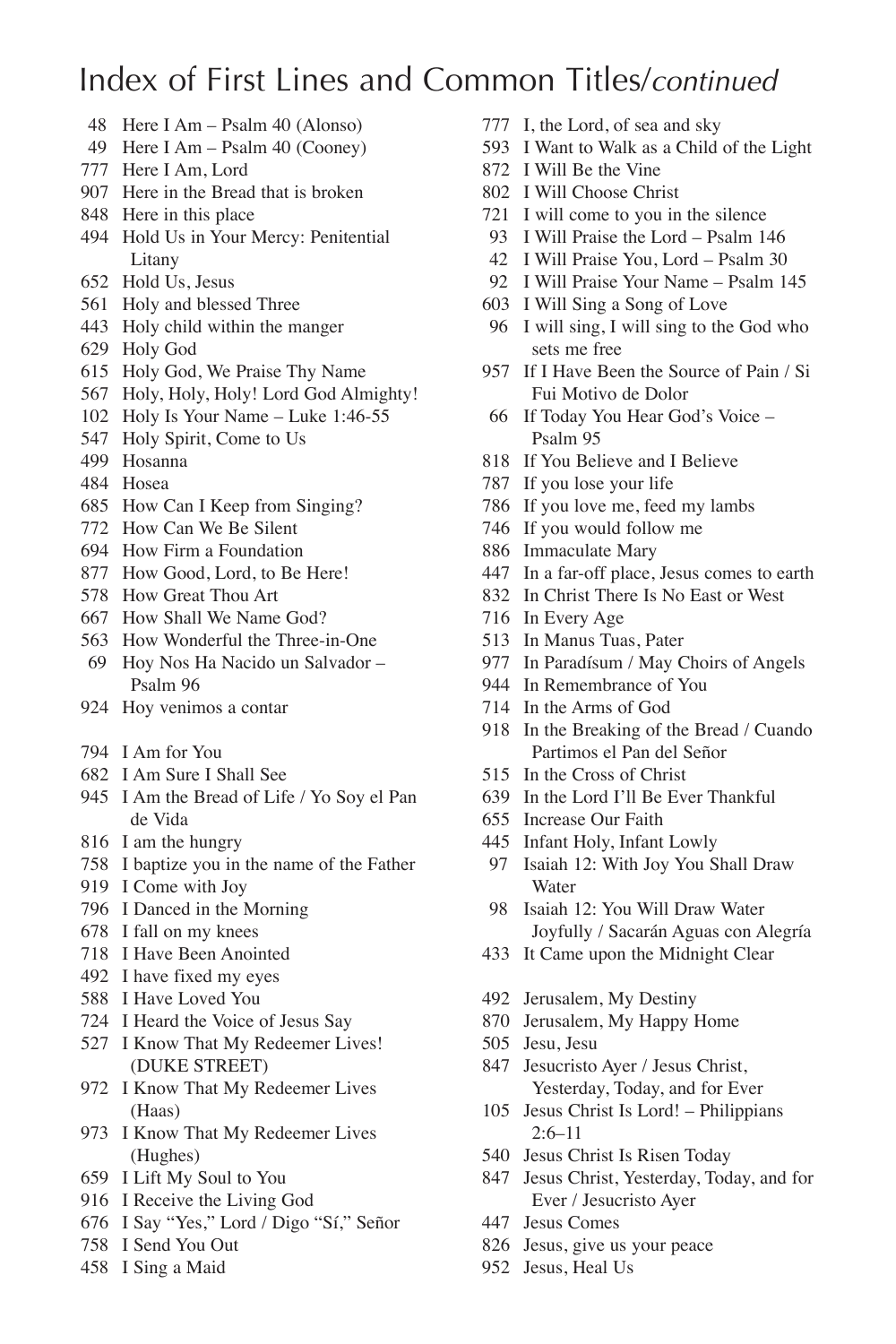# Index of First Lines and Common Titles/*continued*

48 Here I Am – Psalm 40 (Alonso)
49 Here I Am – Psalm 40 (Cooney)
777 Here I Am, Lord
907 Here in the Bread that is broken
848 Here in this place
494 Hold Us in Your Mercy: Penitential Litany
652 Hold Us, Jesus
561 Holy and blessed Three
443 Holy child within the manger
629 Holy God
615 Holy God, We Praise Thy Name
567 Holy, Holy, Holy! Lord God Almighty!
102 Holy Is Your Name – Luke 1:46-55
547 Holy Spirit, Come to Us
499 Hosanna
484 Hosea
685 How Can I Keep from Singing?
772 How Can We Be Silent
694 How Firm a Foundation
877 How Good, Lord, to Be Here!
578 How Great Thou Art
667 How Shall We Name God?
563 How Wonderful the Three-in-One
69 Hoy Nos Ha Nacido un Salvador – Psalm 96
924 Hoy venimos a contar

794 I Am for You
682 I Am Sure I Shall See
945 I Am the Bread of Life / Yo Soy el Pan de Vida
816 I am the hungry
758 I baptize you in the name of the Father
919 I Come with Joy
796 I Danced in the Morning
678 I fall on my knees
718 I Have Been Anointed
492 I have fixed my eyes
588 I Have Loved You
724 I Heard the Voice of Jesus Say
527 I Know That My Redeemer Lives! (DUKE STREET)
972 I Know That My Redeemer Lives (Haas)
973 I Know That My Redeemer Lives (Hughes)
659 I Lift My Soul to You
916 I Receive the Living God
676 I Say "Yes," Lord / Digo "Sí," Señor
758 I Send You Out
458 I Sing a Maid
777 I, the Lord, of sea and sky
593 I Want to Walk as a Child of the Light
872 I Will Be the Vine
802 I Will Choose Christ
721 I will come to you in the silence
93 I Will Praise the Lord – Psalm 146
42 I Will Praise You, Lord – Psalm 30
92 I Will Praise Your Name – Psalm 145
603 I Will Sing a Song of Love
96 I will sing, I will sing to the God who sets me free
957 If I Have Been the Source of Pain / Si Fui Motivo de Dolor
66 If Today You Hear God's Voice – Psalm 95
818 If You Believe and I Believe
787 If you lose your life
786 If you love me, feed my lambs
746 If you would follow me
886 Immaculate Mary
447 In a far-off place, Jesus comes to earth
832 In Christ There Is No East or West
716 In Every Age
513 In Manus Tuas, Pater
977 In Paradísum / May Choirs of Angels
944 In Remembrance of You
714 In the Arms of God
918 In the Breaking of the Bread / Cuando Partimos el Pan del Señor
515 In the Cross of Christ
639 In the Lord I'll Be Ever Thankful
655 Increase Our Faith
445 Infant Holy, Infant Lowly
97 Isaiah 12: With Joy You Shall Draw Water
98 Isaiah 12: You Will Draw Water Joyfully / Sacarán Aguas con Alegría
433 It Came upon the Midnight Clear

492 Jerusalem, My Destiny
870 Jerusalem, My Happy Home
505 Jesu, Jesu
847 Jesucristo Ayer / Jesus Christ, Yesterday, Today, and for Ever
105 Jesus Christ Is Lord! – Philippians 2:6–11
540 Jesus Christ Is Risen Today
847 Jesus Christ, Yesterday, Today, and for Ever / Jesucristo Ayer
447 Jesus Comes
826 Jesus, give us your peace
952 Jesus, Heal Us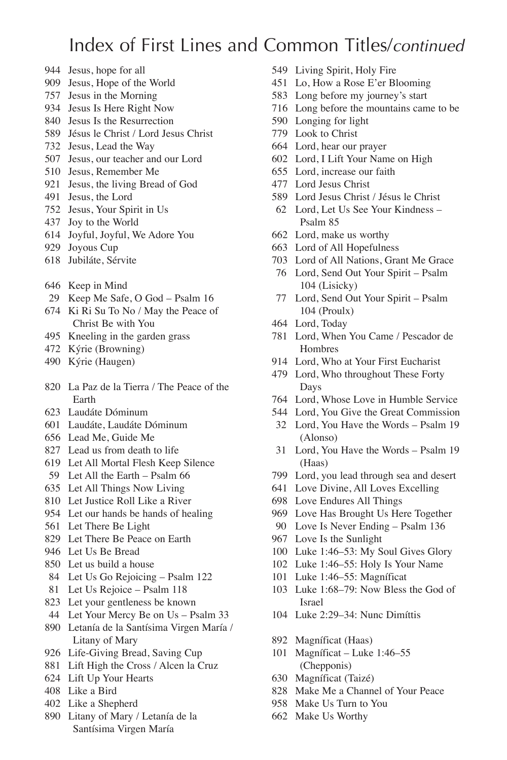# Index of First Lines and Common Titles/*continued*

944 Jesus, hope for all
909 Jesus, Hope of the World
757 Jesus in the Morning
934 Jesus Is Here Right Now
840 Jesus Is the Resurrection
589 Jésus le Christ / Lord Jesus Christ
732 Jesus, Lead the Way
507 Jesus, our teacher and our Lord
510 Jesus, Remember Me
921 Jesus, the living Bread of God
491 Jesus, the Lord
752 Jesus, Your Spirit in Us
437 Joy to the World
614 Joyful, Joyful, We Adore You
929 Joyous Cup
618 Jubiláte, Sérvite

646 Keep in Mind
29 Keep Me Safe, O God – Psalm 16
674 Ki Ri Su To No / May the Peace of Christ Be with You
495 Kneeling in the garden grass
472 Kýrie (Browning)
490 Kýrie (Haugen)

820 La Paz de la Tierra / The Peace of the Earth
623 Laudáte Dóminum
601 Laudáte, Laudáte Dóminum
656 Lead Me, Guide Me
827 Lead us from death to life
619 Let All Mortal Flesh Keep Silence
59 Let All the Earth – Psalm 66
635 Let All Things Now Living
810 Let Justice Roll Like a River
954 Let our hands be hands of healing
561 Let There Be Light
829 Let There Be Peace on Earth
946 Let Us Be Bread
850 Let us build a house
84 Let Us Go Rejoicing – Psalm 122
81 Let Us Rejoice – Psalm 118
823 Let your gentleness be known
44 Let Your Mercy Be on Us – Psalm 33
890 Letanía de la Santísima Virgen María / Litany of Mary
926 Life-Giving Bread, Saving Cup
881 Lift High the Cross / Alcen la Cruz
624 Lift Up Your Hearts
408 Like a Bird
402 Like a Shepherd
890 Litany of Mary / Letanía de la Santísima Virgen María
549 Living Spirit, Holy Fire
451 Lo, How a Rose E'er Blooming
583 Long before my journey's start
716 Long before the mountains came to be
590 Longing for light
779 Look to Christ
664 Lord, hear our prayer
602 Lord, I Lift Your Name on High
655 Lord, increase our faith
477 Lord Jesus Christ
589 Lord Jesus Christ / Jésus le Christ
62 Lord, Let Us See Your Kindness – Psalm 85
662 Lord, make us worthy
663 Lord of All Hopefulness
703 Lord of All Nations, Grant Me Grace
76 Lord, Send Out Your Spirit – Psalm 104 (Lisicky)
77 Lord, Send Out Your Spirit – Psalm 104 (Proulx)
464 Lord, Today
781 Lord, When You Came / Pescador de Hombres
914 Lord, Who at Your First Eucharist
479 Lord, Who throughout These Forty Days
764 Lord, Whose Love in Humble Service
544 Lord, You Give the Great Commission
32 Lord, You Have the Words – Psalm 19 (Alonso)
31 Lord, You Have the Words – Psalm 19 (Haas)
799 Lord, you lead through sea and desert
641 Love Divine, All Loves Excelling
698 Love Endures All Things
969 Love Has Brought Us Here Together
90 Love Is Never Ending – Psalm 136
967 Love Is the Sunlight
100 Luke 1:46–53: My Soul Gives Glory
102 Luke 1:46–55: Holy Is Your Name
101 Luke 1:46–55: Magníficat
103 Luke 1:68–79: Now Bless the God of Israel
104 Luke 2:29–34: Nunc Dimíttis

892 Magníficat (Haas)
101 Magníficat – Luke 1:46–55 (Chepponis)
630 Magníficat (Taizé)
828 Make Me a Channel of Your Peace
958 Make Us Turn to You
662 Make Us Worthy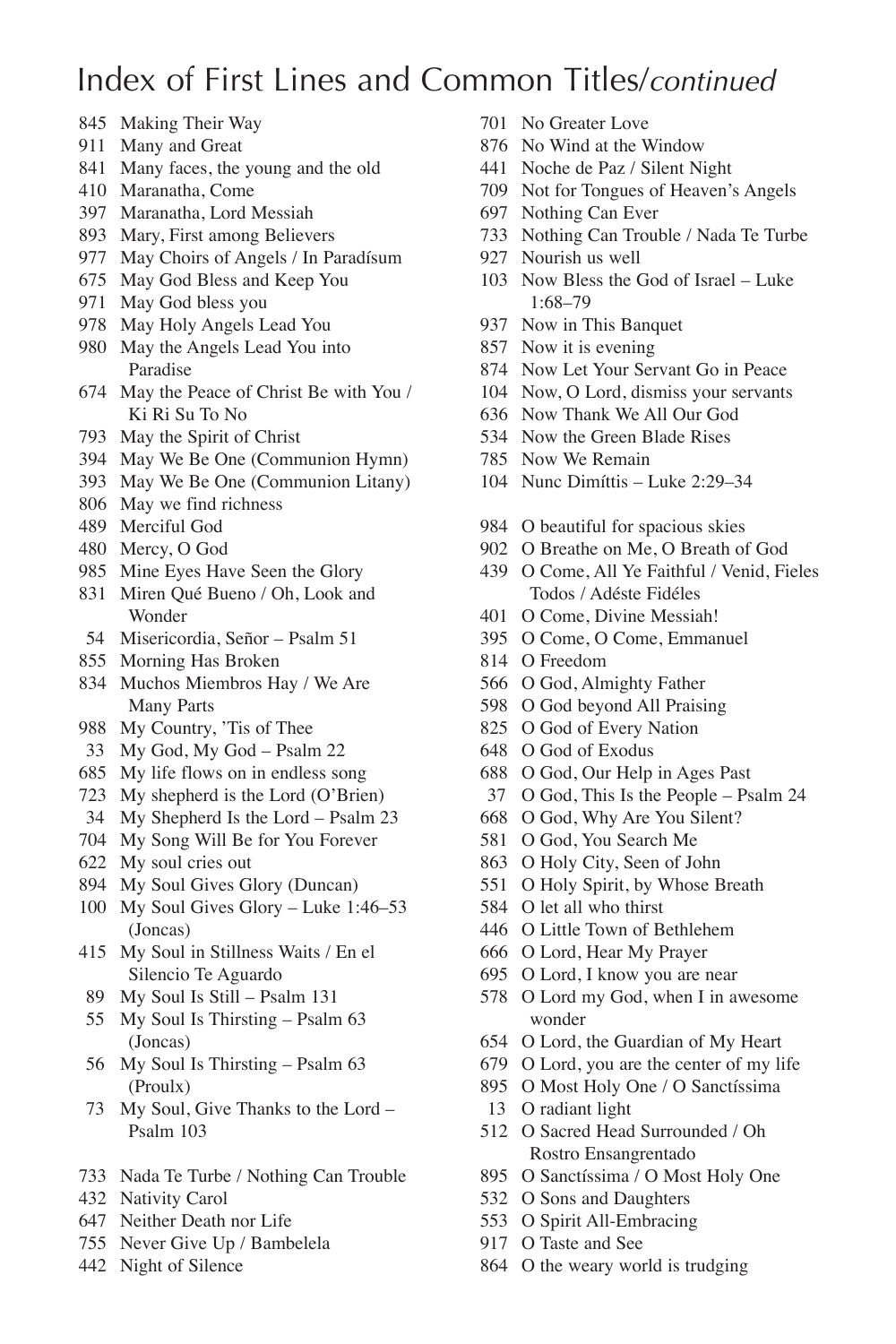# Index of First Lines and Common Titles/*continued*

845 Making Their Way
911 Many and Great
841 Many faces, the young and the old
410 Maranatha, Come
397 Maranatha, Lord Messiah
893 Mary, First among Believers
977 May Choirs of Angels / In Paradísum
675 May God Bless and Keep You
971 May God bless you
978 May Holy Angels Lead You
980 May the Angels Lead You into Paradise
674 May the Peace of Christ Be with You / Ki Ri Su To No
793 May the Spirit of Christ
394 May We Be One (Communion Hymn)
393 May We Be One (Communion Litany)
806 May we find richness
489 Merciful God
480 Mercy, O God
985 Mine Eyes Have Seen the Glory
831 Miren Qué Bueno / Oh, Look and Wonder
54 Misericordia, Señor – Psalm 51
855 Morning Has Broken
834 Muchos Miembros Hay / We Are Many Parts
988 My Country, 'Tis of Thee
33 My God, My God – Psalm 22
685 My life flows on in endless song
723 My shepherd is the Lord (O'Brien)
34 My Shepherd Is the Lord – Psalm 23
704 My Song Will Be for You Forever
622 My soul cries out
894 My Soul Gives Glory (Duncan)
100 My Soul Gives Glory – Luke 1:46–53 (Joncas)
415 My Soul in Stillness Waits / En el Silencio Te Aguardo
89 My Soul Is Still – Psalm 131
55 My Soul Is Thirsting – Psalm 63 (Joncas)
56 My Soul Is Thirsting – Psalm 63 (Proulx)
73 My Soul, Give Thanks to the Lord – Psalm 103

733 Nada Te Turbe / Nothing Can Trouble
432 Nativity Carol
647 Neither Death nor Life
755 Never Give Up / Bambelela
442 Night of Silence
701 No Greater Love
876 No Wind at the Window
441 Noche de Paz / Silent Night
709 Not for Tongues of Heaven's Angels
697 Nothing Can Ever
733 Nothing Can Trouble / Nada Te Turbe
927 Nourish us well
103 Now Bless the God of Israel – Luke 1:68–79
937 Now in This Banquet
857 Now it is evening
874 Now Let Your Servant Go in Peace
104 Now, O Lord, dismiss your servants
636 Now Thank We All Our God
534 Now the Green Blade Rises
785 Now We Remain
104 Nunc Dimíttis – Luke 2:29–34

984 O beautiful for spacious skies
902 O Breathe on Me, O Breath of God
439 O Come, All Ye Faithful / Venid, Fieles Todos / Adéste Fidéles
401 O Come, Divine Messiah!
395 O Come, O Come, Emmanuel
814 O Freedom
566 O God, Almighty Father
598 O God beyond All Praising
825 O God of Every Nation
648 O God of Exodus
688 O God, Our Help in Ages Past
37 O God, This Is the People – Psalm 24
668 O God, Why Are You Silent?
581 O God, You Search Me
863 O Holy City, Seen of John
551 O Holy Spirit, by Whose Breath
584 O let all who thirst
446 O Little Town of Bethlehem
666 O Lord, Hear My Prayer
695 O Lord, I know you are near
578 O Lord my God, when I in awesome wonder
654 O Lord, the Guardian of My Heart
679 O Lord, you are the center of my life
895 O Most Holy One / O Sanctíssima
13 O radiant light
512 O Sacred Head Surrounded / Oh Rostro Ensangrentado
895 O Sanctíssima / O Most Holy One
532 O Sons and Daughters
553 O Spirit All-Embracing
917 O Taste and See
864 O the weary world is trudging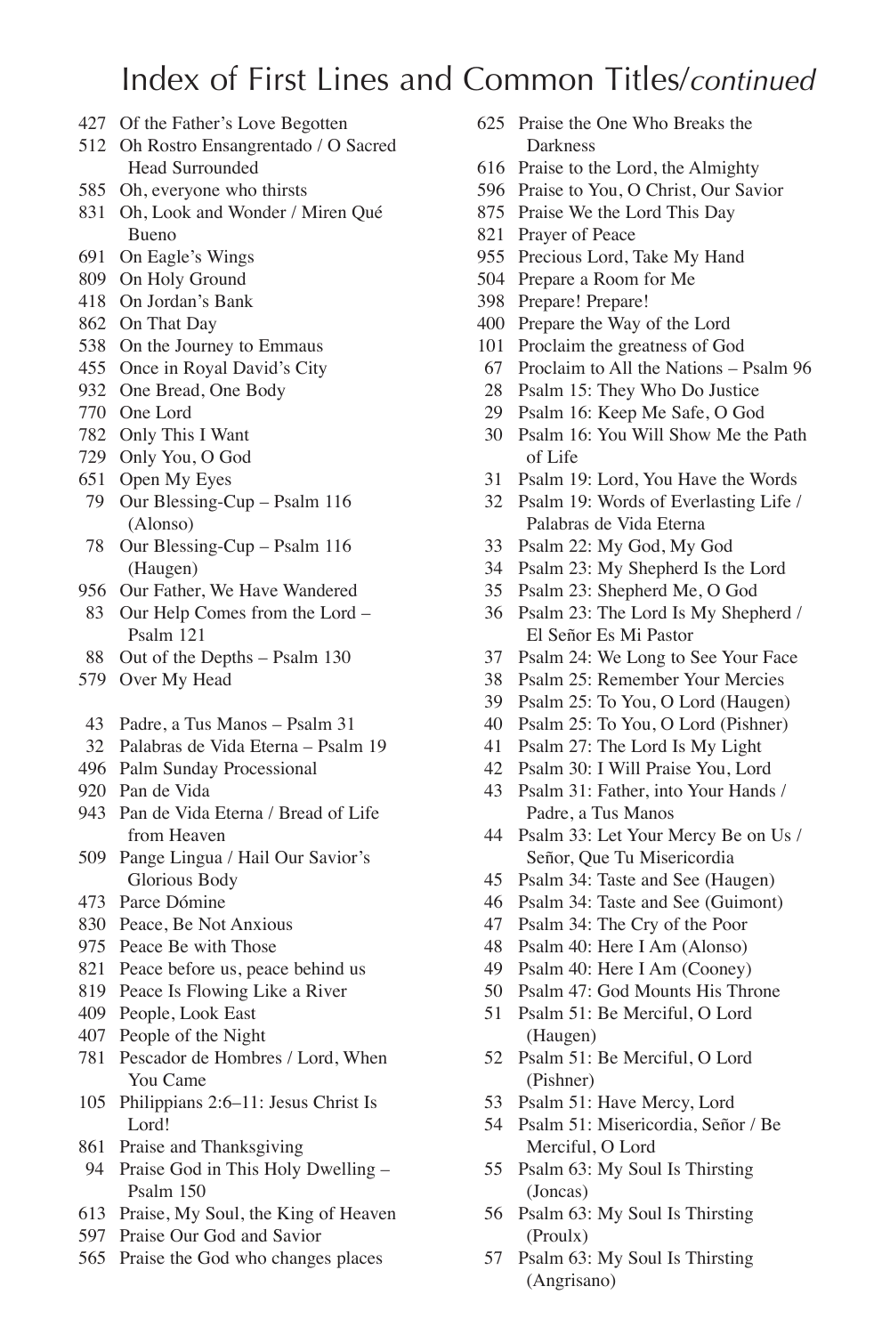# Index of First Lines and Common Titles/*continued*

427 Of the Father's Love Begotten
512 Oh Rostro Ensangrentado / O Sacred Head Surrounded
585 Oh, everyone who thirsts
831 Oh, Look and Wonder / Miren Qué Bueno
691 On Eagle's Wings
809 On Holy Ground
418 On Jordan's Bank
862 On That Day
538 On the Journey to Emmaus
455 Once in Royal David's City
932 One Bread, One Body
770 One Lord
782 Only This I Want
729 Only You, O God
651 Open My Eyes
79 Our Blessing-Cup – Psalm 116 (Alonso)
78 Our Blessing-Cup – Psalm 116 (Haugen)
956 Our Father, We Have Wandered
83 Our Help Comes from the Lord – Psalm 121
88 Out of the Depths – Psalm 130
579 Over My Head

43 Padre, a Tus Manos – Psalm 31
32 Palabras de Vida Eterna – Psalm 19
496 Palm Sunday Processional
920 Pan de Vida
943 Pan de Vida Eterna / Bread of Life from Heaven
509 Pange Lingua / Hail Our Savior's Glorious Body
473 Parce Dómine
830 Peace, Be Not Anxious
975 Peace Be with Those
821 Peace before us, peace behind us
819 Peace Is Flowing Like a River
409 People, Look East
407 People of the Night
781 Pescador de Hombres / Lord, When You Came
105 Philippians 2:6–11: Jesus Christ Is Lord!
861 Praise and Thanksgiving
94 Praise God in This Holy Dwelling – Psalm 150
613 Praise, My Soul, the King of Heaven
597 Praise Our God and Savior
565 Praise the God who changes places
625 Praise the One Who Breaks the Darkness
616 Praise to the Lord, the Almighty
596 Praise to You, O Christ, Our Savior
875 Praise We the Lord This Day
821 Prayer of Peace
955 Precious Lord, Take My Hand
504 Prepare a Room for Me
398 Prepare! Prepare!
400 Prepare the Way of the Lord
101 Proclaim the greatness of God
67 Proclaim to All the Nations – Psalm 96
28 Psalm 15: They Who Do Justice
29 Psalm 16: Keep Me Safe, O God
30 Psalm 16: You Will Show Me the Path of Life
31 Psalm 19: Lord, You Have the Words
32 Psalm 19: Words of Everlasting Life / Palabras de Vida Eterna
33 Psalm 22: My God, My God
34 Psalm 23: My Shepherd Is the Lord
35 Psalm 23: Shepherd Me, O God
36 Psalm 23: The Lord Is My Shepherd / El Señor Es Mi Pastor
37 Psalm 24: We Long to See Your Face
38 Psalm 25: Remember Your Mercies
39 Psalm 25: To You, O Lord (Haugen)
40 Psalm 25: To You, O Lord (Pishner)
41 Psalm 27: The Lord Is My Light
42 Psalm 30: I Will Praise You, Lord
43 Psalm 31: Father, into Your Hands / Padre, a Tus Manos
44 Psalm 33: Let Your Mercy Be on Us / Señor, Que Tu Misericordia
45 Psalm 34: Taste and See (Haugen)
46 Psalm 34: Taste and See (Guimont)
47 Psalm 34: The Cry of the Poor
48 Psalm 40: Here I Am (Alonso)
49 Psalm 40: Here I Am (Cooney)
50 Psalm 47: God Mounts His Throne
51 Psalm 51: Be Merciful, O Lord (Haugen)
52 Psalm 51: Be Merciful, O Lord (Pishner)
53 Psalm 51: Have Mercy, Lord
54 Psalm 51: Misericordia, Señor / Be Merciful, O Lord
55 Psalm 63: My Soul Is Thirsting (Joncas)
56 Psalm 63: My Soul Is Thirsting (Proulx)
57 Psalm 63: My Soul Is Thirsting (Angrisano)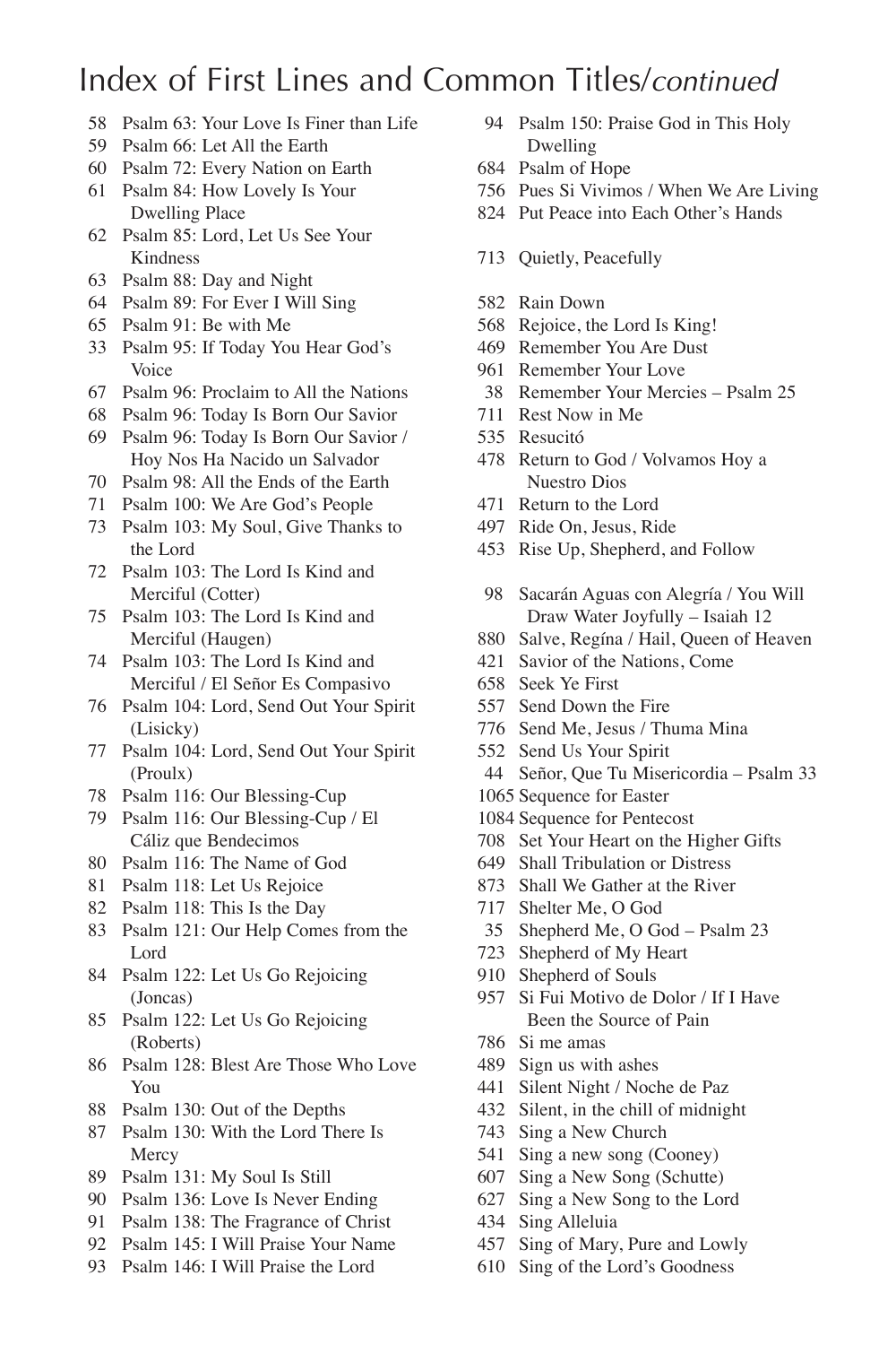# Index of First Lines and Common Titles/*continued*

58 Psalm 63: Your Love Is Finer than Life
59 Psalm 66: Let All the Earth
60 Psalm 72: Every Nation on Earth
61 Psalm 84: How Lovely Is Your Dwelling Place
62 Psalm 85: Lord, Let Us See Your Kindness
63 Psalm 88: Day and Night
64 Psalm 89: For Ever I Will Sing
65 Psalm 91: Be with Me
33 Psalm 95: If Today You Hear God's Voice
67 Psalm 96: Proclaim to All the Nations
68 Psalm 96: Today Is Born Our Savior
69 Psalm 96: Today Is Born Our Savior / Hoy Nos Ha Nacido un Salvador
70 Psalm 98: All the Ends of the Earth
71 Psalm 100: We Are God's People
73 Psalm 103: My Soul, Give Thanks to the Lord
72 Psalm 103: The Lord Is Kind and Merciful (Cotter)
75 Psalm 103: The Lord Is Kind and Merciful (Haugen)
74 Psalm 103: The Lord Is Kind and Merciful / El Señor Es Compasivo
76 Psalm 104: Lord, Send Out Your Spirit (Lisicky)
77 Psalm 104: Lord, Send Out Your Spirit (Proulx)
78 Psalm 116: Our Blessing-Cup
79 Psalm 116: Our Blessing-Cup / El Cáliz que Bendecimos
80 Psalm 116: The Name of God
81 Psalm 118: Let Us Rejoice
82 Psalm 118: This Is the Day
83 Psalm 121: Our Help Comes from the Lord
84 Psalm 122: Let Us Go Rejoicing (Joncas)
85 Psalm 122: Let Us Go Rejoicing (Roberts)
86 Psalm 128: Blest Are Those Who Love You
88 Psalm 130: Out of the Depths
87 Psalm 130: With the Lord There Is Mercy
89 Psalm 131: My Soul Is Still
90 Psalm 136: Love Is Never Ending
91 Psalm 138: The Fragrance of Christ
92 Psalm 145: I Will Praise Your Name
93 Psalm 146: I Will Praise the Lord
94 Psalm 150: Praise God in This Holy Dwelling
684 Psalm of Hope
756 Pues Si Vivimos / When We Are Living
824 Put Peace into Each Other's Hands

713 Quietly, Peacefully

582 Rain Down
568 Rejoice, the Lord Is King!
469 Remember You Are Dust
961 Remember Your Love
38 Remember Your Mercies – Psalm 25
711 Rest Now in Me
535 Resucitó
478 Return to God / Volvamos Hoy a Nuestro Dios
471 Return to the Lord
497 Ride On, Jesus, Ride
453 Rise Up, Shepherd, and Follow

98 Sacarán Aguas con Alegría / You Will Draw Water Joyfully – Isaiah 12
880 Salve, Regína / Hail, Queen of Heaven
421 Savior of the Nations, Come
658 Seek Ye First
557 Send Down the Fire
776 Send Me, Jesus / Thuma Mina
552 Send Us Your Spirit
44 Señor, Que Tu Misericordia – Psalm 33
1065 Sequence for Easter
1084 Sequence for Pentecost
708 Set Your Heart on the Higher Gifts
649 Shall Tribulation or Distress
873 Shall We Gather at the River
717 Shelter Me, O God
35 Shepherd Me, O God – Psalm 23
723 Shepherd of My Heart
910 Shepherd of Souls
957 Si Fui Motivo de Dolor / If I Have Been the Source of Pain
786 Si me amas
489 Sign us with ashes
441 Silent Night / Noche de Paz
432 Silent, in the chill of midnight
743 Sing a New Church
541 Sing a new song (Cooney)
607 Sing a New Song (Schutte)
627 Sing a New Song to the Lord
434 Sing Alleluia
457 Sing of Mary, Pure and Lowly
610 Sing of the Lord's Goodness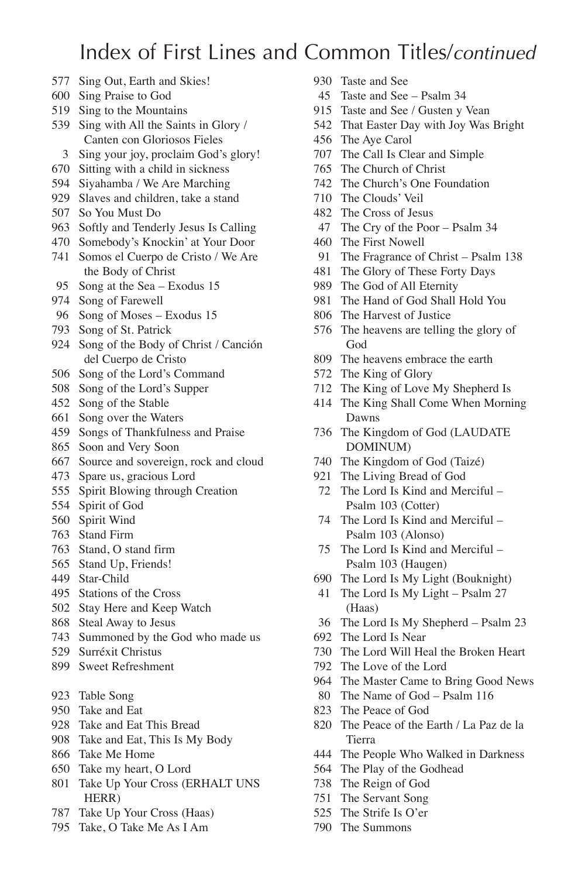# Index of First Lines and Common Titles/*continued*

577 Sing Out, Earth and Skies!
600 Sing Praise to God
519 Sing to the Mountains
539 Sing with All the Saints in Glory / Canten con Gloriosos Fieles
3 Sing your joy, proclaim God's glory!
670 Sitting with a child in sickness
594 Siyahamba / We Are Marching
929 Slaves and children, take a stand
507 So You Must Do
963 Softly and Tenderly Jesus Is Calling
470 Somebody's Knockin' at Your Door
741 Somos el Cuerpo de Cristo / We Are the Body of Christ
95 Song at the Sea – Exodus 15
974 Song of Farewell
96 Song of Moses – Exodus 15
793 Song of St. Patrick
924 Song of the Body of Christ / Canción del Cuerpo de Cristo
506 Song of the Lord's Command
508 Song of the Lord's Supper
452 Song of the Stable
661 Song over the Waters
459 Songs of Thankfulness and Praise
865 Soon and Very Soon
667 Source and sovereign, rock and cloud
473 Spare us, gracious Lord
555 Spirit Blowing through Creation
554 Spirit of God
560 Spirit Wind
763 Stand Firm
763 Stand, O stand firm
565 Stand Up, Friends!
449 Star-Child
495 Stations of the Cross
502 Stay Here and Keep Watch
868 Steal Away to Jesus
743 Summoned by the God who made us
529 Surréxit Christus
899 Sweet Refreshment

923 Table Song
950 Take and Eat
928 Take and Eat This Bread
908 Take and Eat, This Is My Body
866 Take Me Home
650 Take my heart, O Lord
801 Take Up Your Cross (ERHALT UNS HERR)
787 Take Up Your Cross (Haas)
795 Take, O Take Me As I Am
930 Taste and See
45 Taste and See – Psalm 34
915 Taste and See / Gusten y Vean
542 That Easter Day with Joy Was Bright
456 The Aye Carol
707 The Call Is Clear and Simple
765 The Church of Christ
742 The Church's One Foundation
710 The Clouds' Veil
482 The Cross of Jesus
47 The Cry of the Poor – Psalm 34
460 The First Nowell
91 The Fragrance of Christ – Psalm 138
481 The Glory of These Forty Days
989 The God of All Eternity
981 The Hand of God Shall Hold You
806 The Harvest of Justice
576 The heavens are telling the glory of God
809 The heavens embrace the earth
572 The King of Glory
712 The King of Love My Shepherd Is
414 The King Shall Come When Morning Dawns
736 The Kingdom of God (LAUDATE DOMINUM)
740 The Kingdom of God (Taizé)
921 The Living Bread of God
72 The Lord Is Kind and Merciful – Psalm 103 (Cotter)
74 The Lord Is Kind and Merciful – Psalm 103 (Alonso)
75 The Lord Is Kind and Merciful – Psalm 103 (Haugen)
690 The Lord Is My Light (Bouknight)
41 The Lord Is My Light – Psalm 27 (Haas)
36 The Lord Is My Shepherd – Psalm 23
692 The Lord Is Near
730 The Lord Will Heal the Broken Heart
792 The Love of the Lord
964 The Master Came to Bring Good News
80 The Name of God – Psalm 116
823 The Peace of God
820 The Peace of the Earth / La Paz de la Tierra
444 The People Who Walked in Darkness
564 The Play of the Godhead
738 The Reign of God
751 The Servant Song
525 The Strife Is O'er
790 The Summons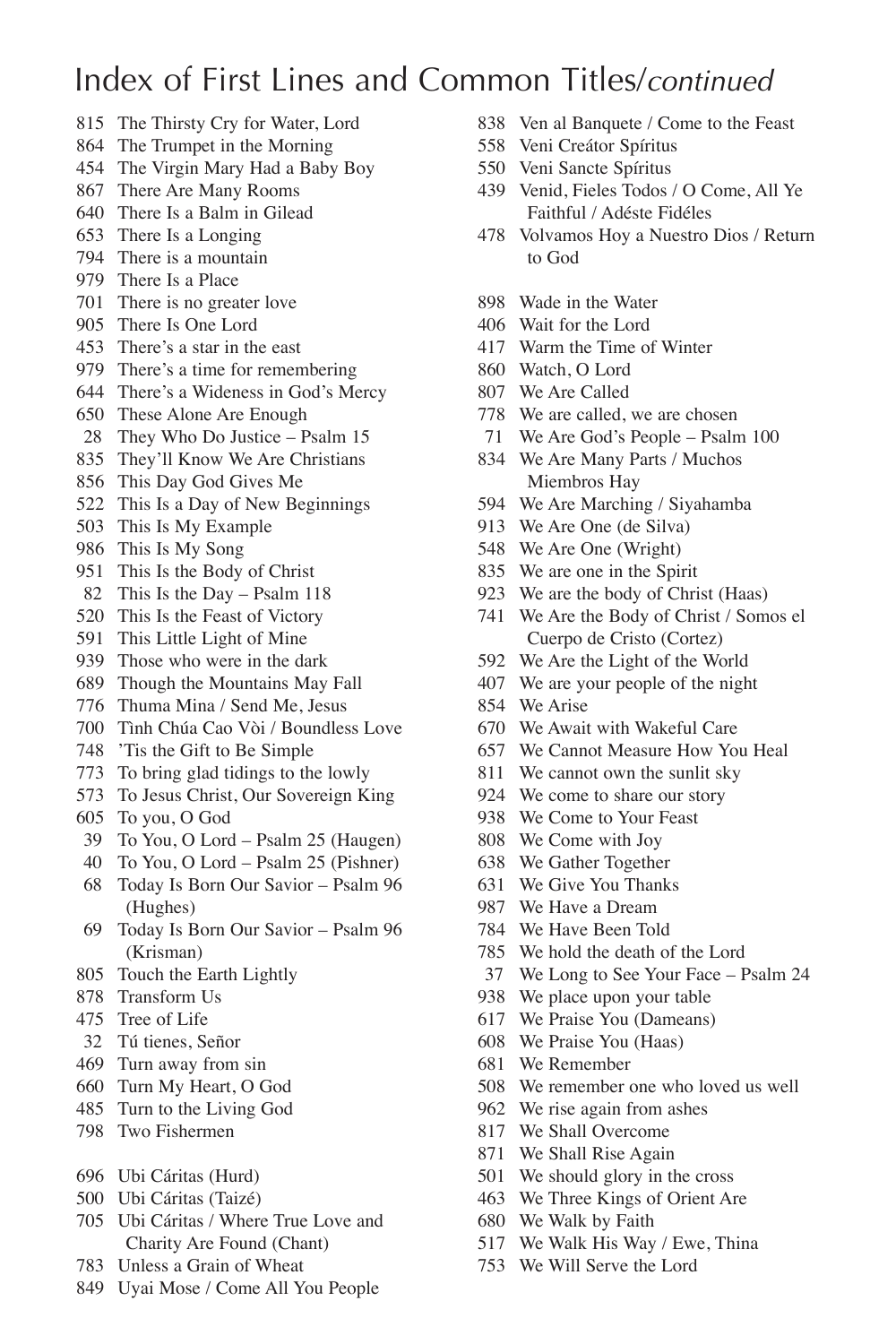# Index of First Lines and Common Titles/*continued*

815 The Thirsty Cry for Water, Lord
864 The Trumpet in the Morning
454 The Virgin Mary Had a Baby Boy
867 There Are Many Rooms
640 There Is a Balm in Gilead
653 There Is a Longing
794 There is a mountain
979 There Is a Place
701 There is no greater love
905 There Is One Lord
453 There's a star in the east
979 There's a time for remembering
644 There's a Wideness in God's Mercy
650 These Alone Are Enough
28 They Who Do Justice – Psalm 15
835 They'll Know We Are Christians
856 This Day God Gives Me
522 This Is a Day of New Beginnings
503 This Is My Example
986 This Is My Song
951 This Is the Body of Christ
82 This Is the Day – Psalm 118
520 This Is the Feast of Victory
591 This Little Light of Mine
939 Those who were in the dark
689 Though the Mountains May Fall
776 Thuma Mina / Send Me, Jesus
700 Tình Chúa Cao Vòi / Boundless Love
748 'Tis the Gift to Be Simple
773 To bring glad tidings to the lowly
573 To Jesus Christ, Our Sovereign King
605 To you, O God
39 To You, O Lord – Psalm 25 (Haugen)
40 To You, O Lord – Psalm 25 (Pishner)
68 Today Is Born Our Savior – Psalm 96 (Hughes)
69 Today Is Born Our Savior – Psalm 96 (Krisman)
805 Touch the Earth Lightly
878 Transform Us
475 Tree of Life
32 Tú tienes, Señor
469 Turn away from sin
660 Turn My Heart, O God
485 Turn to the Living God
798 Two Fishermen

696 Ubi Cáritas (Hurd)
500 Ubi Cáritas (Taizé)
705 Ubi Cáritas / Where True Love and Charity Are Found (Chant)
783 Unless a Grain of Wheat
849 Uyai Mose / Come All You People
838 Ven al Banquete / Come to the Feast
558 Veni Creátor Spíritus
550 Veni Sancte Spíritus
439 Venid, Fieles Todos / O Come, All Ye Faithful / Adéste Fidéles
478 Volvamos Hoy a Nuestro Dios / Return to God

898 Wade in the Water
406 Wait for the Lord
417 Warm the Time of Winter
860 Watch, O Lord
807 We Are Called
778 We are called, we are chosen
71 We Are God's People – Psalm 100
834 We Are Many Parts / Muchos Miembros Hay
594 We Are Marching / Siyahamba
913 We Are One (de Silva)
548 We Are One (Wright)
835 We are one in the Spirit
923 We are the body of Christ (Haas)
741 We Are the Body of Christ / Somos el Cuerpo de Cristo (Cortez)
592 We Are the Light of the World
407 We are your people of the night
854 We Arise
670 We Await with Wakeful Care
657 We Cannot Measure How You Heal
811 We cannot own the sunlit sky
924 We come to share our story
938 We Come to Your Feast
808 We Come with Joy
638 We Gather Together
631 We Give You Thanks
987 We Have a Dream
784 We Have Been Told
785 We hold the death of the Lord
37 We Long to See Your Face – Psalm 24
938 We place upon your table
617 We Praise You (Dameans)
608 We Praise You (Haas)
681 We Remember
508 We remember one who loved us well
962 We rise again from ashes
817 We Shall Overcome
871 We Shall Rise Again
501 We should glory in the cross
463 We Three Kings of Orient Are
680 We Walk by Faith
517 We Walk His Way / Ewe, Thina
753 We Will Serve the Lord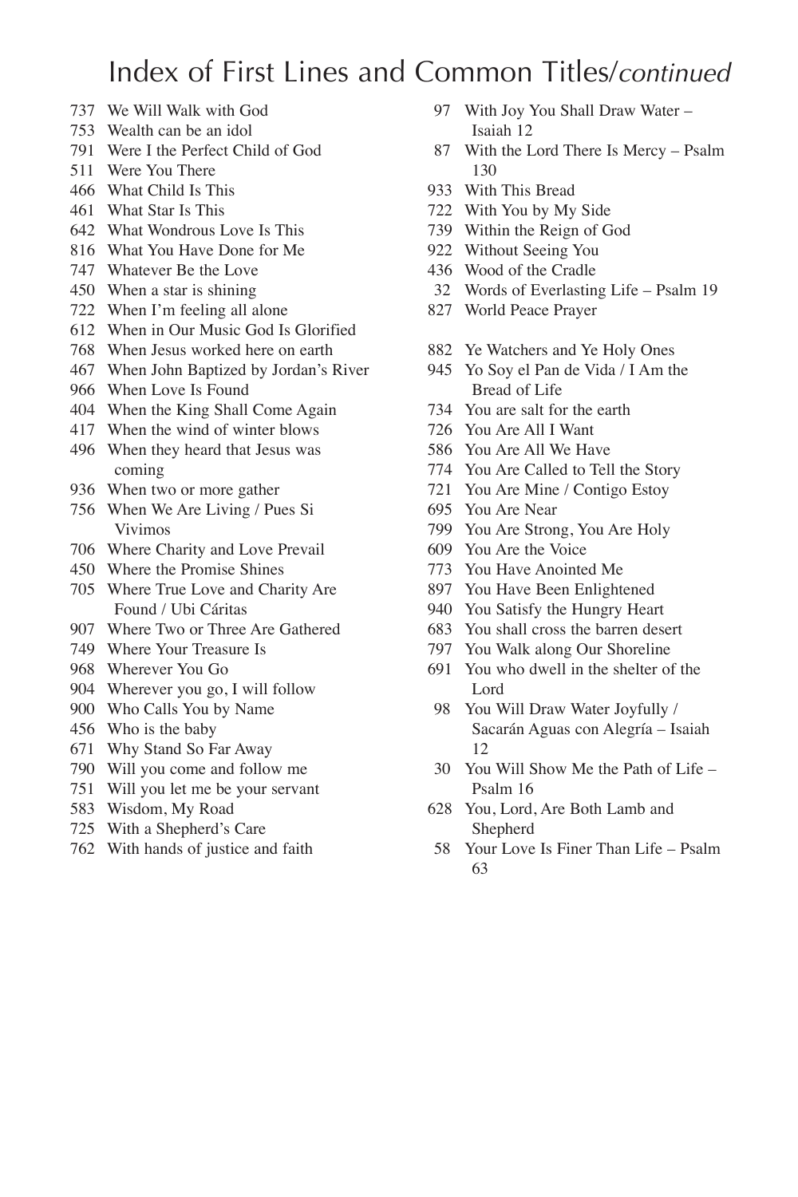# Index of First Lines and Common Titles/*continued*

737 We Will Walk with God
753 Wealth can be an idol
791 Were I the Perfect Child of God
511 Were You There
466 What Child Is This
461 What Star Is This
642 What Wondrous Love Is This
816 What You Have Done for Me
747 Whatever Be the Love
450 When a star is shining
722 When I'm feeling all alone
612 When in Our Music God Is Glorified
768 When Jesus worked here on earth
467 When John Baptized by Jordan's River
966 When Love Is Found
404 When the King Shall Come Again
417 When the wind of winter blows
496 When they heard that Jesus was coming
936 When two or more gather
756 When We Are Living / Pues Si Vivimos
706 Where Charity and Love Prevail
450 Where the Promise Shines
705 Where True Love and Charity Are Found / Ubi Cáritas
907 Where Two or Three Are Gathered
749 Where Your Treasure Is
968 Wherever You Go
904 Wherever you go, I will follow
900 Who Calls You by Name
456 Who is the baby
671 Why Stand So Far Away
790 Will you come and follow me
751 Will you let me be your servant
583 Wisdom, My Road
725 With a Shepherd's Care
762 With hands of justice and faith
97 With Joy You Shall Draw Water – Isaiah 12
87 With the Lord There Is Mercy – Psalm 130
933 With This Bread
722 With You by My Side
739 Within the Reign of God
922 Without Seeing You
436 Wood of the Cradle
32 Words of Everlasting Life – Psalm 19
827 World Peace Prayer

882 Ye Watchers and Ye Holy Ones
945 Yo Soy el Pan de Vida / I Am the Bread of Life
734 You are salt for the earth
726 You Are All I Want
586 You Are All We Have
774 You Are Called to Tell the Story
721 You Are Mine / Contigo Estoy
695 You Are Near
799 You Are Strong, You Are Holy
609 You Are the Voice
773 You Have Anointed Me
897 You Have Been Enlightened
940 You Satisfy the Hungry Heart
683 You shall cross the barren desert
797 You Walk along Our Shoreline
691 You who dwell in the shelter of the Lord
98 You Will Draw Water Joyfully / Sacarán Aguas con Alegría – Isaiah 12
30 You Will Show Me the Path of Life – Psalm 16
628 You, Lord, Are Both Lamb and Shepherd
58 Your Love Is Finer Than Life – Psalm 63